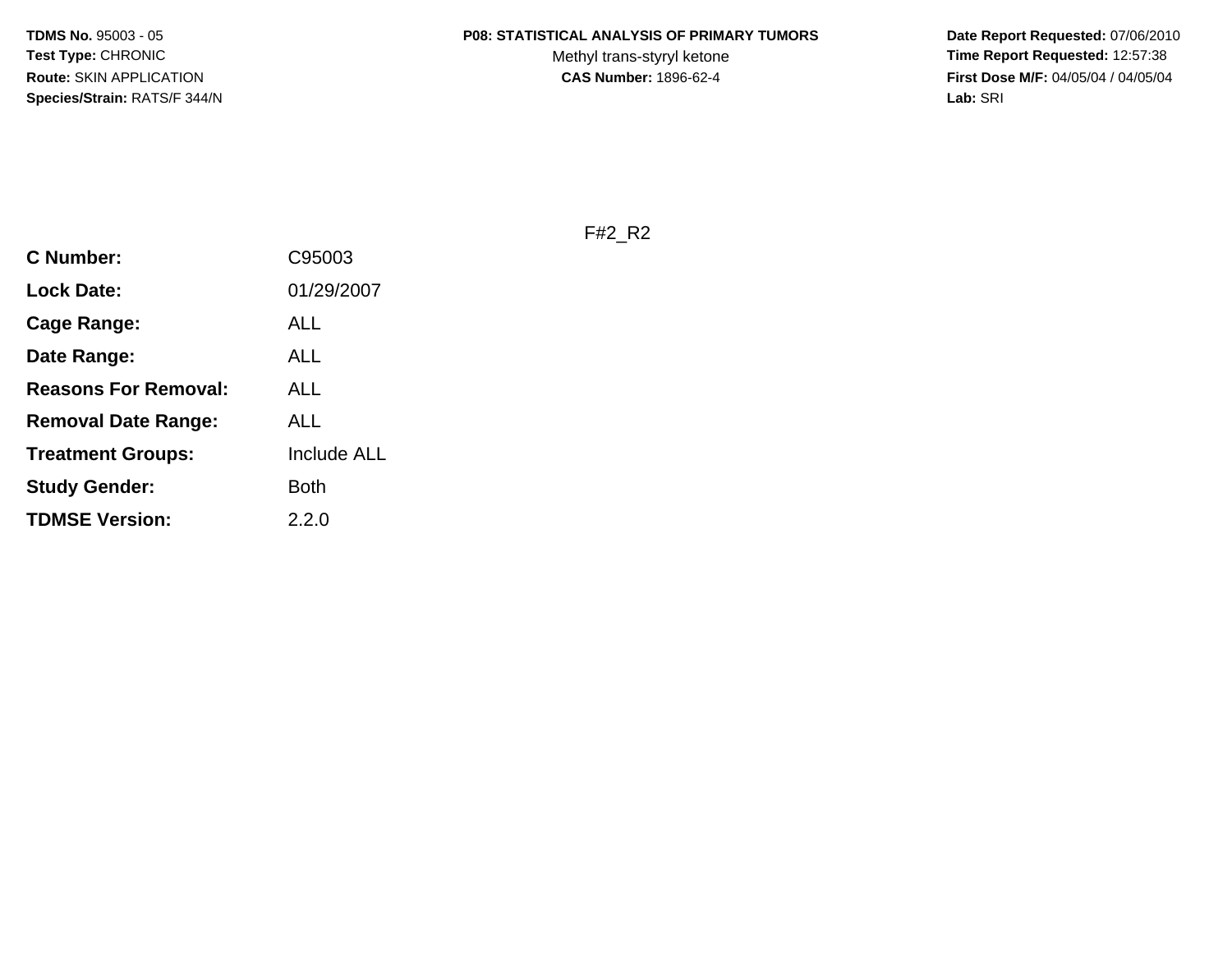**TDMS No.** 95003 - 05
**Test Type:** CHRONIC
**Route:** SKIN APPLICATION
**Species/Strain:** RATS/F 344/N

**P08: STATISTICAL ANALYSIS OF PRIMARY TUMORS**
Methyl trans-styryl ketone
**CAS Number:** 1896-62-4

**Date Report Requested:** 07/06/2010
**Time Report Requested:** 12:57:38
**First Dose M/F:** 04/05/04 / 04/05/04
**Lab:** SRI

F#2_R2

| | |
|---|---|
| **C Number:** | C95003 |
| **Lock Date:** | 01/29/2007 |
| **Cage Range:** | ALL |
| **Date Range:** | ALL |
| **Reasons For Removal:** | ALL |
| **Removal Date Range:** | ALL |
| **Treatment Groups:** | Include ALL |
| **Study Gender:** | Both |
| **TDMSE Version:** | 2.2.0 |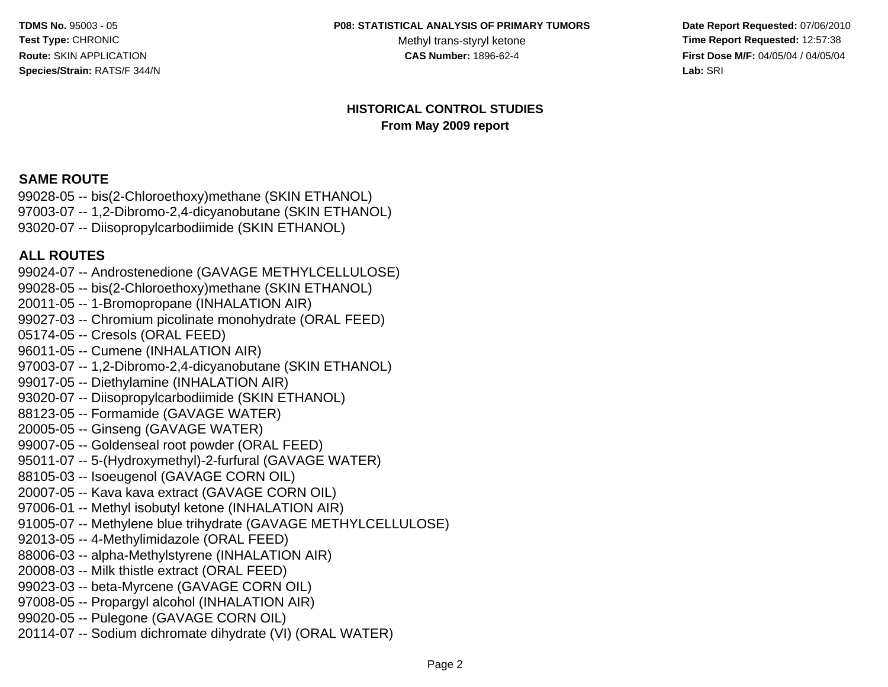## HISTORICAL CONTROL STUDIES

**From May 2009 report**

### SAME ROUTE

99028-05 -- bis(2-Chloroethoxy)methane (SKIN ETHANOL)
97003-07 -- 1,2-Dibromo-2,4-dicyanobutane (SKIN ETHANOL)
93020-07 -- Diisopropylcarbodiimide (SKIN ETHANOL)

### ALL ROUTES

99024-07 -- Androstenedione (GAVAGE METHYLCELLULOSE)
99028-05 -- bis(2-Chloroethoxy)methane (SKIN ETHANOL)
20011-05 -- 1-Bromopropane (INHALATION AIR)
99027-03 -- Chromium picolinate monohydrate (ORAL FEED)
05174-05 -- Cresols (ORAL FEED)
96011-05 -- Cumene (INHALATION AIR)
97003-07 -- 1,2-Dibromo-2,4-dicyanobutane (SKIN ETHANOL)
99017-05 -- Diethylamine (INHALATION AIR)
93020-07 -- Diisopropylcarbodiimide (SKIN ETHANOL)
88123-05 -- Formamide (GAVAGE WATER)
20005-05 -- Ginseng (GAVAGE WATER)
99007-05 -- Goldenseal root powder (ORAL FEED)
95011-07 -- 5-(Hydroxymethyl)-2-furfural (GAVAGE WATER)
88105-03 -- Isoeugenol (GAVAGE CORN OIL)
20007-05 -- Kava kava extract (GAVAGE CORN OIL)
97006-01 -- Methyl isobutyl ketone (INHALATION AIR)
91005-07 -- Methylene blue trihydrate (GAVAGE METHYLCELLULOSE)
92013-05 -- 4-Methylimidazole (ORAL FEED)
88006-03 -- alpha-Methylstyrene (INHALATION AIR)
20008-03 -- Milk thistle extract (ORAL FEED)
99023-03 -- beta-Myrcene (GAVAGE CORN OIL)
97008-05 -- Propargyl alcohol (INHALATION AIR)
99020-05 -- Pulegone (GAVAGE CORN OIL)
20114-07 -- Sodium dichromate dihydrate (VI) (ORAL WATER)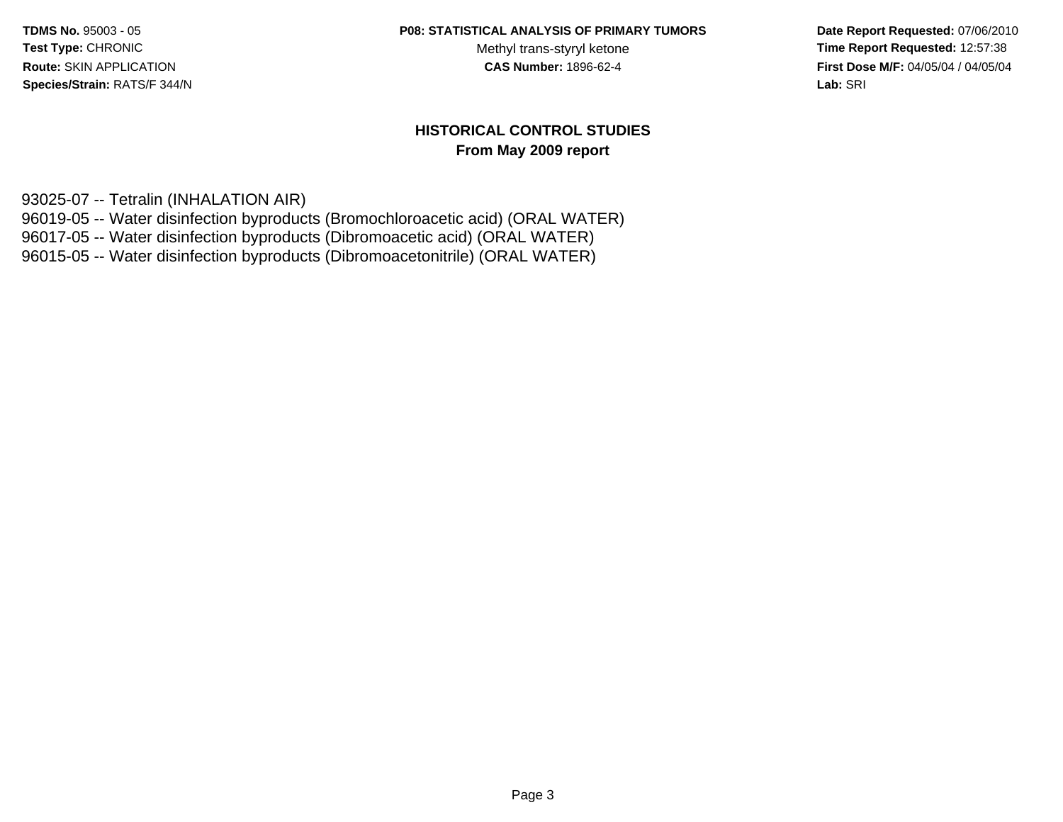## HISTORICAL CONTROL STUDIES

**From May 2009 report**

93025-07 -- Tetralin (INHALATION AIR)
96019-05 -- Water disinfection byproducts (Bromochloroacetic acid) (ORAL WATER)
96017-05 -- Water disinfection byproducts (Dibromoacetic acid) (ORAL WATER)
96015-05 -- Water disinfection byproducts (Dibromoacetonitrile) (ORAL WATER)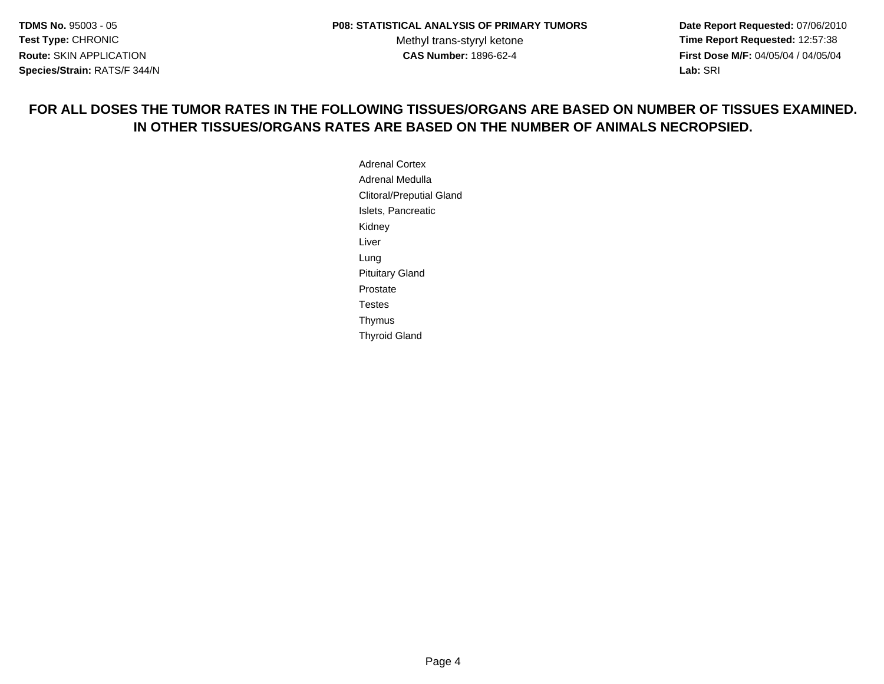**FOR ALL DOSES THE TUMOR RATES IN THE FOLLOWING TISSUES/ORGANS ARE BASED ON NUMBER OF TISSUES EXAMINED. IN OTHER TISSUES/ORGANS RATES ARE BASED ON THE NUMBER OF ANIMALS NECROPSIED.**

Adrenal Cortex
Adrenal Medulla
Clitoral/Preputial Gland
Islets, Pancreatic
Kidney
Liver
Lung
Pituitary Gland
Prostate
Testes
Thymus
Thyroid Gland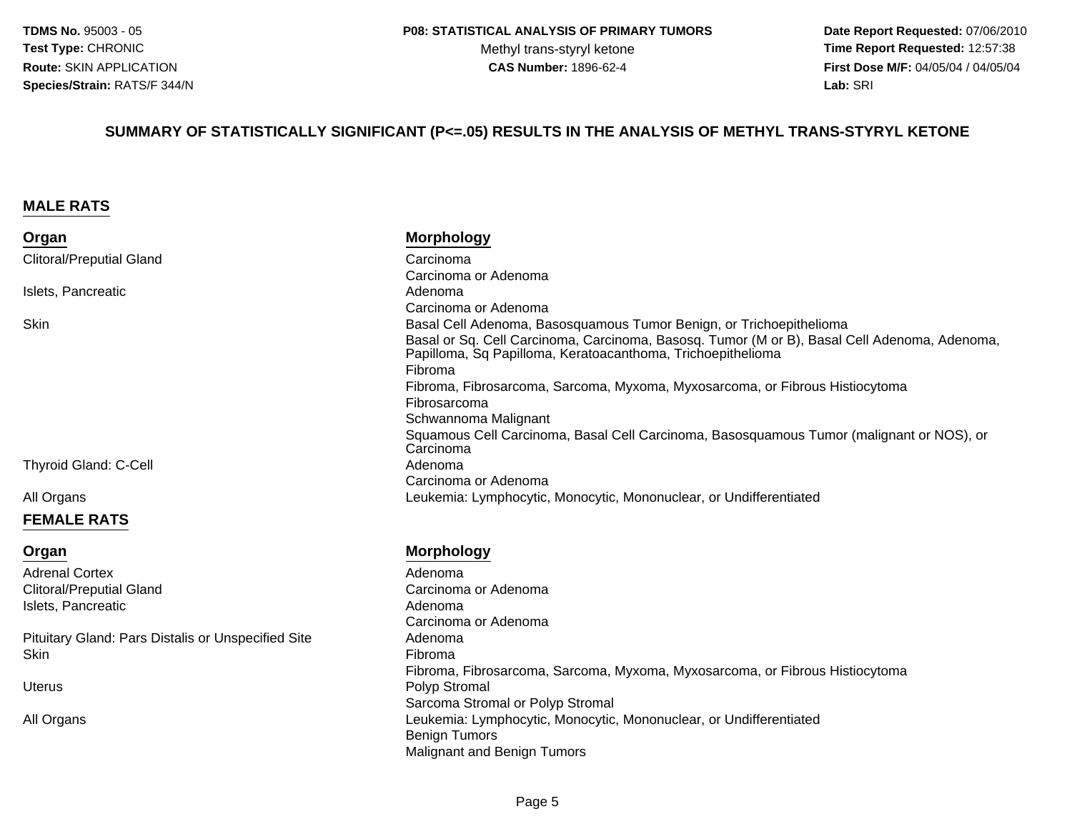**TDMS No.** 95003 - 05
**Test Type:** CHRONIC
**Route:** SKIN APPLICATION
**Species/Strain:** RATS/F 344/N

**P08: STATISTICAL ANALYSIS OF PRIMARY TUMORS**
Methyl trans-styryl ketone
**CAS Number:** 1896-62-4

**Date Report Requested:** 07/06/2010
**Time Report Requested:** 12:57:38
**First Dose M/F:** 04/05/04 / 04/05/04
**Lab:** SRI

## SUMMARY OF STATISTICALLY SIGNIFICANT (P<=.05) RESULTS IN THE ANALYSIS OF METHYL TRANS-STYRYL KETONE

### MALE RATS

| Organ | Morphology |
|---|---|
| Clitoral/Preputial Gland | Carcinoma |
| | Carcinoma or Adenoma |
| Islets, Pancreatic | Adenoma |
| | Carcinoma or Adenoma |
| Skin | Basal Cell Adenoma, Basosquamous Tumor Benign, or Trichoepithelioma |
| | Basal or Sq. Cell Carcinoma, Carcinoma, Basosq. Tumor (M or B), Basal Cell Adenoma, Adenoma, Papilloma, Sq Papilloma, Keratoacanthoma, Trichoepithelioma |
| | Fibroma |
| | Fibroma, Fibrosarcoma, Sarcoma, Myxoma, Myxosarcoma, or Fibrous Histiocytoma |
| | Fibrosarcoma |
| | Schwannoma Malignant |
| | Squamous Cell Carcinoma, Basal Cell Carcinoma, Basosquamous Tumor (malignant or NOS), or Carcinoma |
| Thyroid Gland: C-Cell | Adenoma |
| | Carcinoma or Adenoma |
| All Organs | Leukemia: Lymphocytic, Monocytic, Mononuclear, or Undifferentiated |

### FEMALE RATS

| Organ | Morphology |
|---|---|
| Adrenal Cortex | Adenoma |
| Clitoral/Preputial Gland | Carcinoma or Adenoma |
| Islets, Pancreatic | Adenoma |
| | Carcinoma or Adenoma |
| Pituitary Gland: Pars Distalis or Unspecified Site | Adenoma |
| Skin | Fibroma |
| | Fibroma, Fibrosarcoma, Sarcoma, Myxoma, Myxosarcoma, or Fibrous Histiocytoma |
| Uterus | Polyp Stromal |
| | Sarcoma Stromal or Polyp Stromal |
| All Organs | Leukemia: Lymphocytic, Monocytic, Mononuclear, or Undifferentiated |
| | Benign Tumors |
| | Malignant and Benign Tumors |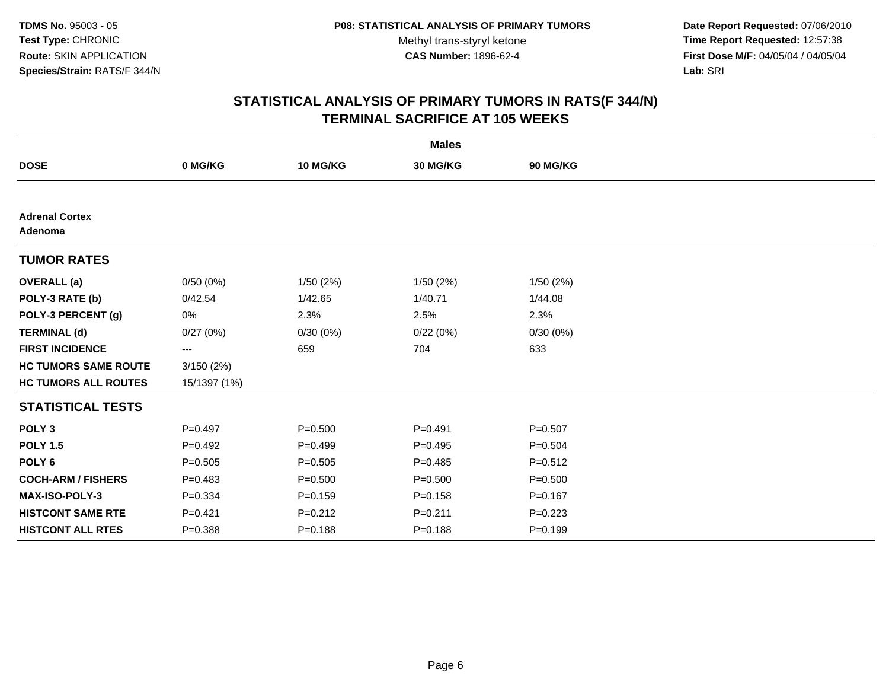**TDMS No.** 95003 - 05
**Test Type:** CHRONIC
**Route:** SKIN APPLICATION
**Species/Strain:** RATS/F 344/N

**P08: STATISTICAL ANALYSIS OF PRIMARY TUMORS**
Methyl trans-styryl ketone
**CAS Number:** 1896-62-4

**Date Report Requested:** 07/06/2010
**Time Report Requested:** 12:57:38
**First Dose M/F:** 04/05/04 / 04/05/04
**Lab:** SRI

## STATISTICAL ANALYSIS OF PRIMARY TUMORS IN RATS(F 344/N)
## TERMINAL SACRIFICE AT 105 WEEKS

| | Males | | | |
|---|---|---|---|---|
| **DOSE** | **0 MG/KG** | **10 MG/KG** | **30 MG/KG** | **90 MG/KG** |
| **Adrenal Cortex** | | | | |
| **Adenoma** | | | | |
| **TUMOR RATES** | | | | |
| **OVERALL (a)** | 0/50 (0%) | 1/50 (2%) | 1/50 (2%) | 1/50 (2%) |
| **POLY-3 RATE (b)** | 0/42.54 | 1/42.65 | 1/40.71 | 1/44.08 |
| **POLY-3 PERCENT (g)** | 0% | 2.3% | 2.5% | 2.3% |
| **TERMINAL (d)** | 0/27 (0%) | 0/30 (0%) | 0/22 (0%) | 0/30 (0%) |
| **FIRST INCIDENCE** | --- | 659 | 704 | 633 |
| **HC TUMORS SAME ROUTE** | 3/150 (2%) | | | |
| **HC TUMORS ALL ROUTES** | 15/1397 (1%) | | | |
| **STATISTICAL TESTS** | | | | |
| **POLY 3** | P=0.497 | P=0.500 | P=0.491 | P=0.507 |
| **POLY 1.5** | P=0.492 | P=0.499 | P=0.495 | P=0.504 |
| **POLY 6** | P=0.505 | P=0.505 | P=0.485 | P=0.512 |
| **COCH-ARM / FISHERS** | P=0.483 | P=0.500 | P=0.500 | P=0.500 |
| **MAX-ISO-POLY-3** | P=0.334 | P=0.159 | P=0.158 | P=0.167 |
| **HISTCONT SAME RTE** | P=0.421 | P=0.212 | P=0.211 | P=0.223 |
| **HISTCONT ALL RTES** | P=0.388 | P=0.188 | P=0.188 | P=0.199 |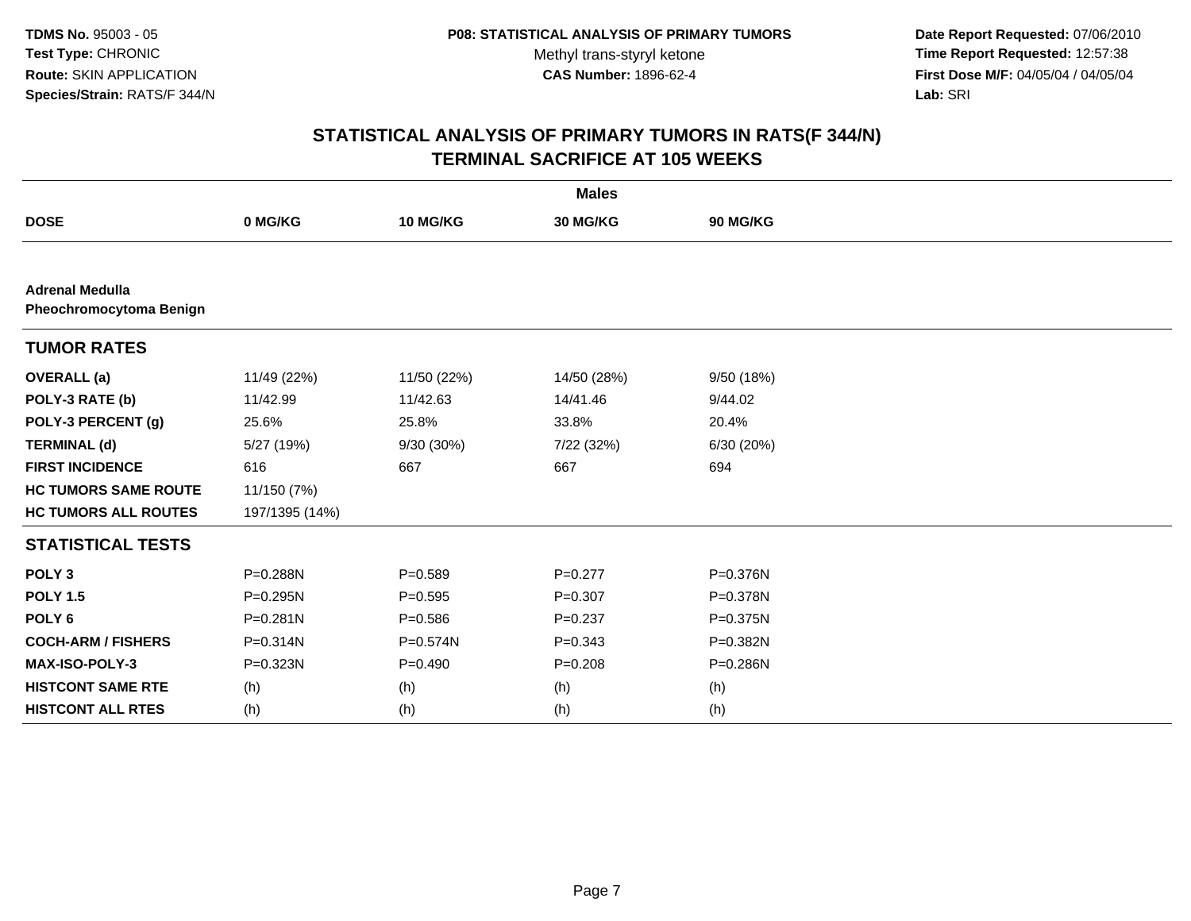**TDMS No.** 95003 - 05
**Test Type:** CHRONIC
**Route:** SKIN APPLICATION
**Species/Strain:** RATS/F 344/N

**P08: STATISTICAL ANALYSIS OF PRIMARY TUMORS**
Methyl trans-styryl ketone
**CAS Number:** 1896-62-4

**Date Report Requested:** 07/06/2010
**Time Report Requested:** 12:57:38
**First Dose M/F:** 04/05/04 / 04/05/04
**Lab:** SRI

## STATISTICAL ANALYSIS OF PRIMARY TUMORS IN RATS(F 344/N) TERMINAL SACRIFICE AT 105 WEEKS

| | **Males** | | | |
|---|---|---|---|---|
| **DOSE** | **0 MG/KG** | **10 MG/KG** | **30 MG/KG** | **90 MG/KG** |
| **Adrenal Medulla** | | | | |
| **Pheochromocytoma Benign** | | | | |
| **TUMOR RATES** | | | | |
| **OVERALL (a)** | 11/49 (22%) | 11/50 (22%) | 14/50 (28%) | 9/50 (18%) |
| **POLY-3 RATE (b)** | 11/42.99 | 11/42.63 | 14/41.46 | 9/44.02 |
| **POLY-3 PERCENT (g)** | 25.6% | 25.8% | 33.8% | 20.4% |
| **TERMINAL (d)** | 5/27 (19%) | 9/30 (30%) | 7/22 (32%) | 6/30 (20%) |
| **FIRST INCIDENCE** | 616 | 667 | 667 | 694 |
| **HC TUMORS SAME ROUTE** | 11/150 (7%) | | | |
| **HC TUMORS ALL ROUTES** | 197/1395 (14%) | | | |
| **STATISTICAL TESTS** | | | | |
| **POLY 3** | P=0.288N | P=0.589 | P=0.277 | P=0.376N |
| **POLY 1.5** | P=0.295N | P=0.595 | P=0.307 | P=0.378N |
| **POLY 6** | P=0.281N | P=0.586 | P=0.237 | P=0.375N |
| **COCH-ARM / FISHERS** | P=0.314N | P=0.574N | P=0.343 | P=0.382N |
| **MAX-ISO-POLY-3** | P=0.323N | P=0.490 | P=0.208 | P=0.286N |
| **HISTCONT SAME RTE** | (h) | (h) | (h) | (h) |
| **HISTCONT ALL RTES** | (h) | (h) | (h) | (h) |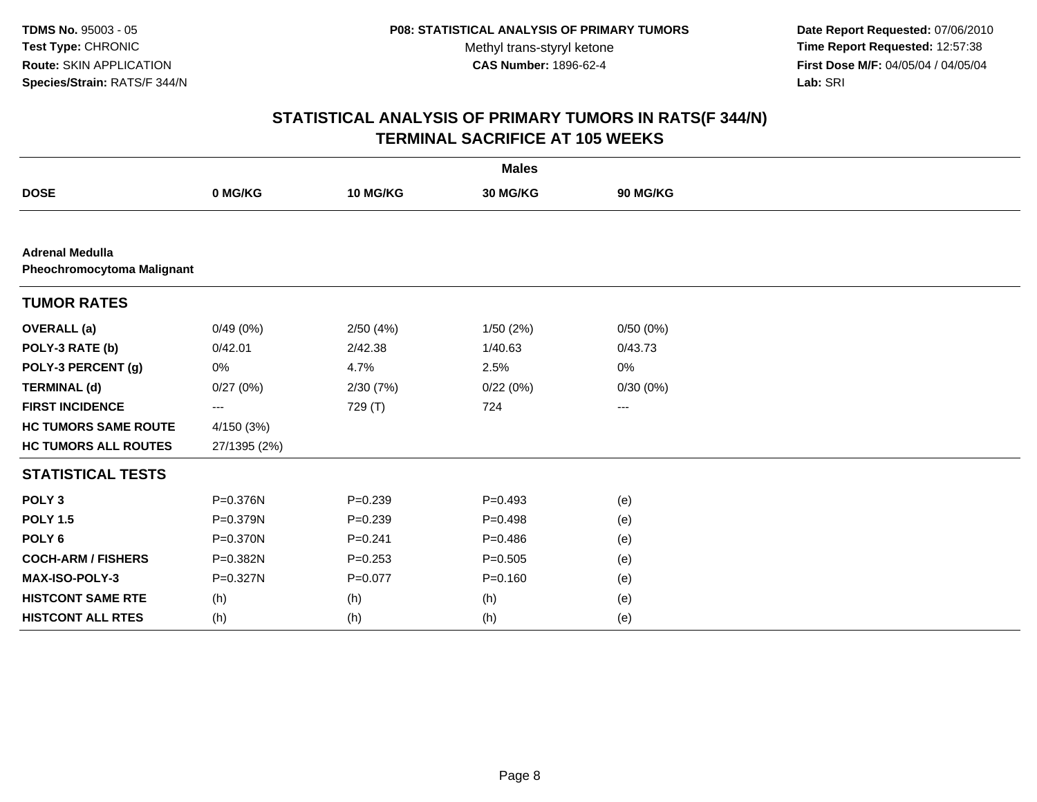**TDMS No.** 95003 - 05
**Test Type:** CHRONIC
**Route:** SKIN APPLICATION
**Species/Strain:** RATS/F 344/N

**P08: STATISTICAL ANALYSIS OF PRIMARY TUMORS**
Methyl trans-styryl ketone
**CAS Number:** 1896-62-4

**Date Report Requested:** 07/06/2010
**Time Report Requested:** 12:57:38
**First Dose M/F:** 04/05/04 / 04/05/04
**Lab:** SRI

# STATISTICAL ANALYSIS OF PRIMARY TUMORS IN RATS(F 344/N) TERMINAL SACRIFICE AT 105 WEEKS

| | Males | | | |
|---|---|---|---|---|
| **DOSE** | **0 MG/KG** | **10 MG/KG** | **30 MG/KG** | **90 MG/KG** |
| **Adrenal Medulla** | | | | |
| **Pheochromocytoma Malignant** | | | | |
| **TUMOR RATES** | | | | |
| **OVERALL (a)** | 0/49 (0%) | 2/50 (4%) | 1/50 (2%) | 0/50 (0%) |
| **POLY-3 RATE (b)** | 0/42.01 | 2/42.38 | 1/40.63 | 0/43.73 |
| **POLY-3 PERCENT (g)** | 0% | 4.7% | 2.5% | 0% |
| **TERMINAL (d)** | 0/27 (0%) | 2/30 (7%) | 0/22 (0%) | 0/30 (0%) |
| **FIRST INCIDENCE** | --- | 729 (T) | 724 | --- |
| **HC TUMORS SAME ROUTE** | 4/150 (3%) | | | |
| **HC TUMORS ALL ROUTES** | 27/1395 (2%) | | | |
| **STATISTICAL TESTS** | | | | |
| **POLY 3** | P=0.376N | P=0.239 | P=0.493 | (e) |
| **POLY 1.5** | P=0.379N | P=0.239 | P=0.498 | (e) |
| **POLY 6** | P=0.370N | P=0.241 | P=0.486 | (e) |
| **COCH-ARM / FISHERS** | P=0.382N | P=0.253 | P=0.505 | (e) |
| **MAX-ISO-POLY-3** | P=0.327N | P=0.077 | P=0.160 | (e) |
| **HISTCONT SAME RTE** | (h) | (h) | (h) | (e) |
| **HISTCONT ALL RTES** | (h) | (h) | (h) | (e) |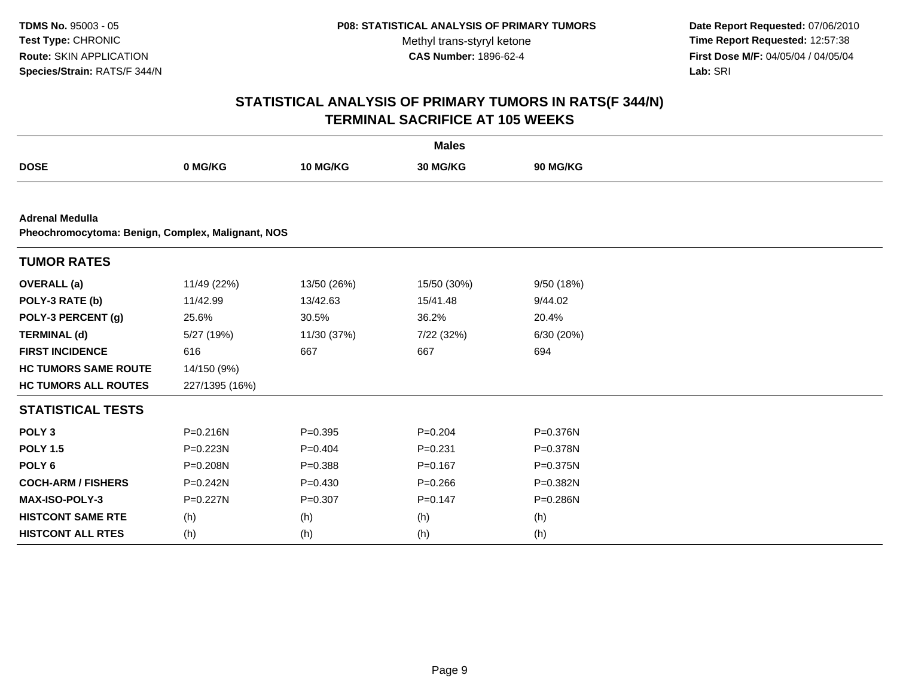**TDMS No.** 95003 - 05
**Test Type:** CHRONIC
**Route:** SKIN APPLICATION
**Species/Strain:** RATS/F 344/N

**P08: STATISTICAL ANALYSIS OF PRIMARY TUMORS**
Methyl trans-styryl ketone
**CAS Number:** 1896-62-4

**Date Report Requested:** 07/06/2010
**Time Report Requested:** 12:57:38
**First Dose M/F:** 04/05/04 / 04/05/04
**Lab:** SRI

## STATISTICAL ANALYSIS OF PRIMARY TUMORS IN RATS(F 344/N)
## TERMINAL SACRIFICE AT 105 WEEKS

| | Males | | | |
|---|---|---|---|---|
| **DOSE** | **0 MG/KG** | **10 MG/KG** | **30 MG/KG** | **90 MG/KG** |
| **Adrenal Medulla** | | | | |
| **Pheochromocytoma: Benign, Complex, Malignant, NOS** | | | | |
| **TUMOR RATES** | | | | |
| **OVERALL (a)** | 11/49 (22%) | 13/50 (26%) | 15/50 (30%) | 9/50 (18%) |
| **POLY-3 RATE (b)** | 11/42.99 | 13/42.63 | 15/41.48 | 9/44.02 |
| **POLY-3 PERCENT (g)** | 25.6% | 30.5% | 36.2% | 20.4% |
| **TERMINAL (d)** | 5/27 (19%) | 11/30 (37%) | 7/22 (32%) | 6/30 (20%) |
| **FIRST INCIDENCE** | 616 | 667 | 667 | 694 |
| **HC TUMORS SAME ROUTE** | 14/150 (9%) | | | |
| **HC TUMORS ALL ROUTES** | 227/1395 (16%) | | | |
| **STATISTICAL TESTS** | | | | |
| **POLY 3** | P=0.216N | P=0.395 | P=0.204 | P=0.376N |
| **POLY 1.5** | P=0.223N | P=0.404 | P=0.231 | P=0.378N |
| **POLY 6** | P=0.208N | P=0.388 | P=0.167 | P=0.375N |
| **COCH-ARM / FISHERS** | P=0.242N | P=0.430 | P=0.266 | P=0.382N |
| **MAX-ISO-POLY-3** | P=0.227N | P=0.307 | P=0.147 | P=0.286N |
| **HISTCONT SAME RTE** | (h) | (h) | (h) | (h) |
| **HISTCONT ALL RTES** | (h) | (h) | (h) | (h) |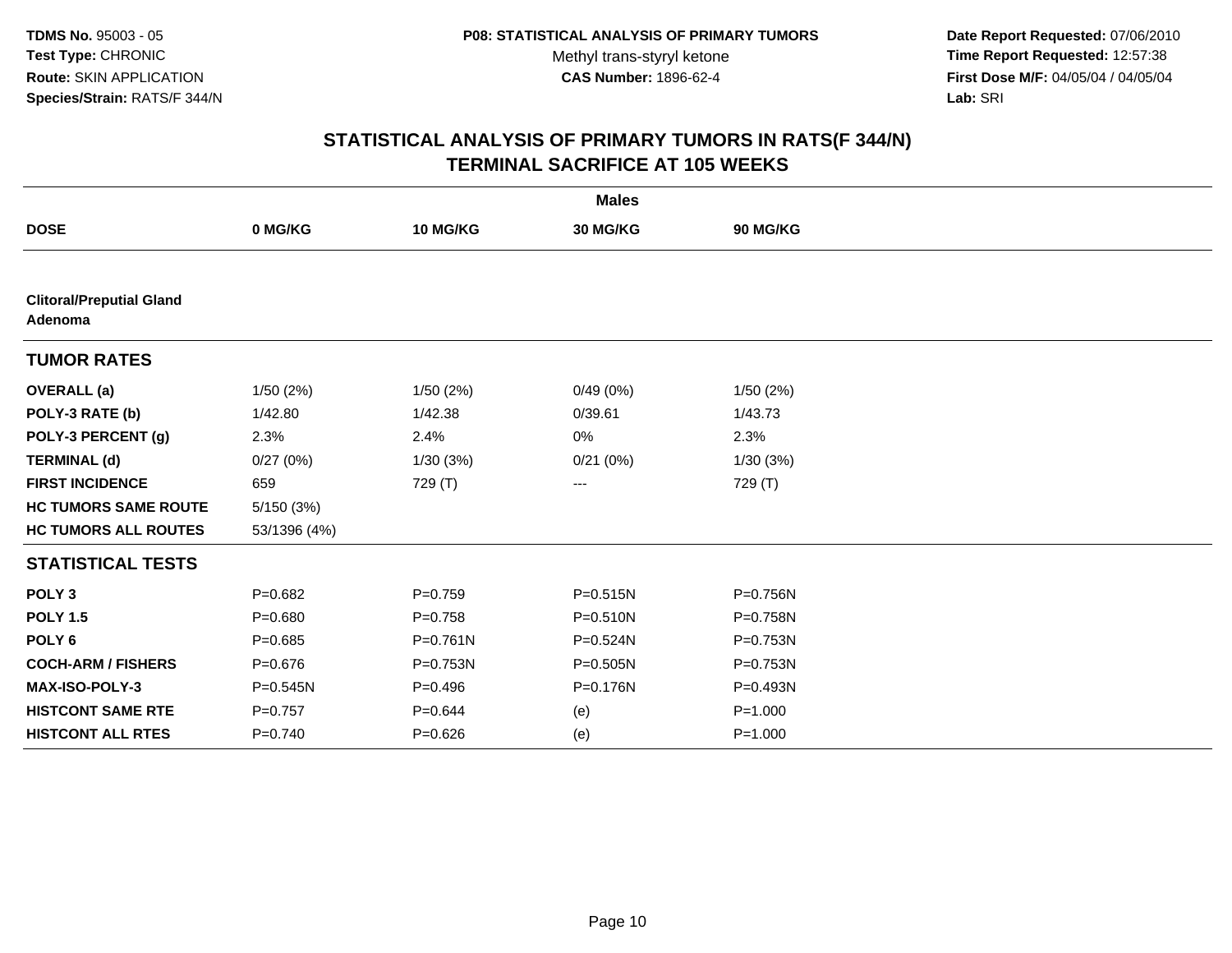**TDMS No.** 95003 - 05
**Test Type:** CHRONIC
**Route:** SKIN APPLICATION
**Species/Strain:** RATS/F 344/N

**P08: STATISTICAL ANALYSIS OF PRIMARY TUMORS**
Methyl trans-styryl ketone
**CAS Number:** 1896-62-4

**Date Report Requested:** 07/06/2010
**Time Report Requested:** 12:57:38
**First Dose M/F:** 04/05/04 / 04/05/04
**Lab:** SRI

## STATISTICAL ANALYSIS OF PRIMARY TUMORS IN RATS(F 344/N)
## TERMINAL SACRIFICE AT 105 WEEKS

| | Males | | | |
|---|---|---|---|---|
| **DOSE** | **0 MG/KG** | **10 MG/KG** | **30 MG/KG** | **90 MG/KG** |
| **Clitoral/Preputial Gland Adenoma** | | | | |
| **TUMOR RATES** | | | | |
| **OVERALL (a)** | 1/50 (2%) | 1/50 (2%) | 0/49 (0%) | 1/50 (2%) |
| **POLY-3 RATE (b)** | 1/42.80 | 1/42.38 | 0/39.61 | 1/43.73 |
| **POLY-3 PERCENT (g)** | 2.3% | 2.4% | 0% | 2.3% |
| **TERMINAL (d)** | 0/27 (0%) | 1/30 (3%) | 0/21 (0%) | 1/30 (3%) |
| **FIRST INCIDENCE** | 659 | 729 (T) | --- | 729 (T) |
| **HC TUMORS SAME ROUTE** | 5/150 (3%) | | | |
| **HC TUMORS ALL ROUTES** | 53/1396 (4%) | | | |
| **STATISTICAL TESTS** | | | | |
| **POLY 3** | P=0.682 | P=0.759 | P=0.515N | P=0.756N |
| **POLY 1.5** | P=0.680 | P=0.758 | P=0.510N | P=0.758N |
| **POLY 6** | P=0.685 | P=0.761N | P=0.524N | P=0.753N |
| **COCH-ARM / FISHERS** | P=0.676 | P=0.753N | P=0.505N | P=0.753N |
| **MAX-ISO-POLY-3** | P=0.545N | P=0.496 | P=0.176N | P=0.493N |
| **HISTCONT SAME RTE** | P=0.757 | P=0.644 | (e) | P=1.000 |
| **HISTCONT ALL RTES** | P=0.740 | P=0.626 | (e) | P=1.000 |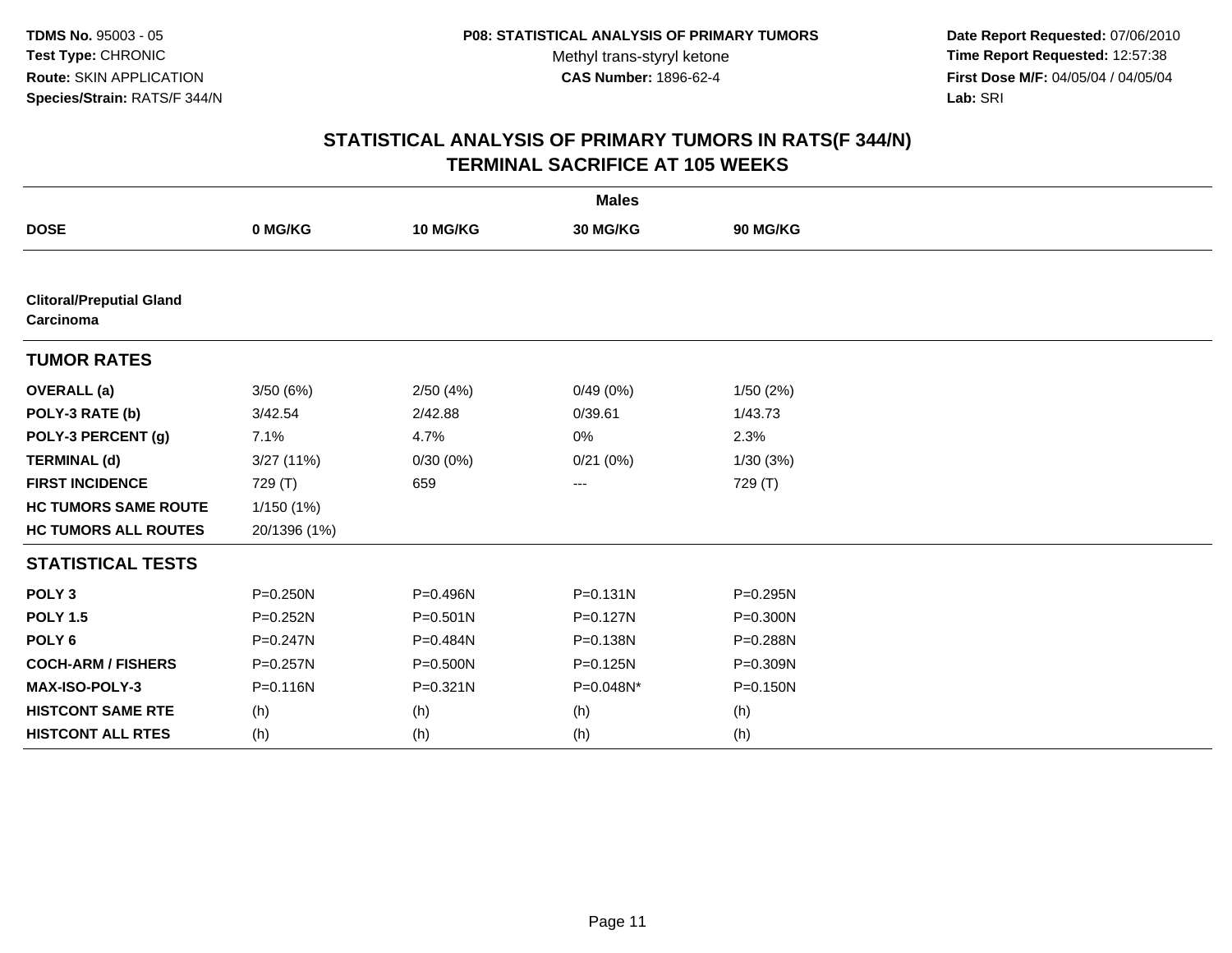TDMS No. 95003 - 05
Test Type: CHRONIC
Route: SKIN APPLICATION
Species/Strain: RATS/F 344/N

P08: STATISTICAL ANALYSIS OF PRIMARY TUMORS
Methyl trans-styryl ketone
CAS Number: 1896-62-4

Date Report Requested: 07/06/2010
Time Report Requested: 12:57:38
First Dose M/F: 04/05/04 / 04/05/04
Lab: SRI

## STATISTICAL ANALYSIS OF PRIMARY TUMORS IN RATS(F 344/N) TERMINAL SACRIFICE AT 105 WEEKS

| | Males | | | |
|---|---|---|---|---|
| **DOSE** | **0 MG/KG** | **10 MG/KG** | **30 MG/KG** | **90 MG/KG** |
| **Clitoral/Preputial Gland Carcinoma** | | | | |
| **TUMOR RATES** | | | | |
| **OVERALL (a)** | 3/50 (6%) | 2/50 (4%) | 0/49 (0%) | 1/50 (2%) |
| **POLY-3 RATE (b)** | 3/42.54 | 2/42.88 | 0/39.61 | 1/43.73 |
| **POLY-3 PERCENT (g)** | 7.1% | 4.7% | 0% | 2.3% |
| **TERMINAL (d)** | 3/27 (11%) | 0/30 (0%) | 0/21 (0%) | 1/30 (3%) |
| **FIRST INCIDENCE** | 729 (T) | 659 | --- | 729 (T) |
| **HC TUMORS SAME ROUTE** | 1/150 (1%) | | | |
| **HC TUMORS ALL ROUTES** | 20/1396 (1%) | | | |
| **STATISTICAL TESTS** | | | | |
| **POLY 3** | P=0.250N | P=0.496N | P=0.131N | P=0.295N |
| **POLY 1.5** | P=0.252N | P=0.501N | P=0.127N | P=0.300N |
| **POLY 6** | P=0.247N | P=0.484N | P=0.138N | P=0.288N |
| **COCH-ARM / FISHERS** | P=0.257N | P=0.500N | P=0.125N | P=0.309N |
| **MAX-ISO-POLY-3** | P=0.116N | P=0.321N | P=0.048N* | P=0.150N |
| **HISTCONT SAME RTE** | (h) | (h) | (h) | (h) |
| **HISTCONT ALL RTES** | (h) | (h) | (h) | (h) |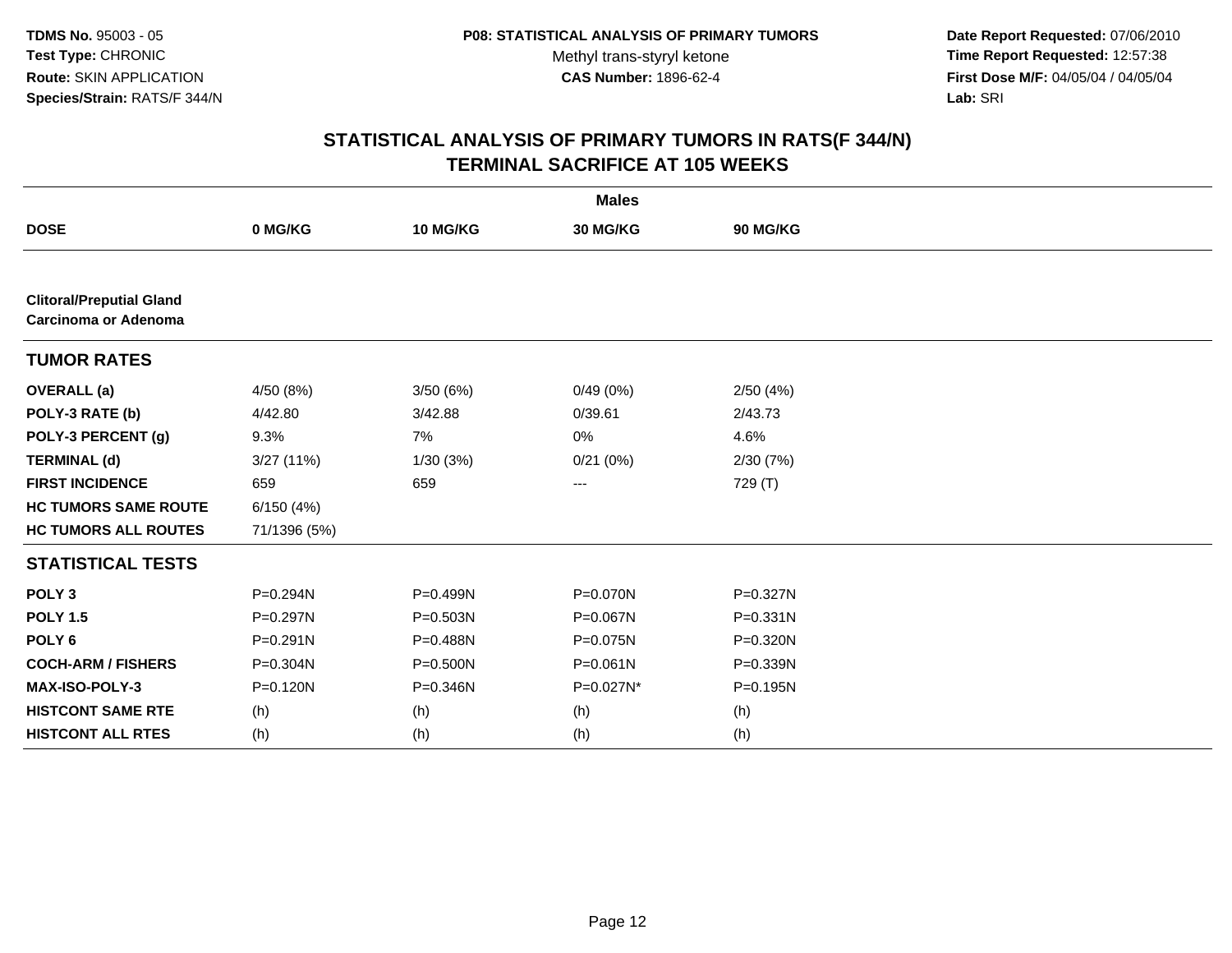**TDMS No.** 95003 - 05
**Test Type:** CHRONIC
**Route:** SKIN APPLICATION
**Species/Strain:** RATS/F 344/N

**P08: STATISTICAL ANALYSIS OF PRIMARY TUMORS**
Methyl trans-styryl ketone
**CAS Number:** 1896-62-4

**Date Report Requested:** 07/06/2010
**Time Report Requested:** 12:57:38
**First Dose M/F:** 04/05/04 / 04/05/04
**Lab:** SRI

## STATISTICAL ANALYSIS OF PRIMARY TUMORS IN RATS(F 344/N) TERMINAL SACRIFICE AT 105 WEEKS

| | Males | | | |
|---|---|---|---|---|
| **DOSE** | **0 MG/KG** | **10 MG/KG** | **30 MG/KG** | **90 MG/KG** |
| **Clitoral/Preputial Gland Carcinoma or Adenoma** | | | | |
| **TUMOR RATES** | | | | |
| **OVERALL (a)** | 4/50 (8%) | 3/50 (6%) | 0/49 (0%) | 2/50 (4%) |
| **POLY-3 RATE (b)** | 4/42.80 | 3/42.88 | 0/39.61 | 2/43.73 |
| **POLY-3 PERCENT (g)** | 9.3% | 7% | 0% | 4.6% |
| **TERMINAL (d)** | 3/27 (11%) | 1/30 (3%) | 0/21 (0%) | 2/30 (7%) |
| **FIRST INCIDENCE** | 659 | 659 | --- | 729 (T) |
| **HC TUMORS SAME ROUTE** | 6/150 (4%) | | | |
| **HC TUMORS ALL ROUTES** | 71/1396 (5%) | | | |
| **STATISTICAL TESTS** | | | | |
| **POLY 3** | P=0.294N | P=0.499N | P=0.070N | P=0.327N |
| **POLY 1.5** | P=0.297N | P=0.503N | P=0.067N | P=0.331N |
| **POLY 6** | P=0.291N | P=0.488N | P=0.075N | P=0.320N |
| **COCH-ARM / FISHERS** | P=0.304N | P=0.500N | P=0.061N | P=0.339N |
| **MAX-ISO-POLY-3** | P=0.120N | P=0.346N | P=0.027N* | P=0.195N |
| **HISTCONT SAME RTE** | (h) | (h) | (h) | (h) |
| **HISTCONT ALL RTES** | (h) | (h) | (h) | (h) |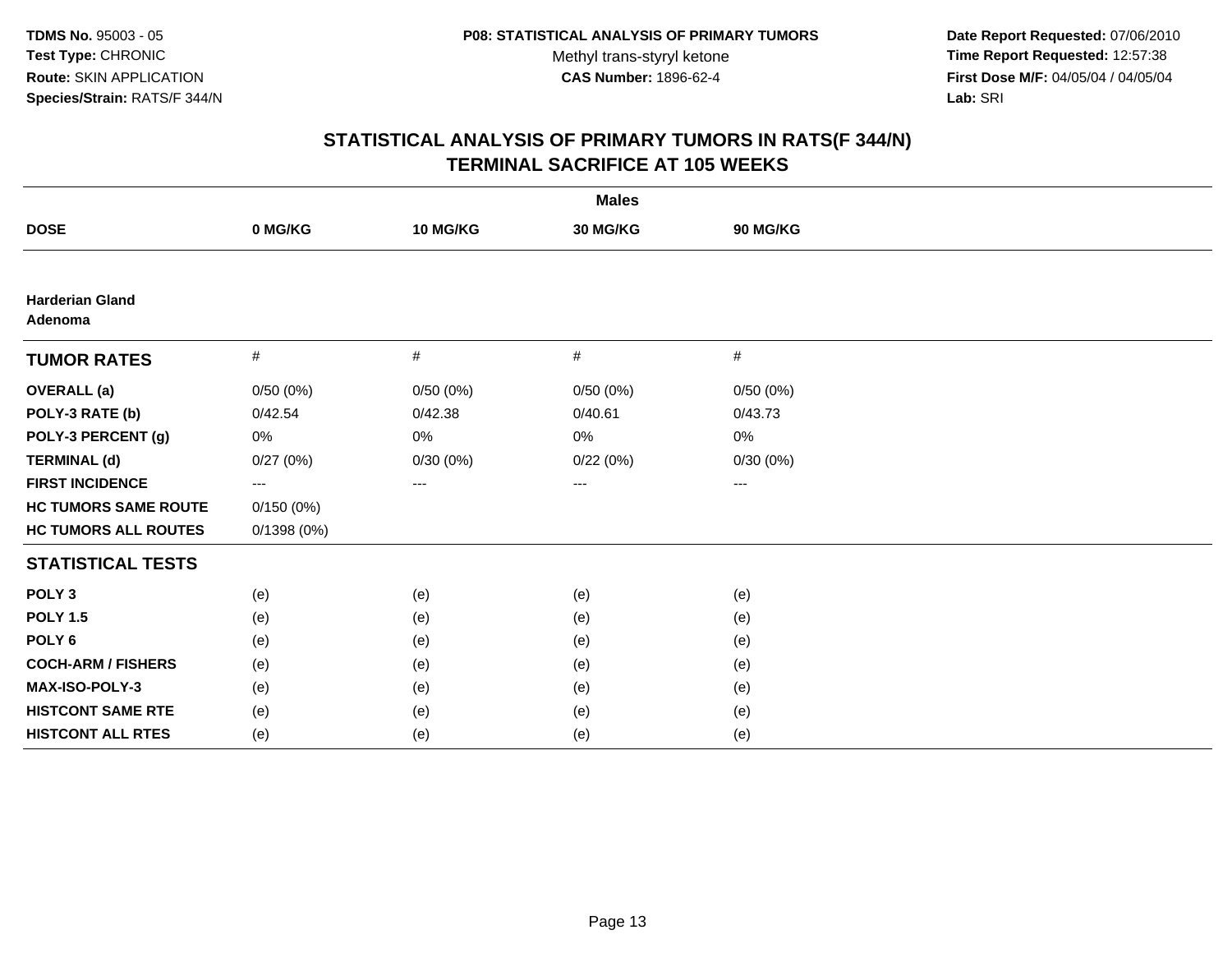**TDMS No.** 95003 - 05
**Test Type:** CHRONIC
**Route:** SKIN APPLICATION
**Species/Strain:** RATS/F 344/N

**P08: STATISTICAL ANALYSIS OF PRIMARY TUMORS**
Methyl trans-styryl ketone
**CAS Number:** 1896-62-4

**Date Report Requested:** 07/06/2010
**Time Report Requested:** 12:57:38
**First Dose M/F:** 04/05/04 / 04/05/04
**Lab:** SRI

## STATISTICAL ANALYSIS OF PRIMARY TUMORS IN RATS(F 344/N)
## TERMINAL SACRIFICE AT 105 WEEKS

| | Males | | | |
|---|---|---|---|---|
| **DOSE** | **0 MG/KG** | **10 MG/KG** | **30 MG/KG** | **90 MG/KG** |
| **Harderian Gland Adenoma** | | | | |
| **TUMOR RATES** | # | # | # | # |
| **OVERALL (a)** | 0/50 (0%) | 0/50 (0%) | 0/50 (0%) | 0/50 (0%) |
| **POLY-3 RATE (b)** | 0/42.54 | 0/42.38 | 0/40.61 | 0/43.73 |
| **POLY-3 PERCENT (g)** | 0% | 0% | 0% | 0% |
| **TERMINAL (d)** | 0/27 (0%) | 0/30 (0%) | 0/22 (0%) | 0/30 (0%) |
| **FIRST INCIDENCE** | --- | --- | --- | --- |
| **HC TUMORS SAME ROUTE** | 0/150 (0%) | | | |
| **HC TUMORS ALL ROUTES** | 0/1398 (0%) | | | |
| **STATISTICAL TESTS** | | | | |
| **POLY 3** | (e) | (e) | (e) | (e) |
| **POLY 1.5** | (e) | (e) | (e) | (e) |
| **POLY 6** | (e) | (e) | (e) | (e) |
| **COCH-ARM / FISHERS** | (e) | (e) | (e) | (e) |
| **MAX-ISO-POLY-3** | (e) | (e) | (e) | (e) |
| **HISTCONT SAME RTE** | (e) | (e) | (e) | (e) |
| **HISTCONT ALL RTES** | (e) | (e) | (e) | (e) |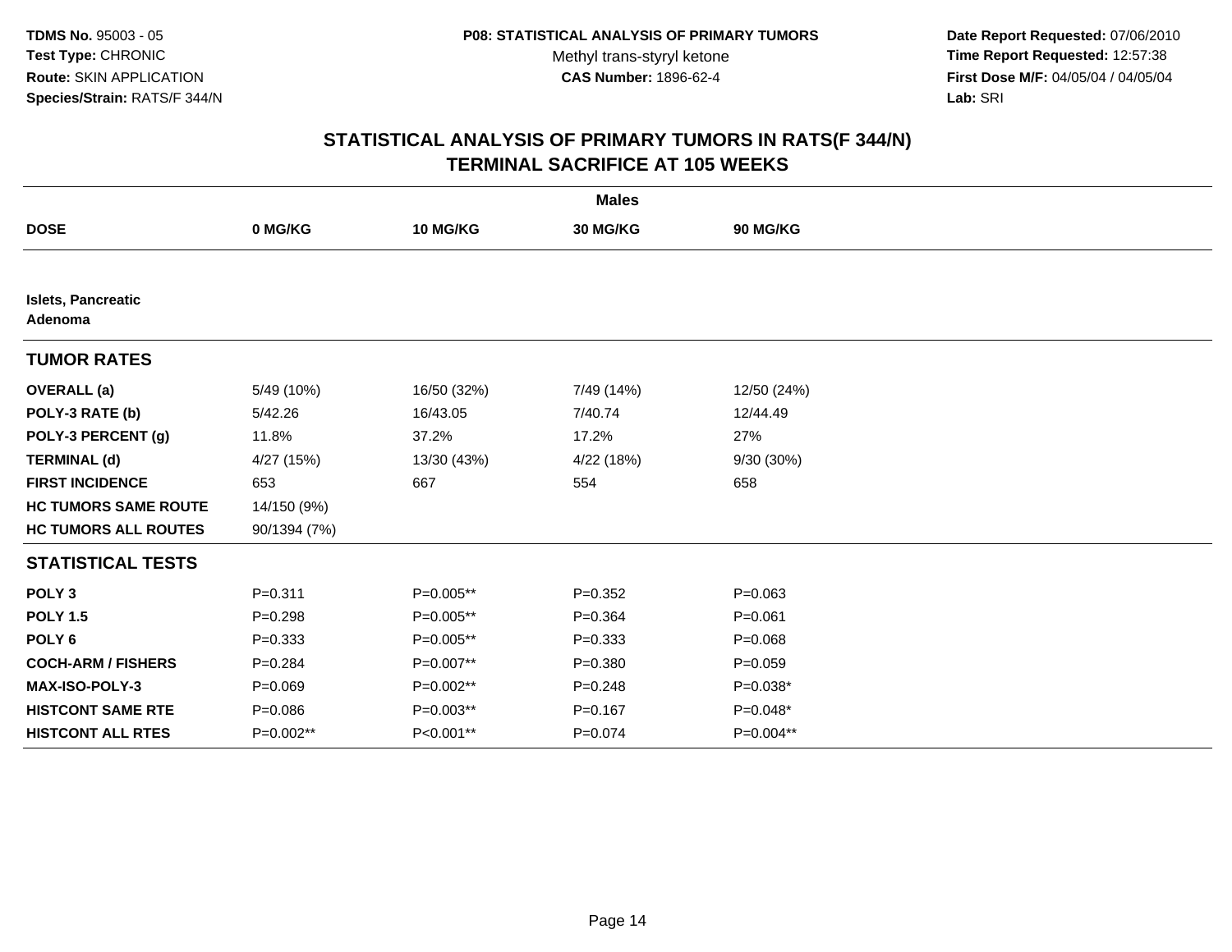**TDMS No.** 95003 - 05
**Test Type:** CHRONIC
**Route:** SKIN APPLICATION
**Species/Strain:** RATS/F 344/N

**P08: STATISTICAL ANALYSIS OF PRIMARY TUMORS**
Methyl trans-styryl ketone
**CAS Number:** 1896-62-4

**Date Report Requested:** 07/06/2010
**Time Report Requested:** 12:57:38
**First Dose M/F:** 04/05/04 / 04/05/04
**Lab:** SRI

## STATISTICAL ANALYSIS OF PRIMARY TUMORS IN RATS(F 344/N)
## TERMINAL SACRIFICE AT 105 WEEKS

| | Males | | | |
|---|---|---|---|---|
| **DOSE** | **0 MG/KG** | **10 MG/KG** | **30 MG/KG** | **90 MG/KG** |
| **Islets, Pancreatic Adenoma** | | | | |
| **TUMOR RATES** | | | | |
| **OVERALL (a)** | 5/49 (10%) | 16/50 (32%) | 7/49 (14%) | 12/50 (24%) |
| **POLY-3 RATE (b)** | 5/42.26 | 16/43.05 | 7/40.74 | 12/44.49 |
| **POLY-3 PERCENT (g)** | 11.8% | 37.2% | 17.2% | 27% |
| **TERMINAL (d)** | 4/27 (15%) | 13/30 (43%) | 4/22 (18%) | 9/30 (30%) |
| **FIRST INCIDENCE** | 653 | 667 | 554 | 658 |
| **HC TUMORS SAME ROUTE** | 14/150 (9%) | | | |
| **HC TUMORS ALL ROUTES** | 90/1394 (7%) | | | |
| **STATISTICAL TESTS** | | | | |
| **POLY 3** | P=0.311 | P=0.005** | P=0.352 | P=0.063 |
| **POLY 1.5** | P=0.298 | P=0.005** | P=0.364 | P=0.061 |
| **POLY 6** | P=0.333 | P=0.005** | P=0.333 | P=0.068 |
| **COCH-ARM / FISHERS** | P=0.284 | P=0.007** | P=0.380 | P=0.059 |
| **MAX-ISO-POLY-3** | P=0.069 | P=0.002** | P=0.248 | P=0.038* |
| **HISTCONT SAME RTE** | P=0.086 | P=0.003** | P=0.167 | P=0.048* |
| **HISTCONT ALL RTES** | P=0.002** | P<0.001** | P=0.074 | P=0.004** |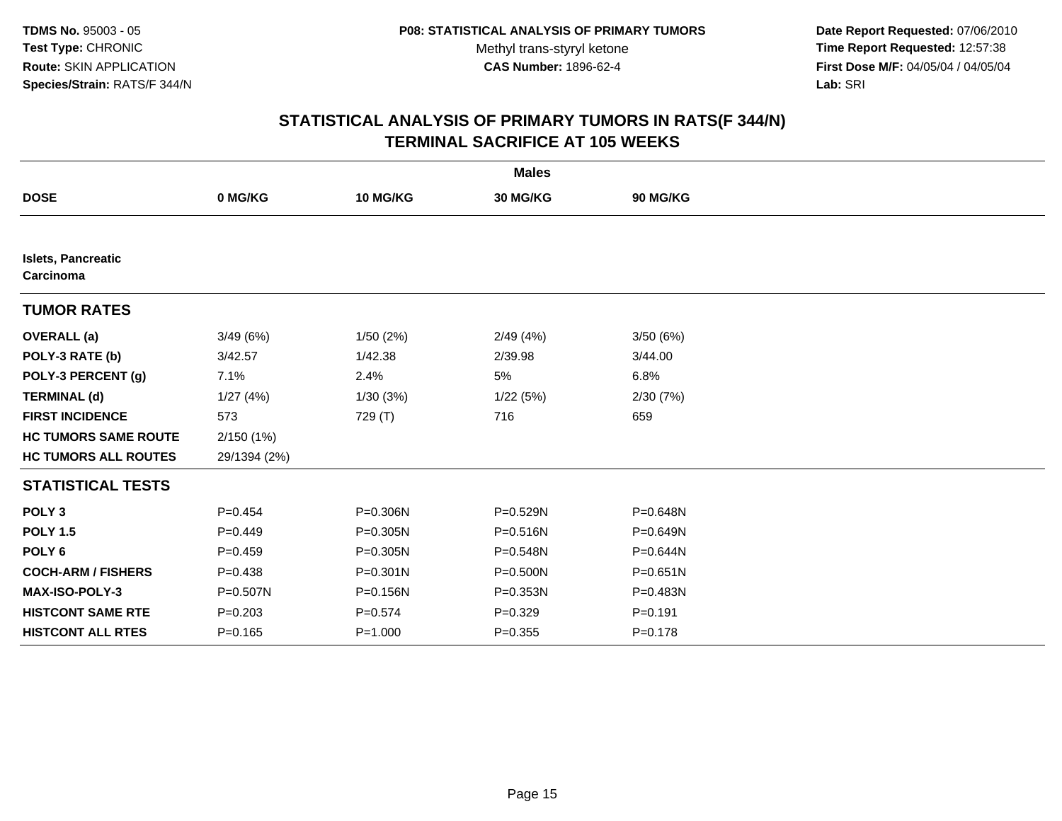**TDMS No.** 95003 - 05
**Test Type:** CHRONIC
**Route:** SKIN APPLICATION
**Species/Strain:** RATS/F 344/N

**P08: STATISTICAL ANALYSIS OF PRIMARY TUMORS**
Methyl trans-styryl ketone
**CAS Number:** 1896-62-4

**Date Report Requested:** 07/06/2010
**Time Report Requested:** 12:57:38
**First Dose M/F:** 04/05/04 / 04/05/04
**Lab:** SRI

## STATISTICAL ANALYSIS OF PRIMARY TUMORS IN RATS(F 344/N)
## TERMINAL SACRIFICE AT 105 WEEKS

| | Males | | | |
|---|---|---|---|---|
| **DOSE** | **0 MG/KG** | **10 MG/KG** | **30 MG/KG** | **90 MG/KG** |
| **Islets, Pancreatic** | | | | |
| **Carcinoma** | | | | |
| **TUMOR RATES** | | | | |
| **OVERALL (a)** | 3/49 (6%) | 1/50 (2%) | 2/49 (4%) | 3/50 (6%) |
| **POLY-3 RATE (b)** | 3/42.57 | 1/42.38 | 2/39.98 | 3/44.00 |
| **POLY-3 PERCENT (g)** | 7.1% | 2.4% | 5% | 6.8% |
| **TERMINAL (d)** | 1/27 (4%) | 1/30 (3%) | 1/22 (5%) | 2/30 (7%) |
| **FIRST INCIDENCE** | 573 | 729 (T) | 716 | 659 |
| **HC TUMORS SAME ROUTE** | 2/150 (1%) | | | |
| **HC TUMORS ALL ROUTES** | 29/1394 (2%) | | | |
| **STATISTICAL TESTS** | | | | |
| **POLY 3** | P=0.454 | P=0.306N | P=0.529N | P=0.648N |
| **POLY 1.5** | P=0.449 | P=0.305N | P=0.516N | P=0.649N |
| **POLY 6** | P=0.459 | P=0.305N | P=0.548N | P=0.644N |
| **COCH-ARM / FISHERS** | P=0.438 | P=0.301N | P=0.500N | P=0.651N |
| **MAX-ISO-POLY-3** | P=0.507N | P=0.156N | P=0.353N | P=0.483N |
| **HISTCONT SAME RTE** | P=0.203 | P=0.574 | P=0.329 | P=0.191 |
| **HISTCONT ALL RTES** | P=0.165 | P=1.000 | P=0.355 | P=0.178 |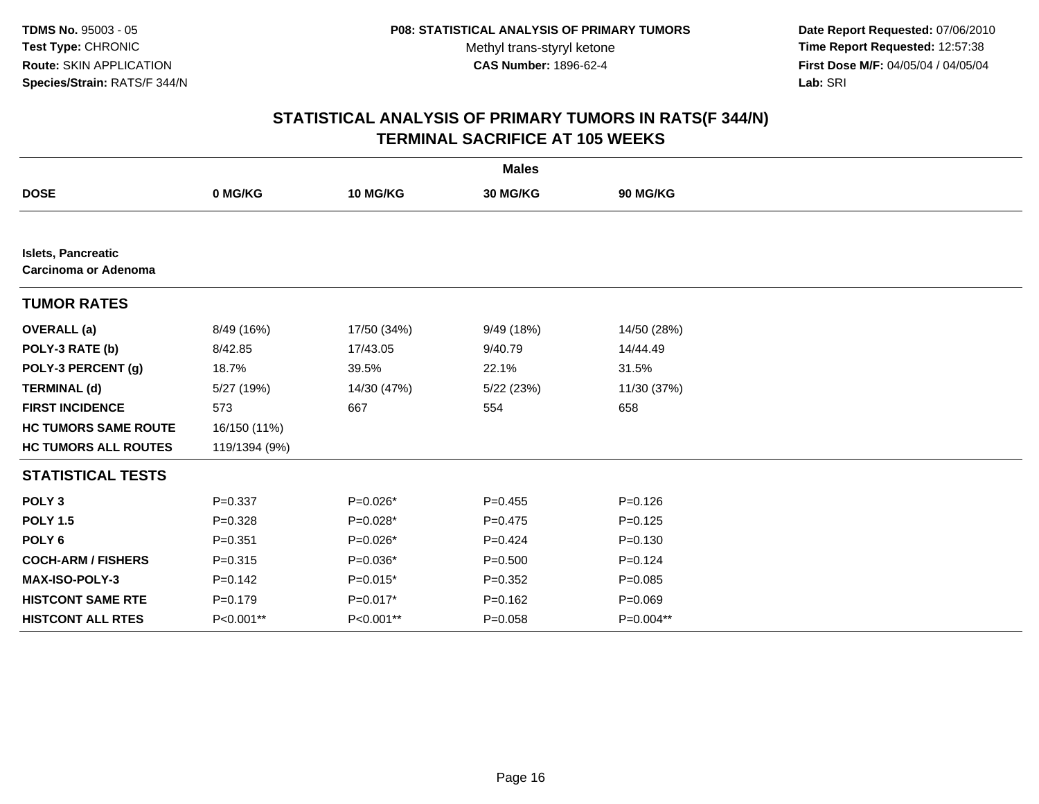**TDMS No.** 95003 - 05
**Test Type:** CHRONIC
**Route:** SKIN APPLICATION
**Species/Strain:** RATS/F 344/N

**P08: STATISTICAL ANALYSIS OF PRIMARY TUMORS**
Methyl trans-styryl ketone
**CAS Number:** 1896-62-4

**Date Report Requested:** 07/06/2010
**Time Report Requested:** 12:57:38
**First Dose M/F:** 04/05/04 / 04/05/04
**Lab:** SRI

## STATISTICAL ANALYSIS OF PRIMARY TUMORS IN RATS(F 344/N)
## TERMINAL SACRIFICE AT 105 WEEKS

| | Males | | | |
|---|---|---|---|---|
| **DOSE** | **0 MG/KG** | **10 MG/KG** | **30 MG/KG** | **90 MG/KG** |
| **Islets, Pancreatic** **Carcinoma or Adenoma** | | | | |
| **TUMOR RATES** | | | | |
| **OVERALL (a)** | 8/49 (16%) | 17/50 (34%) | 9/49 (18%) | 14/50 (28%) |
| **POLY-3 RATE (b)** | 8/42.85 | 17/43.05 | 9/40.79 | 14/44.49 |
| **POLY-3 PERCENT (g)** | 18.7% | 39.5% | 22.1% | 31.5% |
| **TERMINAL (d)** | 5/27 (19%) | 14/30 (47%) | 5/22 (23%) | 11/30 (37%) |
| **FIRST INCIDENCE** | 573 | 667 | 554 | 658 |
| **HC TUMORS SAME ROUTE** | 16/150 (11%) | | | |
| **HC TUMORS ALL ROUTES** | 119/1394 (9%) | | | |
| **STATISTICAL TESTS** | | | | |
| **POLY 3** | P=0.337 | P=0.026* | P=0.455 | P=0.126 |
| **POLY 1.5** | P=0.328 | P=0.028* | P=0.475 | P=0.125 |
| **POLY 6** | P=0.351 | P=0.026* | P=0.424 | P=0.130 |
| **COCH-ARM / FISHERS** | P=0.315 | P=0.036* | P=0.500 | P=0.124 |
| **MAX-ISO-POLY-3** | P=0.142 | P=0.015* | P=0.352 | P=0.085 |
| **HISTCONT SAME RTE** | P=0.179 | P=0.017* | P=0.162 | P=0.069 |
| **HISTCONT ALL RTES** | P<0.001** | P<0.001** | P=0.058 | P=0.004** |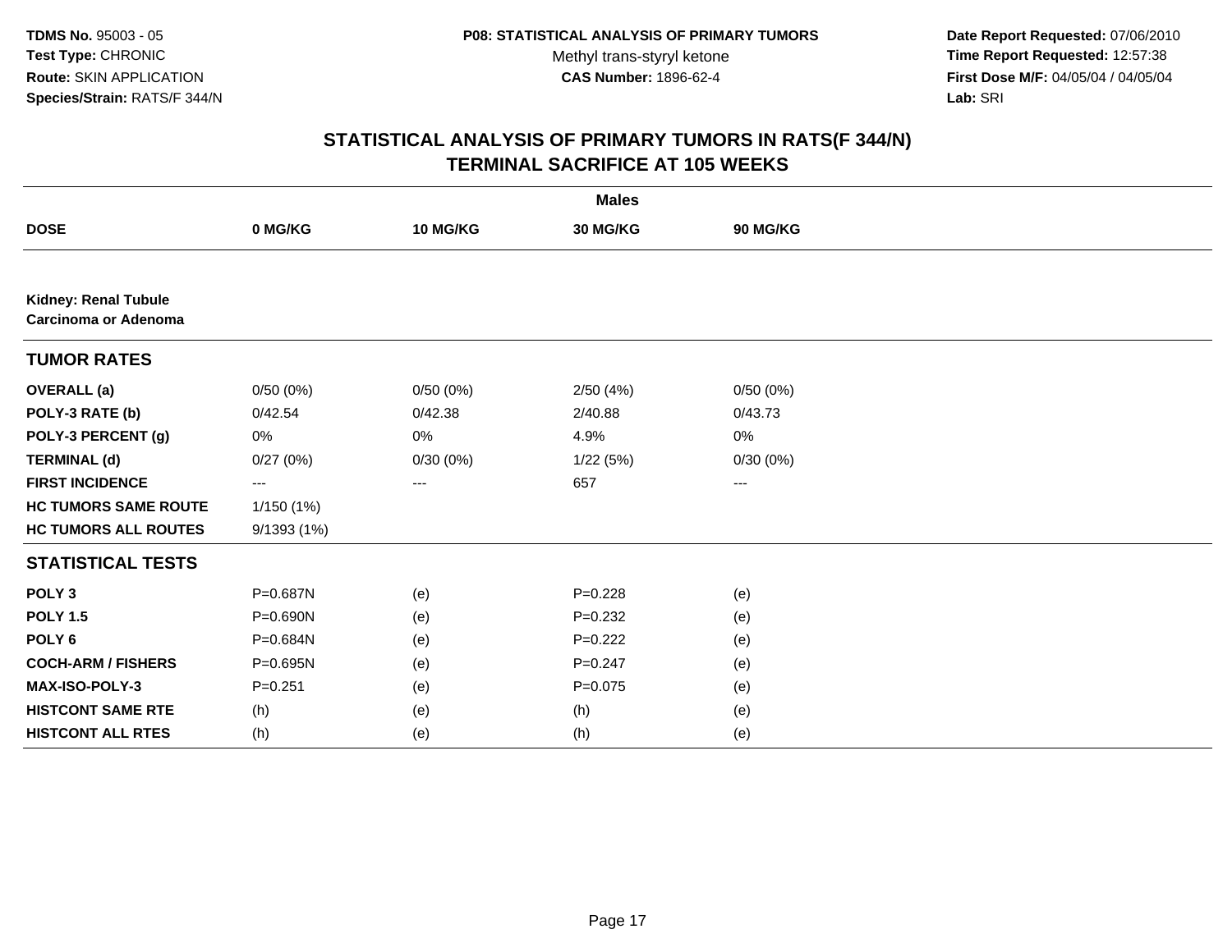**TDMS No.** 95003 - 05
**Test Type:** CHRONIC
**Route:** SKIN APPLICATION
**Species/Strain:** RATS/F 344/N

**P08: STATISTICAL ANALYSIS OF PRIMARY TUMORS**
Methyl trans-styryl ketone
**CAS Number:** 1896-62-4

**Date Report Requested:** 07/06/2010
**Time Report Requested:** 12:57:38
**First Dose M/F:** 04/05/04 / 04/05/04
**Lab:** SRI

## STATISTICAL ANALYSIS OF PRIMARY TUMORS IN RATS(F 344/N)
## TERMINAL SACRIFICE AT 105 WEEKS

| | Males | | | |
|---|---|---|---|---|
| **DOSE** | **0 MG/KG** | **10 MG/KG** | **30 MG/KG** | **90 MG/KG** |
| **Kidney: Renal Tubule Carcinoma or Adenoma** | | | | |
| **TUMOR RATES** | | | | |
| **OVERALL (a)** | 0/50 (0%) | 0/50 (0%) | 2/50 (4%) | 0/50 (0%) |
| **POLY-3 RATE (b)** | 0/42.54 | 0/42.38 | 2/40.88 | 0/43.73 |
| **POLY-3 PERCENT (g)** | 0% | 0% | 4.9% | 0% |
| **TERMINAL (d)** | 0/27 (0%) | 0/30 (0%) | 1/22 (5%) | 0/30 (0%) |
| **FIRST INCIDENCE** | --- | --- | 657 | --- |
| **HC TUMORS SAME ROUTE** | 1/150 (1%) | | | |
| **HC TUMORS ALL ROUTES** | 9/1393 (1%) | | | |
| **STATISTICAL TESTS** | | | | |
| **POLY 3** | P=0.687N | (e) | P=0.228 | (e) |
| **POLY 1.5** | P=0.690N | (e) | P=0.232 | (e) |
| **POLY 6** | P=0.684N | (e) | P=0.222 | (e) |
| **COCH-ARM / FISHERS** | P=0.695N | (e) | P=0.247 | (e) |
| **MAX-ISO-POLY-3** | P=0.251 | (e) | P=0.075 | (e) |
| **HISTCONT SAME RTE** | (h) | (e) | (h) | (e) |
| **HISTCONT ALL RTES** | (h) | (e) | (h) | (e) |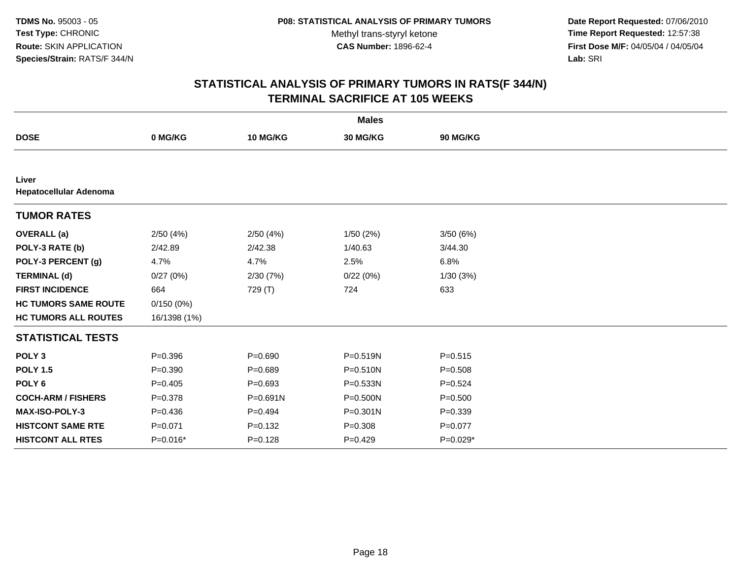**TDMS No.** 95003 - 05
**Test Type:** CHRONIC
**Route:** SKIN APPLICATION
**Species/Strain:** RATS/F 344/N

**P08: STATISTICAL ANALYSIS OF PRIMARY TUMORS**
Methyl trans-styryl ketone
**CAS Number:** 1896-62-4

**Date Report Requested:** 07/06/2010
**Time Report Requested:** 12:57:38
**First Dose M/F:** 04/05/04 / 04/05/04
**Lab:** SRI

## STATISTICAL ANALYSIS OF PRIMARY TUMORS IN RATS(F 344/N)
## TERMINAL SACRIFICE AT 105 WEEKS

| | Males | | | |
|---|---|---|---|---|
| **DOSE** | **0 MG/KG** | **10 MG/KG** | **30 MG/KG** | **90 MG/KG** |
| **Liver** | | | | |
| **Hepatocellular Adenoma** | | | | |
| **TUMOR RATES** | | | | |
| **OVERALL (a)** | 2/50 (4%) | 2/50 (4%) | 1/50 (2%) | 3/50 (6%) |
| **POLY-3 RATE (b)** | 2/42.89 | 2/42.38 | 1/40.63 | 3/44.30 |
| **POLY-3 PERCENT (g)** | 4.7% | 4.7% | 2.5% | 6.8% |
| **TERMINAL (d)** | 0/27 (0%) | 2/30 (7%) | 0/22 (0%) | 1/30 (3%) |
| **FIRST INCIDENCE** | 664 | 729 (T) | 724 | 633 |
| **HC TUMORS SAME ROUTE** | 0/150 (0%) | | | |
| **HC TUMORS ALL ROUTES** | 16/1398 (1%) | | | |
| **STATISTICAL TESTS** | | | | |
| **POLY 3** | P=0.396 | P=0.690 | P=0.519N | P=0.515 |
| **POLY 1.5** | P=0.390 | P=0.689 | P=0.510N | P=0.508 |
| **POLY 6** | P=0.405 | P=0.693 | P=0.533N | P=0.524 |
| **COCH-ARM / FISHERS** | P=0.378 | P=0.691N | P=0.500N | P=0.500 |
| **MAX-ISO-POLY-3** | P=0.436 | P=0.494 | P=0.301N | P=0.339 |
| **HISTCONT SAME RTE** | P=0.071 | P=0.132 | P=0.308 | P=0.077 |
| **HISTCONT ALL RTES** | P=0.016* | P=0.128 | P=0.429 | P=0.029* |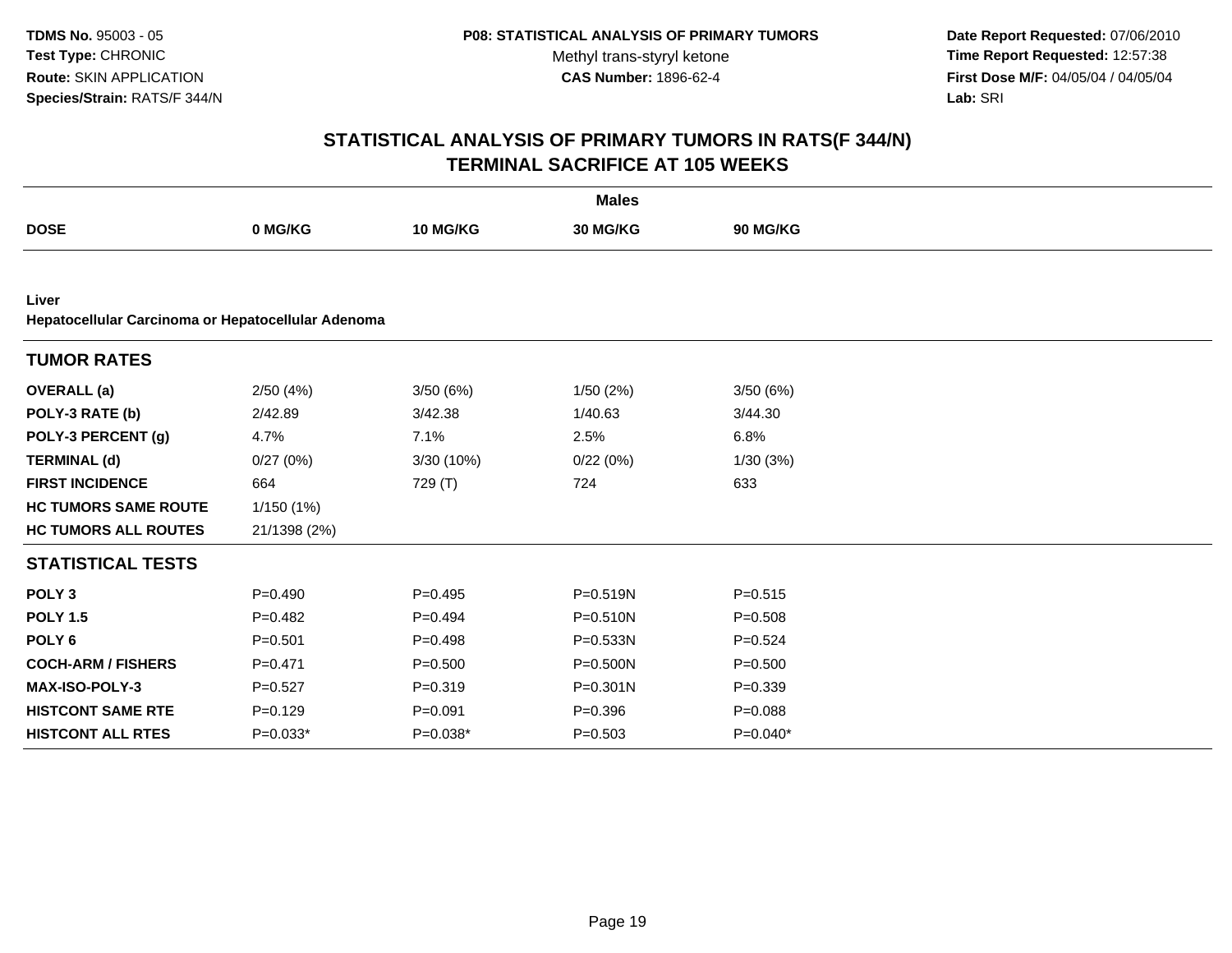**TDMS No.** 95003 - 05
**Test Type:** CHRONIC
**Route:** SKIN APPLICATION
**Species/Strain:** RATS/F 344/N

**P08: STATISTICAL ANALYSIS OF PRIMARY TUMORS**
Methyl trans-styryl ketone
**CAS Number:** 1896-62-4

**Date Report Requested:** 07/06/2010
**Time Report Requested:** 12:57:38
**First Dose M/F:** 04/05/04 / 04/05/04
**Lab:** SRI

## STATISTICAL ANALYSIS OF PRIMARY TUMORS IN RATS(F 344/N)
## TERMINAL SACRIFICE AT 105 WEEKS

| | Males | | | |
|---|---|---|---|---|
| **DOSE** | **0 MG/KG** | **10 MG/KG** | **30 MG/KG** | **90 MG/KG** |
| **Liver** | | | | |
| **Hepatocellular Carcinoma or Hepatocellular Adenoma** | | | | |
| **TUMOR RATES** | | | | |
| **OVERALL (a)** | 2/50 (4%) | 3/50 (6%) | 1/50 (2%) | 3/50 (6%) |
| **POLY-3 RATE (b)** | 2/42.89 | 3/42.38 | 1/40.63 | 3/44.30 |
| **POLY-3 PERCENT (g)** | 4.7% | 7.1% | 2.5% | 6.8% |
| **TERMINAL (d)** | 0/27 (0%) | 3/30 (10%) | 0/22 (0%) | 1/30 (3%) |
| **FIRST INCIDENCE** | 664 | 729 (T) | 724 | 633 |
| **HC TUMORS SAME ROUTE** | 1/150 (1%) | | | |
| **HC TUMORS ALL ROUTES** | 21/1398 (2%) | | | |
| **STATISTICAL TESTS** | | | | |
| **POLY 3** | P=0.490 | P=0.495 | P=0.519N | P=0.515 |
| **POLY 1.5** | P=0.482 | P=0.494 | P=0.510N | P=0.508 |
| **POLY 6** | P=0.501 | P=0.498 | P=0.533N | P=0.524 |
| **COCH-ARM / FISHERS** | P=0.471 | P=0.500 | P=0.500N | P=0.500 |
| **MAX-ISO-POLY-3** | P=0.527 | P=0.319 | P=0.301N | P=0.339 |
| **HISTCONT SAME RTE** | P=0.129 | P=0.091 | P=0.396 | P=0.088 |
| **HISTCONT ALL RTES** | P=0.033* | P=0.038* | P=0.503 | P=0.040* |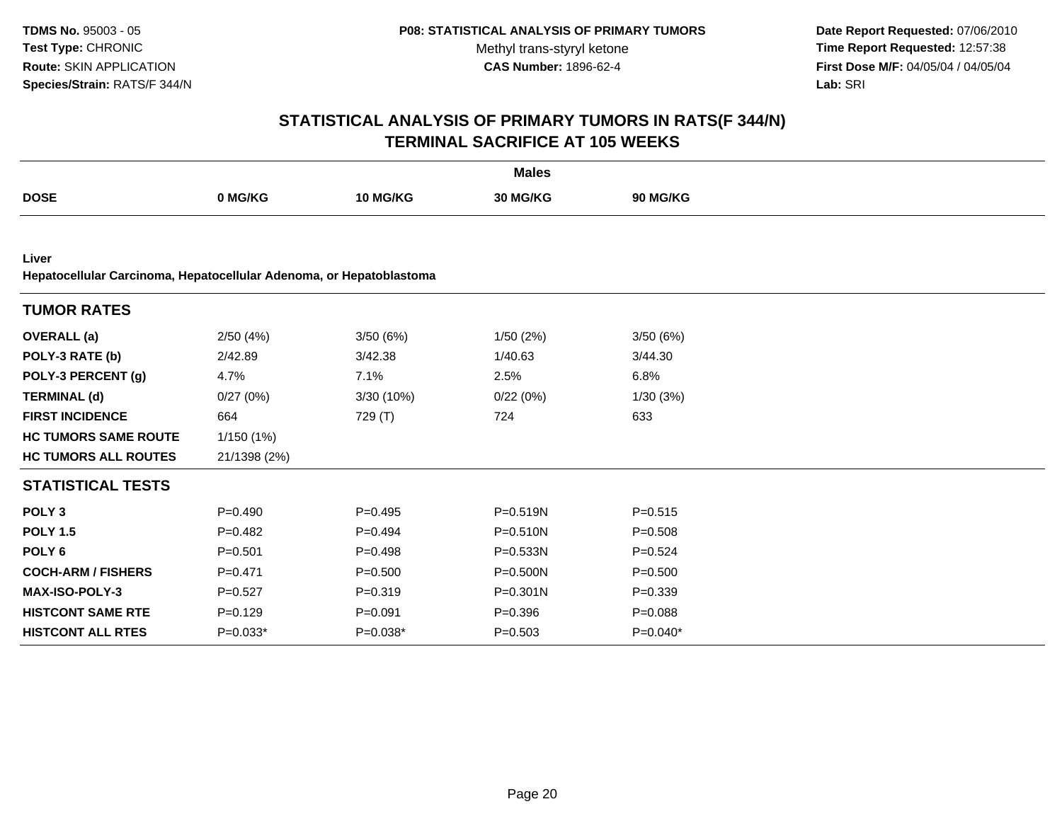**TDMS No.** 95003 - 05
**Test Type:** CHRONIC
**Route:** SKIN APPLICATION
**Species/Strain:** RATS/F 344/N

**P08: STATISTICAL ANALYSIS OF PRIMARY TUMORS**
Methyl trans-styryl ketone
**CAS Number:** 1896-62-4

**Date Report Requested:** 07/06/2010
**Time Report Requested:** 12:57:38
**First Dose M/F:** 04/05/04 / 04/05/04
**Lab:** SRI

## STATISTICAL ANALYSIS OF PRIMARY TUMORS IN RATS(F 344/N)
## TERMINAL SACRIFICE AT 105 WEEKS

| | Males | | | |
|---|---|---|---|---|
| **DOSE** | **0 MG/KG** | **10 MG/KG** | **30 MG/KG** | **90 MG/KG** |
| **Liver** | | | | |
| **Hepatocellular Carcinoma, Hepatocellular Adenoma, or Hepatoblastoma** | | | | |
| **TUMOR RATES** | | | | |
| **OVERALL (a)** | 2/50 (4%) | 3/50 (6%) | 1/50 (2%) | 3/50 (6%) |
| **POLY-3 RATE (b)** | 2/42.89 | 3/42.38 | 1/40.63 | 3/44.30 |
| **POLY-3 PERCENT (g)** | 4.7% | 7.1% | 2.5% | 6.8% |
| **TERMINAL (d)** | 0/27 (0%) | 3/30 (10%) | 0/22 (0%) | 1/30 (3%) |
| **FIRST INCIDENCE** | 664 | 729 (T) | 724 | 633 |
| **HC TUMORS SAME ROUTE** | 1/150 (1%) | | | |
| **HC TUMORS ALL ROUTES** | 21/1398 (2%) | | | |
| **STATISTICAL TESTS** | | | | |
| **POLY 3** | P=0.490 | P=0.495 | P=0.519N | P=0.515 |
| **POLY 1.5** | P=0.482 | P=0.494 | P=0.510N | P=0.508 |
| **POLY 6** | P=0.501 | P=0.498 | P=0.533N | P=0.524 |
| **COCH-ARM / FISHERS** | P=0.471 | P=0.500 | P=0.500N | P=0.500 |
| **MAX-ISO-POLY-3** | P=0.527 | P=0.319 | P=0.301N | P=0.339 |
| **HISTCONT SAME RTE** | P=0.129 | P=0.091 | P=0.396 | P=0.088 |
| **HISTCONT ALL RTES** | P=0.033* | P=0.038* | P=0.503 | P=0.040* |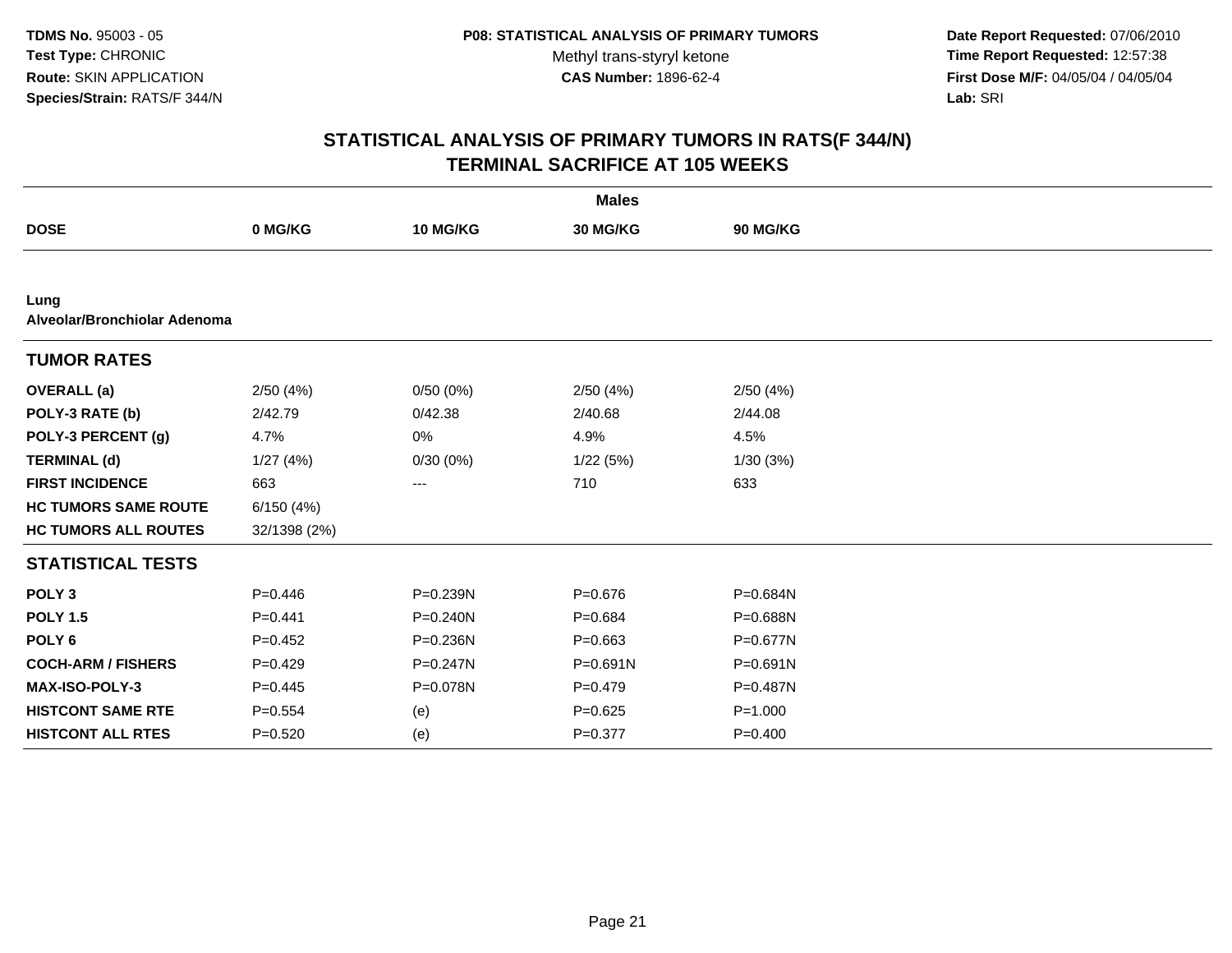**TDMS No.** 95003 - 05
**Test Type:** CHRONIC
**Route:** SKIN APPLICATION
**Species/Strain:** RATS/F 344/N

**P08: STATISTICAL ANALYSIS OF PRIMARY TUMORS**
Methyl trans-styryl ketone
**CAS Number:** 1896-62-4

**Date Report Requested:** 07/06/2010
**Time Report Requested:** 12:57:38
**First Dose M/F:** 04/05/04 / 04/05/04
**Lab:** SRI

## STATISTICAL ANALYSIS OF PRIMARY TUMORS IN RATS(F 344/N) TERMINAL SACRIFICE AT 105 WEEKS

| | Males | | | |
|---|---|---|---|---|
| **DOSE** | **0 MG/KG** | **10 MG/KG** | **30 MG/KG** | **90 MG/KG** |
| **Lung** | | | | |
| **Alveolar/Bronchiolar Adenoma** | | | | |
| **TUMOR RATES** | | | | |
| **OVERALL (a)** | 2/50 (4%) | 0/50 (0%) | 2/50 (4%) | 2/50 (4%) |
| **POLY-3 RATE (b)** | 2/42.79 | 0/42.38 | 2/40.68 | 2/44.08 |
| **POLY-3 PERCENT (g)** | 4.7% | 0% | 4.9% | 4.5% |
| **TERMINAL (d)** | 1/27 (4%) | 0/30 (0%) | 1/22 (5%) | 1/30 (3%) |
| **FIRST INCIDENCE** | 663 | --- | 710 | 633 |
| **HC TUMORS SAME ROUTE** | 6/150 (4%) | | | |
| **HC TUMORS ALL ROUTES** | 32/1398 (2%) | | | |
| **STATISTICAL TESTS** | | | | |
| **POLY 3** | P=0.446 | P=0.239N | P=0.676 | P=0.684N |
| **POLY 1.5** | P=0.441 | P=0.240N | P=0.684 | P=0.688N |
| **POLY 6** | P=0.452 | P=0.236N | P=0.663 | P=0.677N |
| **COCH-ARM / FISHERS** | P=0.429 | P=0.247N | P=0.691N | P=0.691N |
| **MAX-ISO-POLY-3** | P=0.445 | P=0.078N | P=0.479 | P=0.487N |
| **HISTCONT SAME RTE** | P=0.554 | (e) | P=0.625 | P=1.000 |
| **HISTCONT ALL RTES** | P=0.520 | (e) | P=0.377 | P=0.400 |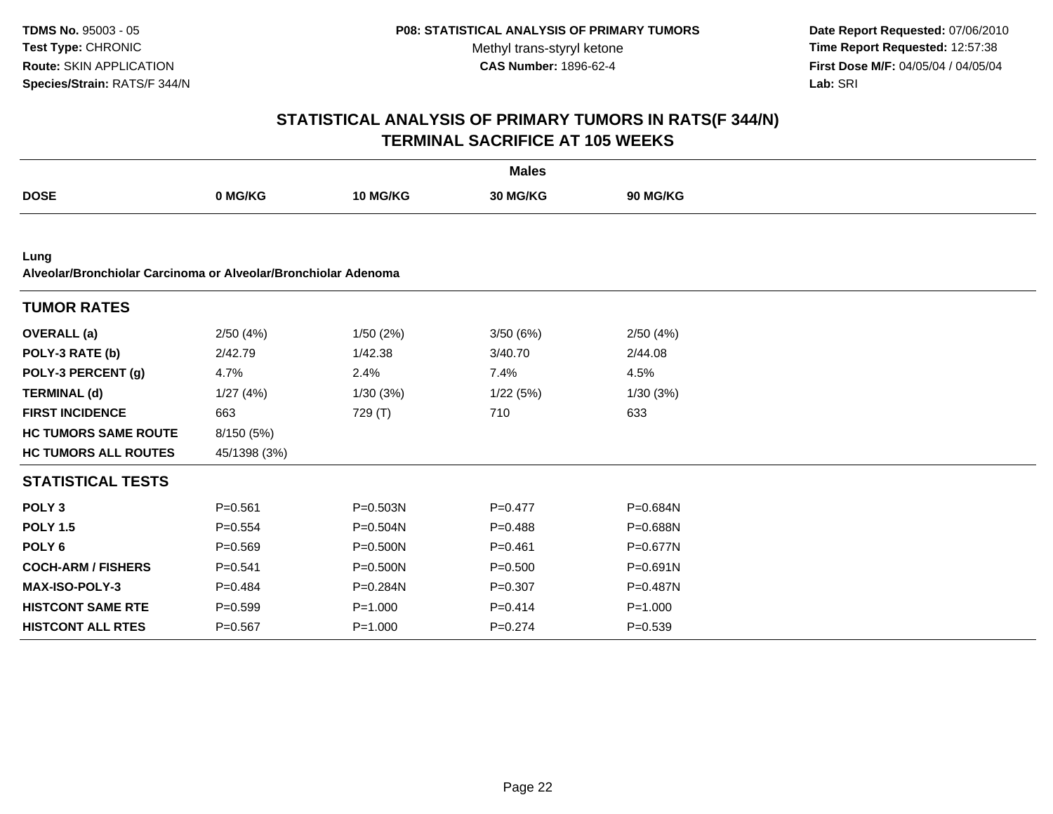**TDMS No.** 95003 - 05
**Test Type:** CHRONIC
**Route:** SKIN APPLICATION
**Species/Strain:** RATS/F 344/N

**P08: STATISTICAL ANALYSIS OF PRIMARY TUMORS**
Methyl trans-styryl ketone
**CAS Number:** 1896-62-4

**Date Report Requested:** 07/06/2010
**Time Report Requested:** 12:57:38
**First Dose M/F:** 04/05/04 / 04/05/04
**Lab:** SRI

# STATISTICAL ANALYSIS OF PRIMARY TUMORS IN RATS(F 344/N)
## TERMINAL SACRIFICE AT 105 WEEKS

| | Males | | | |
|---|---|---|---|---|
| **DOSE** | **0 MG/KG** | **10 MG/KG** | **30 MG/KG** | **90 MG/KG** |
| **Lung** | | | | |
| **Alveolar/Bronchiolar Carcinoma or Alveolar/Bronchiolar Adenoma** | | | | |
| **TUMOR RATES** | | | | |
| **OVERALL (a)** | 2/50 (4%) | 1/50 (2%) | 3/50 (6%) | 2/50 (4%) |
| **POLY-3 RATE (b)** | 2/42.79 | 1/42.38 | 3/40.70 | 2/44.08 |
| **POLY-3 PERCENT (g)** | 4.7% | 2.4% | 7.4% | 4.5% |
| **TERMINAL (d)** | 1/27 (4%) | 1/30 (3%) | 1/22 (5%) | 1/30 (3%) |
| **FIRST INCIDENCE** | 663 | 729 (T) | 710 | 633 |
| **HC TUMORS SAME ROUTE** | 8/150 (5%) | | | |
| **HC TUMORS ALL ROUTES** | 45/1398 (3%) | | | |
| **STATISTICAL TESTS** | | | | |
| **POLY 3** | P=0.561 | P=0.503N | P=0.477 | P=0.684N |
| **POLY 1.5** | P=0.554 | P=0.504N | P=0.488 | P=0.688N |
| **POLY 6** | P=0.569 | P=0.500N | P=0.461 | P=0.677N |
| **COCH-ARM / FISHERS** | P=0.541 | P=0.500N | P=0.500 | P=0.691N |
| **MAX-ISO-POLY-3** | P=0.484 | P=0.284N | P=0.307 | P=0.487N |
| **HISTCONT SAME RTE** | P=0.599 | P=1.000 | P=0.414 | P=1.000 |
| **HISTCONT ALL RTES** | P=0.567 | P=1.000 | P=0.274 | P=0.539 |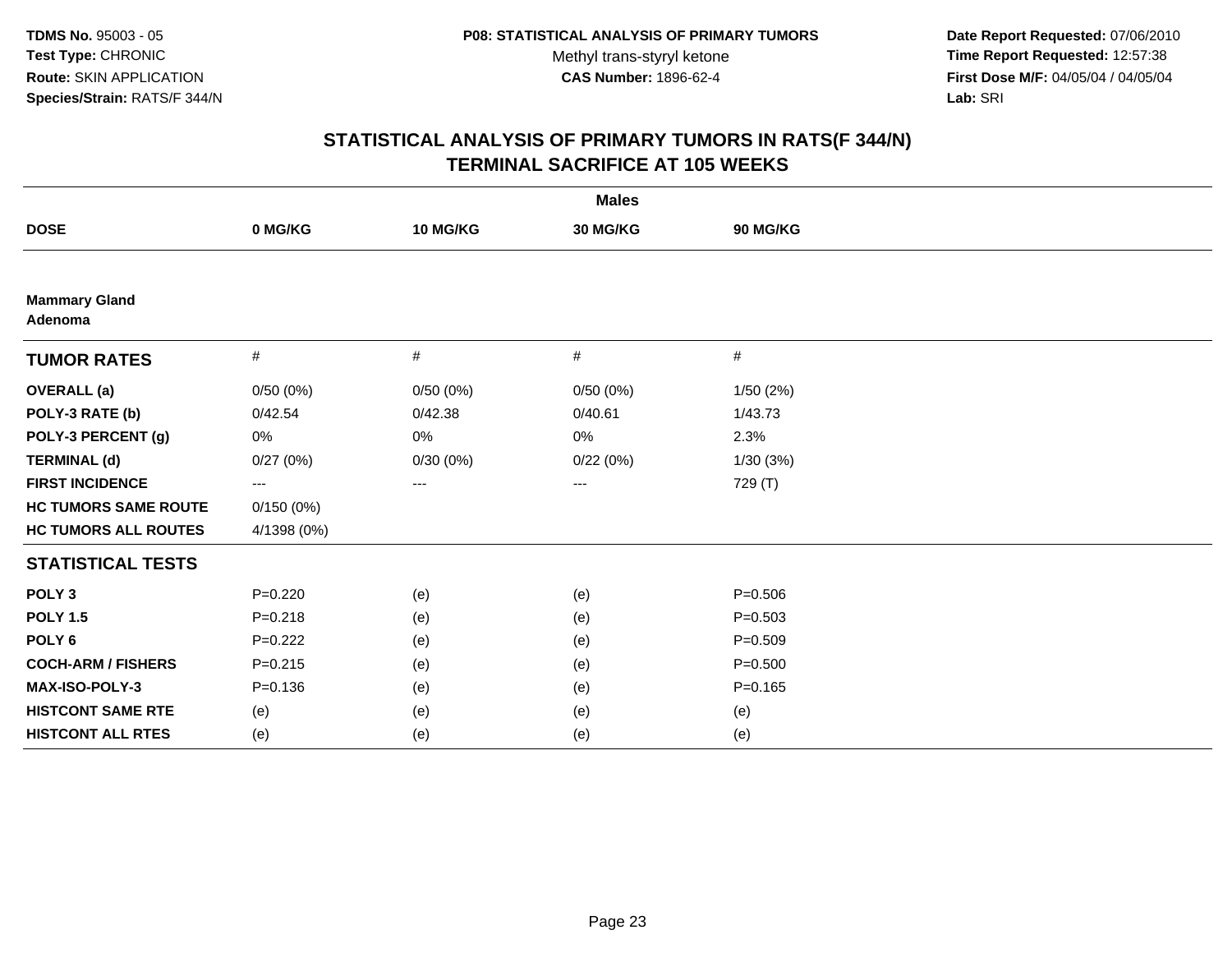**TDMS No.** 95003 - 05
**Test Type:** CHRONIC
**Route:** SKIN APPLICATION
**Species/Strain:** RATS/F 344/N

**P08: STATISTICAL ANALYSIS OF PRIMARY TUMORS**
Methyl trans-styryl ketone
**CAS Number:** 1896-62-4

**Date Report Requested:** 07/06/2010
**Time Report Requested:** 12:57:38
**First Dose M/F:** 04/05/04 / 04/05/04
**Lab:** SRI

## STATISTICAL ANALYSIS OF PRIMARY TUMORS IN RATS(F 344/N)
## TERMINAL SACRIFICE AT 105 WEEKS

| | Males | | | |
|---|---|---|---|---|
| **DOSE** | **0 MG/KG** | **10 MG/KG** | **30 MG/KG** | **90 MG/KG** |
| **Mammary Gland** | | | | |
| **Adenoma** | | | | |
| **TUMOR RATES** | # | # | # | # |
| **OVERALL (a)** | 0/50 (0%) | 0/50 (0%) | 0/50 (0%) | 1/50 (2%) |
| **POLY-3 RATE (b)** | 0/42.54 | 0/42.38 | 0/40.61 | 1/43.73 |
| **POLY-3 PERCENT (g)** | 0% | 0% | 0% | 2.3% |
| **TERMINAL (d)** | 0/27 (0%) | 0/30 (0%) | 0/22 (0%) | 1/30 (3%) |
| **FIRST INCIDENCE** | --- | --- | --- | 729 (T) |
| **HC TUMORS SAME ROUTE** | 0/150 (0%) | | | |
| **HC TUMORS ALL ROUTES** | 4/1398 (0%) | | | |
| **STATISTICAL TESTS** | | | | |
| **POLY 3** | P=0.220 | (e) | (e) | P=0.506 |
| **POLY 1.5** | P=0.218 | (e) | (e) | P=0.503 |
| **POLY 6** | P=0.222 | (e) | (e) | P=0.509 |
| **COCH-ARM / FISHERS** | P=0.215 | (e) | (e) | P=0.500 |
| **MAX-ISO-POLY-3** | P=0.136 | (e) | (e) | P=0.165 |
| **HISTCONT SAME RTE** | (e) | (e) | (e) | (e) |
| **HISTCONT ALL RTES** | (e) | (e) | (e) | (e) |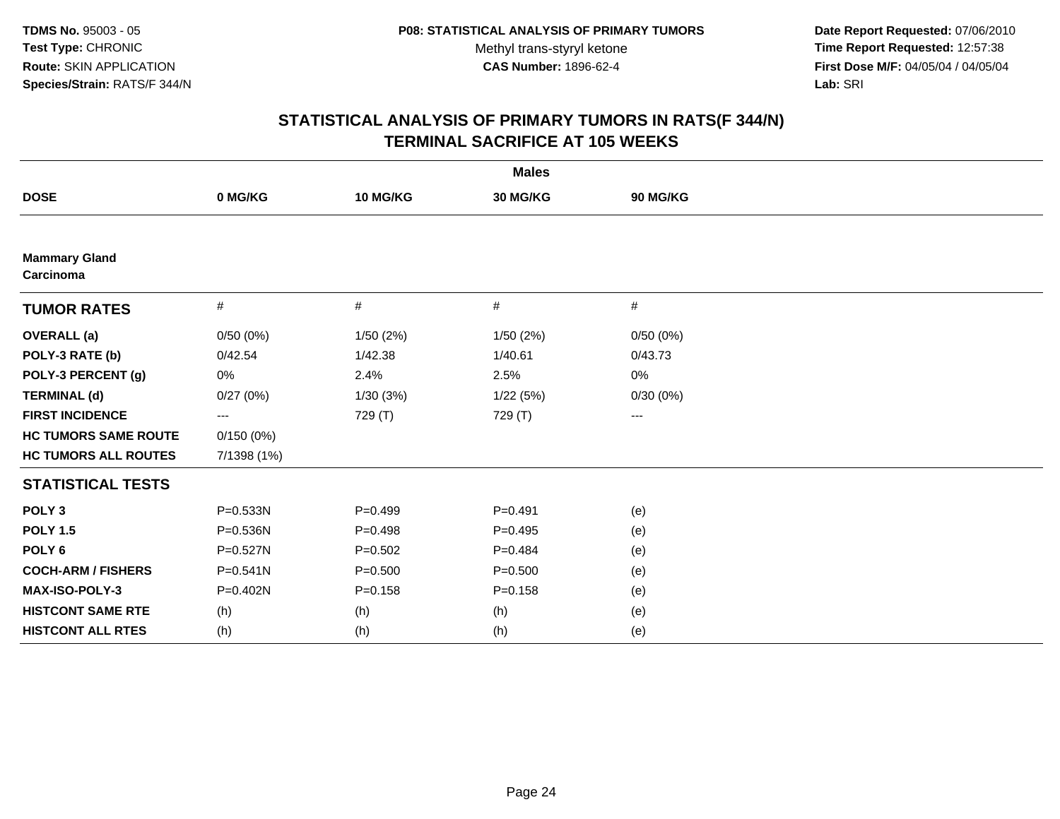**TDMS No.** 95003 - 05
**Test Type:** CHRONIC
**Route:** SKIN APPLICATION
**Species/Strain:** RATS/F 344/N

**P08: STATISTICAL ANALYSIS OF PRIMARY TUMORS**
Methyl trans-styryl ketone
**CAS Number:** 1896-62-4

**Date Report Requested:** 07/06/2010
**Time Report Requested:** 12:57:38
**First Dose M/F:** 04/05/04 / 04/05/04
**Lab:** SRI

## STATISTICAL ANALYSIS OF PRIMARY TUMORS IN RATS(F 344/N)
## TERMINAL SACRIFICE AT 105 WEEKS

| | Males | | | |
|---|---|---|---|---|
| **DOSE** | **0 MG/KG** | **10 MG/KG** | **30 MG/KG** | **90 MG/KG** |
| **Mammary Gland** | | | | |
| **Carcinoma** | | | | |
| **TUMOR RATES** | # | # | # | # |
| **OVERALL (a)** | 0/50 (0%) | 1/50 (2%) | 1/50 (2%) | 0/50 (0%) |
| **POLY-3 RATE (b)** | 0/42.54 | 1/42.38 | 1/40.61 | 0/43.73 |
| **POLY-3 PERCENT (g)** | 0% | 2.4% | 2.5% | 0% |
| **TERMINAL (d)** | 0/27 (0%) | 1/30 (3%) | 1/22 (5%) | 0/30 (0%) |
| **FIRST INCIDENCE** | --- | 729 (T) | 729 (T) | --- |
| **HC TUMORS SAME ROUTE** | 0/150 (0%) | | | |
| **HC TUMORS ALL ROUTES** | 7/1398 (1%) | | | |
| **STATISTICAL TESTS** | | | | |
| **POLY 3** | P=0.533N | P=0.499 | P=0.491 | (e) |
| **POLY 1.5** | P=0.536N | P=0.498 | P=0.495 | (e) |
| **POLY 6** | P=0.527N | P=0.502 | P=0.484 | (e) |
| **COCH-ARM / FISHERS** | P=0.541N | P=0.500 | P=0.500 | (e) |
| **MAX-ISO-POLY-3** | P=0.402N | P=0.158 | P=0.158 | (e) |
| **HISTCONT SAME RTE** | (h) | (h) | (h) | (e) |
| **HISTCONT ALL RTES** | (h) | (h) | (h) | (e) |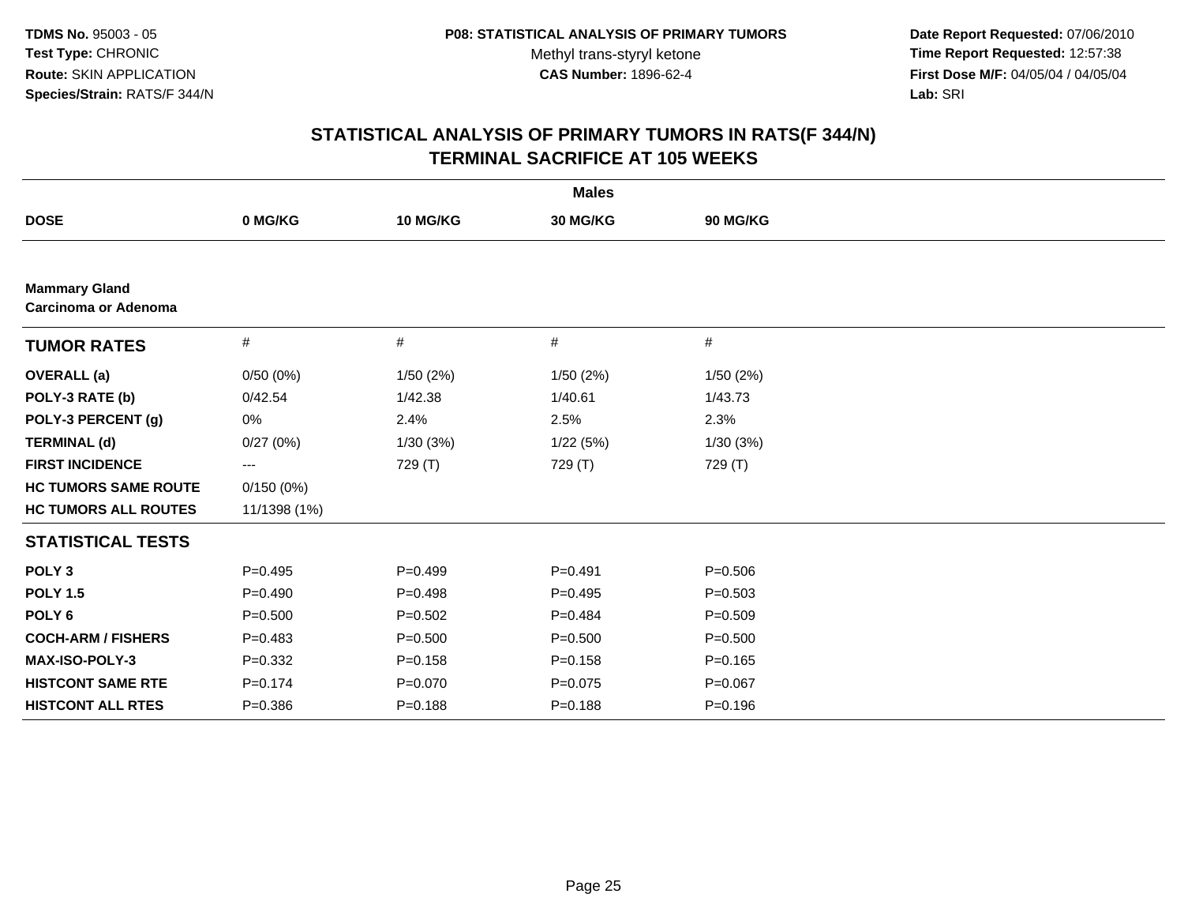**TDMS No.** 95003 - 05
**Test Type:** CHRONIC
**Route:** SKIN APPLICATION
**Species/Strain:** RATS/F 344/N

**P08: STATISTICAL ANALYSIS OF PRIMARY TUMORS**
Methyl trans-styryl ketone
**CAS Number:** 1896-62-4

**Date Report Requested:** 07/06/2010
**Time Report Requested:** 12:57:38
**First Dose M/F:** 04/05/04 / 04/05/04
**Lab:** SRI

## STATISTICAL ANALYSIS OF PRIMARY TUMORS IN RATS(F 344/N)
## TERMINAL SACRIFICE AT 105 WEEKS

| | Males | | | |
|---|---|---|---|---|
| **DOSE** | **0 MG/KG** | **10 MG/KG** | **30 MG/KG** | **90 MG/KG** |
| **Mammary Gland** | | | | |
| **Carcinoma or Adenoma** | | | | |
| **TUMOR RATES** | # | # | # | # |
| **OVERALL (a)** | 0/50 (0%) | 1/50 (2%) | 1/50 (2%) | 1/50 (2%) |
| **POLY-3 RATE (b)** | 0/42.54 | 1/42.38 | 1/40.61 | 1/43.73 |
| **POLY-3 PERCENT (g)** | 0% | 2.4% | 2.5% | 2.3% |
| **TERMINAL (d)** | 0/27 (0%) | 1/30 (3%) | 1/22 (5%) | 1/30 (3%) |
| **FIRST INCIDENCE** | --- | 729 (T) | 729 (T) | 729 (T) |
| **HC TUMORS SAME ROUTE** | 0/150 (0%) | | | |
| **HC TUMORS ALL ROUTES** | 11/1398 (1%) | | | |
| **STATISTICAL TESTS** | | | | |
| **POLY 3** | P=0.495 | P=0.499 | P=0.491 | P=0.506 |
| **POLY 1.5** | P=0.490 | P=0.498 | P=0.495 | P=0.503 |
| **POLY 6** | P=0.500 | P=0.502 | P=0.484 | P=0.509 |
| **COCH-ARM / FISHERS** | P=0.483 | P=0.500 | P=0.500 | P=0.500 |
| **MAX-ISO-POLY-3** | P=0.332 | P=0.158 | P=0.158 | P=0.165 |
| **HISTCONT SAME RTE** | P=0.174 | P=0.070 | P=0.075 | P=0.067 |
| **HISTCONT ALL RTES** | P=0.386 | P=0.188 | P=0.188 | P=0.196 |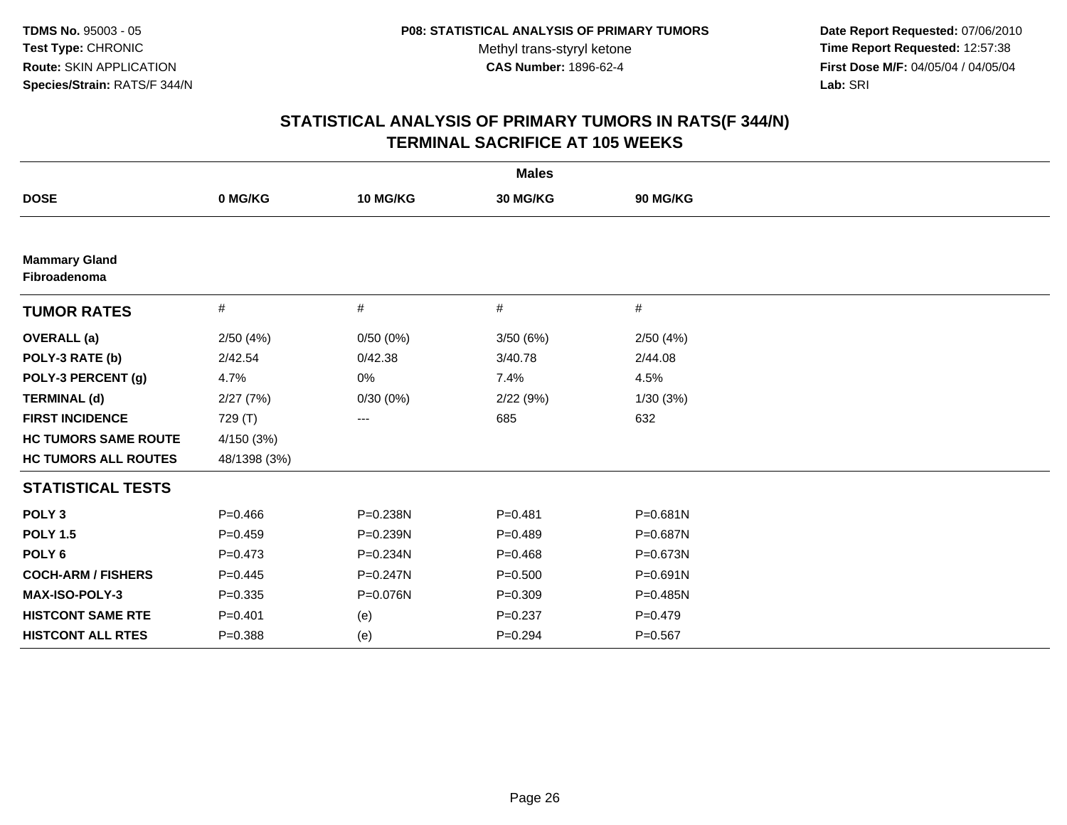**TDMS No.** 95003 - 05
**Test Type:** CHRONIC
**Route:** SKIN APPLICATION
**Species/Strain:** RATS/F 344/N

**P08: STATISTICAL ANALYSIS OF PRIMARY TUMORS**
Methyl trans-styryl ketone
**CAS Number:** 1896-62-4

**Date Report Requested:** 07/06/2010
**Time Report Requested:** 12:57:38
**First Dose M/F:** 04/05/04 / 04/05/04
**Lab:** SRI

## STATISTICAL ANALYSIS OF PRIMARY TUMORS IN RATS(F 344/N)
## TERMINAL SACRIFICE AT 105 WEEKS

| | Males | | | |
|---|---|---|---|---|
| **DOSE** | **0 MG/KG** | **10 MG/KG** | **30 MG/KG** | **90 MG/KG** |
| **Mammary Gland** | | | | |
| **Fibroadenoma** | | | | |
| **TUMOR RATES** | # | # | # | # |
| **OVERALL (a)** | 2/50 (4%) | 0/50 (0%) | 3/50 (6%) | 2/50 (4%) |
| **POLY-3 RATE (b)** | 2/42.54 | 0/42.38 | 3/40.78 | 2/44.08 |
| **POLY-3 PERCENT (g)** | 4.7% | 0% | 7.4% | 4.5% |
| **TERMINAL (d)** | 2/27 (7%) | 0/30 (0%) | 2/22 (9%) | 1/30 (3%) |
| **FIRST INCIDENCE** | 729 (T) | --- | 685 | 632 |
| **HC TUMORS SAME ROUTE** | 4/150 (3%) | | | |
| **HC TUMORS ALL ROUTES** | 48/1398 (3%) | | | |
| **STATISTICAL TESTS** | | | | |
| **POLY 3** | P=0.466 | P=0.238N | P=0.481 | P=0.681N |
| **POLY 1.5** | P=0.459 | P=0.239N | P=0.489 | P=0.687N |
| **POLY 6** | P=0.473 | P=0.234N | P=0.468 | P=0.673N |
| **COCH-ARM / FISHERS** | P=0.445 | P=0.247N | P=0.500 | P=0.691N |
| **MAX-ISO-POLY-3** | P=0.335 | P=0.076N | P=0.309 | P=0.485N |
| **HISTCONT SAME RTE** | P=0.401 | (e) | P=0.237 | P=0.479 |
| **HISTCONT ALL RTES** | P=0.388 | (e) | P=0.294 | P=0.567 |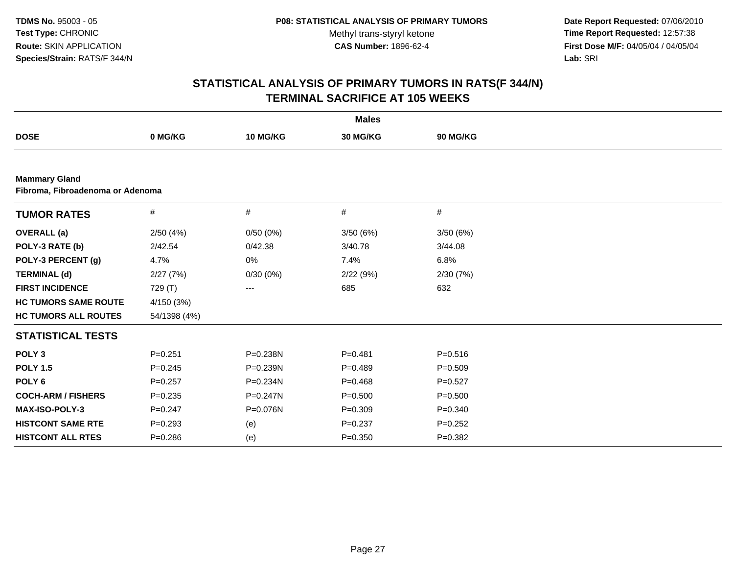**TDMS No.** 95003 - 05
**Test Type:** CHRONIC
**Route:** SKIN APPLICATION
**Species/Strain:** RATS/F 344/N

**P08: STATISTICAL ANALYSIS OF PRIMARY TUMORS**
Methyl trans-styryl ketone
**CAS Number:** 1896-62-4

**Date Report Requested:** 07/06/2010
**Time Report Requested:** 12:57:38
**First Dose M/F:** 04/05/04 / 04/05/04
**Lab:** SRI

## STATISTICAL ANALYSIS OF PRIMARY TUMORS IN RATS(F 344/N) TERMINAL SACRIFICE AT 105 WEEKS

| | Males | | | |
|---|---|---|---|---|
| **DOSE** | **0 MG/KG** | **10 MG/KG** | **30 MG/KG** | **90 MG/KG** |
| **Mammary Gland** | | | | |
| **Fibroma, Fibroadenoma or Adenoma** | | | | |
| **TUMOR RATES** | # | # | # | # |
| **OVERALL (a)** | 2/50 (4%) | 0/50 (0%) | 3/50 (6%) | 3/50 (6%) |
| **POLY-3 RATE (b)** | 2/42.54 | 0/42.38 | 3/40.78 | 3/44.08 |
| **POLY-3 PERCENT (g)** | 4.7% | 0% | 7.4% | 6.8% |
| **TERMINAL (d)** | 2/27 (7%) | 0/30 (0%) | 2/22 (9%) | 2/30 (7%) |
| **FIRST INCIDENCE** | 729 (T) | --- | 685 | 632 |
| **HC TUMORS SAME ROUTE** | 4/150 (3%) | | | |
| **HC TUMORS ALL ROUTES** | 54/1398 (4%) | | | |
| **STATISTICAL TESTS** | | | | |
| **POLY 3** | P=0.251 | P=0.238N | P=0.481 | P=0.516 |
| **POLY 1.5** | P=0.245 | P=0.239N | P=0.489 | P=0.509 |
| **POLY 6** | P=0.257 | P=0.234N | P=0.468 | P=0.527 |
| **COCH-ARM / FISHERS** | P=0.235 | P=0.247N | P=0.500 | P=0.500 |
| **MAX-ISO-POLY-3** | P=0.247 | P=0.076N | P=0.309 | P=0.340 |
| **HISTCONT SAME RTE** | P=0.293 | (e) | P=0.237 | P=0.252 |
| **HISTCONT ALL RTES** | P=0.286 | (e) | P=0.350 | P=0.382 |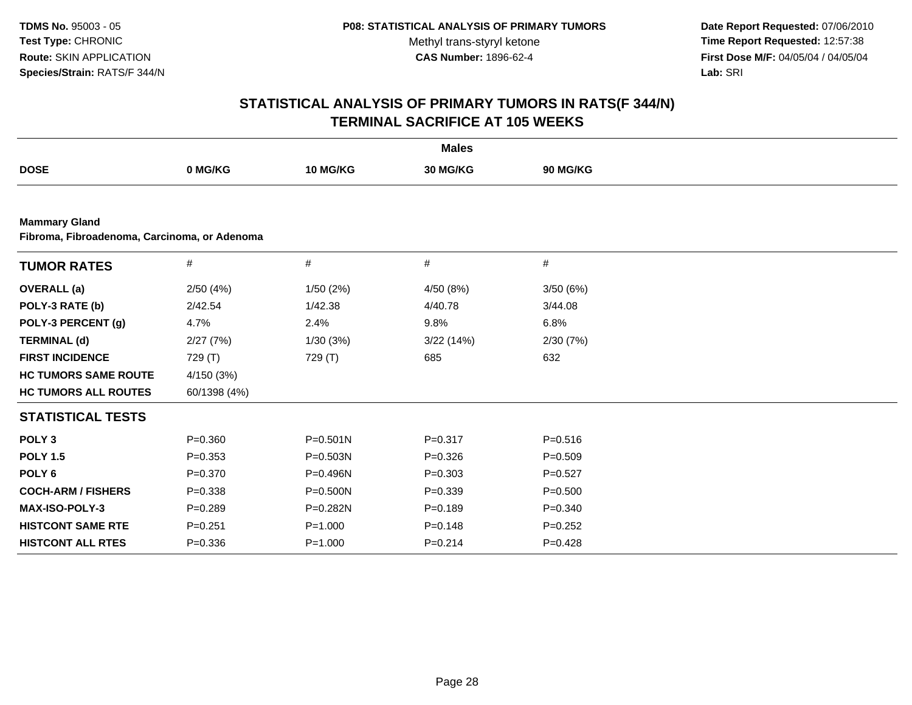**TDMS No.** 95003 - 05
**Test Type:** CHRONIC
**Route:** SKIN APPLICATION
**Species/Strain:** RATS/F 344/N

**P08: STATISTICAL ANALYSIS OF PRIMARY TUMORS**
Methyl trans-styryl ketone
**CAS Number:** 1896-62-4

**Date Report Requested:** 07/06/2010
**Time Report Requested:** 12:57:38
**First Dose M/F:** 04/05/04 / 04/05/04
**Lab:** SRI

## STATISTICAL ANALYSIS OF PRIMARY TUMORS IN RATS(F 344/N)
## TERMINAL SACRIFICE AT 105 WEEKS

**Males**

| DOSE | 0 MG/KG | 10 MG/KG | 30 MG/KG | 90 MG/KG |
|---|---|---|---|---|
| **Mammary Gland** | | | | |
| **Fibroma, Fibroadenoma, Carcinoma, or Adenoma** | | | | |
| **TUMOR RATES** | # | # | # | # |
| **OVERALL (a)** | 2/50 (4%) | 1/50 (2%) | 4/50 (8%) | 3/50 (6%) |
| **POLY-3 RATE (b)** | 2/42.54 | 1/42.38 | 4/40.78 | 3/44.08 |
| **POLY-3 PERCENT (g)** | 4.7% | 2.4% | 9.8% | 6.8% |
| **TERMINAL (d)** | 2/27 (7%) | 1/30 (3%) | 3/22 (14%) | 2/30 (7%) |
| **FIRST INCIDENCE** | 729 (T) | 729 (T) | 685 | 632 |
| **HC TUMORS SAME ROUTE** | 4/150 (3%) | | | |
| **HC TUMORS ALL ROUTES** | 60/1398 (4%) | | | |
| **STATISTICAL TESTS** | | | | |
| **POLY 3** | P=0.360 | P=0.501N | P=0.317 | P=0.516 |
| **POLY 1.5** | P=0.353 | P=0.503N | P=0.326 | P=0.509 |
| **POLY 6** | P=0.370 | P=0.496N | P=0.303 | P=0.527 |
| **COCH-ARM / FISHERS** | P=0.338 | P=0.500N | P=0.339 | P=0.500 |
| **MAX-ISO-POLY-3** | P=0.289 | P=0.282N | P=0.189 | P=0.340 |
| **HISTCONT SAME RTE** | P=0.251 | P=1.000 | P=0.148 | P=0.252 |
| **HISTCONT ALL RTES** | P=0.336 | P=1.000 | P=0.214 | P=0.428 |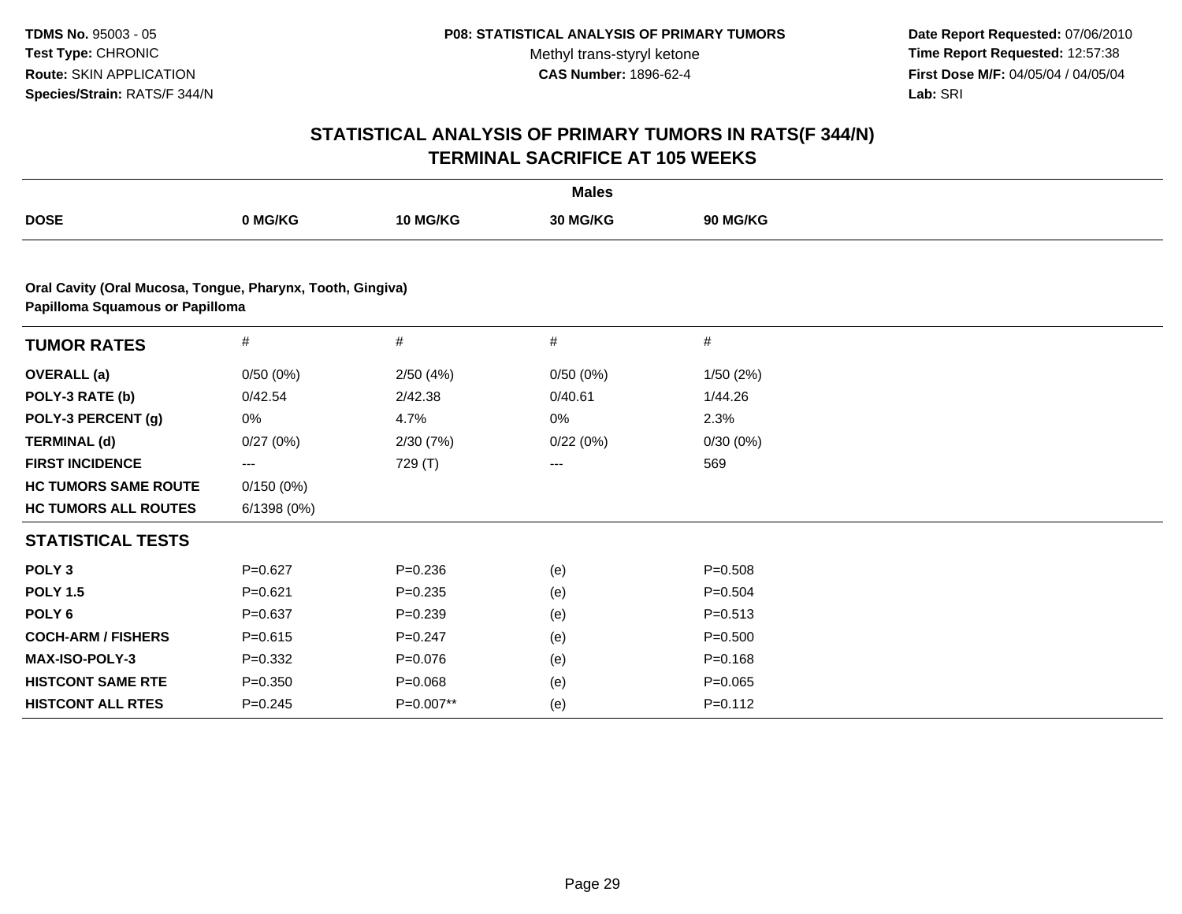TDMS No. 95003 - 05
Test Type: CHRONIC
Route: SKIN APPLICATION
Species/Strain: RATS/F 344/N

P08: STATISTICAL ANALYSIS OF PRIMARY TUMORS
Methyl trans-styryl ketone
CAS Number: 1896-62-4

Date Report Requested: 07/06/2010
Time Report Requested: 12:57:38
First Dose M/F: 04/05/04 / 04/05/04
Lab: SRI

## STATISTICAL ANALYSIS OF PRIMARY TUMORS IN RATS(F 344/N)
## TERMINAL SACRIFICE AT 105 WEEKS

| | Males | | | |
|---|---|---|---|---|
| **DOSE** | **0 MG/KG** | **10 MG/KG** | **30 MG/KG** | **90 MG/KG** |

**Oral Cavity (Oral Mucosa, Tongue, Pharynx, Tooth, Gingiva)**
**Papilloma Squamous or Papilloma**

| **TUMOR RATES** | # | # | # | # |
|---|---|---|---|---|
| **OVERALL (a)** | 0/50 (0%) | 2/50 (4%) | 0/50 (0%) | 1/50 (2%) |
| **POLY-3 RATE (b)** | 0/42.54 | 2/42.38 | 0/40.61 | 1/44.26 |
| **POLY-3 PERCENT (g)** | 0% | 4.7% | 0% | 2.3% |
| **TERMINAL (d)** | 0/27 (0%) | 2/30 (7%) | 0/22 (0%) | 0/30 (0%) |
| **FIRST INCIDENCE** | --- | 729 (T) | --- | 569 |
| **HC TUMORS SAME ROUTE** | 0/150 (0%) | | | |
| **HC TUMORS ALL ROUTES** | 6/1398 (0%) | | | |
| **STATISTICAL TESTS** | | | | |
| **POLY 3** | P=0.627 | P=0.236 | (e) | P=0.508 |
| **POLY 1.5** | P=0.621 | P=0.235 | (e) | P=0.504 |
| **POLY 6** | P=0.637 | P=0.239 | (e) | P=0.513 |
| **COCH-ARM / FISHERS** | P=0.615 | P=0.247 | (e) | P=0.500 |
| **MAX-ISO-POLY-3** | P=0.332 | P=0.076 | (e) | P=0.168 |
| **HISTCONT SAME RTE** | P=0.350 | P=0.068 | (e) | P=0.065 |
| **HISTCONT ALL RTES** | P=0.245 | P=0.007** | (e) | P=0.112 |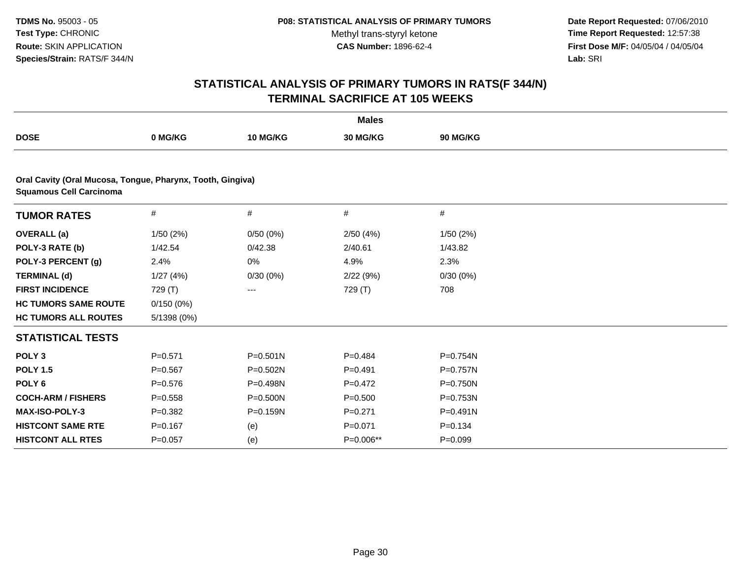TDMS No. 95003 - 05
Test Type: CHRONIC
Route: SKIN APPLICATION
Species/Strain: RATS/F 344/N

P08: STATISTICAL ANALYSIS OF PRIMARY TUMORS
Methyl trans-styryl ketone
CAS Number: 1896-62-4

Date Report Requested: 07/06/2010
Time Report Requested: 12:57:38
First Dose M/F: 04/05/04 / 04/05/04
Lab: SRI

## STATISTICAL ANALYSIS OF PRIMARY TUMORS IN RATS(F 344/N)
## TERMINAL SACRIFICE AT 105 WEEKS

| | Males | | | |
|---|---|---|---|---|
| **DOSE** | **0 MG/KG** | **10 MG/KG** | **30 MG/KG** | **90 MG/KG** |

**Oral Cavity (Oral Mucosa, Tongue, Pharynx, Tooth, Gingiva)**
**Squamous Cell Carcinoma**

| **TUMOR RATES** | # | # | # | # |
|---|---|---|---|---|
| **OVERALL (a)** | 1/50 (2%) | 0/50 (0%) | 2/50 (4%) | 1/50 (2%) |
| **POLY-3 RATE (b)** | 1/42.54 | 0/42.38 | 2/40.61 | 1/43.82 |
| **POLY-3 PERCENT (g)** | 2.4% | 0% | 4.9% | 2.3% |
| **TERMINAL (d)** | 1/27 (4%) | 0/30 (0%) | 2/22 (9%) | 0/30 (0%) |
| **FIRST INCIDENCE** | 729 (T) | --- | 729 (T) | 708 |
| **HC TUMORS SAME ROUTE** | 0/150 (0%) | | | |
| **HC TUMORS ALL ROUTES** | 5/1398 (0%) | | | |
| **STATISTICAL TESTS** | | | | |
| **POLY 3** | P=0.571 | P=0.501N | P=0.484 | P=0.754N |
| **POLY 1.5** | P=0.567 | P=0.502N | P=0.491 | P=0.757N |
| **POLY 6** | P=0.576 | P=0.498N | P=0.472 | P=0.750N |
| **COCH-ARM / FISHERS** | P=0.558 | P=0.500N | P=0.500 | P=0.753N |
| **MAX-ISO-POLY-3** | P=0.382 | P=0.159N | P=0.271 | P=0.491N |
| **HISTCONT SAME RTE** | P=0.167 | (e) | P=0.071 | P=0.134 |
| **HISTCONT ALL RTES** | P=0.057 | (e) | P=0.006** | P=0.099 |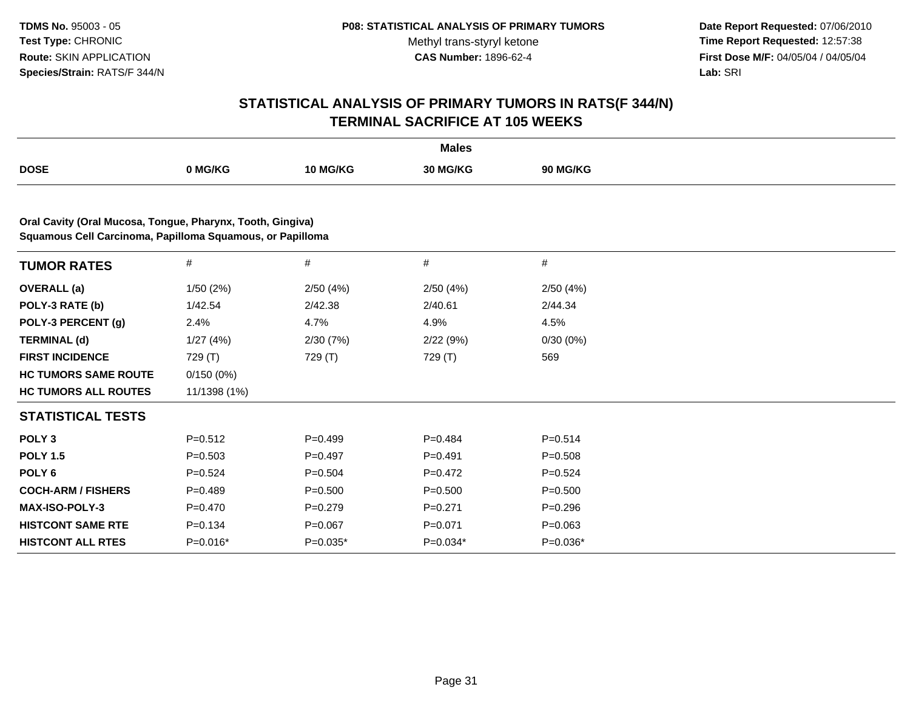**TDMS No.** 95003 - 05
**Test Type:** CHRONIC
**Route:** SKIN APPLICATION
**Species/Strain:** RATS/F 344/N

**P08: STATISTICAL ANALYSIS OF PRIMARY TUMORS**
Methyl trans-styryl ketone
**CAS Number:** 1896-62-4

**Date Report Requested:** 07/06/2010
**Time Report Requested:** 12:57:38
**First Dose M/F:** 04/05/04 / 04/05/04
**Lab:** SRI

## STATISTICAL ANALYSIS OF PRIMARY TUMORS IN RATS(F 344/N)
## TERMINAL SACRIFICE AT 105 WEEKS

| | Males | | | |
|---|---|---|---|---|
| **DOSE** | **0 MG/KG** | **10 MG/KG** | **30 MG/KG** | **90 MG/KG** |

**Oral Cavity (Oral Mucosa, Tongue, Pharynx, Tooth, Gingiva)**
**Squamous Cell Carcinoma, Papilloma Squamous, or Papilloma**

| **TUMOR RATES** | # | # | # | # |
|---|---|---|---|---|
| **OVERALL (a)** | 1/50 (2%) | 2/50 (4%) | 2/50 (4%) | 2/50 (4%) |
| **POLY-3 RATE (b)** | 1/42.54 | 2/42.38 | 2/40.61 | 2/44.34 |
| **POLY-3 PERCENT (g)** | 2.4% | 4.7% | 4.9% | 4.5% |
| **TERMINAL (d)** | 1/27 (4%) | 2/30 (7%) | 2/22 (9%) | 0/30 (0%) |
| **FIRST INCIDENCE** | 729 (T) | 729 (T) | 729 (T) | 569 |
| **HC TUMORS SAME ROUTE** | 0/150 (0%) | | | |
| **HC TUMORS ALL ROUTES** | 11/1398 (1%) | | | |
| **STATISTICAL TESTS** | | | | |
| **POLY 3** | P=0.512 | P=0.499 | P=0.484 | P=0.514 |
| **POLY 1.5** | P=0.503 | P=0.497 | P=0.491 | P=0.508 |
| **POLY 6** | P=0.524 | P=0.504 | P=0.472 | P=0.524 |
| **COCH-ARM / FISHERS** | P=0.489 | P=0.500 | P=0.500 | P=0.500 |
| **MAX-ISO-POLY-3** | P=0.470 | P=0.279 | P=0.271 | P=0.296 |
| **HISTCONT SAME RTE** | P=0.134 | P=0.067 | P=0.071 | P=0.063 |
| **HISTCONT ALL RTES** | P=0.016* | P=0.035* | P=0.034* | P=0.036* |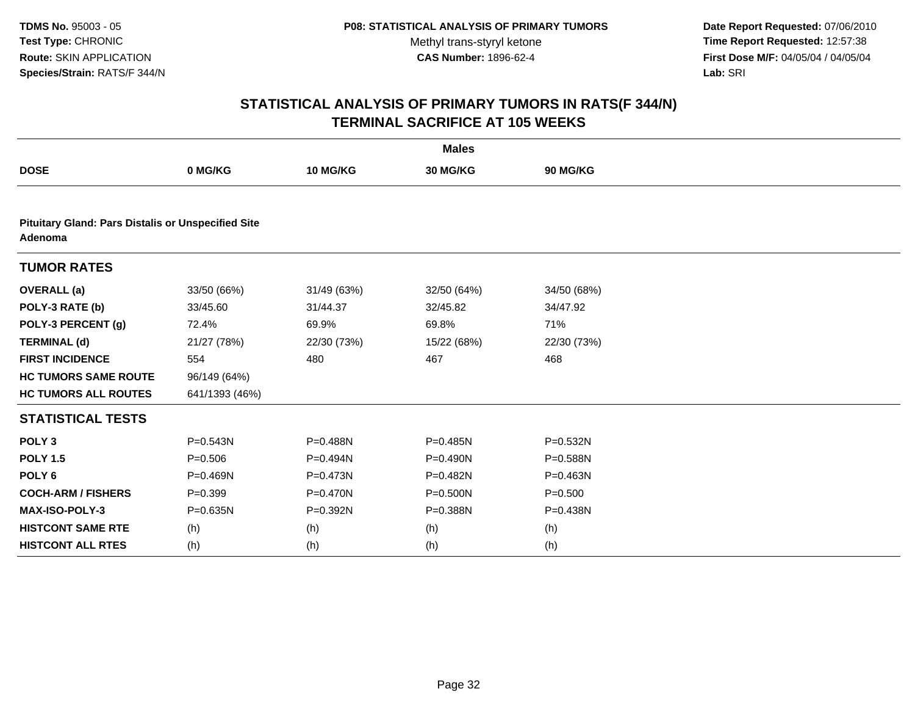TDMS No. 95003 - 05
Test Type: CHRONIC
Route: SKIN APPLICATION
Species/Strain: RATS/F 344/N

P08: STATISTICAL ANALYSIS OF PRIMARY TUMORS
Methyl trans-styryl ketone
CAS Number: 1896-62-4

Date Report Requested: 07/06/2010
Time Report Requested: 12:57:38
First Dose M/F: 04/05/04 / 04/05/04
Lab: SRI

## STATISTICAL ANALYSIS OF PRIMARY TUMORS IN RATS(F 344/N) TERMINAL SACRIFICE AT 105 WEEKS

| | Males | | | |
|---|---|---|---|---|
| **DOSE** | **0 MG/KG** | **10 MG/KG** | **30 MG/KG** | **90 MG/KG** |
| **Pituitary Gland: Pars Distalis or Unspecified Site Adenoma** | | | | |
| **TUMOR RATES** | | | | |
| **OVERALL (a)** | 33/50 (66%) | 31/49 (63%) | 32/50 (64%) | 34/50 (68%) |
| **POLY-3 RATE (b)** | 33/45.60 | 31/44.37 | 32/45.82 | 34/47.92 |
| **POLY-3 PERCENT (g)** | 72.4% | 69.9% | 69.8% | 71% |
| **TERMINAL (d)** | 21/27 (78%) | 22/30 (73%) | 15/22 (68%) | 22/30 (73%) |
| **FIRST INCIDENCE** | 554 | 480 | 467 | 468 |
| **HC TUMORS SAME ROUTE** | 96/149 (64%) | | | |
| **HC TUMORS ALL ROUTES** | 641/1393 (46%) | | | |
| **STATISTICAL TESTS** | | | | |
| **POLY 3** | P=0.543N | P=0.488N | P=0.485N | P=0.532N |
| **POLY 1.5** | P=0.506 | P=0.494N | P=0.490N | P=0.588N |
| **POLY 6** | P=0.469N | P=0.473N | P=0.482N | P=0.463N |
| **COCH-ARM / FISHERS** | P=0.399 | P=0.470N | P=0.500N | P=0.500 |
| **MAX-ISO-POLY-3** | P=0.635N | P=0.392N | P=0.388N | P=0.438N |
| **HISTCONT SAME RTE** | (h) | (h) | (h) | (h) |
| **HISTCONT ALL RTES** | (h) | (h) | (h) | (h) |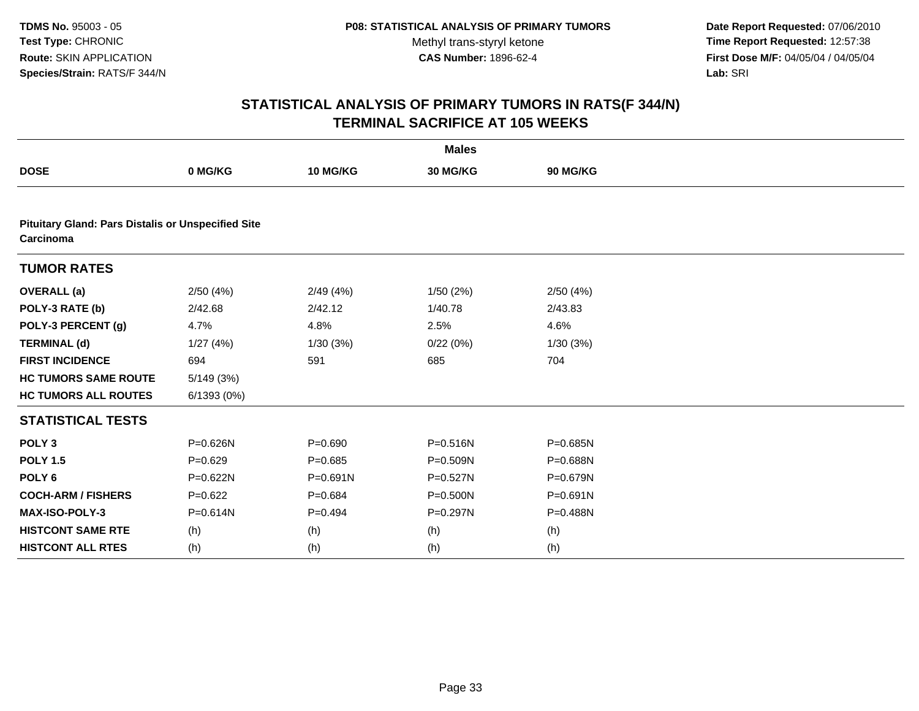# STATISTICAL ANALYSIS OF PRIMARY TUMORS IN RATS(F 344/N)
## TERMINAL SACRIFICE AT 105 WEEKS

| | Males | | | |
|---|---|---|---|---|
| **DOSE** | **0 MG/KG** | **10 MG/KG** | **30 MG/KG** | **90 MG/KG** |
| **Pituitary Gland: Pars Distalis or Unspecified Site Carcinoma** | | | | |
| **TUMOR RATES** | | | | |
| **OVERALL (a)** | 2/50 (4%) | 2/49 (4%) | 1/50 (2%) | 2/50 (4%) |
| **POLY-3 RATE (b)** | 2/42.68 | 2/42.12 | 1/40.78 | 2/43.83 |
| **POLY-3 PERCENT (g)** | 4.7% | 4.8% | 2.5% | 4.6% |
| **TERMINAL (d)** | 1/27 (4%) | 1/30 (3%) | 0/22 (0%) | 1/30 (3%) |
| **FIRST INCIDENCE** | 694 | 591 | 685 | 704 |
| **HC TUMORS SAME ROUTE** | 5/149 (3%) | | | |
| **HC TUMORS ALL ROUTES** | 6/1393 (0%) | | | |
| **STATISTICAL TESTS** | | | | |
| **POLY 3** | P=0.626N | P=0.690 | P=0.516N | P=0.685N |
| **POLY 1.5** | P=0.629 | P=0.685 | P=0.509N | P=0.688N |
| **POLY 6** | P=0.622N | P=0.691N | P=0.527N | P=0.679N |
| **COCH-ARM / FISHERS** | P=0.622 | P=0.684 | P=0.500N | P=0.691N |
| **MAX-ISO-POLY-3** | P=0.614N | P=0.494 | P=0.297N | P=0.488N |
| **HISTCONT SAME RTE** | (h) | (h) | (h) | (h) |
| **HISTCONT ALL RTES** | (h) | (h) | (h) | (h) |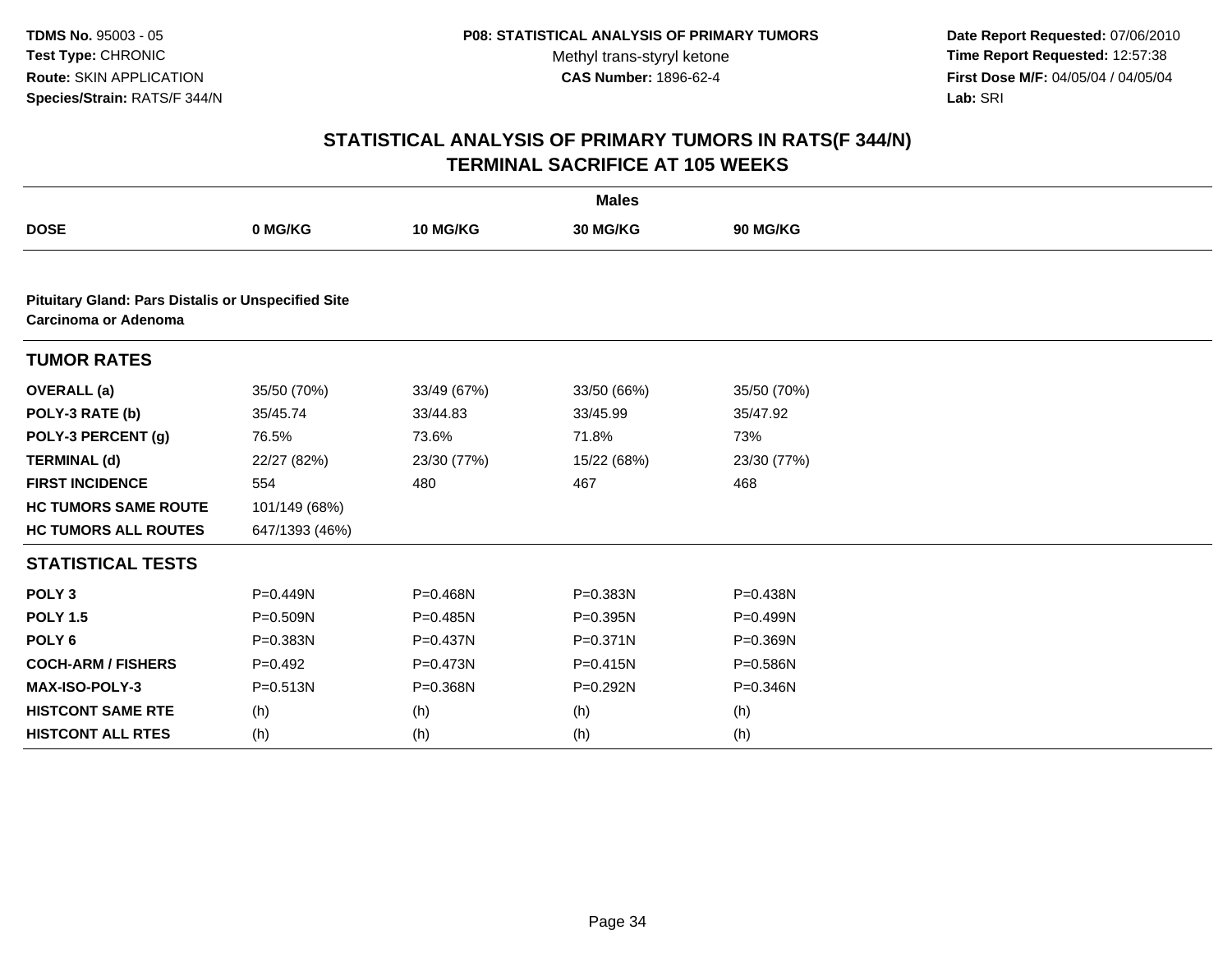**TDMS No.** 95003 - 05
**Test Type:** CHRONIC
**Route:** SKIN APPLICATION
**Species/Strain:** RATS/F 344/N

**P08: STATISTICAL ANALYSIS OF PRIMARY TUMORS**
Methyl trans-styryl ketone
**CAS Number:** 1896-62-4

**Date Report Requested:** 07/06/2010
**Time Report Requested:** 12:57:38
**First Dose M/F:** 04/05/04 / 04/05/04
**Lab:** SRI

## STATISTICAL ANALYSIS OF PRIMARY TUMORS IN RATS(F 344/N) TERMINAL SACRIFICE AT 105 WEEKS

| | Males | | | |
|---|---|---|---|---|
| **DOSE** | **0 MG/KG** | **10 MG/KG** | **30 MG/KG** | **90 MG/KG** |
| **Pituitary Gland: Pars Distalis or Unspecified Site Carcinoma or Adenoma** | | | | |
| **TUMOR RATES** | | | | |
| **OVERALL (a)** | 35/50 (70%) | 33/49 (67%) | 33/50 (66%) | 35/50 (70%) |
| **POLY-3 RATE (b)** | 35/45.74 | 33/44.83 | 33/45.99 | 35/47.92 |
| **POLY-3 PERCENT (g)** | 76.5% | 73.6% | 71.8% | 73% |
| **TERMINAL (d)** | 22/27 (82%) | 23/30 (77%) | 15/22 (68%) | 23/30 (77%) |
| **FIRST INCIDENCE** | 554 | 480 | 467 | 468 |
| **HC TUMORS SAME ROUTE** | 101/149 (68%) | | | |
| **HC TUMORS ALL ROUTES** | 647/1393 (46%) | | | |
| **STATISTICAL TESTS** | | | | |
| **POLY 3** | P=0.449N | P=0.468N | P=0.383N | P=0.438N |
| **POLY 1.5** | P=0.509N | P=0.485N | P=0.395N | P=0.499N |
| **POLY 6** | P=0.383N | P=0.437N | P=0.371N | P=0.369N |
| **COCH-ARM / FISHERS** | P=0.492 | P=0.473N | P=0.415N | P=0.586N |
| **MAX-ISO-POLY-3** | P=0.513N | P=0.368N | P=0.292N | P=0.346N |
| **HISTCONT SAME RTE** | (h) | (h) | (h) | (h) |
| **HISTCONT ALL RTES** | (h) | (h) | (h) | (h) |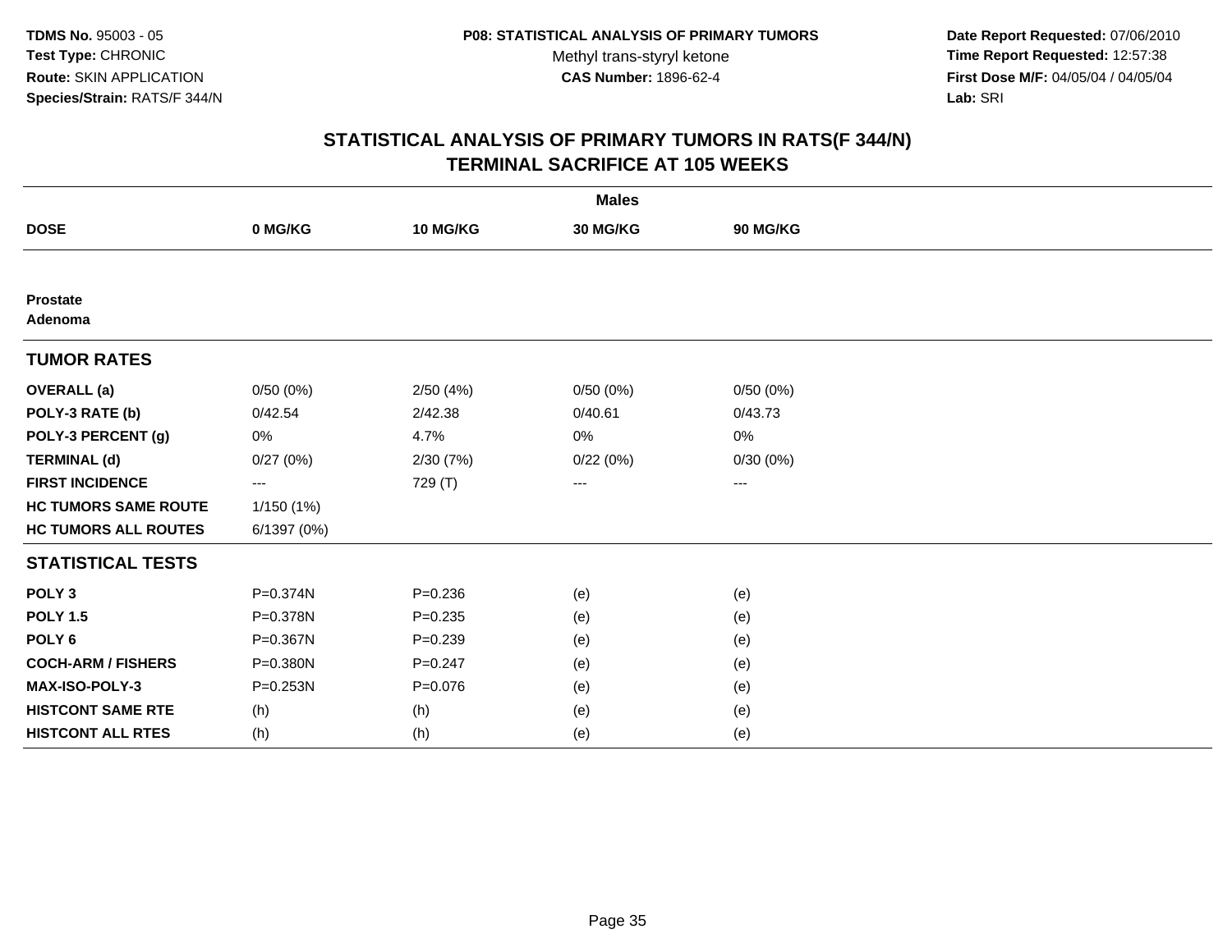**TDMS No.** 95003 - 05
**Test Type:** CHRONIC
**Route:** SKIN APPLICATION
**Species/Strain:** RATS/F 344/N

**P08: STATISTICAL ANALYSIS OF PRIMARY TUMORS**
Methyl trans-styryl ketone
**CAS Number:** 1896-62-4

**Date Report Requested:** 07/06/2010
**Time Report Requested:** 12:57:38
**First Dose M/F:** 04/05/04 / 04/05/04
**Lab:** SRI

## STATISTICAL ANALYSIS OF PRIMARY TUMORS IN RATS(F 344/N)
## TERMINAL SACRIFICE AT 105 WEEKS

| | Males | | | |
|---|---|---|---|---|
| **DOSE** | **0 MG/KG** | **10 MG/KG** | **30 MG/KG** | **90 MG/KG** |
| **Prostate** | | | | |
| **Adenoma** | | | | |
| **TUMOR RATES** | | | | |
| **OVERALL (a)** | 0/50 (0%) | 2/50 (4%) | 0/50 (0%) | 0/50 (0%) |
| **POLY-3 RATE (b)** | 0/42.54 | 2/42.38 | 0/40.61 | 0/43.73 |
| **POLY-3 PERCENT (g)** | 0% | 4.7% | 0% | 0% |
| **TERMINAL (d)** | 0/27 (0%) | 2/30 (7%) | 0/22 (0%) | 0/30 (0%) |
| **FIRST INCIDENCE** | --- | 729 (T) | --- | --- |
| **HC TUMORS SAME ROUTE** | 1/150 (1%) | | | |
| **HC TUMORS ALL ROUTES** | 6/1397 (0%) | | | |
| **STATISTICAL TESTS** | | | | |
| **POLY 3** | P=0.374N | P=0.236 | (e) | (e) |
| **POLY 1.5** | P=0.378N | P=0.235 | (e) | (e) |
| **POLY 6** | P=0.367N | P=0.239 | (e) | (e) |
| **COCH-ARM / FISHERS** | P=0.380N | P=0.247 | (e) | (e) |
| **MAX-ISO-POLY-3** | P=0.253N | P=0.076 | (e) | (e) |
| **HISTCONT SAME RTE** | (h) | (h) | (e) | (e) |
| **HISTCONT ALL RTES** | (h) | (h) | (e) | (e) |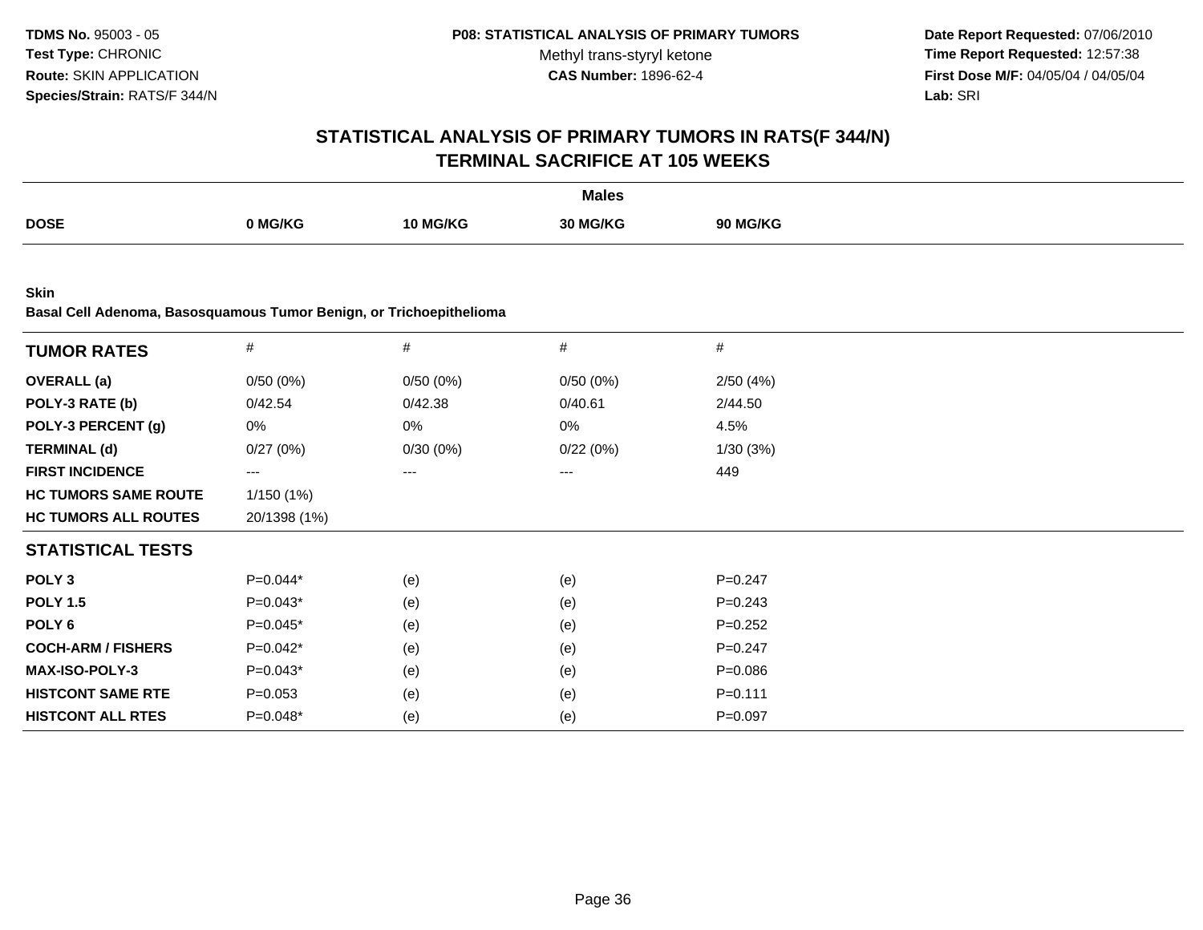TDMS No. 95003 - 05
Test Type: CHRONIC
Route: SKIN APPLICATION
Species/Strain: RATS/F 344/N

P08: STATISTICAL ANALYSIS OF PRIMARY TUMORS
Methyl trans-styryl ketone
CAS Number: 1896-62-4

Date Report Requested: 07/06/2010
Time Report Requested: 12:57:38
First Dose M/F: 04/05/04 / 04/05/04
Lab: SRI

# STATISTICAL ANALYSIS OF PRIMARY TUMORS IN RATS(F 344/N) TERMINAL SACRIFICE AT 105 WEEKS

| | Males | | | |
|---|---|---|---|---|
| **DOSE** | **0 MG/KG** | **10 MG/KG** | **30 MG/KG** | **90 MG/KG** |

**Skin**
**Basal Cell Adenoma, Basosquamous Tumor Benign, or Trichoepithelioma**

| **TUMOR RATES** | # | # | # | # |
|---|---|---|---|---|
| **OVERALL (a)** | 0/50 (0%) | 0/50 (0%) | 0/50 (0%) | 2/50 (4%) |
| **POLY-3 RATE (b)** | 0/42.54 | 0/42.38 | 0/40.61 | 2/44.50 |
| **POLY-3 PERCENT (g)** | 0% | 0% | 0% | 4.5% |
| **TERMINAL (d)** | 0/27 (0%) | 0/30 (0%) | 0/22 (0%) | 1/30 (3%) |
| **FIRST INCIDENCE** | --- | --- | --- | 449 |
| **HC TUMORS SAME ROUTE** | 1/150 (1%) | | | |
| **HC TUMORS ALL ROUTES** | 20/1398 (1%) | | | |
| **STATISTICAL TESTS** | | | | |
| **POLY 3** | P=0.044* | (e) | (e) | P=0.247 |
| **POLY 1.5** | P=0.043* | (e) | (e) | P=0.243 |
| **POLY 6** | P=0.045* | (e) | (e) | P=0.252 |
| **COCH-ARM / FISHERS** | P=0.042* | (e) | (e) | P=0.247 |
| **MAX-ISO-POLY-3** | P=0.043* | (e) | (e) | P=0.086 |
| **HISTCONT SAME RTE** | P=0.053 | (e) | (e) | P=0.111 |
| **HISTCONT ALL RTES** | P=0.048* | (e) | (e) | P=0.097 |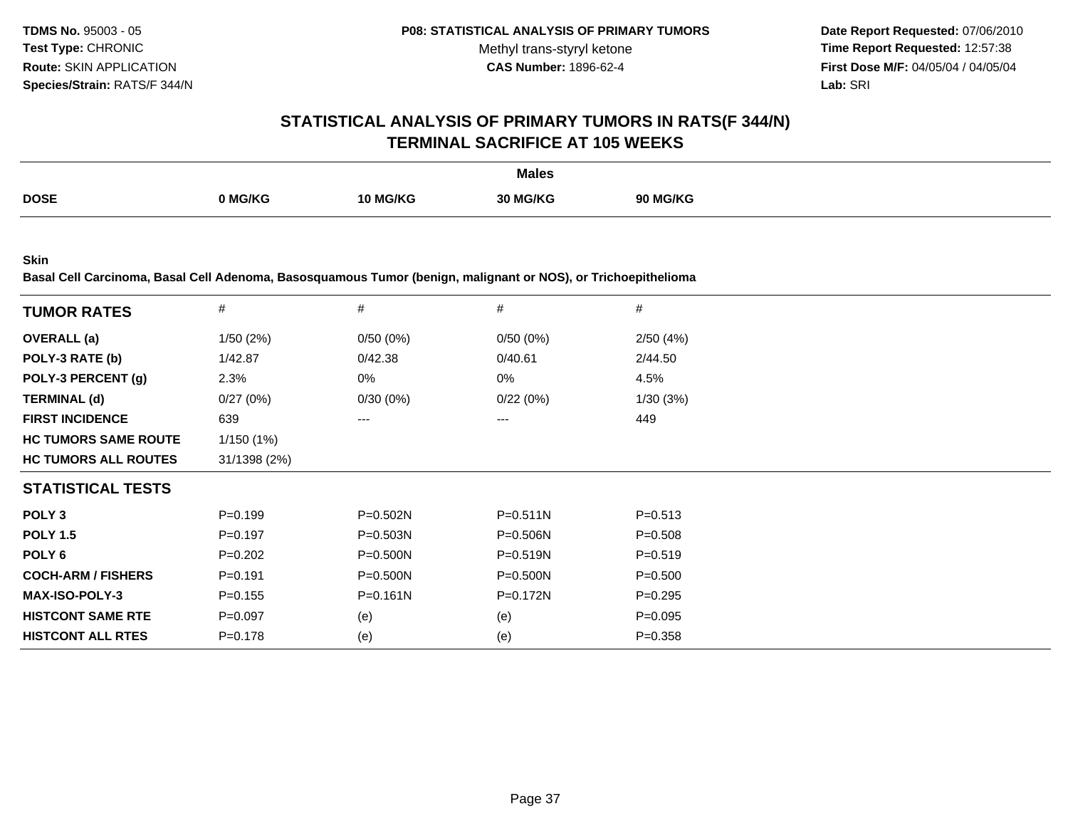**TDMS No.** 95003 - 05
**Test Type:** CHRONIC
**Route:** SKIN APPLICATION
**Species/Strain:** RATS/F 344/N

**P08: STATISTICAL ANALYSIS OF PRIMARY TUMORS**
Methyl trans-styryl ketone
**CAS Number:** 1896-62-4

**Date Report Requested:** 07/06/2010
**Time Report Requested:** 12:57:38
**First Dose M/F:** 04/05/04 / 04/05/04
**Lab:** SRI

## STATISTICAL ANALYSIS OF PRIMARY TUMORS IN RATS(F 344/N) TERMINAL SACRIFICE AT 105 WEEKS

**Males**

| DOSE | 0 MG/KG | 10 MG/KG | 30 MG/KG | 90 MG/KG |
|---|---|---|---|---|

**Skin**
**Basal Cell Carcinoma, Basal Cell Adenoma, Basosquamous Tumor (benign, malignant or NOS), or Trichoepithelioma**

| TUMOR RATES | # | # | # | # |
|---|---|---|---|---|
| **OVERALL (a)** | 1/50 (2%) | 0/50 (0%) | 0/50 (0%) | 2/50 (4%) |
| **POLY-3 RATE (b)** | 1/42.87 | 0/42.38 | 0/40.61 | 2/44.50 |
| **POLY-3 PERCENT (g)** | 2.3% | 0% | 0% | 4.5% |
| **TERMINAL (d)** | 0/27 (0%) | 0/30 (0%) | 0/22 (0%) | 1/30 (3%) |
| **FIRST INCIDENCE** | 639 | --- | --- | 449 |
| **HC TUMORS SAME ROUTE** | 1/150 (1%) | | | |
| **HC TUMORS ALL ROUTES** | 31/1398 (2%) | | | |
| **STATISTICAL TESTS** | | | | |
| **POLY 3** | P=0.199 | P=0.502N | P=0.511N | P=0.513 |
| **POLY 1.5** | P=0.197 | P=0.503N | P=0.506N | P=0.508 |
| **POLY 6** | P=0.202 | P=0.500N | P=0.519N | P=0.519 |
| **COCH-ARM / FISHERS** | P=0.191 | P=0.500N | P=0.500N | P=0.500 |
| **MAX-ISO-POLY-3** | P=0.155 | P=0.161N | P=0.172N | P=0.295 |
| **HISTCONT SAME RTE** | P=0.097 | (e) | (e) | P=0.095 |
| **HISTCONT ALL RTES** | P=0.178 | (e) | (e) | P=0.358 |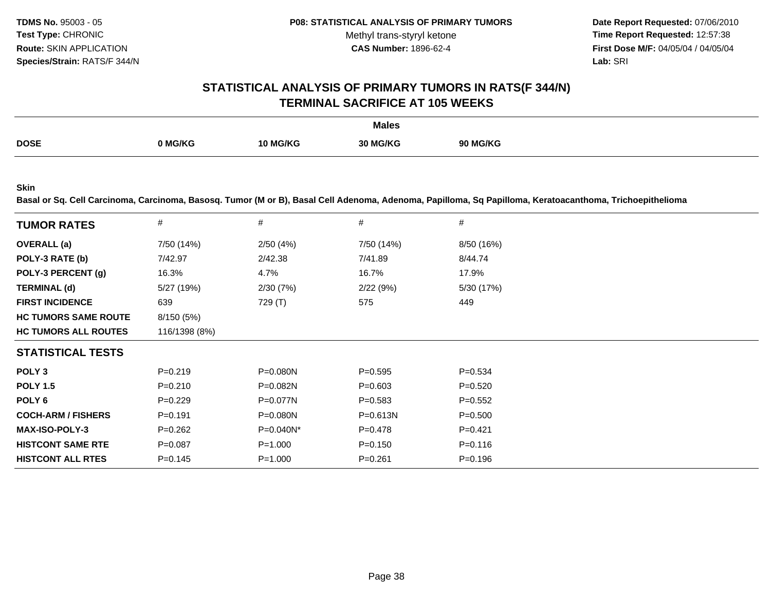**TDMS No.** 95003 - 05
**Test Type:** CHRONIC
**Route:** SKIN APPLICATION
**Species/Strain:** RATS/F 344/N

**P08: STATISTICAL ANALYSIS OF PRIMARY TUMORS**
Methyl trans-styryl ketone
**CAS Number:** 1896-62-4

**Date Report Requested:** 07/06/2010
**Time Report Requested:** 12:57:38
**First Dose M/F:** 04/05/04 / 04/05/04
**Lab:** SRI

## STATISTICAL ANALYSIS OF PRIMARY TUMORS IN RATS(F 344/N)
## TERMINAL SACRIFICE AT 105 WEEKS

| | Males | | | |
|---|---|---|---|---|
| **DOSE** | **0 MG/KG** | **10 MG/KG** | **30 MG/KG** | **90 MG/KG** |

**Skin**

**Basal or Sq. Cell Carcinoma, Carcinoma, Basosq. Tumor (M or B), Basal Cell Adenoma, Adenoma, Papilloma, Sq Papilloma, Keratoacanthoma, Trichoepithelioma**

| **TUMOR RATES** | # | # | # | # |
|---|---|---|---|---|
| **OVERALL (a)** | 7/50 (14%) | 2/50 (4%) | 7/50 (14%) | 8/50 (16%) |
| **POLY-3 RATE (b)** | 7/42.97 | 2/42.38 | 7/41.89 | 8/44.74 |
| **POLY-3 PERCENT (g)** | 16.3% | 4.7% | 16.7% | 17.9% |
| **TERMINAL (d)** | 5/27 (19%) | 2/30 (7%) | 2/22 (9%) | 5/30 (17%) |
| **FIRST INCIDENCE** | 639 | 729 (T) | 575 | 449 |
| **HC TUMORS SAME ROUTE** | 8/150 (5%) | | | |
| **HC TUMORS ALL ROUTES** | 116/1398 (8%) | | | |
| **STATISTICAL TESTS** | | | | |
| **POLY 3** | P=0.219 | P=0.080N | P=0.595 | P=0.534 |
| **POLY 1.5** | P=0.210 | P=0.082N | P=0.603 | P=0.520 |
| **POLY 6** | P=0.229 | P=0.077N | P=0.583 | P=0.552 |
| **COCH-ARM / FISHERS** | P=0.191 | P=0.080N | P=0.613N | P=0.500 |
| **MAX-ISO-POLY-3** | P=0.262 | P=0.040N* | P=0.478 | P=0.421 |
| **HISTCONT SAME RTE** | P=0.087 | P=1.000 | P=0.150 | P=0.116 |
| **HISTCONT ALL RTES** | P=0.145 | P=1.000 | P=0.261 | P=0.196 |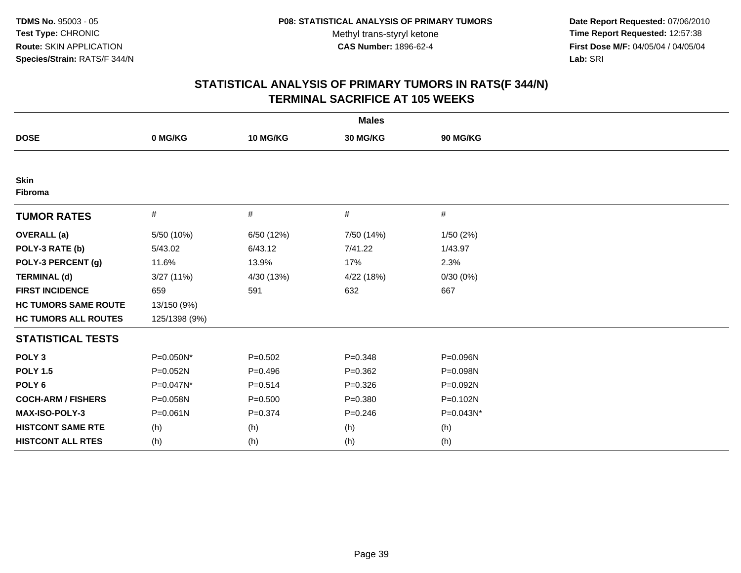**TDMS No.** 95003 - 05
**Test Type:** CHRONIC
**Route:** SKIN APPLICATION
**Species/Strain:** RATS/F 344/N

**P08: STATISTICAL ANALYSIS OF PRIMARY TUMORS**
Methyl trans-styryl ketone
**CAS Number:** 1896-62-4

**Date Report Requested:** 07/06/2010
**Time Report Requested:** 12:57:38
**First Dose M/F:** 04/05/04 / 04/05/04
**Lab:** SRI

## STATISTICAL ANALYSIS OF PRIMARY TUMORS IN RATS(F 344/N)
## TERMINAL SACRIFICE AT 105 WEEKS

| | Males | | | |
|---|---|---|---|---|
| **DOSE** | **0 MG/KG** | **10 MG/KG** | **30 MG/KG** | **90 MG/KG** |
| **Skin** | | | | |
| **Fibroma** | | | | |
| **TUMOR RATES** | # | # | # | # |
| **OVERALL (a)** | 5/50 (10%) | 6/50 (12%) | 7/50 (14%) | 1/50 (2%) |
| **POLY-3 RATE (b)** | 5/43.02 | 6/43.12 | 7/41.22 | 1/43.97 |
| **POLY-3 PERCENT (g)** | 11.6% | 13.9% | 17% | 2.3% |
| **TERMINAL (d)** | 3/27 (11%) | 4/30 (13%) | 4/22 (18%) | 0/30 (0%) |
| **FIRST INCIDENCE** | 659 | 591 | 632 | 667 |
| **HC TUMORS SAME ROUTE** | 13/150 (9%) | | | |
| **HC TUMORS ALL ROUTES** | 125/1398 (9%) | | | |
| **STATISTICAL TESTS** | | | | |
| **POLY 3** | P=0.050N* | P=0.502 | P=0.348 | P=0.096N |
| **POLY 1.5** | P=0.052N | P=0.496 | P=0.362 | P=0.098N |
| **POLY 6** | P=0.047N* | P=0.514 | P=0.326 | P=0.092N |
| **COCH-ARM / FISHERS** | P=0.058N | P=0.500 | P=0.380 | P=0.102N |
| **MAX-ISO-POLY-3** | P=0.061N | P=0.374 | P=0.246 | P=0.043N* |
| **HISTCONT SAME RTE** | (h) | (h) | (h) | (h) |
| **HISTCONT ALL RTES** | (h) | (h) | (h) | (h) |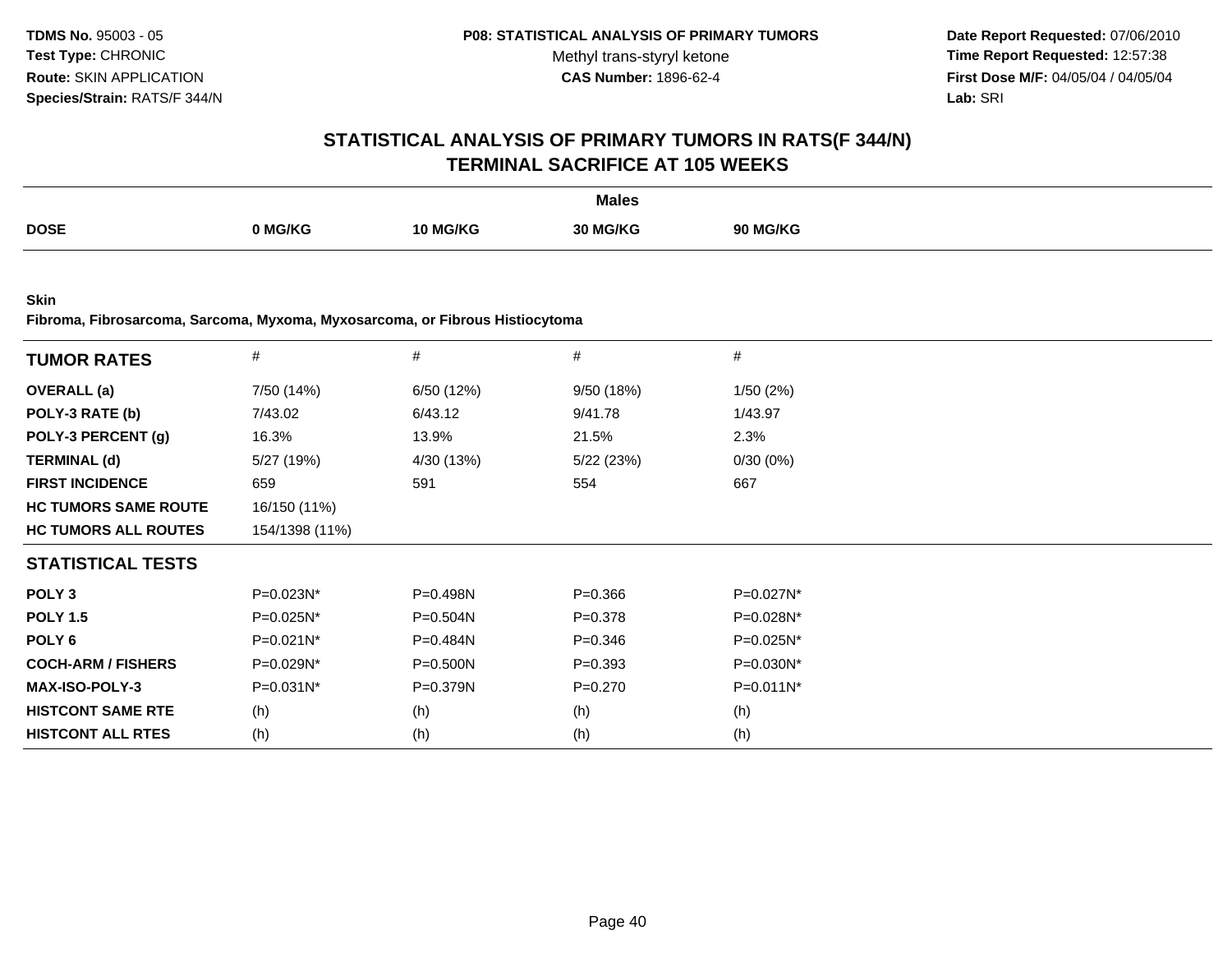**TDMS No.** 95003 - 05
**Test Type:** CHRONIC
**Route:** SKIN APPLICATION
**Species/Strain:** RATS/F 344/N

**P08: STATISTICAL ANALYSIS OF PRIMARY TUMORS**
Methyl trans-styryl ketone
**CAS Number:** 1896-62-4

**Date Report Requested:** 07/06/2010
**Time Report Requested:** 12:57:38
**First Dose M/F:** 04/05/04 / 04/05/04
**Lab:** SRI

## STATISTICAL ANALYSIS OF PRIMARY TUMORS IN RATS(F 344/N)
## TERMINAL SACRIFICE AT 105 WEEKS

| | Males | | | |
|---|---|---|---|---|
| **DOSE** | **0 MG/KG** | **10 MG/KG** | **30 MG/KG** | **90 MG/KG** |

**Skin**
**Fibroma, Fibrosarcoma, Sarcoma, Myxoma, Myxosarcoma, or Fibrous Histiocytoma**

| **TUMOR RATES** | # | # | # | # |
|---|---|---|---|---|
| **OVERALL (a)** | 7/50 (14%) | 6/50 (12%) | 9/50 (18%) | 1/50 (2%) |
| **POLY-3 RATE (b)** | 7/43.02 | 6/43.12 | 9/41.78 | 1/43.97 |
| **POLY-3 PERCENT (g)** | 16.3% | 13.9% | 21.5% | 2.3% |
| **TERMINAL (d)** | 5/27 (19%) | 4/30 (13%) | 5/22 (23%) | 0/30 (0%) |
| **FIRST INCIDENCE** | 659 | 591 | 554 | 667 |
| **HC TUMORS SAME ROUTE** | 16/150 (11%) | | | |
| **HC TUMORS ALL ROUTES** | 154/1398 (11%) | | | |
| **STATISTICAL TESTS** | | | | |
| **POLY 3** | P=0.023N* | P=0.498N | P=0.366 | P=0.027N* |
| **POLY 1.5** | P=0.025N* | P=0.504N | P=0.378 | P=0.028N* |
| **POLY 6** | P=0.021N* | P=0.484N | P=0.346 | P=0.025N* |
| **COCH-ARM / FISHERS** | P=0.029N* | P=0.500N | P=0.393 | P=0.030N* |
| **MAX-ISO-POLY-3** | P=0.031N* | P=0.379N | P=0.270 | P=0.011N* |
| **HISTCONT SAME RTE** | (h) | (h) | (h) | (h) |
| **HISTCONT ALL RTES** | (h) | (h) | (h) | (h) |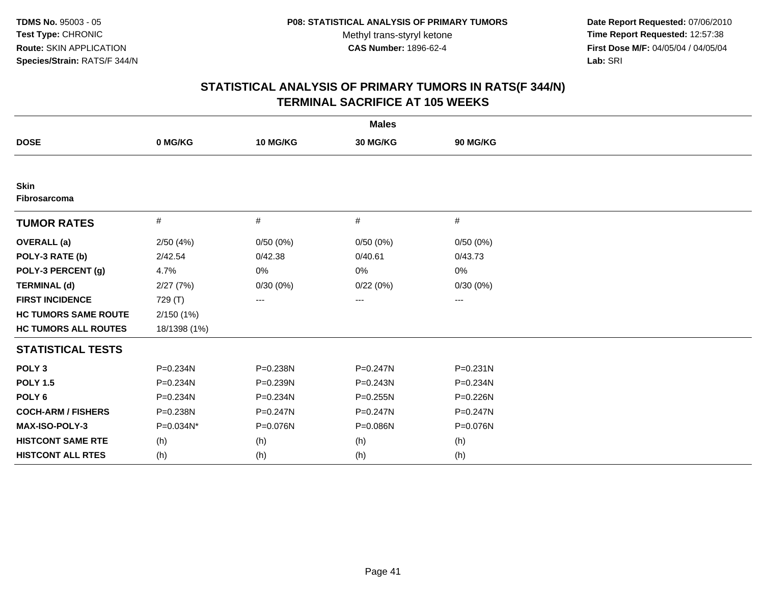**TDMS No.** 95003 - 05
**Test Type:** CHRONIC
**Route:** SKIN APPLICATION
**Species/Strain:** RATS/F 344/N

**P08: STATISTICAL ANALYSIS OF PRIMARY TUMORS**
Methyl trans-styryl ketone
**CAS Number:** 1896-62-4

**Date Report Requested:** 07/06/2010
**Time Report Requested:** 12:57:38
**First Dose M/F:** 04/05/04 / 04/05/04
**Lab:** SRI

## STATISTICAL ANALYSIS OF PRIMARY TUMORS IN RATS(F 344/N)
## TERMINAL SACRIFICE AT 105 WEEKS

| | Males | | | |
|---|---|---|---|---|
| **DOSE** | **0 MG/KG** | **10 MG/KG** | **30 MG/KG** | **90 MG/KG** |
| **Skin** | | | | |
| **Fibrosarcoma** | | | | |
| **TUMOR RATES** | # | # | # | # |
| **OVERALL (a)** | 2/50 (4%) | 0/50 (0%) | 0/50 (0%) | 0/50 (0%) |
| **POLY-3 RATE (b)** | 2/42.54 | 0/42.38 | 0/40.61 | 0/43.73 |
| **POLY-3 PERCENT (g)** | 4.7% | 0% | 0% | 0% |
| **TERMINAL (d)** | 2/27 (7%) | 0/30 (0%) | 0/22 (0%) | 0/30 (0%) |
| **FIRST INCIDENCE** | 729 (T) | --- | --- | --- |
| **HC TUMORS SAME ROUTE** | 2/150 (1%) | | | |
| **HC TUMORS ALL ROUTES** | 18/1398 (1%) | | | |
| **STATISTICAL TESTS** | | | | |
| **POLY 3** | P=0.234N | P=0.238N | P=0.247N | P=0.231N |
| **POLY 1.5** | P=0.234N | P=0.239N | P=0.243N | P=0.234N |
| **POLY 6** | P=0.234N | P=0.234N | P=0.255N | P=0.226N |
| **COCH-ARM / FISHERS** | P=0.238N | P=0.247N | P=0.247N | P=0.247N |
| **MAX-ISO-POLY-3** | P=0.034N* | P=0.076N | P=0.086N | P=0.076N |
| **HISTCONT SAME RTE** | (h) | (h) | (h) | (h) |
| **HISTCONT ALL RTES** | (h) | (h) | (h) | (h) |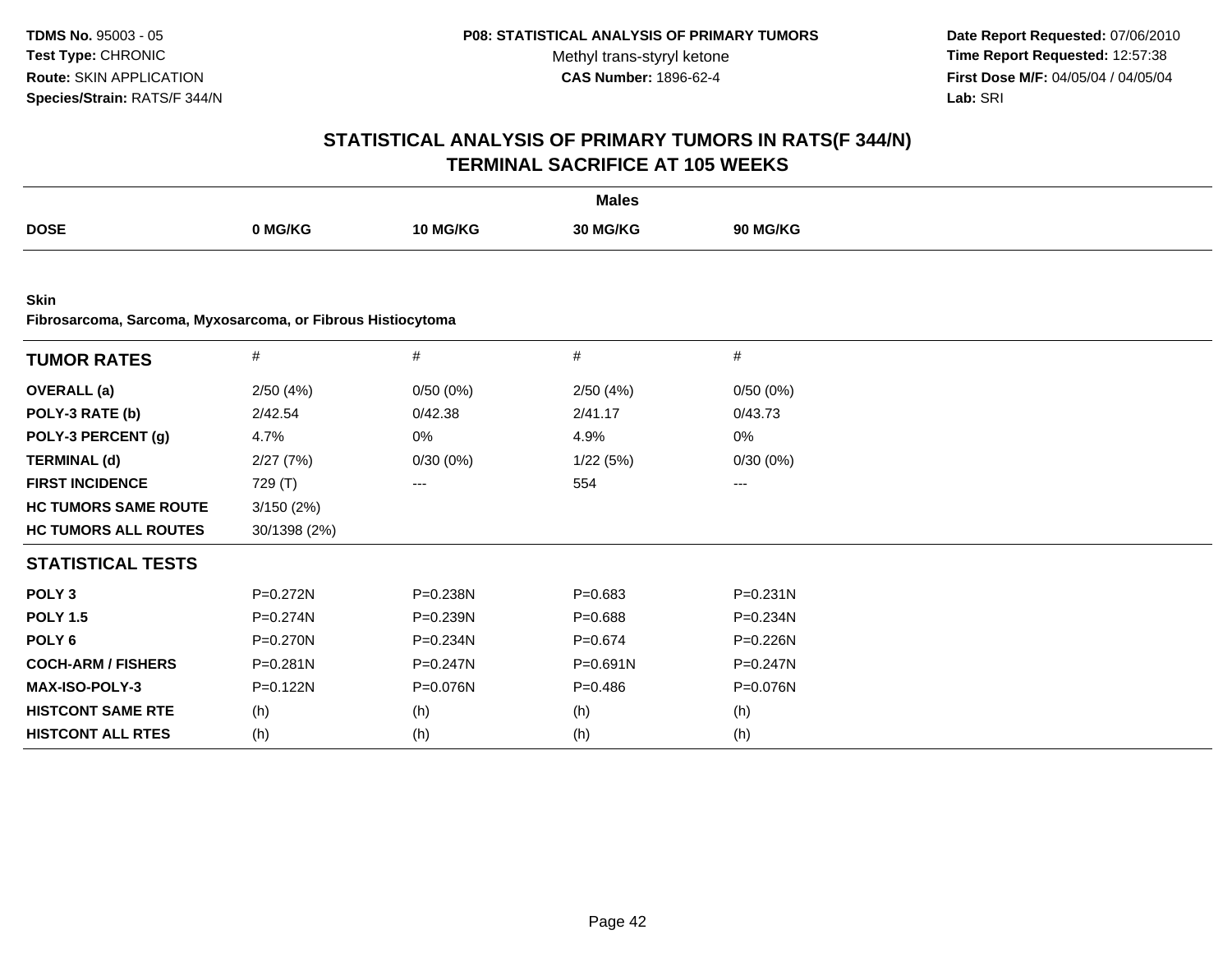**TDMS No.** 95003 - 05
**Test Type:** CHRONIC
**Route:** SKIN APPLICATION
**Species/Strain:** RATS/F 344/N

**P08: STATISTICAL ANALYSIS OF PRIMARY TUMORS**
Methyl trans-styryl ketone
**CAS Number:** 1896-62-4

**Date Report Requested:** 07/06/2010
**Time Report Requested:** 12:57:38
**First Dose M/F:** 04/05/04 / 04/05/04
**Lab:** SRI

## STATISTICAL ANALYSIS OF PRIMARY TUMORS IN RATS(F 344/N) TERMINAL SACRIFICE AT 105 WEEKS

| | Males | | | |
|---|---|---|---|---|
| **DOSE** | **0 MG/KG** | **10 MG/KG** | **30 MG/KG** | **90 MG/KG** |

**Skin**
**Fibrosarcoma, Sarcoma, Myxosarcoma, or Fibrous Histiocytoma**

| **TUMOR RATES** | # | # | # | # |
|---|---|---|---|---|
| **OVERALL (a)** | 2/50 (4%) | 0/50 (0%) | 2/50 (4%) | 0/50 (0%) |
| **POLY-3 RATE (b)** | 2/42.54 | 0/42.38 | 2/41.17 | 0/43.73 |
| **POLY-3 PERCENT (g)** | 4.7% | 0% | 4.9% | 0% |
| **TERMINAL (d)** | 2/27 (7%) | 0/30 (0%) | 1/22 (5%) | 0/30 (0%) |
| **FIRST INCIDENCE** | 729 (T) | --- | 554 | --- |
| **HC TUMORS SAME ROUTE** | 3/150 (2%) | | | |
| **HC TUMORS ALL ROUTES** | 30/1398 (2%) | | | |
| **STATISTICAL TESTS** | | | | |
| **POLY 3** | P=0.272N | P=0.238N | P=0.683 | P=0.231N |
| **POLY 1.5** | P=0.274N | P=0.239N | P=0.688 | P=0.234N |
| **POLY 6** | P=0.270N | P=0.234N | P=0.674 | P=0.226N |
| **COCH-ARM / FISHERS** | P=0.281N | P=0.247N | P=0.691N | P=0.247N |
| **MAX-ISO-POLY-3** | P=0.122N | P=0.076N | P=0.486 | P=0.076N |
| **HISTCONT SAME RTE** | (h) | (h) | (h) | (h) |
| **HISTCONT ALL RTES** | (h) | (h) | (h) | (h) |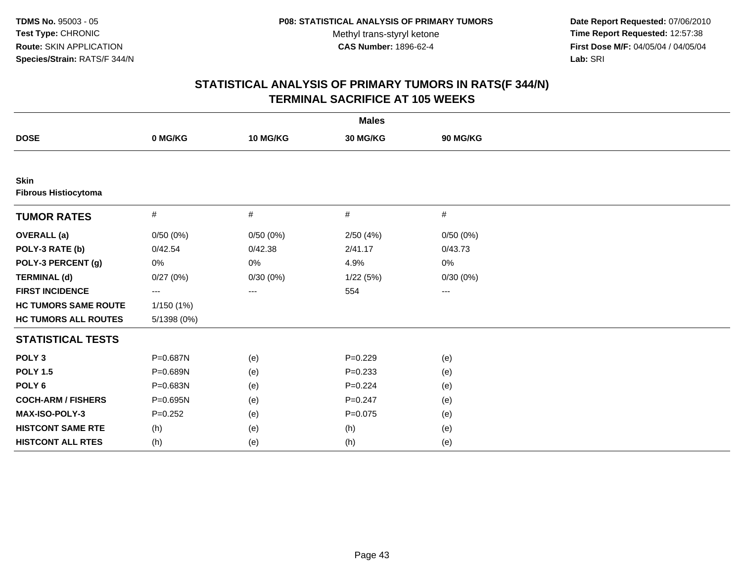**TDMS No.** 95003 - 05
**Test Type:** CHRONIC
**Route:** SKIN APPLICATION
**Species/Strain:** RATS/F 344/N

**P08: STATISTICAL ANALYSIS OF PRIMARY TUMORS**
Methyl trans-styryl ketone
**CAS Number:** 1896-62-4

**Date Report Requested:** 07/06/2010
**Time Report Requested:** 12:57:38
**First Dose M/F:** 04/05/04 / 04/05/04
**Lab:** SRI

## STATISTICAL ANALYSIS OF PRIMARY TUMORS IN RATS(F 344/N)
## TERMINAL SACRIFICE AT 105 WEEKS

| | Males | | | |
|---|---|---|---|---|
| **DOSE** | **0 MG/KG** | **10 MG/KG** | **30 MG/KG** | **90 MG/KG** |
| **Skin** | | | | |
| **Fibrous Histiocytoma** | | | | |
| **TUMOR RATES** | # | # | # | # |
| **OVERALL (a)** | 0/50 (0%) | 0/50 (0%) | 2/50 (4%) | 0/50 (0%) |
| **POLY-3 RATE (b)** | 0/42.54 | 0/42.38 | 2/41.17 | 0/43.73 |
| **POLY-3 PERCENT (g)** | 0% | 0% | 4.9% | 0% |
| **TERMINAL (d)** | 0/27 (0%) | 0/30 (0%) | 1/22 (5%) | 0/30 (0%) |
| **FIRST INCIDENCE** | --- | --- | 554 | --- |
| **HC TUMORS SAME ROUTE** | 1/150 (1%) | | | |
| **HC TUMORS ALL ROUTES** | 5/1398 (0%) | | | |
| **STATISTICAL TESTS** | | | | |
| **POLY 3** | P=0.687N | (e) | P=0.229 | (e) |
| **POLY 1.5** | P=0.689N | (e) | P=0.233 | (e) |
| **POLY 6** | P=0.683N | (e) | P=0.224 | (e) |
| **COCH-ARM / FISHERS** | P=0.695N | (e) | P=0.247 | (e) |
| **MAX-ISO-POLY-3** | P=0.252 | (e) | P=0.075 | (e) |
| **HISTCONT SAME RTE** | (h) | (e) | (h) | (e) |
| **HISTCONT ALL RTES** | (h) | (e) | (h) | (e) |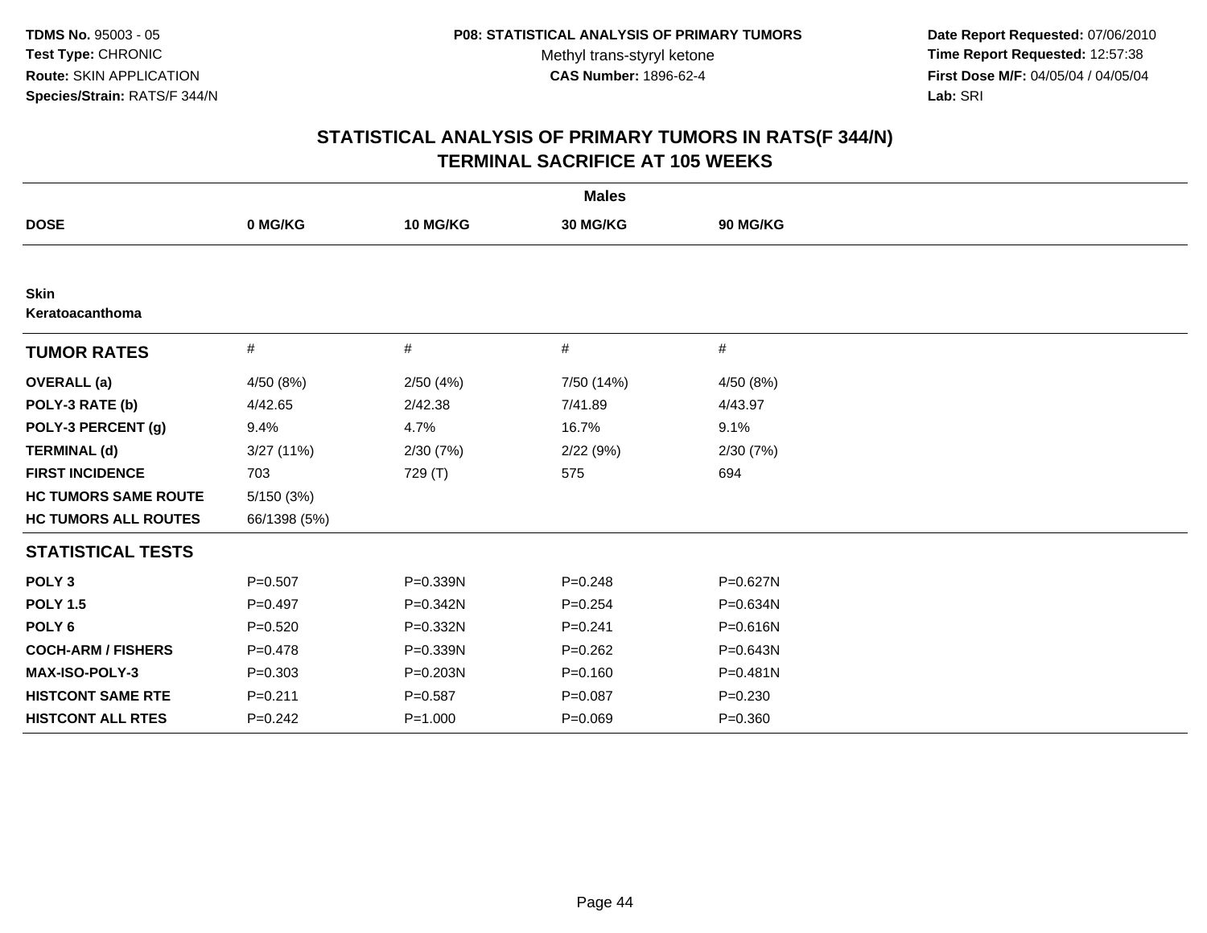**TDMS No.** 95003 - 05
**Test Type:** CHRONIC
**Route:** SKIN APPLICATION
**Species/Strain:** RATS/F 344/N

**P08: STATISTICAL ANALYSIS OF PRIMARY TUMORS**
Methyl trans-styryl ketone
**CAS Number:** 1896-62-4

**Date Report Requested:** 07/06/2010
**Time Report Requested:** 12:57:38
**First Dose M/F:** 04/05/04 / 04/05/04
**Lab:** SRI

# STATISTICAL ANALYSIS OF PRIMARY TUMORS IN RATS(F 344/N) TERMINAL SACRIFICE AT 105 WEEKS

| | Males | | | |
|---|---|---|---|---|
| **DOSE** | **0 MG/KG** | **10 MG/KG** | **30 MG/KG** | **90 MG/KG** |
| **Skin** | | | | |
| **Keratoacanthoma** | | | | |
| **TUMOR RATES** | # | # | # | # |
| **OVERALL (a)** | 4/50 (8%) | 2/50 (4%) | 7/50 (14%) | 4/50 (8%) |
| **POLY-3 RATE (b)** | 4/42.65 | 2/42.38 | 7/41.89 | 4/43.97 |
| **POLY-3 PERCENT (g)** | 9.4% | 4.7% | 16.7% | 9.1% |
| **TERMINAL (d)** | 3/27 (11%) | 2/30 (7%) | 2/22 (9%) | 2/30 (7%) |
| **FIRST INCIDENCE** | 703 | 729 (T) | 575 | 694 |
| **HC TUMORS SAME ROUTE** | 5/150 (3%) | | | |
| **HC TUMORS ALL ROUTES** | 66/1398 (5%) | | | |
| **STATISTICAL TESTS** | | | | |
| **POLY 3** | P=0.507 | P=0.339N | P=0.248 | P=0.627N |
| **POLY 1.5** | P=0.497 | P=0.342N | P=0.254 | P=0.634N |
| **POLY 6** | P=0.520 | P=0.332N | P=0.241 | P=0.616N |
| **COCH-ARM / FISHERS** | P=0.478 | P=0.339N | P=0.262 | P=0.643N |
| **MAX-ISO-POLY-3** | P=0.303 | P=0.203N | P=0.160 | P=0.481N |
| **HISTCONT SAME RTE** | P=0.211 | P=0.587 | P=0.087 | P=0.230 |
| **HISTCONT ALL RTES** | P=0.242 | P=1.000 | P=0.069 | P=0.360 |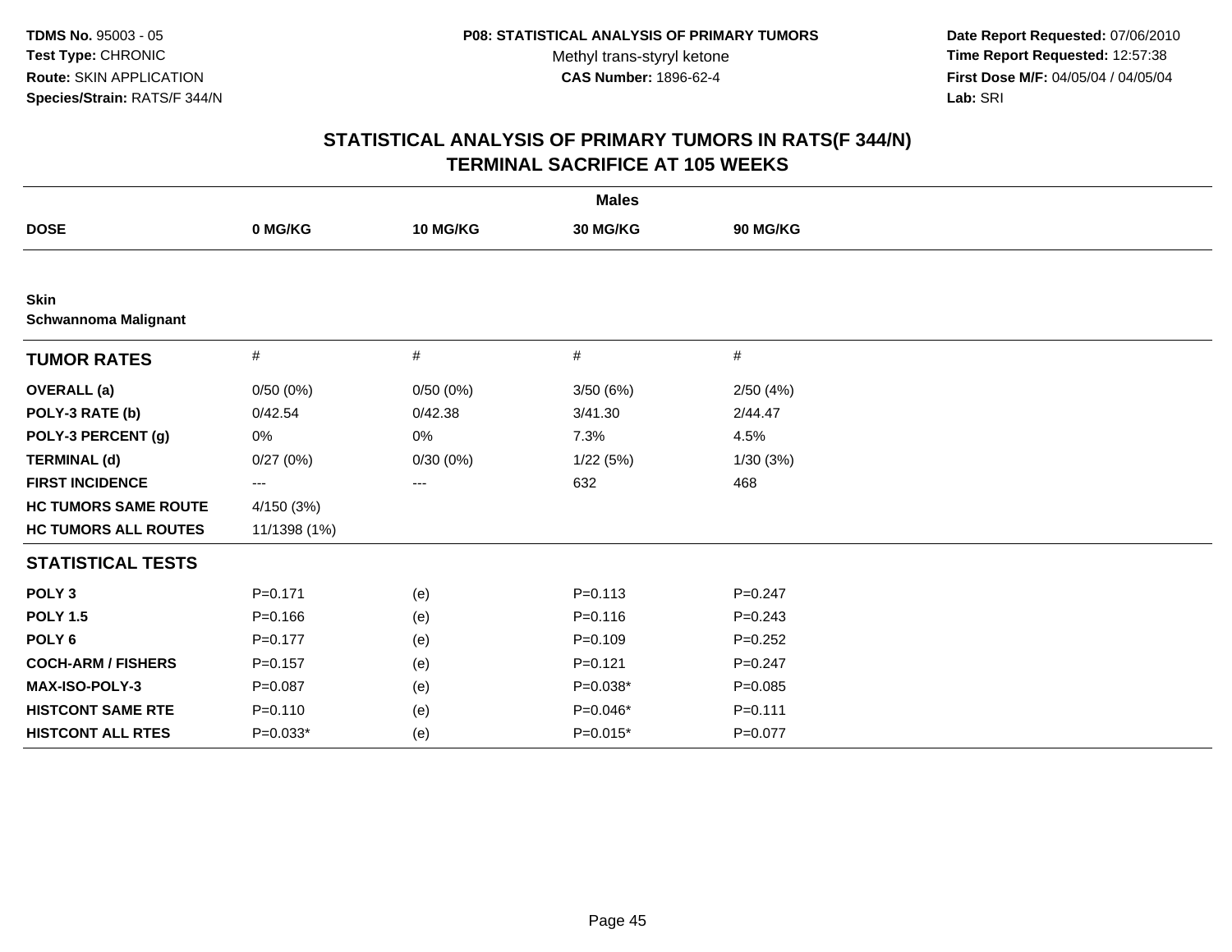TDMS No. 95003 - 05
Test Type: CHRONIC
Route: SKIN APPLICATION
Species/Strain: RATS/F 344/N

**P08: STATISTICAL ANALYSIS OF PRIMARY TUMORS**
Methyl trans-styryl ketone
**CAS Number:** 1896-62-4

**Date Report Requested:** 07/06/2010
**Time Report Requested:** 12:57:38
**First Dose M/F:** 04/05/04 / 04/05/04
**Lab:** SRI

# STATISTICAL ANALYSIS OF PRIMARY TUMORS IN RATS(F 344/N)
## TERMINAL SACRIFICE AT 105 WEEKS

| Males | | | | |
|---|---|---|---|---|
| **DOSE** | **0 MG/KG** | **10 MG/KG** | **30 MG/KG** | **90 MG/KG** |
| **Skin** | | | | |
| **Schwannoma Malignant** | | | | |
| **TUMOR RATES** | # | # | # | # |
| **OVERALL (a)** | 0/50 (0%) | 0/50 (0%) | 3/50 (6%) | 2/50 (4%) |
| **POLY-3 RATE (b)** | 0/42.54 | 0/42.38 | 3/41.30 | 2/44.47 |
| **POLY-3 PERCENT (g)** | 0% | 0% | 7.3% | 4.5% |
| **TERMINAL (d)** | 0/27 (0%) | 0/30 (0%) | 1/22 (5%) | 1/30 (3%) |
| **FIRST INCIDENCE** | --- | --- | 632 | 468 |
| **HC TUMORS SAME ROUTE** | 4/150 (3%) | | | |
| **HC TUMORS ALL ROUTES** | 11/1398 (1%) | | | |
| **STATISTICAL TESTS** | | | | |
| **POLY 3** | P=0.171 | (e) | P=0.113 | P=0.247 |
| **POLY 1.5** | P=0.166 | (e) | P=0.116 | P=0.243 |
| **POLY 6** | P=0.177 | (e) | P=0.109 | P=0.252 |
| **COCH-ARM / FISHERS** | P=0.157 | (e) | P=0.121 | P=0.247 |
| **MAX-ISO-POLY-3** | P=0.087 | (e) | P=0.038* | P=0.085 |
| **HISTCONT SAME RTE** | P=0.110 | (e) | P=0.046* | P=0.111 |
| **HISTCONT ALL RTES** | P=0.033* | (e) | P=0.015* | P=0.077 |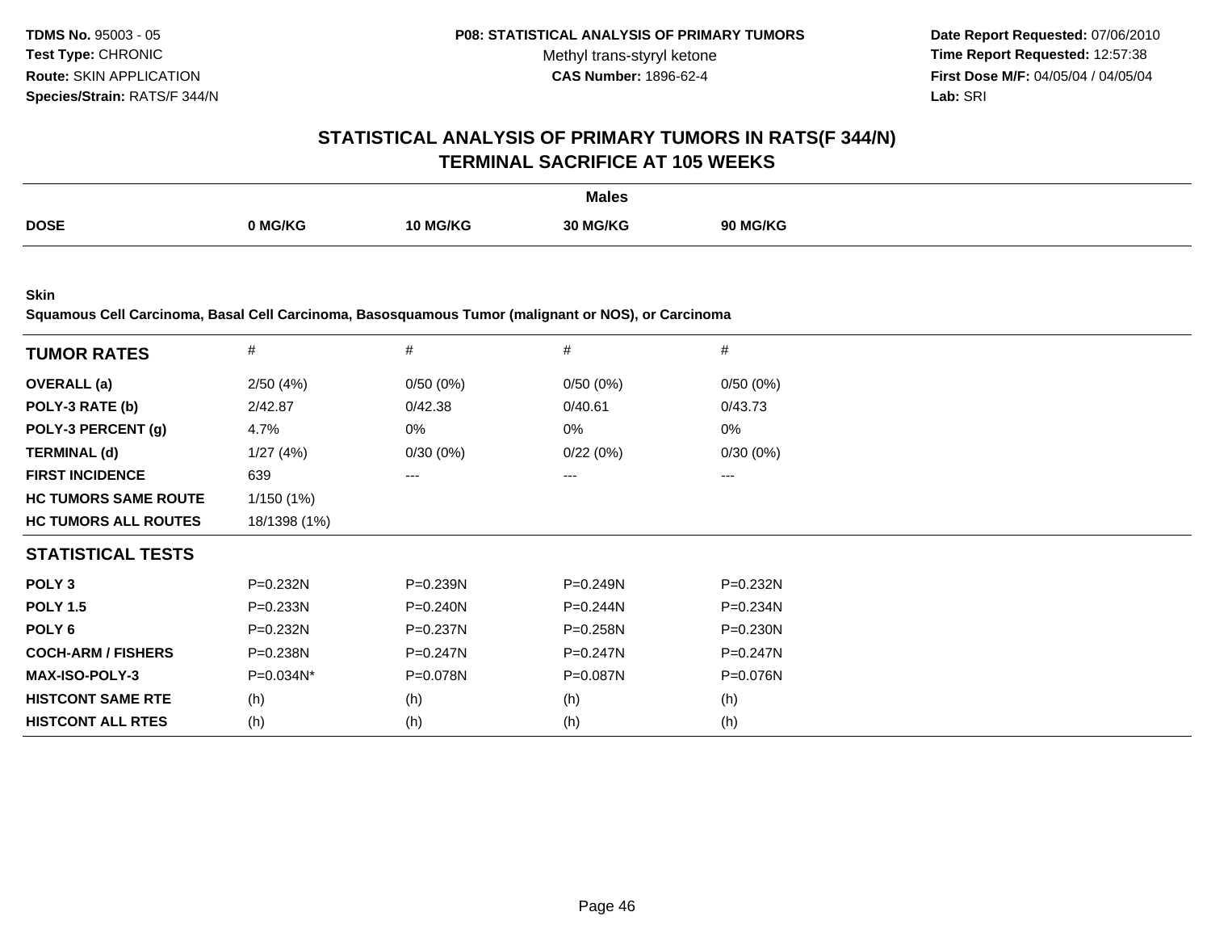**TDMS No.** 95003 - 05
**Test Type:** CHRONIC
**Route:** SKIN APPLICATION
**Species/Strain:** RATS/F 344/N

**P08: STATISTICAL ANALYSIS OF PRIMARY TUMORS**
Methyl trans-styryl ketone
**CAS Number:** 1896-62-4

**Date Report Requested:** 07/06/2010
**Time Report Requested:** 12:57:38
**First Dose M/F:** 04/05/04 / 04/05/04
**Lab:** SRI

## STATISTICAL ANALYSIS OF PRIMARY TUMORS IN RATS(F 344/N) TERMINAL SACRIFICE AT 105 WEEKS

| | Males | | | |
|---|---|---|---|---|
| **DOSE** | **0 MG/KG** | **10 MG/KG** | **30 MG/KG** | **90 MG/KG** |

**Skin**
**Squamous Cell Carcinoma, Basal Cell Carcinoma, Basosquamous Tumor (malignant or NOS), or Carcinoma**

| **TUMOR RATES** | # | # | # | # |
|---|---|---|---|---|
| **OVERALL (a)** | 2/50 (4%) | 0/50 (0%) | 0/50 (0%) | 0/50 (0%) |
| **POLY-3 RATE (b)** | 2/42.87 | 0/42.38 | 0/40.61 | 0/43.73 |
| **POLY-3 PERCENT (g)** | 4.7% | 0% | 0% | 0% |
| **TERMINAL (d)** | 1/27 (4%) | 0/30 (0%) | 0/22 (0%) | 0/30 (0%) |
| **FIRST INCIDENCE** | 639 | --- | --- | --- |
| **HC TUMORS SAME ROUTE** | 1/150 (1%) | | | |
| **HC TUMORS ALL ROUTES** | 18/1398 (1%) | | | |
| **STATISTICAL TESTS** | | | | |
| **POLY 3** | P=0.232N | P=0.239N | P=0.249N | P=0.232N |
| **POLY 1.5** | P=0.233N | P=0.240N | P=0.244N | P=0.234N |
| **POLY 6** | P=0.232N | P=0.237N | P=0.258N | P=0.230N |
| **COCH-ARM / FISHERS** | P=0.238N | P=0.247N | P=0.247N | P=0.247N |
| **MAX-ISO-POLY-3** | P=0.034N* | P=0.078N | P=0.087N | P=0.076N |
| **HISTCONT SAME RTE** | (h) | (h) | (h) | (h) |
| **HISTCONT ALL RTES** | (h) | (h) | (h) | (h) |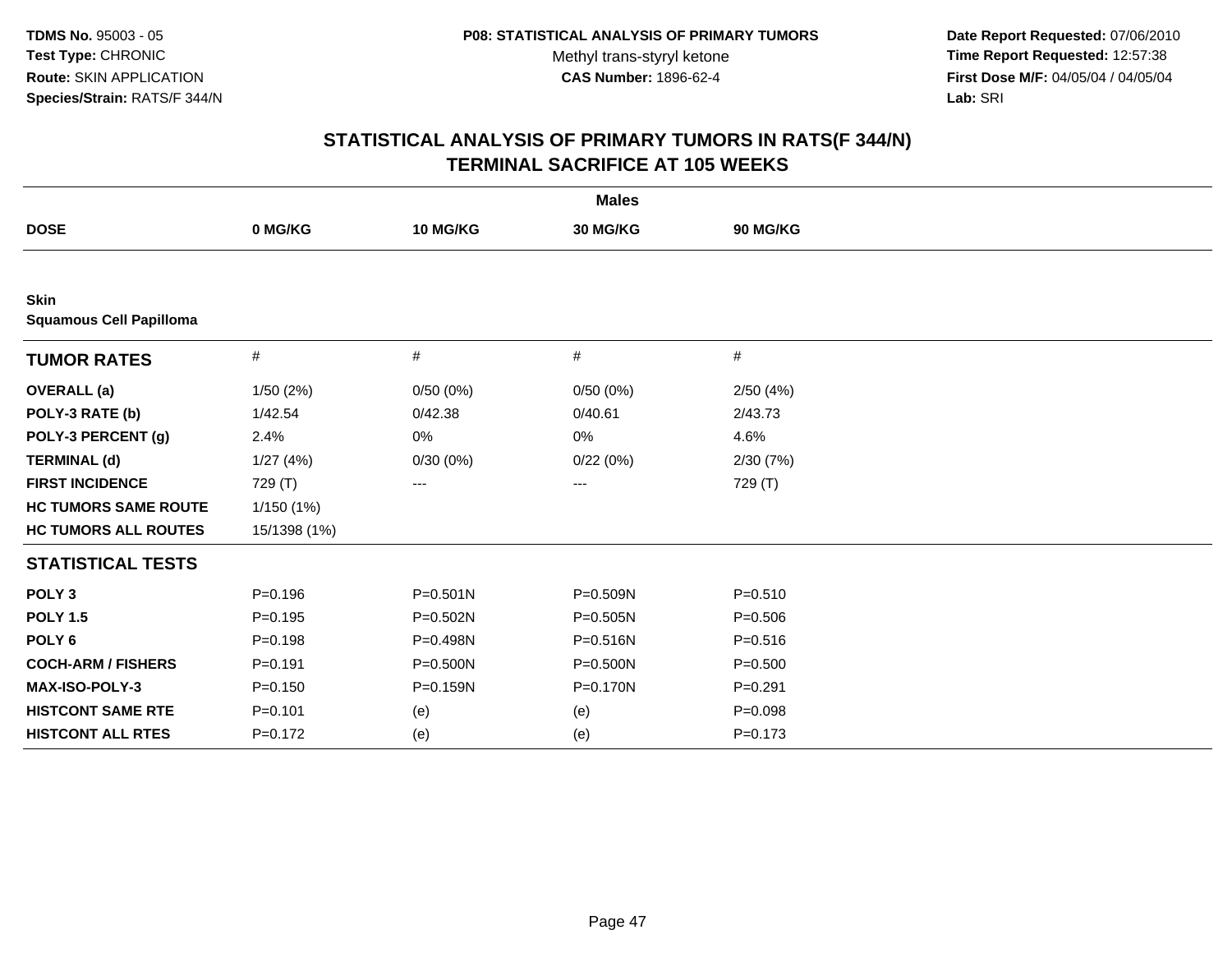TDMS No. 95003 - 05
Test Type: CHRONIC
Route: SKIN APPLICATION
Species/Strain: RATS/F 344/N

P08: STATISTICAL ANALYSIS OF PRIMARY TUMORS
Methyl trans-styryl ketone
CAS Number: 1896-62-4

Date Report Requested: 07/06/2010
Time Report Requested: 12:57:38
First Dose M/F: 04/05/04 / 04/05/04
Lab: SRI

# STATISTICAL ANALYSIS OF PRIMARY TUMORS IN RATS(F 344/N)
## TERMINAL SACRIFICE AT 105 WEEKS

| Males | | | | |
|---|---|---|---|---|
| **DOSE** | **0 MG/KG** | **10 MG/KG** | **30 MG/KG** | **90 MG/KG** |
| **Skin** | | | | |
| **Squamous Cell Papilloma** | | | | |
| **TUMOR RATES** | # | # | # | # |
| **OVERALL (a)** | 1/50 (2%) | 0/50 (0%) | 0/50 (0%) | 2/50 (4%) |
| **POLY-3 RATE (b)** | 1/42.54 | 0/42.38 | 0/40.61 | 2/43.73 |
| **POLY-3 PERCENT (g)** | 2.4% | 0% | 0% | 4.6% |
| **TERMINAL (d)** | 1/27 (4%) | 0/30 (0%) | 0/22 (0%) | 2/30 (7%) |
| **FIRST INCIDENCE** | 729 (T) | --- | --- | 729 (T) |
| **HC TUMORS SAME ROUTE** | 1/150 (1%) | | | |
| **HC TUMORS ALL ROUTES** | 15/1398 (1%) | | | |
| **STATISTICAL TESTS** | | | | |
| **POLY 3** | P=0.196 | P=0.501N | P=0.509N | P=0.510 |
| **POLY 1.5** | P=0.195 | P=0.502N | P=0.505N | P=0.506 |
| **POLY 6** | P=0.198 | P=0.498N | P=0.516N | P=0.516 |
| **COCH-ARM / FISHERS** | P=0.191 | P=0.500N | P=0.500N | P=0.500 |
| **MAX-ISO-POLY-3** | P=0.150 | P=0.159N | P=0.170N | P=0.291 |
| **HISTCONT SAME RTE** | P=0.101 | (e) | (e) | P=0.098 |
| **HISTCONT ALL RTES** | P=0.172 | (e) | (e) | P=0.173 |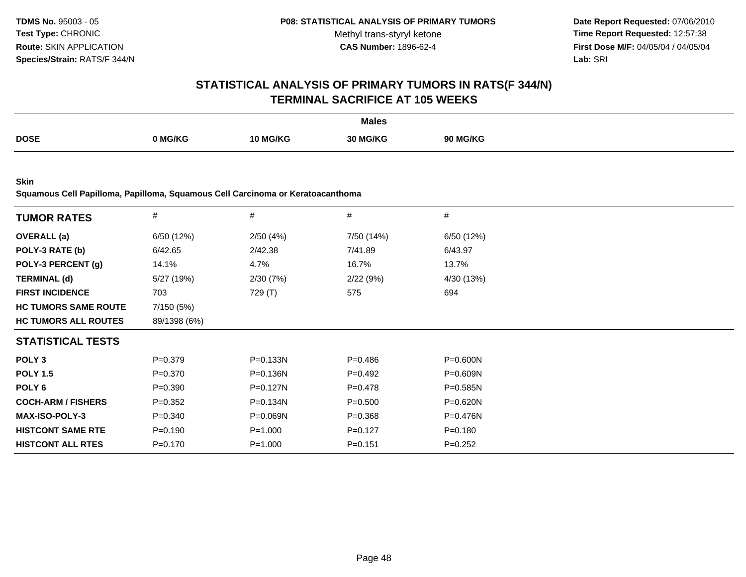TDMS No. 95003 - 05
Test Type: CHRONIC
Route: SKIN APPLICATION
Species/Strain: RATS/F 344/N

P08: STATISTICAL ANALYSIS OF PRIMARY TUMORS
Methyl trans-styryl ketone
CAS Number: 1896-62-4

Date Report Requested: 07/06/2010
Time Report Requested: 12:57:38
First Dose M/F: 04/05/04 / 04/05/04
Lab: SRI

## STATISTICAL ANALYSIS OF PRIMARY TUMORS IN RATS(F 344/N)
## TERMINAL SACRIFICE AT 105 WEEKS

| | Males | | | |
|---|---|---|---|---|
| **DOSE** | **0 MG/KG** | **10 MG/KG** | **30 MG/KG** | **90 MG/KG** |

**Skin**
**Squamous Cell Papilloma, Papilloma, Squamous Cell Carcinoma or Keratoacanthoma**

| **TUMOR RATES** | # | # | # | # |
|---|---|---|---|---|
| **OVERALL (a)** | 6/50 (12%) | 2/50 (4%) | 7/50 (14%) | 6/50 (12%) |
| **POLY-3 RATE (b)** | 6/42.65 | 2/42.38 | 7/41.89 | 6/43.97 |
| **POLY-3 PERCENT (g)** | 14.1% | 4.7% | 16.7% | 13.7% |
| **TERMINAL (d)** | 5/27 (19%) | 2/30 (7%) | 2/22 (9%) | 4/30 (13%) |
| **FIRST INCIDENCE** | 703 | 729 (T) | 575 | 694 |
| **HC TUMORS SAME ROUTE** | 7/150 (5%) | | | |
| **HC TUMORS ALL ROUTES** | 89/1398 (6%) | | | |
| **STATISTICAL TESTS** | | | | |
| **POLY 3** | P=0.379 | P=0.133N | P=0.486 | P=0.600N |
| **POLY 1.5** | P=0.370 | P=0.136N | P=0.492 | P=0.609N |
| **POLY 6** | P=0.390 | P=0.127N | P=0.478 | P=0.585N |
| **COCH-ARM / FISHERS** | P=0.352 | P=0.134N | P=0.500 | P=0.620N |
| **MAX-ISO-POLY-3** | P=0.340 | P=0.069N | P=0.368 | P=0.476N |
| **HISTCONT SAME RTE** | P=0.190 | P=1.000 | P=0.127 | P=0.180 |
| **HISTCONT ALL RTES** | P=0.170 | P=1.000 | P=0.151 | P=0.252 |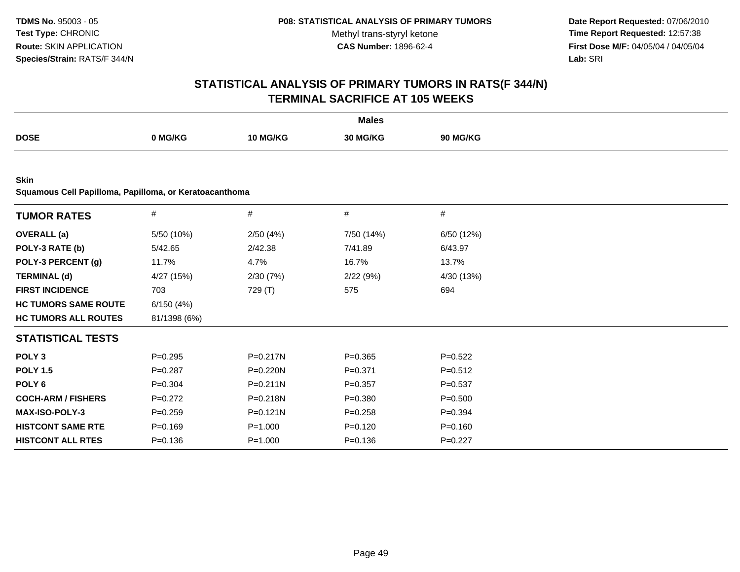TDMS No. 95003 - 05
Test Type: CHRONIC
Route: SKIN APPLICATION
Species/Strain: RATS/F 344/N

P08: STATISTICAL ANALYSIS OF PRIMARY TUMORS
Methyl trans-styryl ketone
CAS Number: 1896-62-4

Date Report Requested: 07/06/2010
Time Report Requested: 12:57:38
First Dose M/F: 04/05/04 / 04/05/04
Lab: SRI

## STATISTICAL ANALYSIS OF PRIMARY TUMORS IN RATS(F 344/N)
## TERMINAL SACRIFICE AT 105 WEEKS

| | Males | | | |
|---|---|---|---|---|
| **DOSE** | **0 MG/KG** | **10 MG/KG** | **30 MG/KG** | **90 MG/KG** |

**Skin**
**Squamous Cell Papilloma, Papilloma, or Keratoacanthoma**

| **TUMOR RATES** | # | # | # | # |
|---|---|---|---|---|
| **OVERALL (a)** | 5/50 (10%) | 2/50 (4%) | 7/50 (14%) | 6/50 (12%) |
| **POLY-3 RATE (b)** | 5/42.65 | 2/42.38 | 7/41.89 | 6/43.97 |
| **POLY-3 PERCENT (g)** | 11.7% | 4.7% | 16.7% | 13.7% |
| **TERMINAL (d)** | 4/27 (15%) | 2/30 (7%) | 2/22 (9%) | 4/30 (13%) |
| **FIRST INCIDENCE** | 703 | 729 (T) | 575 | 694 |
| **HC TUMORS SAME ROUTE** | 6/150 (4%) | | | |
| **HC TUMORS ALL ROUTES** | 81/1398 (6%) | | | |
| **STATISTICAL TESTS** | | | | |
| **POLY 3** | P=0.295 | P=0.217N | P=0.365 | P=0.522 |
| **POLY 1.5** | P=0.287 | P=0.220N | P=0.371 | P=0.512 |
| **POLY 6** | P=0.304 | P=0.211N | P=0.357 | P=0.537 |
| **COCH-ARM / FISHERS** | P=0.272 | P=0.218N | P=0.380 | P=0.500 |
| **MAX-ISO-POLY-3** | P=0.259 | P=0.121N | P=0.258 | P=0.394 |
| **HISTCONT SAME RTE** | P=0.169 | P=1.000 | P=0.120 | P=0.160 |
| **HISTCONT ALL RTES** | P=0.136 | P=1.000 | P=0.136 | P=0.227 |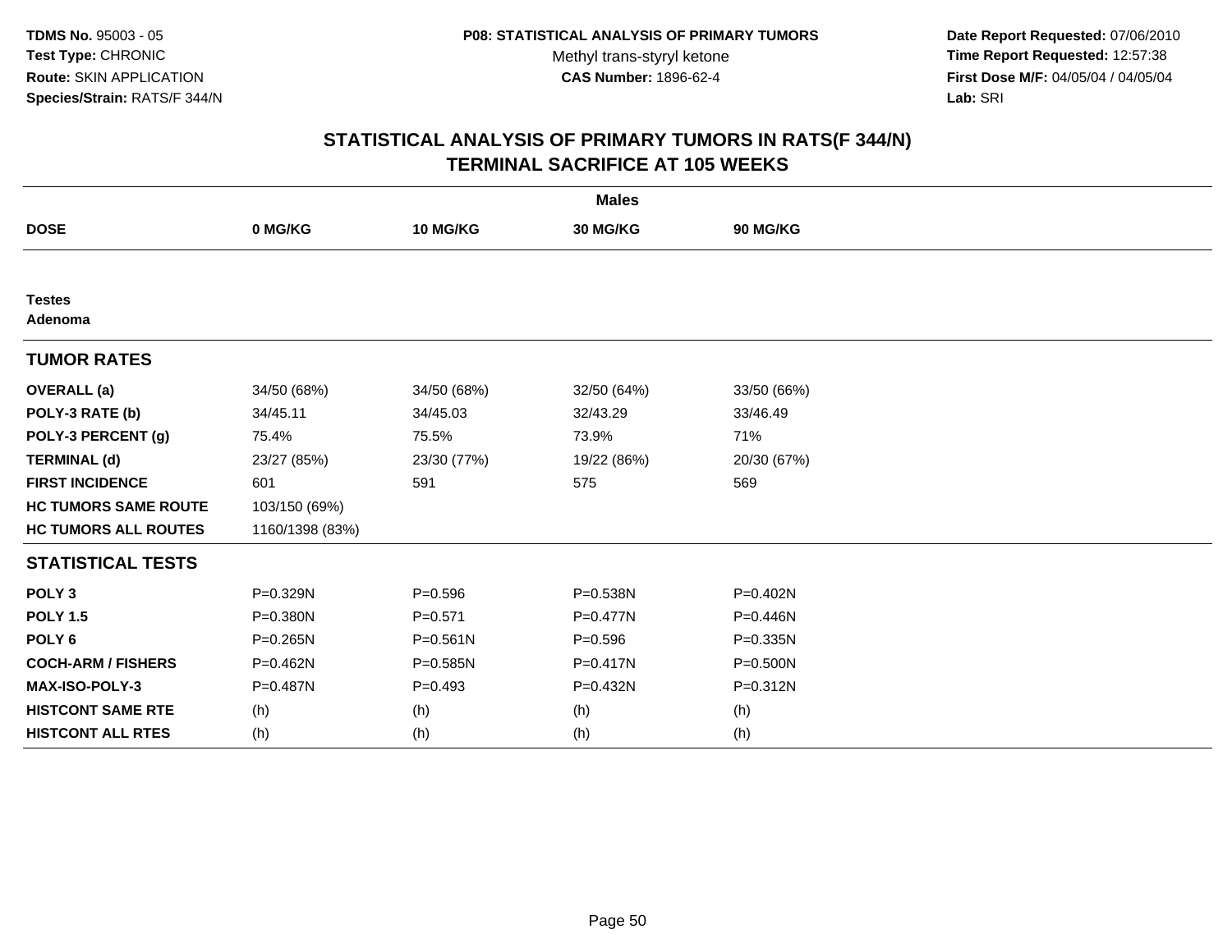**TDMS No.** 95003 - 05
**Test Type:** CHRONIC
**Route:** SKIN APPLICATION
**Species/Strain:** RATS/F 344/N

**P08: STATISTICAL ANALYSIS OF PRIMARY TUMORS**
Methyl trans-styryl ketone
**CAS Number:** 1896-62-4

**Date Report Requested:** 07/06/2010
**Time Report Requested:** 12:57:38
**First Dose M/F:** 04/05/04 / 04/05/04
**Lab:** SRI

## STATISTICAL ANALYSIS OF PRIMARY TUMORS IN RATS(F 344/N)
## TERMINAL SACRIFICE AT 105 WEEKS

| | Males | | | |
|---|---|---|---|---|
| **DOSE** | **0 MG/KG** | **10 MG/KG** | **30 MG/KG** | **90 MG/KG** |
| **Testes** | | | | |
| **Adenoma** | | | | |
| **TUMOR RATES** | | | | |
| **OVERALL (a)** | 34/50 (68%) | 34/50 (68%) | 32/50 (64%) | 33/50 (66%) |
| **POLY-3 RATE (b)** | 34/45.11 | 34/45.03 | 32/43.29 | 33/46.49 |
| **POLY-3 PERCENT (g)** | 75.4% | 75.5% | 73.9% | 71% |
| **TERMINAL (d)** | 23/27 (85%) | 23/30 (77%) | 19/22 (86%) | 20/30 (67%) |
| **FIRST INCIDENCE** | 601 | 591 | 575 | 569 |
| **HC TUMORS SAME ROUTE** | 103/150 (69%) | | | |
| **HC TUMORS ALL ROUTES** | 1160/1398 (83%) | | | |
| **STATISTICAL TESTS** | | | | |
| **POLY 3** | P=0.329N | P=0.596 | P=0.538N | P=0.402N |
| **POLY 1.5** | P=0.380N | P=0.571 | P=0.477N | P=0.446N |
| **POLY 6** | P=0.265N | P=0.561N | P=0.596 | P=0.335N |
| **COCH-ARM / FISHERS** | P=0.462N | P=0.585N | P=0.417N | P=0.500N |
| **MAX-ISO-POLY-3** | P=0.487N | P=0.493 | P=0.432N | P=0.312N |
| **HISTCONT SAME RTE** | (h) | (h) | (h) | (h) |
| **HISTCONT ALL RTES** | (h) | (h) | (h) | (h) |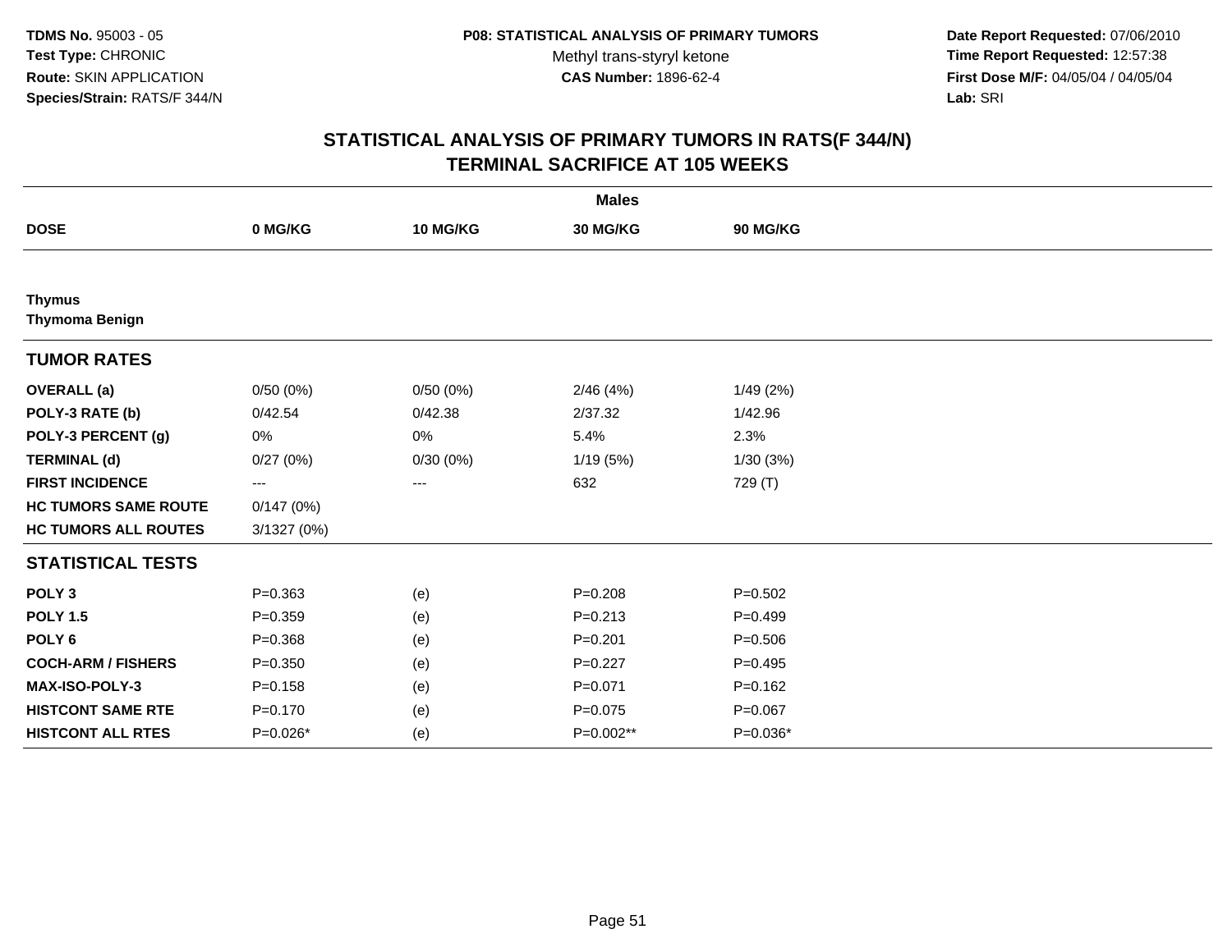**TDMS No.** 95003 - 05
**Test Type:** CHRONIC
**Route:** SKIN APPLICATION
**Species/Strain:** RATS/F 344/N

**P08: STATISTICAL ANALYSIS OF PRIMARY TUMORS**
Methyl trans-styryl ketone
**CAS Number:** 1896-62-4

**Date Report Requested:** 07/06/2010
**Time Report Requested:** 12:57:38
**First Dose M/F:** 04/05/04 / 04/05/04
**Lab:** SRI

# STATISTICAL ANALYSIS OF PRIMARY TUMORS IN RATS(F 344/N) TERMINAL SACRIFICE AT 105 WEEKS

| | Males | | | |
|---|---|---|---|---|
| **DOSE** | **0 MG/KG** | **10 MG/KG** | **30 MG/KG** | **90 MG/KG** |
| **Thymus** | | | | |
| **Thymoma Benign** | | | | |
| **TUMOR RATES** | | | | |
| **OVERALL (a)** | 0/50 (0%) | 0/50 (0%) | 2/46 (4%) | 1/49 (2%) |
| **POLY-3 RATE (b)** | 0/42.54 | 0/42.38 | 2/37.32 | 1/42.96 |
| **POLY-3 PERCENT (g)** | 0% | 0% | 5.4% | 2.3% |
| **TERMINAL (d)** | 0/27 (0%) | 0/30 (0%) | 1/19 (5%) | 1/30 (3%) |
| **FIRST INCIDENCE** | --- | --- | 632 | 729 (T) |
| **HC TUMORS SAME ROUTE** | 0/147 (0%) | | | |
| **HC TUMORS ALL ROUTES** | 3/1327 (0%) | | | |
| **STATISTICAL TESTS** | | | | |
| **POLY 3** | P=0.363 | (e) | P=0.208 | P=0.502 |
| **POLY 1.5** | P=0.359 | (e) | P=0.213 | P=0.499 |
| **POLY 6** | P=0.368 | (e) | P=0.201 | P=0.506 |
| **COCH-ARM / FISHERS** | P=0.350 | (e) | P=0.227 | P=0.495 |
| **MAX-ISO-POLY-3** | P=0.158 | (e) | P=0.071 | P=0.162 |
| **HISTCONT SAME RTE** | P=0.170 | (e) | P=0.075 | P=0.067 |
| **HISTCONT ALL RTES** | P=0.026* | (e) | P=0.002** | P=0.036* |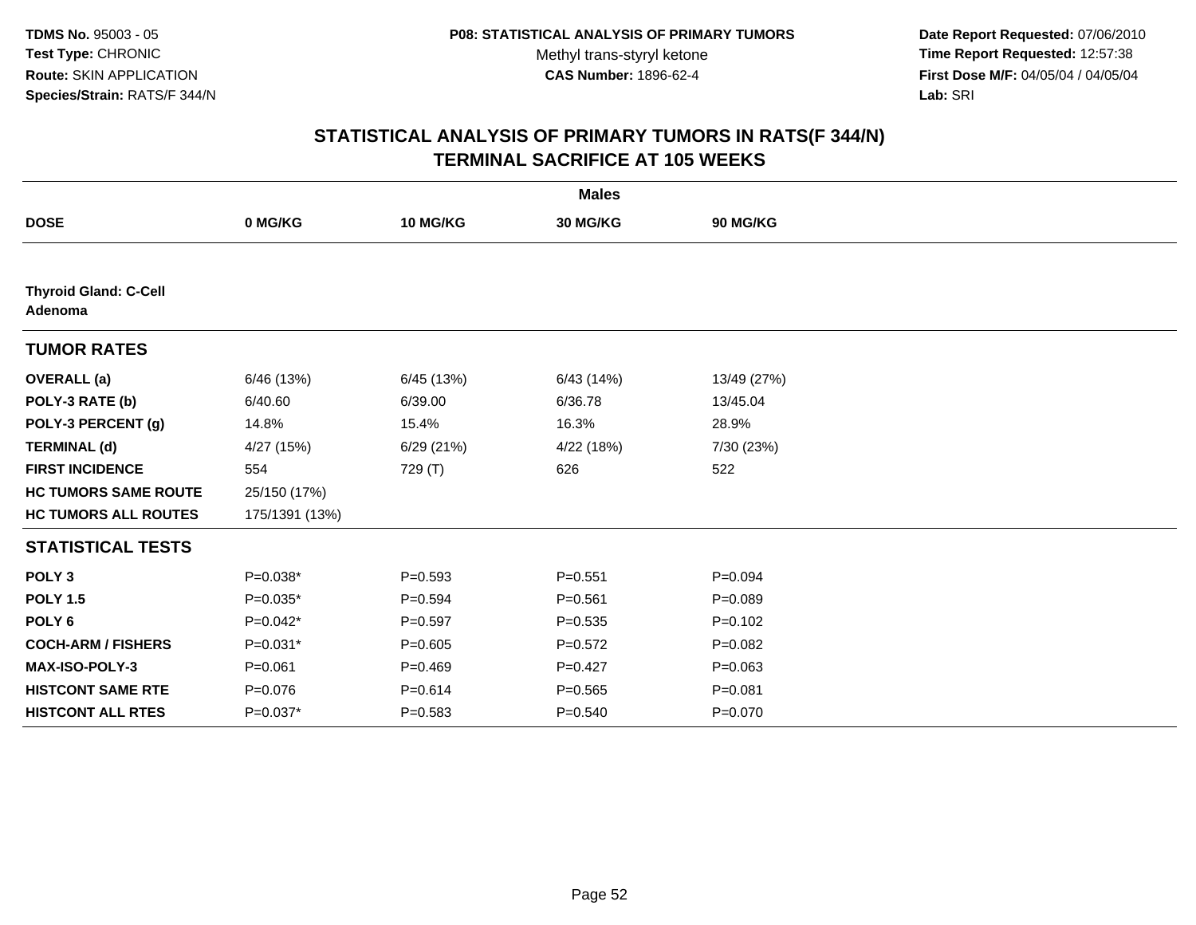TDMS No. 95003 - 05
Test Type: CHRONIC
Route: SKIN APPLICATION
Species/Strain: RATS/F 344/N

P08: STATISTICAL ANALYSIS OF PRIMARY TUMORS
Methyl trans-styryl ketone
CAS Number: 1896-62-4

Date Report Requested: 07/06/2010
Time Report Requested: 12:57:38
First Dose M/F: 04/05/04 / 04/05/04
Lab: SRI

## STATISTICAL ANALYSIS OF PRIMARY TUMORS IN RATS(F 344/N)
## TERMINAL SACRIFICE AT 105 WEEKS

| | Males | | | |
|---|---|---|---|---|
| **DOSE** | **0 MG/KG** | **10 MG/KG** | **30 MG/KG** | **90 MG/KG** |
| **Thyroid Gland: C-Cell Adenoma** | | | | |
| **TUMOR RATES** | | | | |
| **OVERALL (a)** | 6/46 (13%) | 6/45 (13%) | 6/43 (14%) | 13/49 (27%) |
| **POLY-3 RATE (b)** | 6/40.60 | 6/39.00 | 6/36.78 | 13/45.04 |
| **POLY-3 PERCENT (g)** | 14.8% | 15.4% | 16.3% | 28.9% |
| **TERMINAL (d)** | 4/27 (15%) | 6/29 (21%) | 4/22 (18%) | 7/30 (23%) |
| **FIRST INCIDENCE** | 554 | 729 (T) | 626 | 522 |
| **HC TUMORS SAME ROUTE** | 25/150 (17%) | | | |
| **HC TUMORS ALL ROUTES** | 175/1391 (13%) | | | |
| **STATISTICAL TESTS** | | | | |
| **POLY 3** | P=0.038* | P=0.593 | P=0.551 | P=0.094 |
| **POLY 1.5** | P=0.035* | P=0.594 | P=0.561 | P=0.089 |
| **POLY 6** | P=0.042* | P=0.597 | P=0.535 | P=0.102 |
| **COCH-ARM / FISHERS** | P=0.031* | P=0.605 | P=0.572 | P=0.082 |
| **MAX-ISO-POLY-3** | P=0.061 | P=0.469 | P=0.427 | P=0.063 |
| **HISTCONT SAME RTE** | P=0.076 | P=0.614 | P=0.565 | P=0.081 |
| **HISTCONT ALL RTES** | P=0.037* | P=0.583 | P=0.540 | P=0.070 |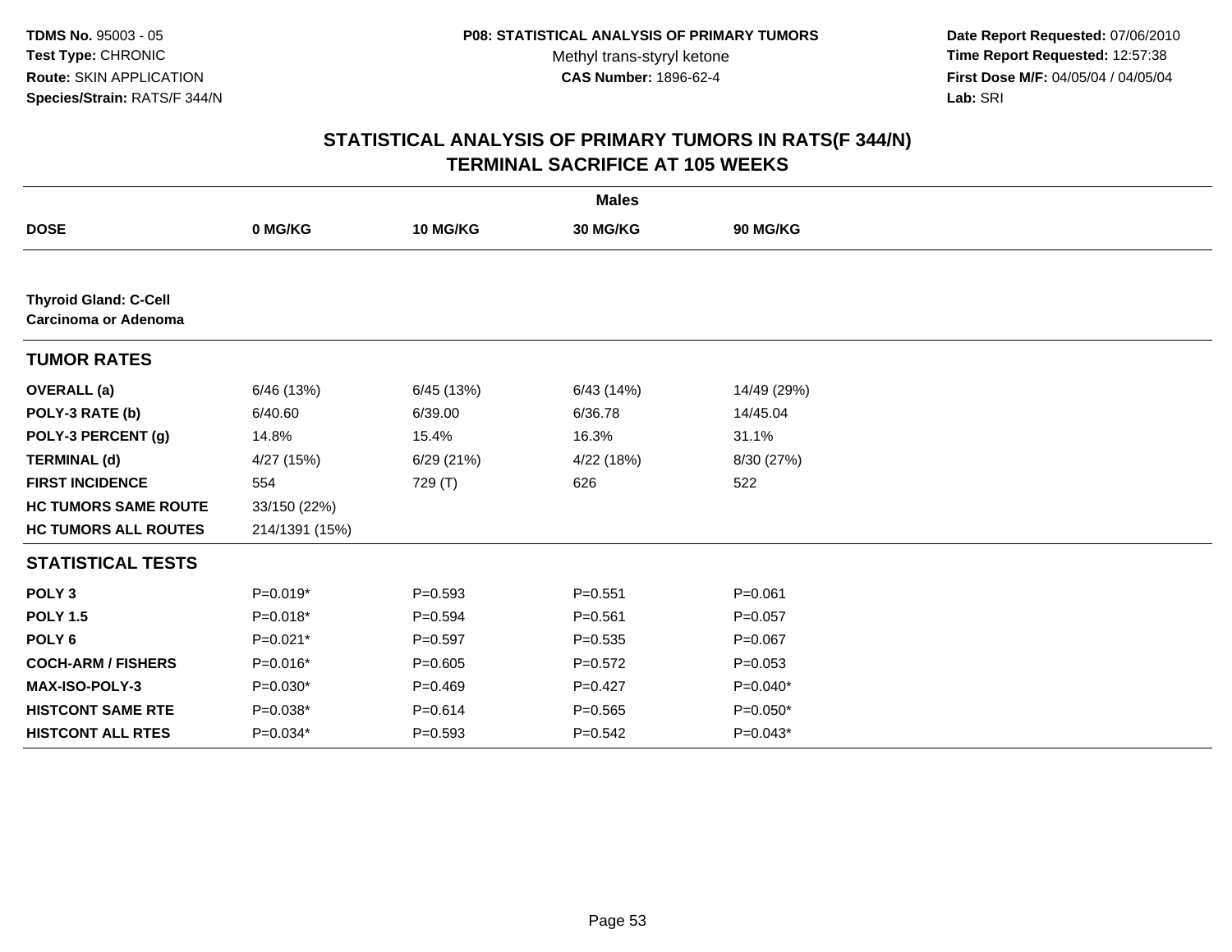**TDMS No.** 95003 - 05
**Test Type:** CHRONIC
**Route:** SKIN APPLICATION
**Species/Strain:** RATS/F 344/N

**P08: STATISTICAL ANALYSIS OF PRIMARY TUMORS**
Methyl trans-styryl ketone
**CAS Number:** 1896-62-4

**Date Report Requested:** 07/06/2010
**Time Report Requested:** 12:57:38
**First Dose M/F:** 04/05/04 / 04/05/04
**Lab:** SRI

## STATISTICAL ANALYSIS OF PRIMARY TUMORS IN RATS(F 344/N)
## TERMINAL SACRIFICE AT 105 WEEKS

| | Males | | | |
|---|---|---|---|---|
| **DOSE** | **0 MG/KG** | **10 MG/KG** | **30 MG/KG** | **90 MG/KG** |
| **Thyroid Gland: C-Cell Carcinoma or Adenoma** | | | | |
| **TUMOR RATES** | | | | |
| **OVERALL (a)** | 6/46 (13%) | 6/45 (13%) | 6/43 (14%) | 14/49 (29%) |
| **POLY-3 RATE (b)** | 6/40.60 | 6/39.00 | 6/36.78 | 14/45.04 |
| **POLY-3 PERCENT (g)** | 14.8% | 15.4% | 16.3% | 31.1% |
| **TERMINAL (d)** | 4/27 (15%) | 6/29 (21%) | 4/22 (18%) | 8/30 (27%) |
| **FIRST INCIDENCE** | 554 | 729 (T) | 626 | 522 |
| **HC TUMORS SAME ROUTE** | 33/150 (22%) | | | |
| **HC TUMORS ALL ROUTES** | 214/1391 (15%) | | | |
| **STATISTICAL TESTS** | | | | |
| **POLY 3** | P=0.019* | P=0.593 | P=0.551 | P=0.061 |
| **POLY 1.5** | P=0.018* | P=0.594 | P=0.561 | P=0.057 |
| **POLY 6** | P=0.021* | P=0.597 | P=0.535 | P=0.067 |
| **COCH-ARM / FISHERS** | P=0.016* | P=0.605 | P=0.572 | P=0.053 |
| **MAX-ISO-POLY-3** | P=0.030* | P=0.469 | P=0.427 | P=0.040* |
| **HISTCONT SAME RTE** | P=0.038* | P=0.614 | P=0.565 | P=0.050* |
| **HISTCONT ALL RTES** | P=0.034* | P=0.593 | P=0.542 | P=0.043* |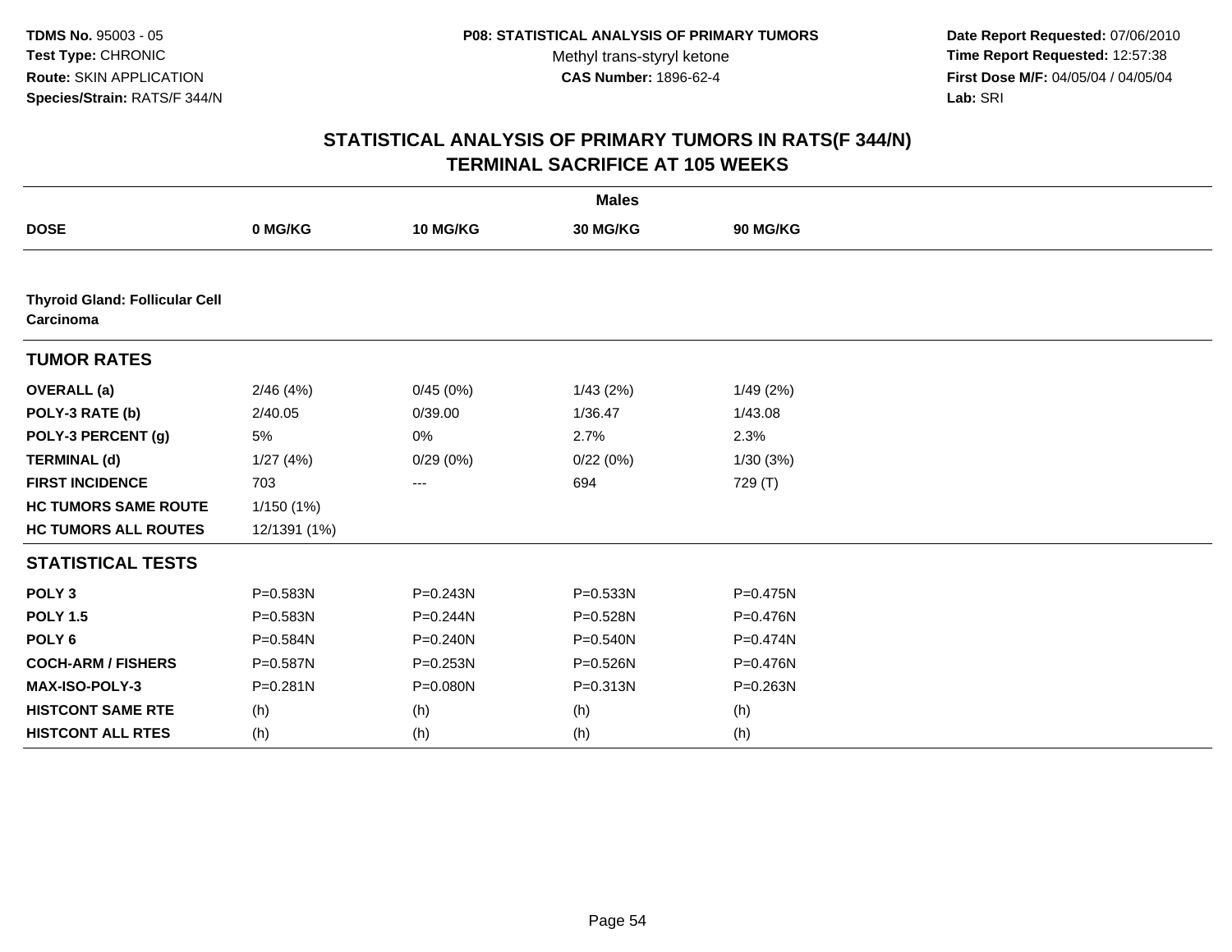# STATISTICAL ANALYSIS OF PRIMARY TUMORS IN RATS(F 344/N)
## TERMINAL SACRIFICE AT 105 WEEKS

| | Males | | | |
|---|---|---|---|---|
| **DOSE** | **0 MG/KG** | **10 MG/KG** | **30 MG/KG** | **90 MG/KG** |
| **Thyroid Gland: Follicular Cell Carcinoma** | | | | |
| **TUMOR RATES** | | | | |
| **OVERALL (a)** | 2/46 (4%) | 0/45 (0%) | 1/43 (2%) | 1/49 (2%) |
| **POLY-3 RATE (b)** | 2/40.05 | 0/39.00 | 1/36.47 | 1/43.08 |
| **POLY-3 PERCENT (g)** | 5% | 0% | 2.7% | 2.3% |
| **TERMINAL (d)** | 1/27 (4%) | 0/29 (0%) | 0/22 (0%) | 1/30 (3%) |
| **FIRST INCIDENCE** | 703 | --- | 694 | 729 (T) |
| **HC TUMORS SAME ROUTE** | 1/150 (1%) | | | |
| **HC TUMORS ALL ROUTES** | 12/1391 (1%) | | | |
| **STATISTICAL TESTS** | | | | |
| **POLY 3** | P=0.583N | P=0.243N | P=0.533N | P=0.475N |
| **POLY 1.5** | P=0.583N | P=0.244N | P=0.528N | P=0.476N |
| **POLY 6** | P=0.584N | P=0.240N | P=0.540N | P=0.474N |
| **COCH-ARM / FISHERS** | P=0.587N | P=0.253N | P=0.526N | P=0.476N |
| **MAX-ISO-POLY-3** | P=0.281N | P=0.080N | P=0.313N | P=0.263N |
| **HISTCONT SAME RTE** | (h) | (h) | (h) | (h) |
| **HISTCONT ALL RTES** | (h) | (h) | (h) | (h) |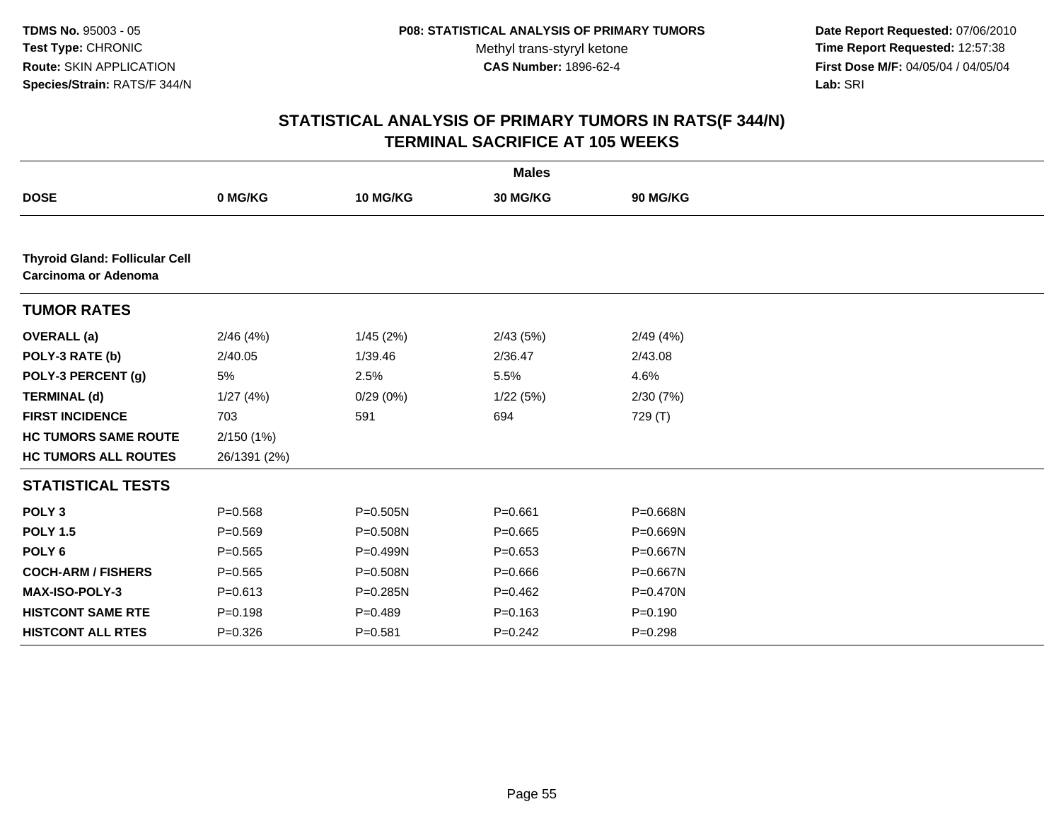TDMS No. 95003 - 05
Test Type: CHRONIC
Route: SKIN APPLICATION
Species/Strain: RATS/F 344/N

P08: STATISTICAL ANALYSIS OF PRIMARY TUMORS
Methyl trans-styryl ketone
CAS Number: 1896-62-4

Date Report Requested: 07/06/2010
Time Report Requested: 12:57:38
First Dose M/F: 04/05/04 / 04/05/04
Lab: SRI

## STATISTICAL ANALYSIS OF PRIMARY TUMORS IN RATS(F 344/N)
## TERMINAL SACRIFICE AT 105 WEEKS

| | Males | | | |
|---|---|---|---|---|
| **DOSE** | **0 MG/KG** | **10 MG/KG** | **30 MG/KG** | **90 MG/KG** |
| **Thyroid Gland: Follicular Cell Carcinoma or Adenoma** | | | | |
| **TUMOR RATES** | | | | |
| **OVERALL (a)** | 2/46 (4%) | 1/45 (2%) | 2/43 (5%) | 2/49 (4%) |
| **POLY-3 RATE (b)** | 2/40.05 | 1/39.46 | 2/36.47 | 2/43.08 |
| **POLY-3 PERCENT (g)** | 5% | 2.5% | 5.5% | 4.6% |
| **TERMINAL (d)** | 1/27 (4%) | 0/29 (0%) | 1/22 (5%) | 2/30 (7%) |
| **FIRST INCIDENCE** | 703 | 591 | 694 | 729 (T) |
| **HC TUMORS SAME ROUTE** | 2/150 (1%) | | | |
| **HC TUMORS ALL ROUTES** | 26/1391 (2%) | | | |
| **STATISTICAL TESTS** | | | | |
| **POLY 3** | P=0.568 | P=0.505N | P=0.661 | P=0.668N |
| **POLY 1.5** | P=0.569 | P=0.508N | P=0.665 | P=0.669N |
| **POLY 6** | P=0.565 | P=0.499N | P=0.653 | P=0.667N |
| **COCH-ARM / FISHERS** | P=0.565 | P=0.508N | P=0.666 | P=0.667N |
| **MAX-ISO-POLY-3** | P=0.613 | P=0.285N | P=0.462 | P=0.470N |
| **HISTCONT SAME RTE** | P=0.198 | P=0.489 | P=0.163 | P=0.190 |
| **HISTCONT ALL RTES** | P=0.326 | P=0.581 | P=0.242 | P=0.298 |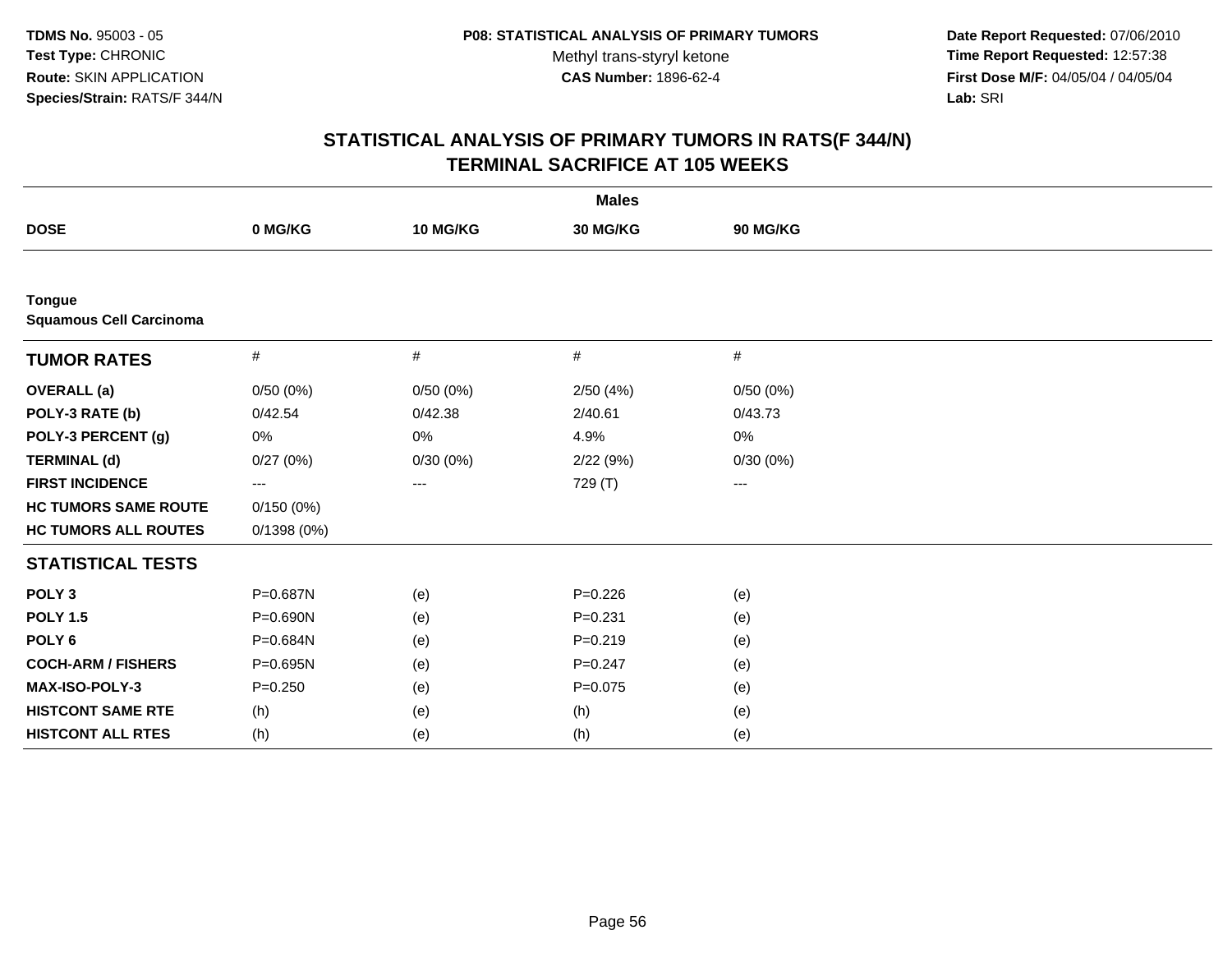**TDMS No.** 95003 - 05
**Test Type:** CHRONIC
**Route:** SKIN APPLICATION
**Species/Strain:** RATS/F 344/N

**P08: STATISTICAL ANALYSIS OF PRIMARY TUMORS**
Methyl trans-styryl ketone
**CAS Number:** 1896-62-4

**Date Report Requested:** 07/06/2010
**Time Report Requested:** 12:57:38
**First Dose M/F:** 04/05/04 / 04/05/04
**Lab:** SRI

# STATISTICAL ANALYSIS OF PRIMARY TUMORS IN RATS(F 344/N)
# TERMINAL SACRIFICE AT 105 WEEKS

| | Males | | | |
|---|---|---|---|---|
| **DOSE** | **0 MG/KG** | **10 MG/KG** | **30 MG/KG** | **90 MG/KG** |
| **Tongue** | | | | |
| **Squamous Cell Carcinoma** | | | | |
| **TUMOR RATES** | # | # | # | # |
| **OVERALL (a)** | 0/50 (0%) | 0/50 (0%) | 2/50 (4%) | 0/50 (0%) |
| **POLY-3 RATE (b)** | 0/42.54 | 0/42.38 | 2/40.61 | 0/43.73 |
| **POLY-3 PERCENT (g)** | 0% | 0% | 4.9% | 0% |
| **TERMINAL (d)** | 0/27 (0%) | 0/30 (0%) | 2/22 (9%) | 0/30 (0%) |
| **FIRST INCIDENCE** | --- | --- | 729 (T) | --- |
| **HC TUMORS SAME ROUTE** | 0/150 (0%) | | | |
| **HC TUMORS ALL ROUTES** | 0/1398 (0%) | | | |
| **STATISTICAL TESTS** | | | | |
| **POLY 3** | P=0.687N | (e) | P=0.226 | (e) |
| **POLY 1.5** | P=0.690N | (e) | P=0.231 | (e) |
| **POLY 6** | P=0.684N | (e) | P=0.219 | (e) |
| **COCH-ARM / FISHERS** | P=0.695N | (e) | P=0.247 | (e) |
| **MAX-ISO-POLY-3** | P=0.250 | (e) | P=0.075 | (e) |
| **HISTCONT SAME RTE** | (h) | (e) | (h) | (e) |
| **HISTCONT ALL RTES** | (h) | (e) | (h) | (e) |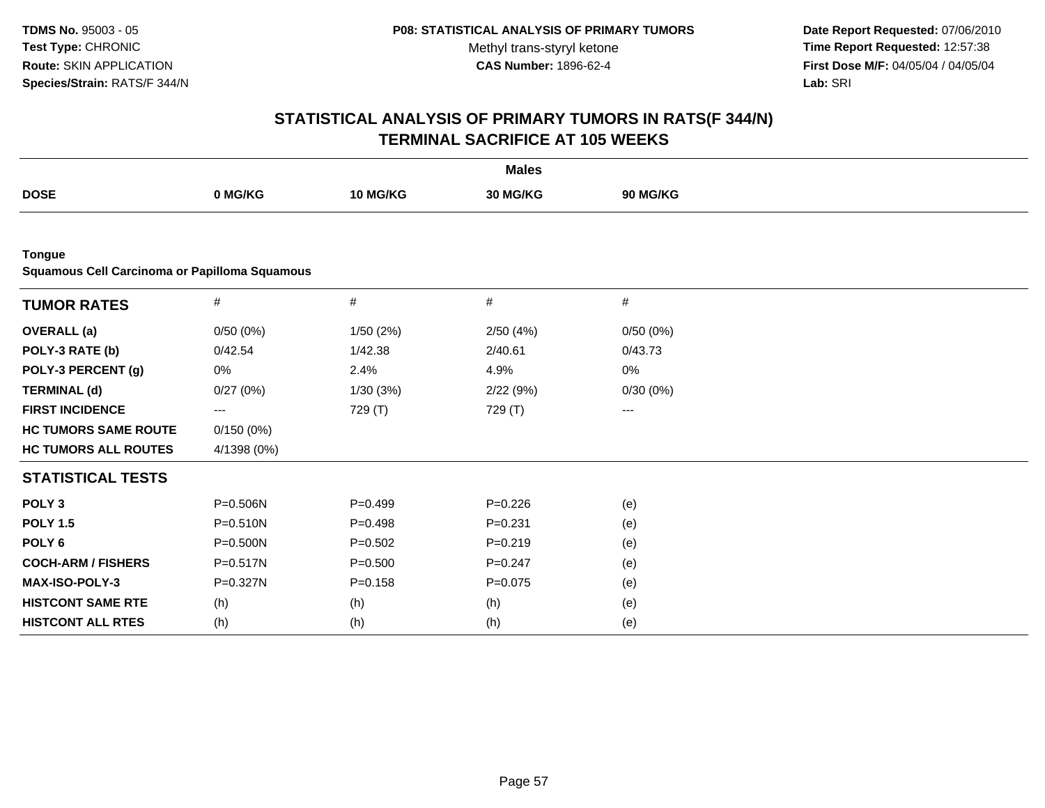TDMS No. 95003 - 05
Test Type: CHRONIC
Route: SKIN APPLICATION
Species/Strain: RATS/F 344/N

P08: STATISTICAL ANALYSIS OF PRIMARY TUMORS
Methyl trans-styryl ketone
CAS Number: 1896-62-4

Date Report Requested: 07/06/2010
Time Report Requested: 12:57:38
First Dose M/F: 04/05/04 / 04/05/04
Lab: SRI

## STATISTICAL ANALYSIS OF PRIMARY TUMORS IN RATS(F 344/N) TERMINAL SACRIFICE AT 105 WEEKS

| | Males | | | |
|---|---|---|---|---|
| **DOSE** | **0 MG/KG** | **10 MG/KG** | **30 MG/KG** | **90 MG/KG** |
| **Tongue** | | | | |
| **Squamous Cell Carcinoma or Papilloma Squamous** | | | | |
| **TUMOR RATES** | # | # | # | # |
| **OVERALL (a)** | 0/50 (0%) | 1/50 (2%) | 2/50 (4%) | 0/50 (0%) |
| **POLY-3 RATE (b)** | 0/42.54 | 1/42.38 | 2/40.61 | 0/43.73 |
| **POLY-3 PERCENT (g)** | 0% | 2.4% | 4.9% | 0% |
| **TERMINAL (d)** | 0/27 (0%) | 1/30 (3%) | 2/22 (9%) | 0/30 (0%) |
| **FIRST INCIDENCE** | --- | 729 (T) | 729 (T) | --- |
| **HC TUMORS SAME ROUTE** | 0/150 (0%) | | | |
| **HC TUMORS ALL ROUTES** | 4/1398 (0%) | | | |
| **STATISTICAL TESTS** | | | | |
| **POLY 3** | P=0.506N | P=0.499 | P=0.226 | (e) |
| **POLY 1.5** | P=0.510N | P=0.498 | P=0.231 | (e) |
| **POLY 6** | P=0.500N | P=0.502 | P=0.219 | (e) |
| **COCH-ARM / FISHERS** | P=0.517N | P=0.500 | P=0.247 | (e) |
| **MAX-ISO-POLY-3** | P=0.327N | P=0.158 | P=0.075 | (e) |
| **HISTCONT SAME RTE** | (h) | (h) | (h) | (e) |
| **HISTCONT ALL RTES** | (h) | (h) | (h) | (e) |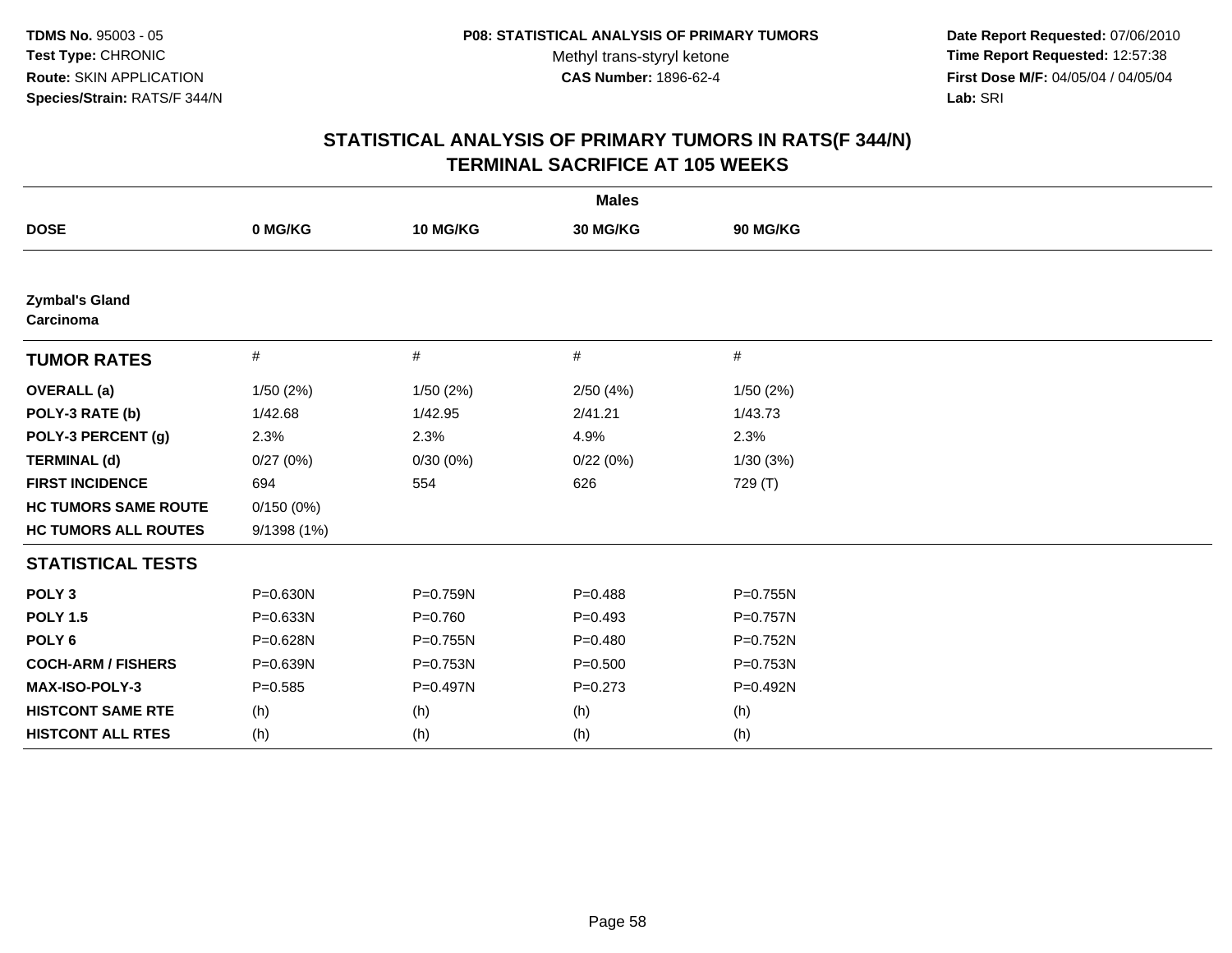TDMS No. 95003 - 05
Test Type: CHRONIC
Route: SKIN APPLICATION
Species/Strain: RATS/F 344/N

P08: STATISTICAL ANALYSIS OF PRIMARY TUMORS
Methyl trans-styryl ketone
CAS Number: 1896-62-4

Date Report Requested: 07/06/2010
Time Report Requested: 12:57:38
First Dose M/F: 04/05/04 / 04/05/04
Lab: SRI

# STATISTICAL ANALYSIS OF PRIMARY TUMORS IN RATS(F 344/N)
## TERMINAL SACRIFICE AT 105 WEEKS

| | Males | | | |
|---|---|---|---|---|
| **DOSE** | **0 MG/KG** | **10 MG/KG** | **30 MG/KG** | **90 MG/KG** |
| **Zymbal's Gland Carcinoma** | | | | |
| **TUMOR RATES** | # | # | # | # |
| **OVERALL (a)** | 1/50 (2%) | 1/50 (2%) | 2/50 (4%) | 1/50 (2%) |
| **POLY-3 RATE (b)** | 1/42.68 | 1/42.95 | 2/41.21 | 1/43.73 |
| **POLY-3 PERCENT (g)** | 2.3% | 2.3% | 4.9% | 2.3% |
| **TERMINAL (d)** | 0/27 (0%) | 0/30 (0%) | 0/22 (0%) | 1/30 (3%) |
| **FIRST INCIDENCE** | 694 | 554 | 626 | 729 (T) |
| **HC TUMORS SAME ROUTE** | 0/150 (0%) | | | |
| **HC TUMORS ALL ROUTES** | 9/1398 (1%) | | | |
| **STATISTICAL TESTS** | | | | |
| **POLY 3** | P=0.630N | P=0.759N | P=0.488 | P=0.755N |
| **POLY 1.5** | P=0.633N | P=0.760 | P=0.493 | P=0.757N |
| **POLY 6** | P=0.628N | P=0.755N | P=0.480 | P=0.752N |
| **COCH-ARM / FISHERS** | P=0.639N | P=0.753N | P=0.500 | P=0.753N |
| **MAX-ISO-POLY-3** | P=0.585 | P=0.497N | P=0.273 | P=0.492N |
| **HISTCONT SAME RTE** | (h) | (h) | (h) | (h) |
| **HISTCONT ALL RTES** | (h) | (h) | (h) | (h) |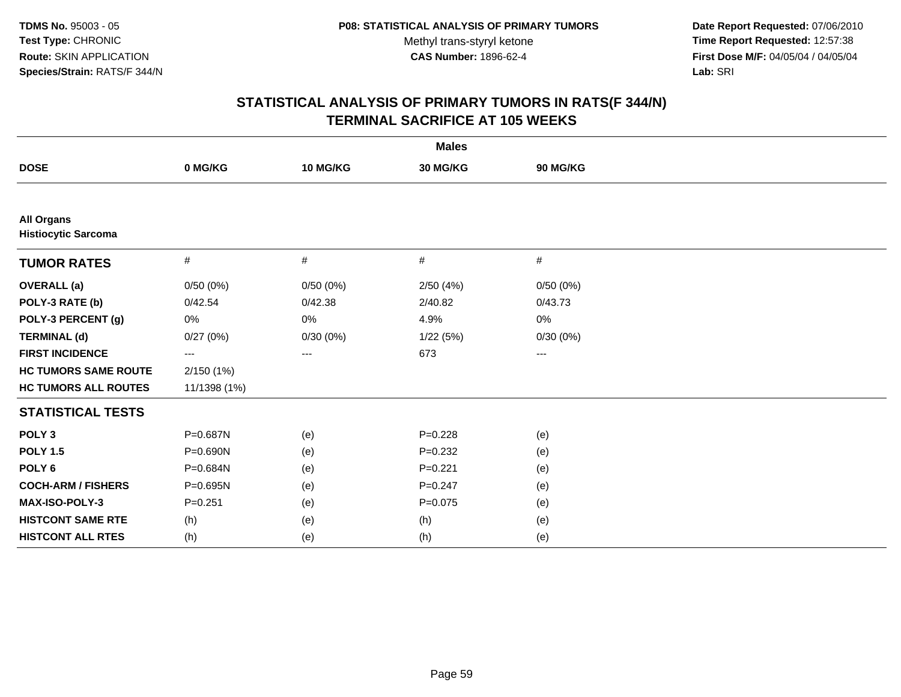**TDMS No.** 95003 - 05
**Test Type:** CHRONIC
**Route:** SKIN APPLICATION
**Species/Strain:** RATS/F 344/N

**P08: STATISTICAL ANALYSIS OF PRIMARY TUMORS**
Methyl trans-styryl ketone
**CAS Number:** 1896-62-4

**Date Report Requested:** 07/06/2010
**Time Report Requested:** 12:57:38
**First Dose M/F:** 04/05/04 / 04/05/04
**Lab:** SRI

# STATISTICAL ANALYSIS OF PRIMARY TUMORS IN RATS(F 344/N)
# TERMINAL SACRIFICE AT 105 WEEKS

| | Males | | | |
|---|---|---|---|---|
| **DOSE** | **0 MG/KG** | **10 MG/KG** | **30 MG/KG** | **90 MG/KG** |
| **All Organs** | | | | |
| **Histiocytic Sarcoma** | | | | |
| **TUMOR RATES** | # | # | # | # |
| **OVERALL (a)** | 0/50 (0%) | 0/50 (0%) | 2/50 (4%) | 0/50 (0%) |
| **POLY-3 RATE (b)** | 0/42.54 | 0/42.38 | 2/40.82 | 0/43.73 |
| **POLY-3 PERCENT (g)** | 0% | 0% | 4.9% | 0% |
| **TERMINAL (d)** | 0/27 (0%) | 0/30 (0%) | 1/22 (5%) | 0/30 (0%) |
| **FIRST INCIDENCE** | --- | --- | 673 | --- |
| **HC TUMORS SAME ROUTE** | 2/150 (1%) | | | |
| **HC TUMORS ALL ROUTES** | 11/1398 (1%) | | | |
| **STATISTICAL TESTS** | | | | |
| **POLY 3** | P=0.687N | (e) | P=0.228 | (e) |
| **POLY 1.5** | P=0.690N | (e) | P=0.232 | (e) |
| **POLY 6** | P=0.684N | (e) | P=0.221 | (e) |
| **COCH-ARM / FISHERS** | P=0.695N | (e) | P=0.247 | (e) |
| **MAX-ISO-POLY-3** | P=0.251 | (e) | P=0.075 | (e) |
| **HISTCONT SAME RTE** | (h) | (e) | (h) | (e) |
| **HISTCONT ALL RTES** | (h) | (e) | (h) | (e) |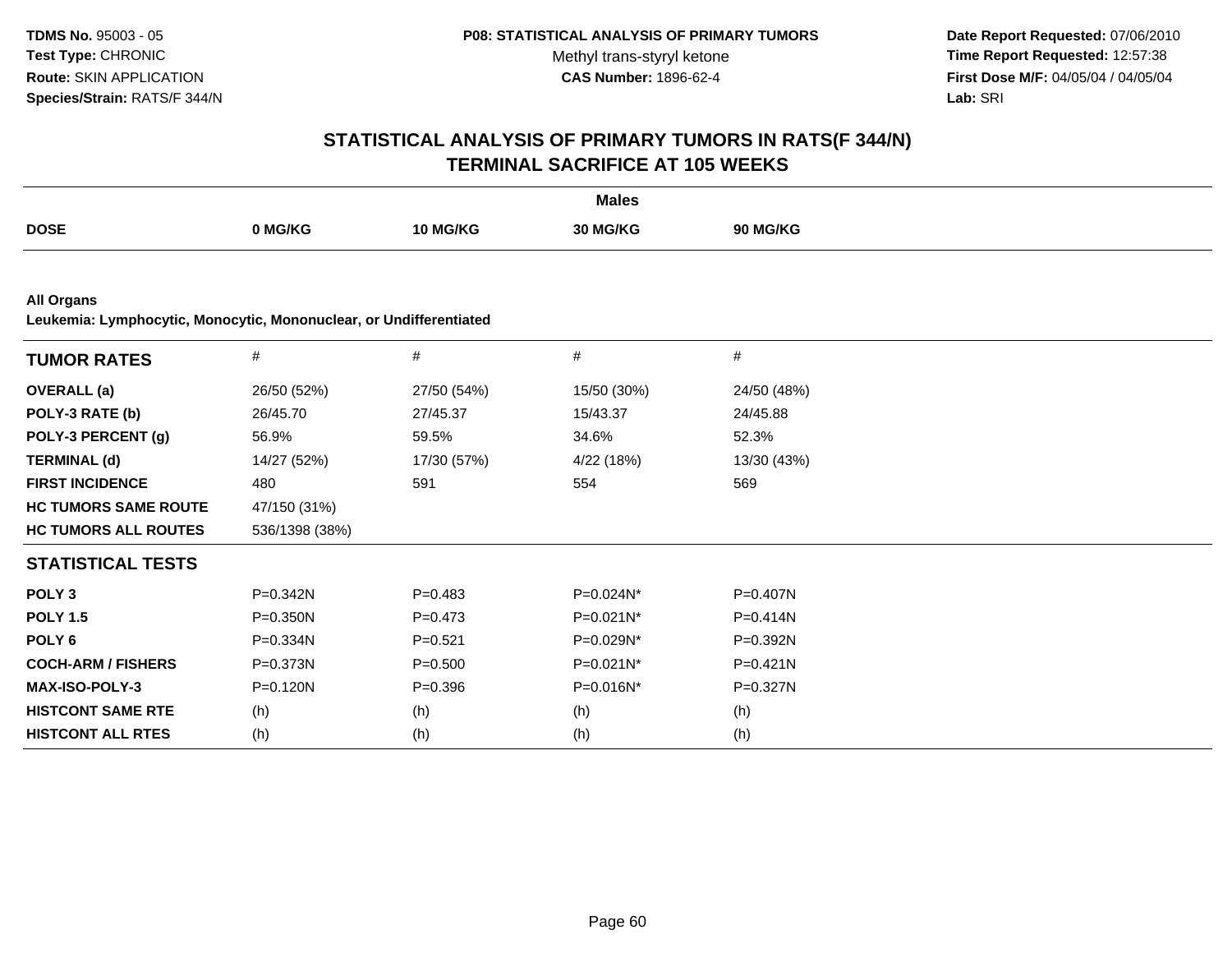**TDMS No.** 95003 - 05
**Test Type:** CHRONIC
**Route:** SKIN APPLICATION
**Species/Strain:** RATS/F 344/N

**P08: STATISTICAL ANALYSIS OF PRIMARY TUMORS**
Methyl trans-styryl ketone
**CAS Number:** 1896-62-4

**Date Report Requested:** 07/06/2010
**Time Report Requested:** 12:57:38
**First Dose M/F:** 04/05/04 / 04/05/04
**Lab:** SRI

## STATISTICAL ANALYSIS OF PRIMARY TUMORS IN RATS(F 344/N)
## TERMINAL SACRIFICE AT 105 WEEKS

| | Males | | | |
|---|---|---|---|---|
| **DOSE** | **0 MG/KG** | **10 MG/KG** | **30 MG/KG** | **90 MG/KG** |

**All Organs**
**Leukemia: Lymphocytic, Monocytic, Mononuclear, or Undifferentiated**

| **TUMOR RATES** | # | # | # | # |
|---|---|---|---|---|
| **OVERALL (a)** | 26/50 (52%) | 27/50 (54%) | 15/50 (30%) | 24/50 (48%) |
| **POLY-3 RATE (b)** | 26/45.70 | 27/45.37 | 15/43.37 | 24/45.88 |
| **POLY-3 PERCENT (g)** | 56.9% | 59.5% | 34.6% | 52.3% |
| **TERMINAL (d)** | 14/27 (52%) | 17/30 (57%) | 4/22 (18%) | 13/30 (43%) |
| **FIRST INCIDENCE** | 480 | 591 | 554 | 569 |
| **HC TUMORS SAME ROUTE** | 47/150 (31%) | | | |
| **HC TUMORS ALL ROUTES** | 536/1398 (38%) | | | |
| **STATISTICAL TESTS** | | | | |
| **POLY 3** | P=0.342N | P=0.483 | P=0.024N* | P=0.407N |
| **POLY 1.5** | P=0.350N | P=0.473 | P=0.021N* | P=0.414N |
| **POLY 6** | P=0.334N | P=0.521 | P=0.029N* | P=0.392N |
| **COCH-ARM / FISHERS** | P=0.373N | P=0.500 | P=0.021N* | P=0.421N |
| **MAX-ISO-POLY-3** | P=0.120N | P=0.396 | P=0.016N* | P=0.327N |
| **HISTCONT SAME RTE** | (h) | (h) | (h) | (h) |
| **HISTCONT ALL RTES** | (h) | (h) | (h) | (h) |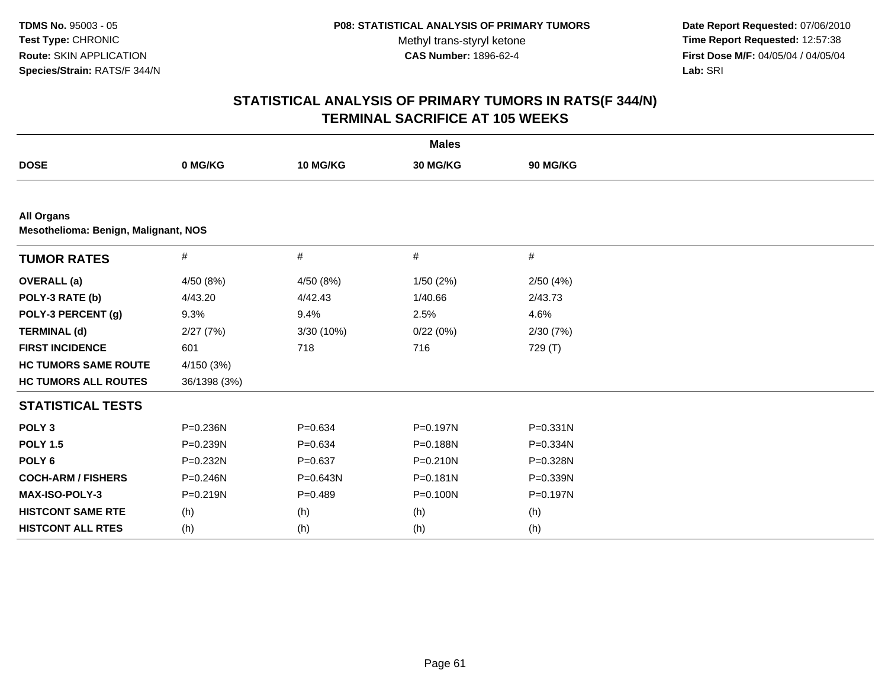**TDMS No.** 95003 - 05
**Test Type:** CHRONIC
**Route:** SKIN APPLICATION
**Species/Strain:** RATS/F 344/N

**P08: STATISTICAL ANALYSIS OF PRIMARY TUMORS**
Methyl trans-styryl ketone
**CAS Number:** 1896-62-4

**Date Report Requested:** 07/06/2010
**Time Report Requested:** 12:57:38
**First Dose M/F:** 04/05/04 / 04/05/04
**Lab:** SRI

## STATISTICAL ANALYSIS OF PRIMARY TUMORS IN RATS(F 344/N)
## TERMINAL SACRIFICE AT 105 WEEKS

| | Males | | | |
|---|---|---|---|---|
| **DOSE** | **0 MG/KG** | **10 MG/KG** | **30 MG/KG** | **90 MG/KG** |
| **All Organs** | | | | |
| **Mesothelioma: Benign, Malignant, NOS** | | | | |
| **TUMOR RATES** | # | # | # | # |
| **OVERALL (a)** | 4/50 (8%) | 4/50 (8%) | 1/50 (2%) | 2/50 (4%) |
| **POLY-3 RATE (b)** | 4/43.20 | 4/42.43 | 1/40.66 | 2/43.73 |
| **POLY-3 PERCENT (g)** | 9.3% | 9.4% | 2.5% | 4.6% |
| **TERMINAL (d)** | 2/27 (7%) | 3/30 (10%) | 0/22 (0%) | 2/30 (7%) |
| **FIRST INCIDENCE** | 601 | 718 | 716 | 729 (T) |
| **HC TUMORS SAME ROUTE** | 4/150 (3%) | | | |
| **HC TUMORS ALL ROUTES** | 36/1398 (3%) | | | |
| **STATISTICAL TESTS** | | | | |
| **POLY 3** | P=0.236N | P=0.634 | P=0.197N | P=0.331N |
| **POLY 1.5** | P=0.239N | P=0.634 | P=0.188N | P=0.334N |
| **POLY 6** | P=0.232N | P=0.637 | P=0.210N | P=0.328N |
| **COCH-ARM / FISHERS** | P=0.246N | P=0.643N | P=0.181N | P=0.339N |
| **MAX-ISO-POLY-3** | P=0.219N | P=0.489 | P=0.100N | P=0.197N |
| **HISTCONT SAME RTE** | (h) | (h) | (h) | (h) |
| **HISTCONT ALL RTES** | (h) | (h) | (h) | (h) |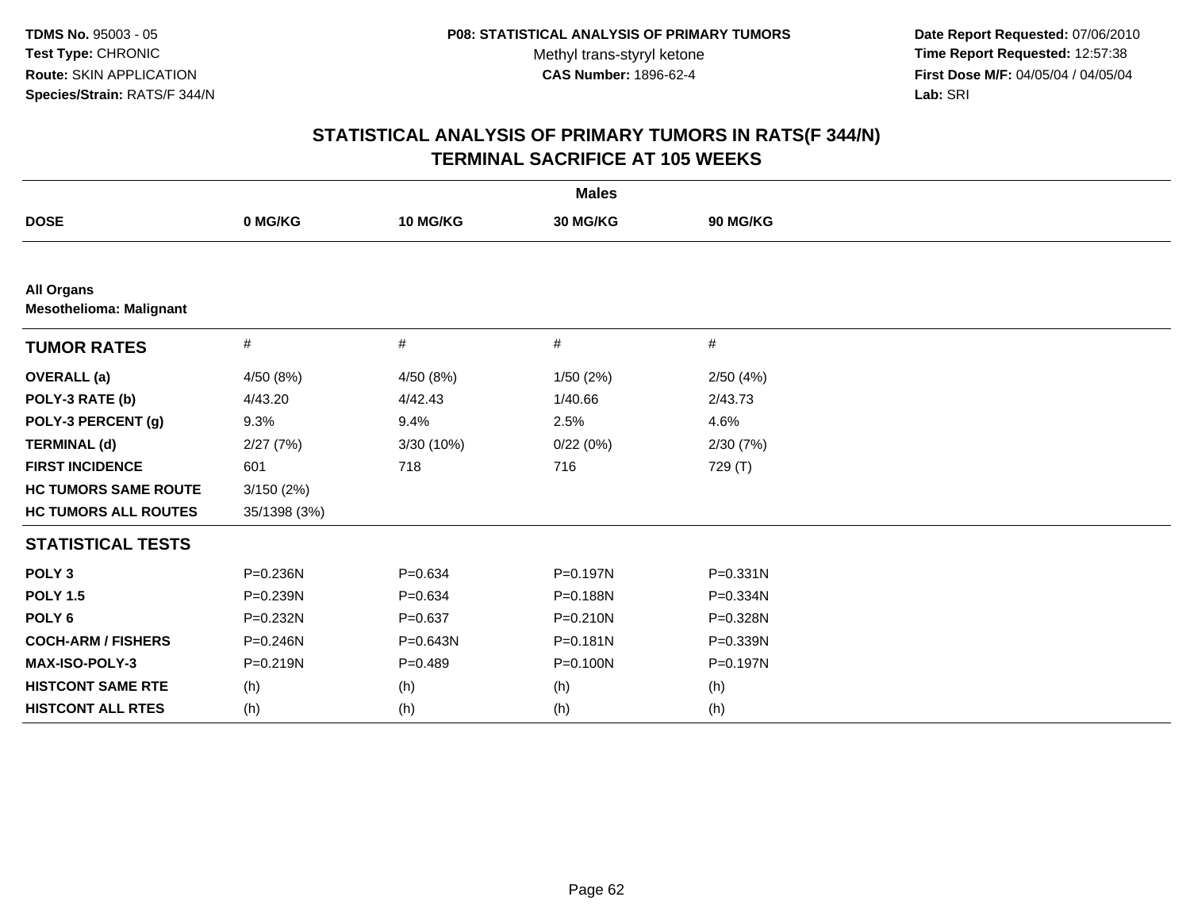**TDMS No.** 95003 - 05
**Test Type:** CHRONIC
**Route:** SKIN APPLICATION
**Species/Strain:** RATS/F 344/N

**P08: STATISTICAL ANALYSIS OF PRIMARY TUMORS**
Methyl trans-styryl ketone
**CAS Number:** 1896-62-4

**Date Report Requested:** 07/06/2010
**Time Report Requested:** 12:57:38
**First Dose M/F:** 04/05/04 / 04/05/04
**Lab:** SRI

## STATISTICAL ANALYSIS OF PRIMARY TUMORS IN RATS(F 344/N) TERMINAL SACRIFICE AT 105 WEEKS

| | Males | | | |
|---|---|---|---|---|
| **DOSE** | **0 MG/KG** | **10 MG/KG** | **30 MG/KG** | **90 MG/KG** |
| **All Organs** **Mesothelioma: Malignant** | | | | |
| **TUMOR RATES** | # | # | # | # |
| **OVERALL (a)** | 4/50 (8%) | 4/50 (8%) | 1/50 (2%) | 2/50 (4%) |
| **POLY-3 RATE (b)** | 4/43.20 | 4/42.43 | 1/40.66 | 2/43.73 |
| **POLY-3 PERCENT (g)** | 9.3% | 9.4% | 2.5% | 4.6% |
| **TERMINAL (d)** | 2/27 (7%) | 3/30 (10%) | 0/22 (0%) | 2/30 (7%) |
| **FIRST INCIDENCE** | 601 | 718 | 716 | 729 (T) |
| **HC TUMORS SAME ROUTE** | 3/150 (2%) | | | |
| **HC TUMORS ALL ROUTES** | 35/1398 (3%) | | | |
| **STATISTICAL TESTS** | | | | |
| **POLY 3** | P=0.236N | P=0.634 | P=0.197N | P=0.331N |
| **POLY 1.5** | P=0.239N | P=0.634 | P=0.188N | P=0.334N |
| **POLY 6** | P=0.232N | P=0.637 | P=0.210N | P=0.328N |
| **COCH-ARM / FISHERS** | P=0.246N | P=0.643N | P=0.181N | P=0.339N |
| **MAX-ISO-POLY-3** | P=0.219N | P=0.489 | P=0.100N | P=0.197N |
| **HISTCONT SAME RTE** | (h) | (h) | (h) | (h) |
| **HISTCONT ALL RTES** | (h) | (h) | (h) | (h) |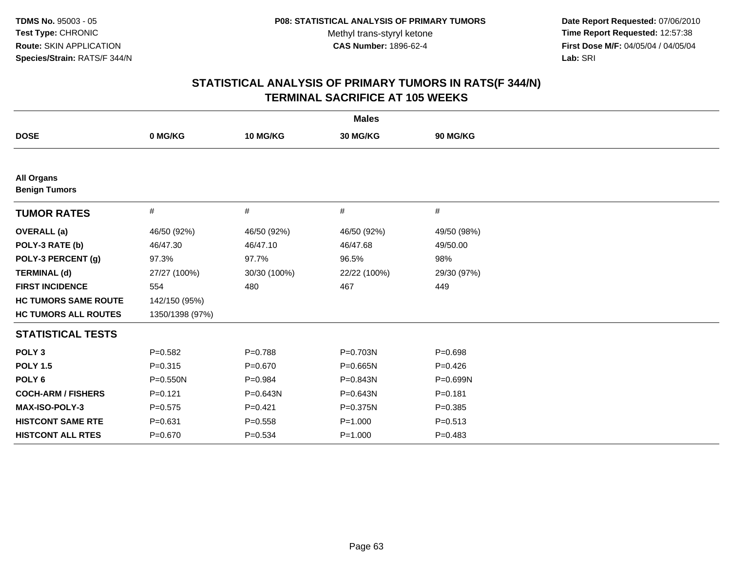**TDMS No.** 95003 - 05
**Test Type:** CHRONIC
**Route:** SKIN APPLICATION
**Species/Strain:** RATS/F 344/N

**P08: STATISTICAL ANALYSIS OF PRIMARY TUMORS**
Methyl trans-styryl ketone
**CAS Number:** 1896-62-4

**Date Report Requested:** 07/06/2010
**Time Report Requested:** 12:57:38
**First Dose M/F:** 04/05/04 / 04/05/04
**Lab:** SRI

## STATISTICAL ANALYSIS OF PRIMARY TUMORS IN RATS(F 344/N)
## TERMINAL SACRIFICE AT 105 WEEKS

| | Males | | | |
|---|---|---|---|---|
| **DOSE** | **0 MG/KG** | **10 MG/KG** | **30 MG/KG** | **90 MG/KG** |
| **All Organs** | | | | |
| **Benign Tumors** | | | | |
| **TUMOR RATES** | # | # | # | # |
| **OVERALL (a)** | 46/50 (92%) | 46/50 (92%) | 46/50 (92%) | 49/50 (98%) |
| **POLY-3 RATE (b)** | 46/47.30 | 46/47.10 | 46/47.68 | 49/50.00 |
| **POLY-3 PERCENT (g)** | 97.3% | 97.7% | 96.5% | 98% |
| **TERMINAL (d)** | 27/27 (100%) | 30/30 (100%) | 22/22 (100%) | 29/30 (97%) |
| **FIRST INCIDENCE** | 554 | 480 | 467 | 449 |
| **HC TUMORS SAME ROUTE** | 142/150 (95%) | | | |
| **HC TUMORS ALL ROUTES** | 1350/1398 (97%) | | | |
| **STATISTICAL TESTS** | | | | |
| **POLY 3** | P=0.582 | P=0.788 | P=0.703N | P=0.698 |
| **POLY 1.5** | P=0.315 | P=0.670 | P=0.665N | P=0.426 |
| **POLY 6** | P=0.550N | P=0.984 | P=0.843N | P=0.699N |
| **COCH-ARM / FISHERS** | P=0.121 | P=0.643N | P=0.643N | P=0.181 |
| **MAX-ISO-POLY-3** | P=0.575 | P=0.421 | P=0.375N | P=0.385 |
| **HISTCONT SAME RTE** | P=0.631 | P=0.558 | P=1.000 | P=0.513 |
| **HISTCONT ALL RTES** | P=0.670 | P=0.534 | P=1.000 | P=0.483 |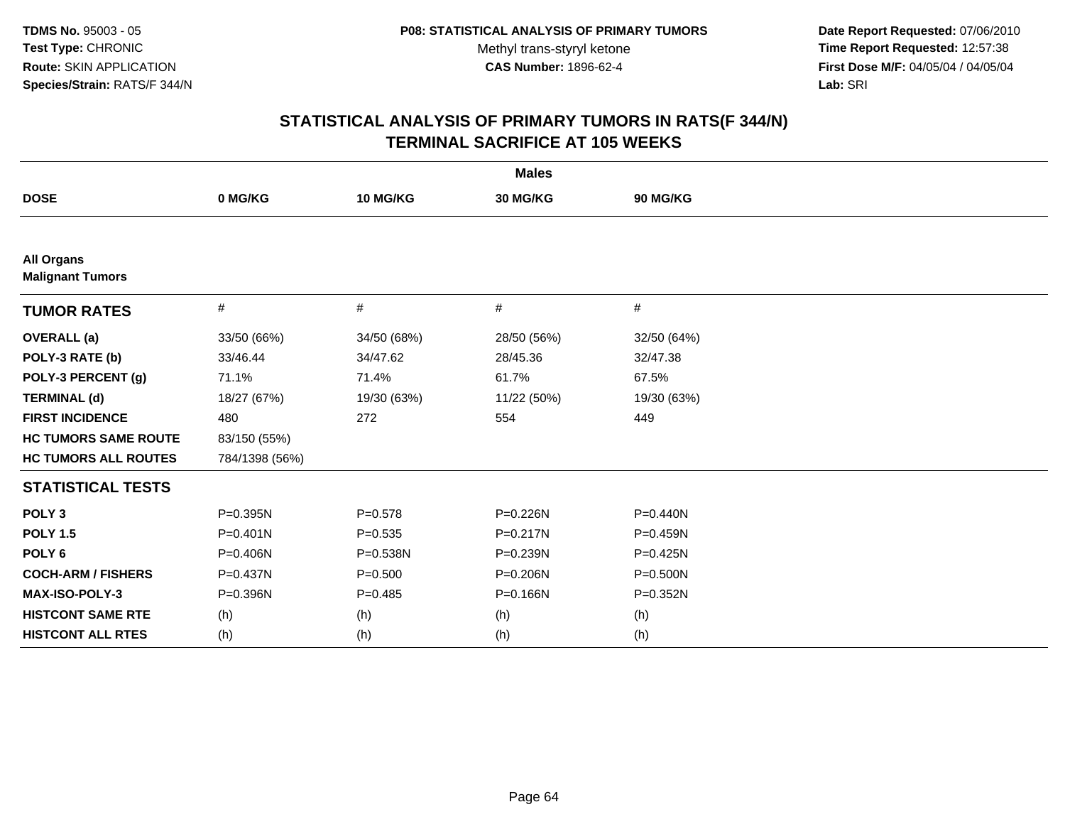**TDMS No.** 95003 - 05
**Test Type:** CHRONIC
**Route:** SKIN APPLICATION
**Species/Strain:** RATS/F 344/N

**P08: STATISTICAL ANALYSIS OF PRIMARY TUMORS**
Methyl trans-styryl ketone
**CAS Number:** 1896-62-4

**Date Report Requested:** 07/06/2010
**Time Report Requested:** 12:57:38
**First Dose M/F:** 04/05/04 / 04/05/04
**Lab:** SRI

## STATISTICAL ANALYSIS OF PRIMARY TUMORS IN RATS(F 344/N) TERMINAL SACRIFICE AT 105 WEEKS

| | Males | | | |
|---|---|---|---|---|
| **DOSE** | **0 MG/KG** | **10 MG/KG** | **30 MG/KG** | **90 MG/KG** |
| **All Organs** | | | | |
| **Malignant Tumors** | | | | |
| **TUMOR RATES** | # | # | # | # |
| **OVERALL (a)** | 33/50 (66%) | 34/50 (68%) | 28/50 (56%) | 32/50 (64%) |
| **POLY-3 RATE (b)** | 33/46.44 | 34/47.62 | 28/45.36 | 32/47.38 |
| **POLY-3 PERCENT (g)** | 71.1% | 71.4% | 61.7% | 67.5% |
| **TERMINAL (d)** | 18/27 (67%) | 19/30 (63%) | 11/22 (50%) | 19/30 (63%) |
| **FIRST INCIDENCE** | 480 | 272 | 554 | 449 |
| **HC TUMORS SAME ROUTE** | 83/150 (55%) | | | |
| **HC TUMORS ALL ROUTES** | 784/1398 (56%) | | | |
| **STATISTICAL TESTS** | | | | |
| **POLY 3** | P=0.395N | P=0.578 | P=0.226N | P=0.440N |
| **POLY 1.5** | P=0.401N | P=0.535 | P=0.217N | P=0.459N |
| **POLY 6** | P=0.406N | P=0.538N | P=0.239N | P=0.425N |
| **COCH-ARM / FISHERS** | P=0.437N | P=0.500 | P=0.206N | P=0.500N |
| **MAX-ISO-POLY-3** | P=0.396N | P=0.485 | P=0.166N | P=0.352N |
| **HISTCONT SAME RTE** | (h) | (h) | (h) | (h) |
| **HISTCONT ALL RTES** | (h) | (h) | (h) | (h) |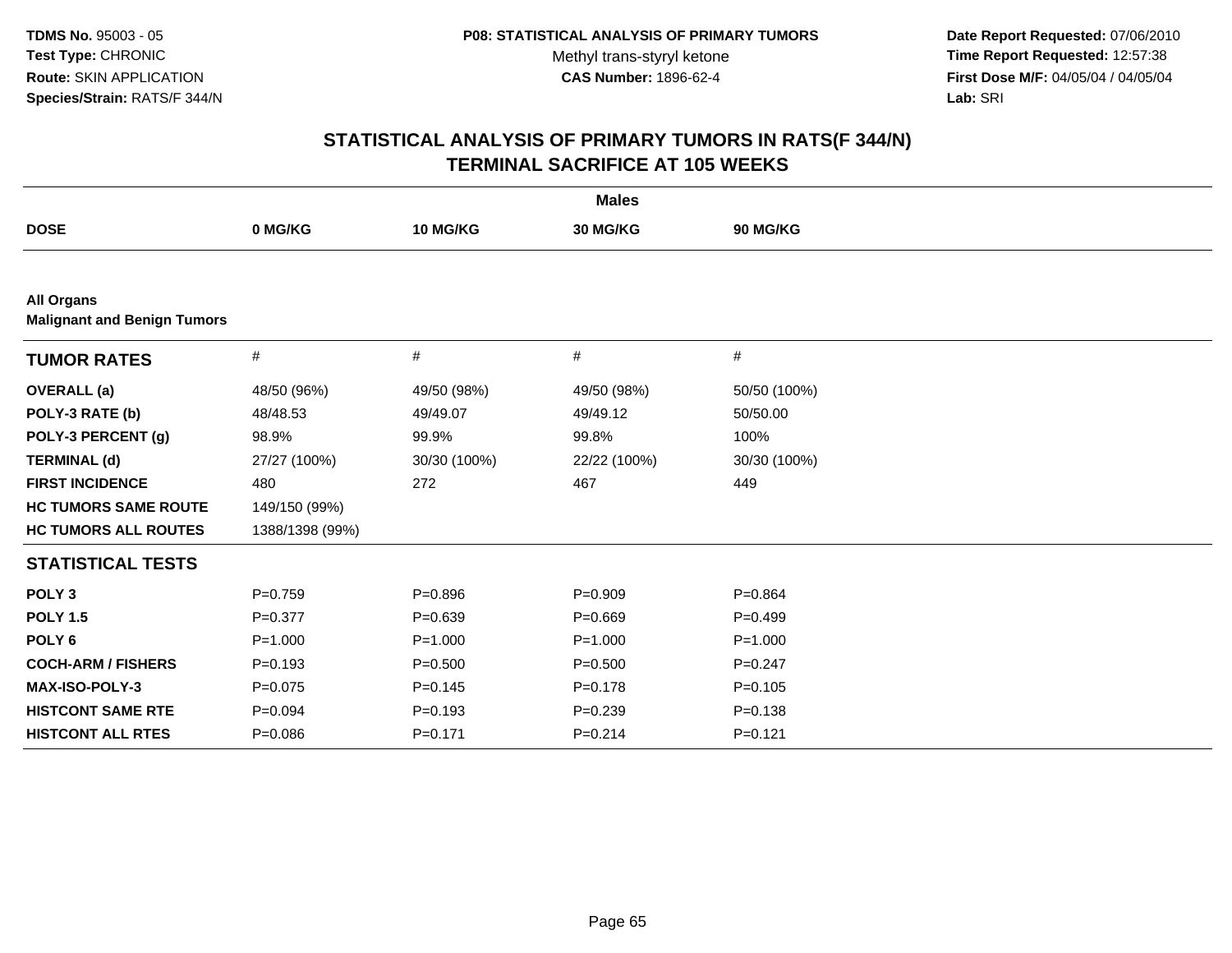**TDMS No.** 95003 - 05
**Test Type:** CHRONIC
**Route:** SKIN APPLICATION
**Species/Strain:** RATS/F 344/N

**P08: STATISTICAL ANALYSIS OF PRIMARY TUMORS**
Methyl trans-styryl ketone
**CAS Number:** 1896-62-4

**Date Report Requested:** 07/06/2010
**Time Report Requested:** 12:57:38
**First Dose M/F:** 04/05/04 / 04/05/04
**Lab:** SRI

# STATISTICAL ANALYSIS OF PRIMARY TUMORS IN RATS(F 344/N) TERMINAL SACRIFICE AT 105 WEEKS

| | Males | | | |
|---|---|---|---|---|
| **DOSE** | **0 MG/KG** | **10 MG/KG** | **30 MG/KG** | **90 MG/KG** |
| **All Organs** | | | | |
| **Malignant and Benign Tumors** | | | | |
| **TUMOR RATES** | # | # | # | # |
| **OVERALL (a)** | 48/50 (96%) | 49/50 (98%) | 49/50 (98%) | 50/50 (100%) |
| **POLY-3 RATE (b)** | 48/48.53 | 49/49.07 | 49/49.12 | 50/50.00 |
| **POLY-3 PERCENT (g)** | 98.9% | 99.9% | 99.8% | 100% |
| **TERMINAL (d)** | 27/27 (100%) | 30/30 (100%) | 22/22 (100%) | 30/30 (100%) |
| **FIRST INCIDENCE** | 480 | 272 | 467 | 449 |
| **HC TUMORS SAME ROUTE** | 149/150 (99%) | | | |
| **HC TUMORS ALL ROUTES** | 1388/1398 (99%) | | | |
| **STATISTICAL TESTS** | | | | |
| **POLY 3** | P=0.759 | P=0.896 | P=0.909 | P=0.864 |
| **POLY 1.5** | P=0.377 | P=0.639 | P=0.669 | P=0.499 |
| **POLY 6** | P=1.000 | P=1.000 | P=1.000 | P=1.000 |
| **COCH-ARM / FISHERS** | P=0.193 | P=0.500 | P=0.500 | P=0.247 |
| **MAX-ISO-POLY-3** | P=0.075 | P=0.145 | P=0.178 | P=0.105 |
| **HISTCONT SAME RTE** | P=0.094 | P=0.193 | P=0.239 | P=0.138 |
| **HISTCONT ALL RTES** | P=0.086 | P=0.171 | P=0.214 | P=0.121 |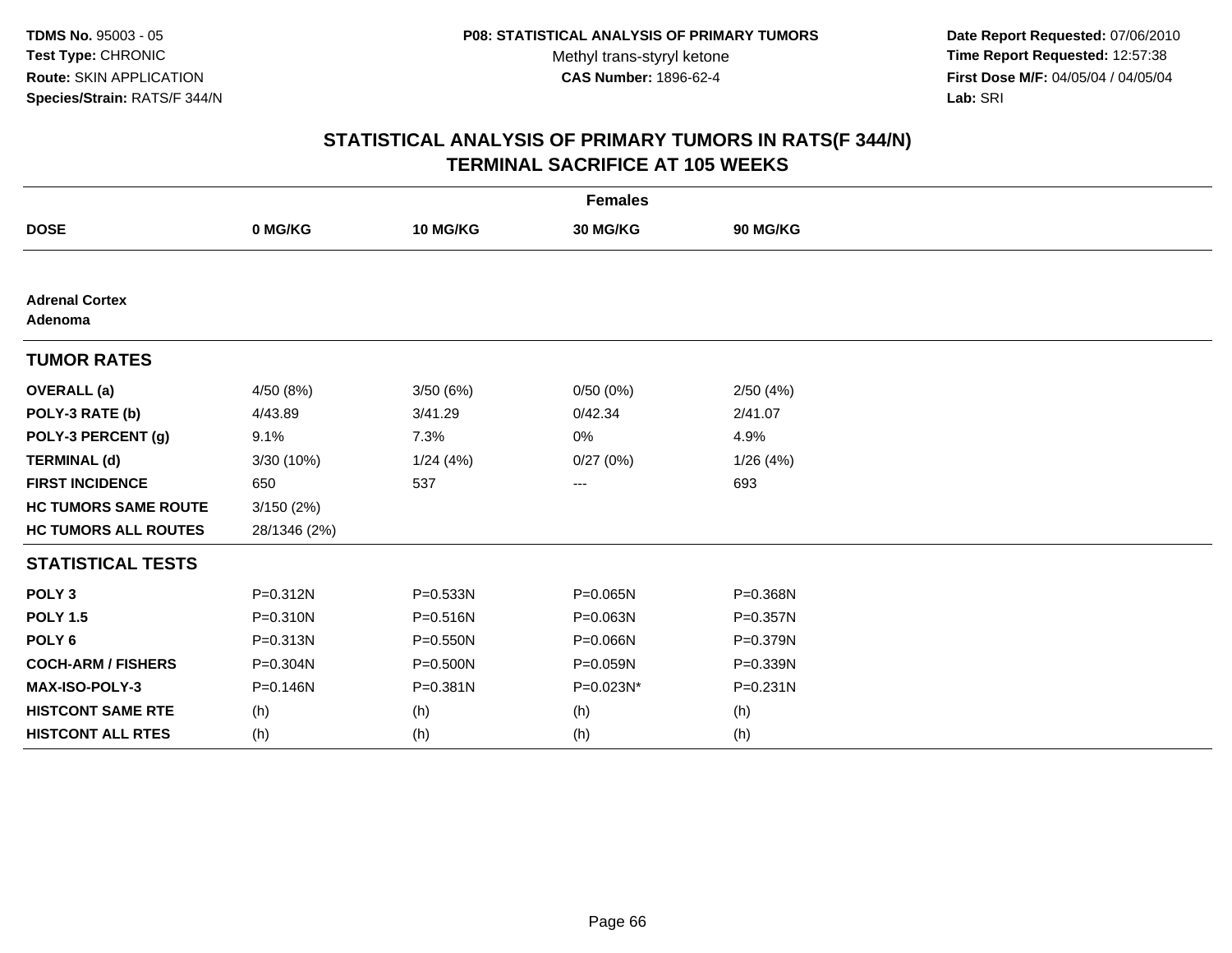**TDMS No.** 95003 - 05
**Test Type:** CHRONIC
**Route:** SKIN APPLICATION
**Species/Strain:** RATS/F 344/N

**P08: STATISTICAL ANALYSIS OF PRIMARY TUMORS**
Methyl trans-styryl ketone
**CAS Number:** 1896-62-4

**Date Report Requested:** 07/06/2010
**Time Report Requested:** 12:57:38
**First Dose M/F:** 04/05/04 / 04/05/04
**Lab:** SRI

# STATISTICAL ANALYSIS OF PRIMARY TUMORS IN RATS(F 344/N) TERMINAL SACRIFICE AT 105 WEEKS

| | Females | | | |
|---|---|---|---|---|
| **DOSE** | **0 MG/KG** | **10 MG/KG** | **30 MG/KG** | **90 MG/KG** |
| **Adrenal Cortex** | | | | |
| **Adenoma** | | | | |
| **TUMOR RATES** | | | | |
| **OVERALL (a)** | 4/50 (8%) | 3/50 (6%) | 0/50 (0%) | 2/50 (4%) |
| **POLY-3 RATE (b)** | 4/43.89 | 3/41.29 | 0/42.34 | 2/41.07 |
| **POLY-3 PERCENT (g)** | 9.1% | 7.3% | 0% | 4.9% |
| **TERMINAL (d)** | 3/30 (10%) | 1/24 (4%) | 0/27 (0%) | 1/26 (4%) |
| **FIRST INCIDENCE** | 650 | 537 | --- | 693 |
| **HC TUMORS SAME ROUTE** | 3/150 (2%) | | | |
| **HC TUMORS ALL ROUTES** | 28/1346 (2%) | | | |
| **STATISTICAL TESTS** | | | | |
| **POLY 3** | P=0.312N | P=0.533N | P=0.065N | P=0.368N |
| **POLY 1.5** | P=0.310N | P=0.516N | P=0.063N | P=0.357N |
| **POLY 6** | P=0.313N | P=0.550N | P=0.066N | P=0.379N |
| **COCH-ARM / FISHERS** | P=0.304N | P=0.500N | P=0.059N | P=0.339N |
| **MAX-ISO-POLY-3** | P=0.146N | P=0.381N | P=0.023N* | P=0.231N |
| **HISTCONT SAME RTE** | (h) | (h) | (h) | (h) |
| **HISTCONT ALL RTES** | (h) | (h) | (h) | (h) |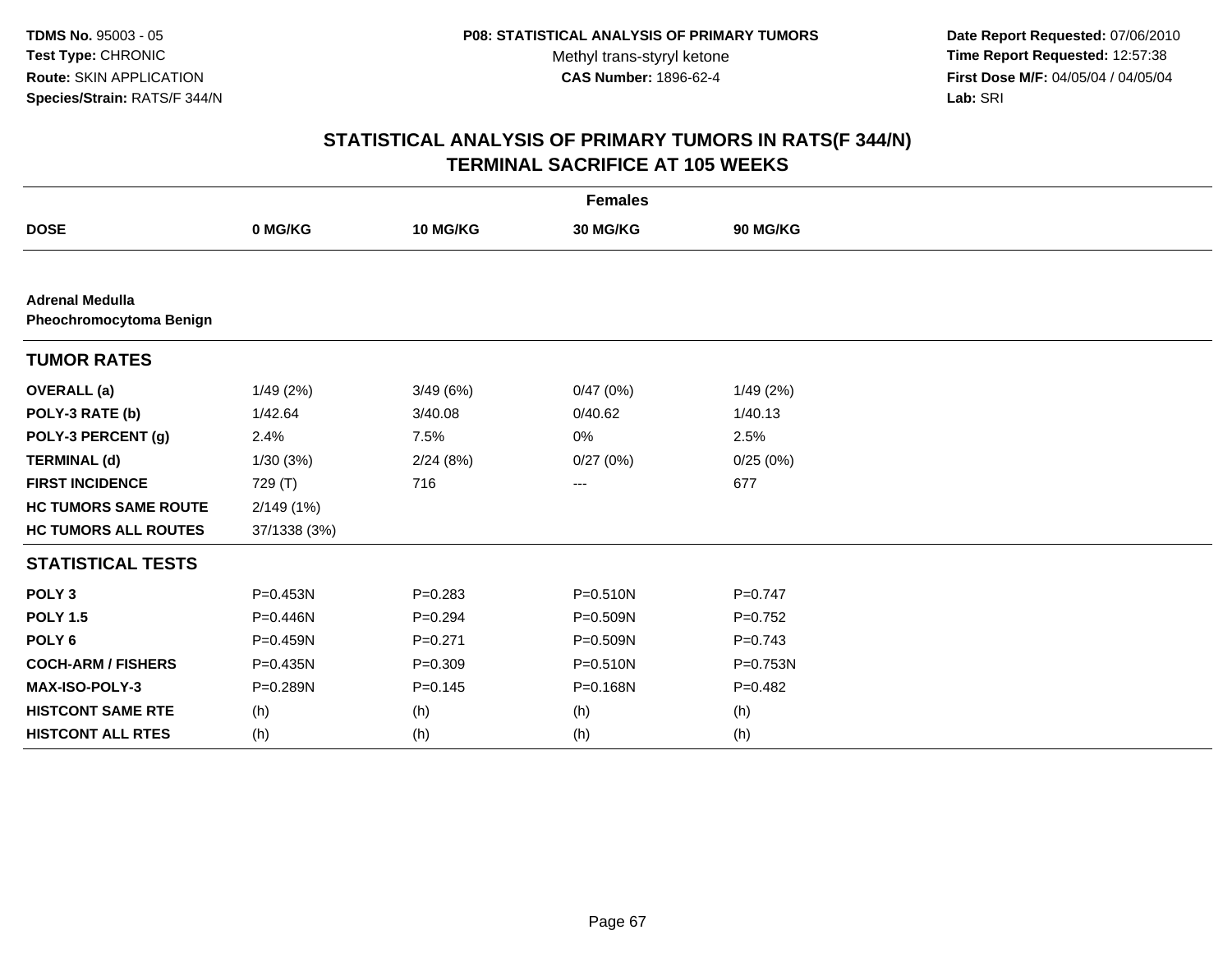**TDMS No.** 95003 - 05
**Test Type:** CHRONIC
**Route:** SKIN APPLICATION
**Species/Strain:** RATS/F 344/N

**P08: STATISTICAL ANALYSIS OF PRIMARY TUMORS**
Methyl trans-styryl ketone
**CAS Number:** 1896-62-4

**Date Report Requested:** 07/06/2010
**Time Report Requested:** 12:57:38
**First Dose M/F:** 04/05/04 / 04/05/04
**Lab:** SRI

## STATISTICAL ANALYSIS OF PRIMARY TUMORS IN RATS(F 344/N)
## TERMINAL SACRIFICE AT 105 WEEKS

| | Females | | | |
|---|---|---|---|---|
| **DOSE** | **0 MG/KG** | **10 MG/KG** | **30 MG/KG** | **90 MG/KG** |
| **Adrenal Medulla** | | | | |
| **Pheochromocytoma Benign** | | | | |
| **TUMOR RATES** | | | | |
| **OVERALL (a)** | 1/49 (2%) | 3/49 (6%) | 0/47 (0%) | 1/49 (2%) |
| **POLY-3 RATE (b)** | 1/42.64 | 3/40.08 | 0/40.62 | 1/40.13 |
| **POLY-3 PERCENT (g)** | 2.4% | 7.5% | 0% | 2.5% |
| **TERMINAL (d)** | 1/30 (3%) | 2/24 (8%) | 0/27 (0%) | 0/25 (0%) |
| **FIRST INCIDENCE** | 729 (T) | 716 | --- | 677 |
| **HC TUMORS SAME ROUTE** | 2/149 (1%) | | | |
| **HC TUMORS ALL ROUTES** | 37/1338 (3%) | | | |
| **STATISTICAL TESTS** | | | | |
| **POLY 3** | P=0.453N | P=0.283 | P=0.510N | P=0.747 |
| **POLY 1.5** | P=0.446N | P=0.294 | P=0.509N | P=0.752 |
| **POLY 6** | P=0.459N | P=0.271 | P=0.509N | P=0.743 |
| **COCH-ARM / FISHERS** | P=0.435N | P=0.309 | P=0.510N | P=0.753N |
| **MAX-ISO-POLY-3** | P=0.289N | P=0.145 | P=0.168N | P=0.482 |
| **HISTCONT SAME RTE** | (h) | (h) | (h) | (h) |
| **HISTCONT ALL RTES** | (h) | (h) | (h) | (h) |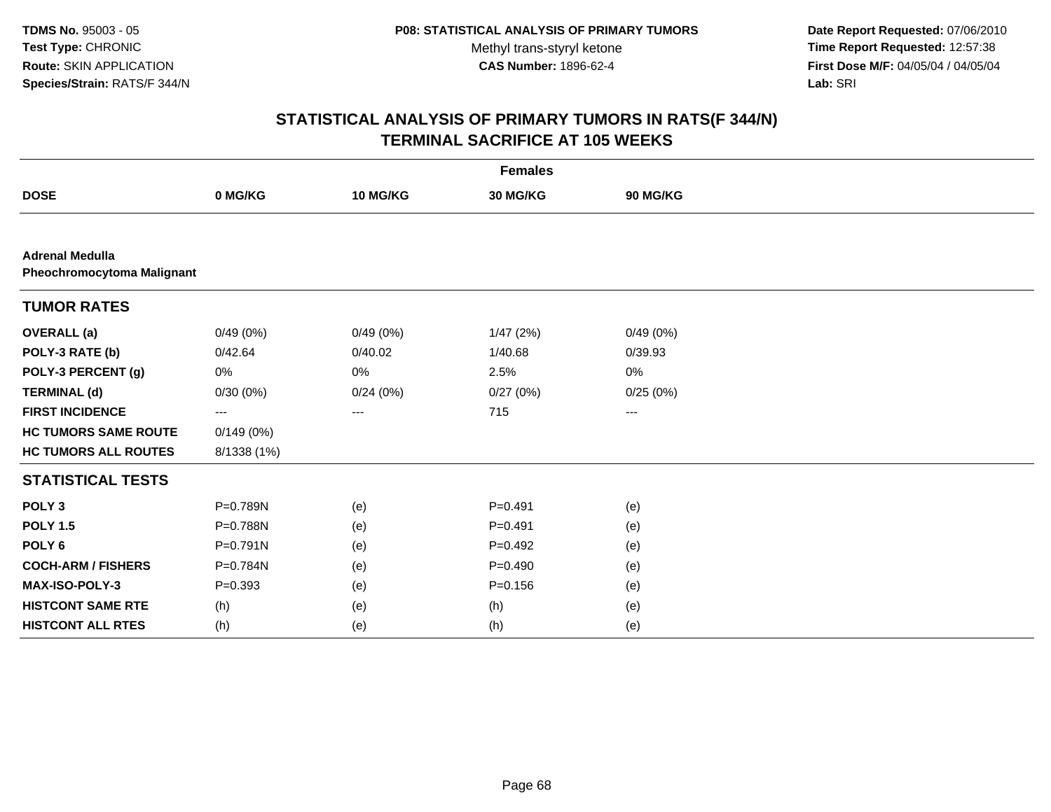**TDMS No.** 95003 - 05
**Test Type:** CHRONIC
**Route:** SKIN APPLICATION
**Species/Strain:** RATS/F 344/N

**P08: STATISTICAL ANALYSIS OF PRIMARY TUMORS**
Methyl trans-styryl ketone
**CAS Number:** 1896-62-4

**Date Report Requested:** 07/06/2010
**Time Report Requested:** 12:57:38
**First Dose M/F:** 04/05/04 / 04/05/04
**Lab:** SRI

# STATISTICAL ANALYSIS OF PRIMARY TUMORS IN RATS(F 344/N)
## TERMINAL SACRIFICE AT 105 WEEKS

| | Females | | | |
|---|---|---|---|---|
| **DOSE** | **0 MG/KG** | **10 MG/KG** | **30 MG/KG** | **90 MG/KG** |
| **Adrenal Medulla** | | | | |
| **Pheochromocytoma Malignant** | | | | |
| **TUMOR RATES** | | | | |
| **OVERALL (a)** | 0/49 (0%) | 0/49 (0%) | 1/47 (2%) | 0/49 (0%) |
| **POLY-3 RATE (b)** | 0/42.64 | 0/40.02 | 1/40.68 | 0/39.93 |
| **POLY-3 PERCENT (g)** | 0% | 0% | 2.5% | 0% |
| **TERMINAL (d)** | 0/30 (0%) | 0/24 (0%) | 0/27 (0%) | 0/25 (0%) |
| **FIRST INCIDENCE** | --- | --- | 715 | --- |
| **HC TUMORS SAME ROUTE** | 0/149 (0%) | | | |
| **HC TUMORS ALL ROUTES** | 8/1338 (1%) | | | |
| **STATISTICAL TESTS** | | | | |
| **POLY 3** | P=0.789N | (e) | P=0.491 | (e) |
| **POLY 1.5** | P=0.788N | (e) | P=0.491 | (e) |
| **POLY 6** | P=0.791N | (e) | P=0.492 | (e) |
| **COCH-ARM / FISHERS** | P=0.784N | (e) | P=0.490 | (e) |
| **MAX-ISO-POLY-3** | P=0.393 | (e) | P=0.156 | (e) |
| **HISTCONT SAME RTE** | (h) | (e) | (h) | (e) |
| **HISTCONT ALL RTES** | (h) | (e) | (h) | (e) |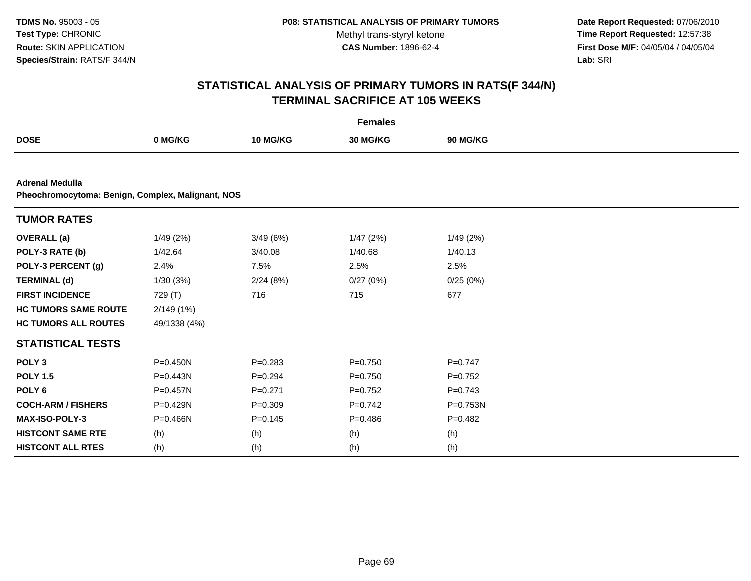**TDMS No.** 95003 - 05
**Test Type:** CHRONIC
**Route:** SKIN APPLICATION
**Species/Strain:** RATS/F 344/N

**P08: STATISTICAL ANALYSIS OF PRIMARY TUMORS**
Methyl trans-styryl ketone
**CAS Number:** 1896-62-4

**Date Report Requested:** 07/06/2010
**Time Report Requested:** 12:57:38
**First Dose M/F:** 04/05/04 / 04/05/04
**Lab:** SRI

# STATISTICAL ANALYSIS OF PRIMARY TUMORS IN RATS(F 344/N)
## TERMINAL SACRIFICE AT 105 WEEKS

| | Females | | | |
|---|---|---|---|---|
| **DOSE** | **0 MG/KG** | **10 MG/KG** | **30 MG/KG** | **90 MG/KG** |
| **Adrenal Medulla** | | | | |
| **Pheochromocytoma: Benign, Complex, Malignant, NOS** | | | | |
| **TUMOR RATES** | | | | |
| **OVERALL (a)** | 1/49 (2%) | 3/49 (6%) | 1/47 (2%) | 1/49 (2%) |
| **POLY-3 RATE (b)** | 1/42.64 | 3/40.08 | 1/40.68 | 1/40.13 |
| **POLY-3 PERCENT (g)** | 2.4% | 7.5% | 2.5% | 2.5% |
| **TERMINAL (d)** | 1/30 (3%) | 2/24 (8%) | 0/27 (0%) | 0/25 (0%) |
| **FIRST INCIDENCE** | 729 (T) | 716 | 715 | 677 |
| **HC TUMORS SAME ROUTE** | 2/149 (1%) | | | |
| **HC TUMORS ALL ROUTES** | 49/1338 (4%) | | | |
| **STATISTICAL TESTS** | | | | |
| **POLY 3** | P=0.450N | P=0.283 | P=0.750 | P=0.747 |
| **POLY 1.5** | P=0.443N | P=0.294 | P=0.750 | P=0.752 |
| **POLY 6** | P=0.457N | P=0.271 | P=0.752 | P=0.743 |
| **COCH-ARM / FISHERS** | P=0.429N | P=0.309 | P=0.742 | P=0.753N |
| **MAX-ISO-POLY-3** | P=0.466N | P=0.145 | P=0.486 | P=0.482 |
| **HISTCONT SAME RTE** | (h) | (h) | (h) | (h) |
| **HISTCONT ALL RTES** | (h) | (h) | (h) | (h) |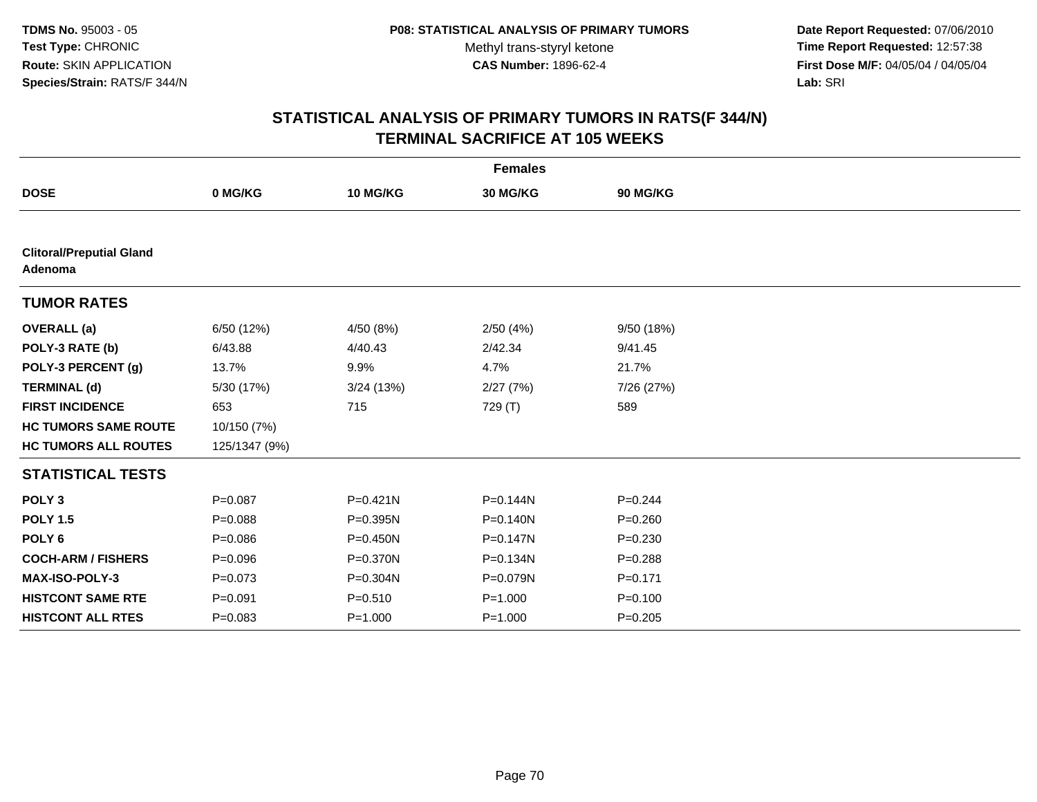# STATISTICAL ANALYSIS OF PRIMARY TUMORS IN RATS(F 344/N)
## TERMINAL SACRIFICE AT 105 WEEKS

| | Females | | | |
|---|---|---|---|---|
| **DOSE** | **0 MG/KG** | **10 MG/KG** | **30 MG/KG** | **90 MG/KG** |
| **Clitoral/Preputial Gland Adenoma** | | | | |
| **TUMOR RATES** | | | | |
| **OVERALL (a)** | 6/50 (12%) | 4/50 (8%) | 2/50 (4%) | 9/50 (18%) |
| **POLY-3 RATE (b)** | 6/43.88 | 4/40.43 | 2/42.34 | 9/41.45 |
| **POLY-3 PERCENT (g)** | 13.7% | 9.9% | 4.7% | 21.7% |
| **TERMINAL (d)** | 5/30 (17%) | 3/24 (13%) | 2/27 (7%) | 7/26 (27%) |
| **FIRST INCIDENCE** | 653 | 715 | 729 (T) | 589 |
| **HC TUMORS SAME ROUTE** | 10/150 (7%) | | | |
| **HC TUMORS ALL ROUTES** | 125/1347 (9%) | | | |
| **STATISTICAL TESTS** | | | | |
| **POLY 3** | P=0.087 | P=0.421N | P=0.144N | P=0.244 |
| **POLY 1.5** | P=0.088 | P=0.395N | P=0.140N | P=0.260 |
| **POLY 6** | P=0.086 | P=0.450N | P=0.147N | P=0.230 |
| **COCH-ARM / FISHERS** | P=0.096 | P=0.370N | P=0.134N | P=0.288 |
| **MAX-ISO-POLY-3** | P=0.073 | P=0.304N | P=0.079N | P=0.171 |
| **HISTCONT SAME RTE** | P=0.091 | P=0.510 | P=1.000 | P=0.100 |
| **HISTCONT ALL RTES** | P=0.083 | P=1.000 | P=1.000 | P=0.205 |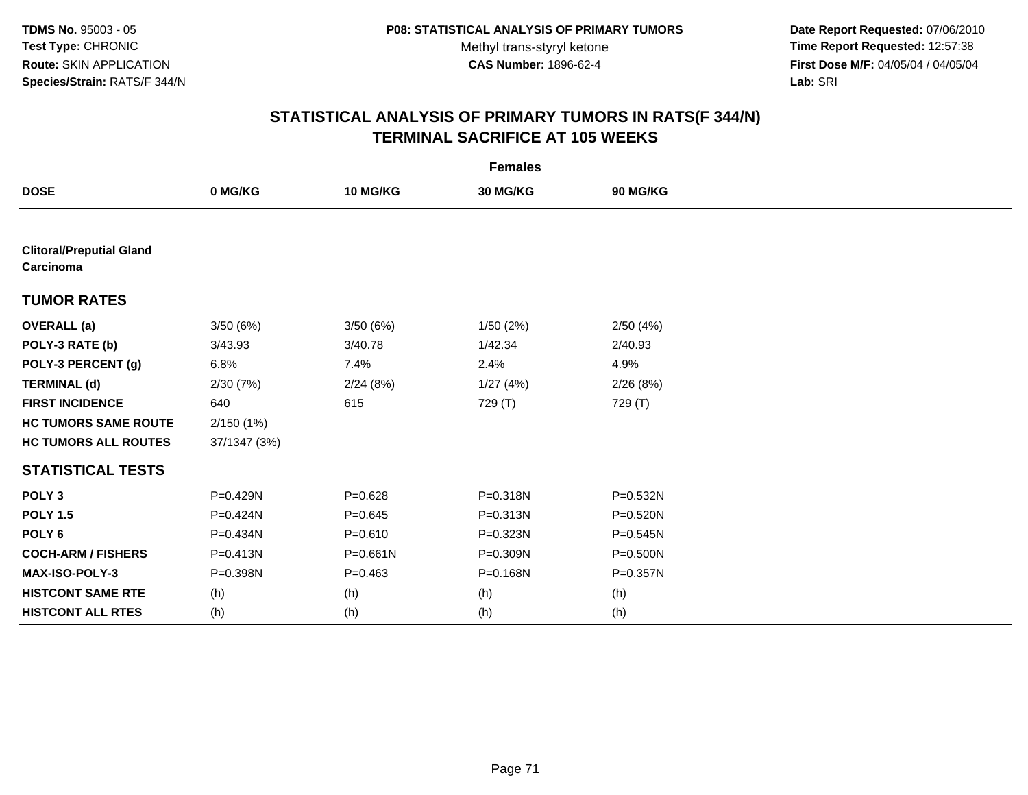TDMS No. 95003 - 05
Test Type: CHRONIC
Route: SKIN APPLICATION
Species/Strain: RATS/F 344/N

P08: STATISTICAL ANALYSIS OF PRIMARY TUMORS
Methyl trans-styryl ketone
CAS Number: 1896-62-4

Date Report Requested: 07/06/2010
Time Report Requested: 12:57:38
First Dose M/F: 04/05/04 / 04/05/04
Lab: SRI

# STATISTICAL ANALYSIS OF PRIMARY TUMORS IN RATS(F 344/N) TERMINAL SACRIFICE AT 105 WEEKS

| Females | | | | |
|---|---|---|---|---|
| **DOSE** | **0 MG/KG** | **10 MG/KG** | **30 MG/KG** | **90 MG/KG** |
| **Clitoral/Preputial Gland Carcinoma** | | | | |
| **TUMOR RATES** | | | | |
| **OVERALL (a)** | 3/50 (6%) | 3/50 (6%) | 1/50 (2%) | 2/50 (4%) |
| **POLY-3 RATE (b)** | 3/43.93 | 3/40.78 | 1/42.34 | 2/40.93 |
| **POLY-3 PERCENT (g)** | 6.8% | 7.4% | 2.4% | 4.9% |
| **TERMINAL (d)** | 2/30 (7%) | 2/24 (8%) | 1/27 (4%) | 2/26 (8%) |
| **FIRST INCIDENCE** | 640 | 615 | 729 (T) | 729 (T) |
| **HC TUMORS SAME ROUTE** | 2/150 (1%) | | | |
| **HC TUMORS ALL ROUTES** | 37/1347 (3%) | | | |
| **STATISTICAL TESTS** | | | | |
| **POLY 3** | P=0.429N | P=0.628 | P=0.318N | P=0.532N |
| **POLY 1.5** | P=0.424N | P=0.645 | P=0.313N | P=0.520N |
| **POLY 6** | P=0.434N | P=0.610 | P=0.323N | P=0.545N |
| **COCH-ARM / FISHERS** | P=0.413N | P=0.661N | P=0.309N | P=0.500N |
| **MAX-ISO-POLY-3** | P=0.398N | P=0.463 | P=0.168N | P=0.357N |
| **HISTCONT SAME RTE** | (h) | (h) | (h) | (h) |
| **HISTCONT ALL RTES** | (h) | (h) | (h) | (h) |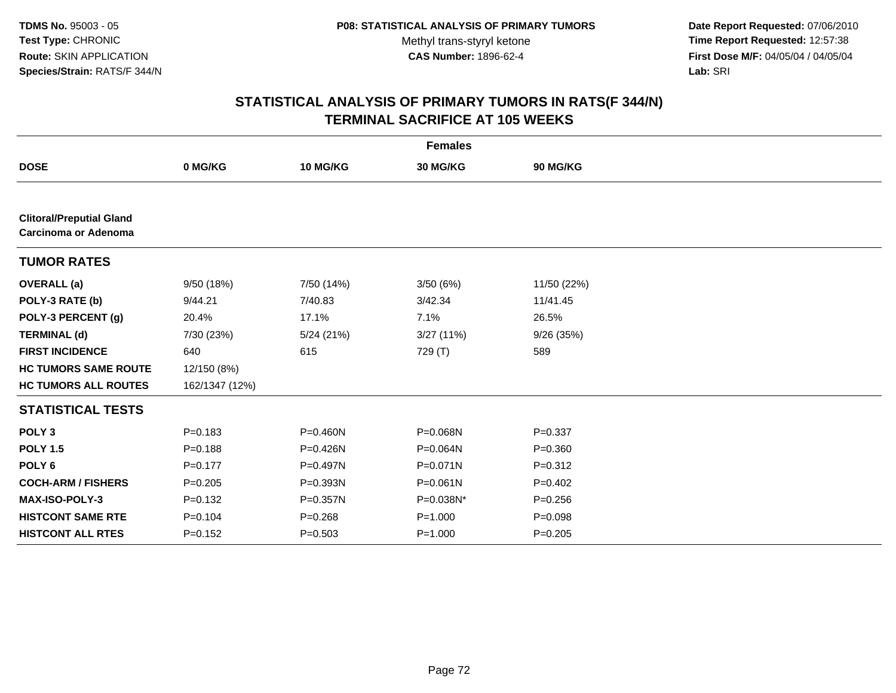## STATISTICAL ANALYSIS OF PRIMARY TUMORS IN RATS(F 344/N)
## TERMINAL SACRIFICE AT 105 WEEKS

| | Females | | | |
|---|---|---|---|---|
| **DOSE** | **0 MG/KG** | **10 MG/KG** | **30 MG/KG** | **90 MG/KG** |
| **Clitoral/Preputial Gland Carcinoma or Adenoma** | | | | |
| **TUMOR RATES** | | | | |
| **OVERALL (a)** | 9/50 (18%) | 7/50 (14%) | 3/50 (6%) | 11/50 (22%) |
| **POLY-3 RATE (b)** | 9/44.21 | 7/40.83 | 3/42.34 | 11/41.45 |
| **POLY-3 PERCENT (g)** | 20.4% | 17.1% | 7.1% | 26.5% |
| **TERMINAL (d)** | 7/30 (23%) | 5/24 (21%) | 3/27 (11%) | 9/26 (35%) |
| **FIRST INCIDENCE** | 640 | 615 | 729 (T) | 589 |
| **HC TUMORS SAME ROUTE** | 12/150 (8%) | | | |
| **HC TUMORS ALL ROUTES** | 162/1347 (12%) | | | |
| **STATISTICAL TESTS** | | | | |
| **POLY 3** | P=0.183 | P=0.460N | P=0.068N | P=0.337 |
| **POLY 1.5** | P=0.188 | P=0.426N | P=0.064N | P=0.360 |
| **POLY 6** | P=0.177 | P=0.497N | P=0.071N | P=0.312 |
| **COCH-ARM / FISHERS** | P=0.205 | P=0.393N | P=0.061N | P=0.402 |
| **MAX-ISO-POLY-3** | P=0.132 | P=0.357N | P=0.038N* | P=0.256 |
| **HISTCONT SAME RTE** | P=0.104 | P=0.268 | P=1.000 | P=0.098 |
| **HISTCONT ALL RTES** | P=0.152 | P=0.503 | P=1.000 | P=0.205 |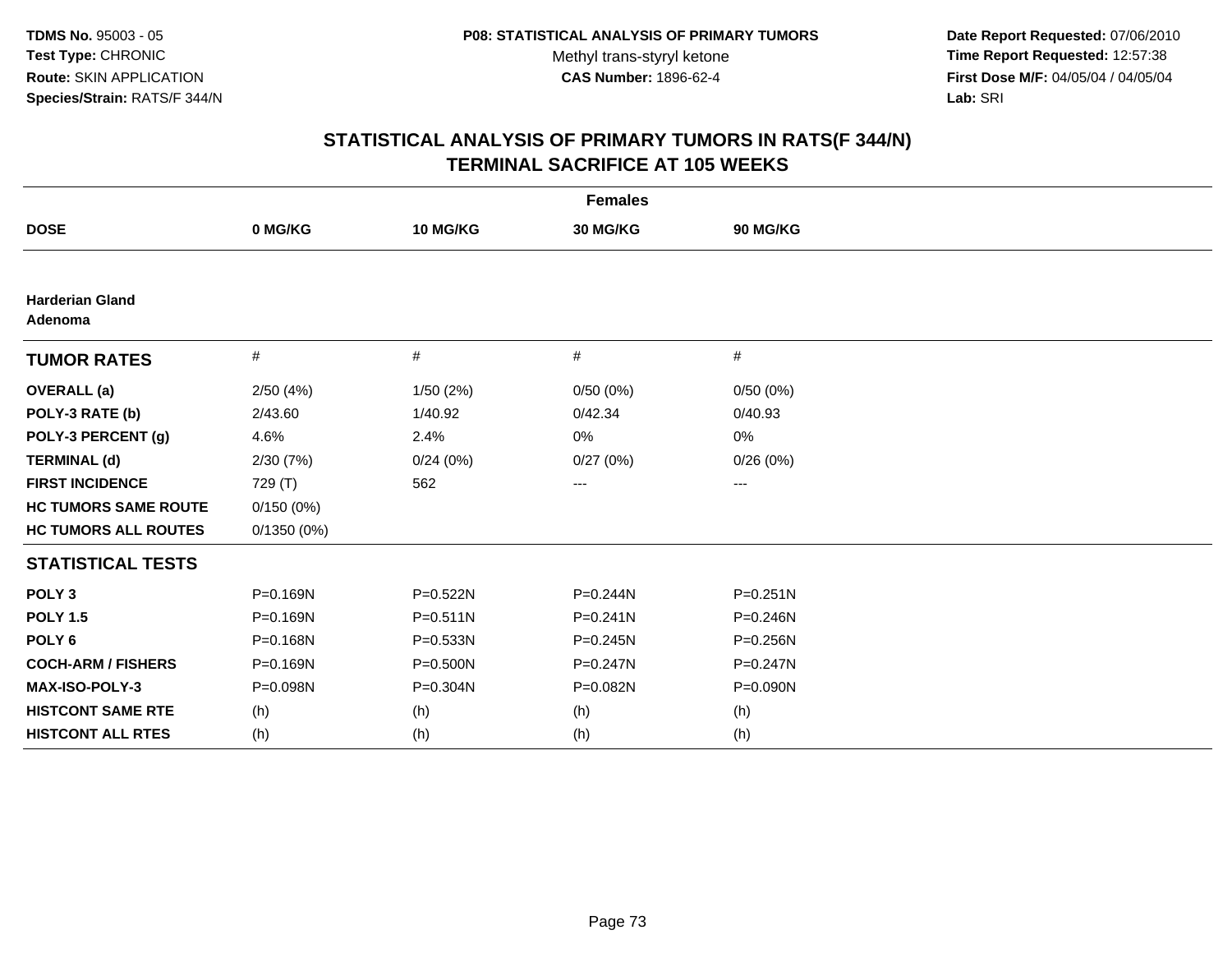**TDMS No.** 95003 - 05
**Test Type:** CHRONIC
**Route:** SKIN APPLICATION
**Species/Strain:** RATS/F 344/N

**P08: STATISTICAL ANALYSIS OF PRIMARY TUMORS**
Methyl trans-styryl ketone
**CAS Number:** 1896-62-4

**Date Report Requested:** 07/06/2010
**Time Report Requested:** 12:57:38
**First Dose M/F:** 04/05/04 / 04/05/04
**Lab:** SRI

## STATISTICAL ANALYSIS OF PRIMARY TUMORS IN RATS(F 344/N)
## TERMINAL SACRIFICE AT 105 WEEKS

| | Females | | | |
|---|---|---|---|---|
| **DOSE** | **0 MG/KG** | **10 MG/KG** | **30 MG/KG** | **90 MG/KG** |
| **Harderian Gland** | | | | |
| **Adenoma** | | | | |
| **TUMOR RATES** | # | # | # | # |
| **OVERALL (a)** | 2/50 (4%) | 1/50 (2%) | 0/50 (0%) | 0/50 (0%) |
| **POLY-3 RATE (b)** | 2/43.60 | 1/40.92 | 0/42.34 | 0/40.93 |
| **POLY-3 PERCENT (g)** | 4.6% | 2.4% | 0% | 0% |
| **TERMINAL (d)** | 2/30 (7%) | 0/24 (0%) | 0/27 (0%) | 0/26 (0%) |
| **FIRST INCIDENCE** | 729 (T) | 562 | --- | --- |
| **HC TUMORS SAME ROUTE** | 0/150 (0%) | | | |
| **HC TUMORS ALL ROUTES** | 0/1350 (0%) | | | |
| **STATISTICAL TESTS** | | | | |
| **POLY 3** | P=0.169N | P=0.522N | P=0.244N | P=0.251N |
| **POLY 1.5** | P=0.169N | P=0.511N | P=0.241N | P=0.246N |
| **POLY 6** | P=0.168N | P=0.533N | P=0.245N | P=0.256N |
| **COCH-ARM / FISHERS** | P=0.169N | P=0.500N | P=0.247N | P=0.247N |
| **MAX-ISO-POLY-3** | P=0.098N | P=0.304N | P=0.082N | P=0.090N |
| **HISTCONT SAME RTE** | (h) | (h) | (h) | (h) |
| **HISTCONT ALL RTES** | (h) | (h) | (h) | (h) |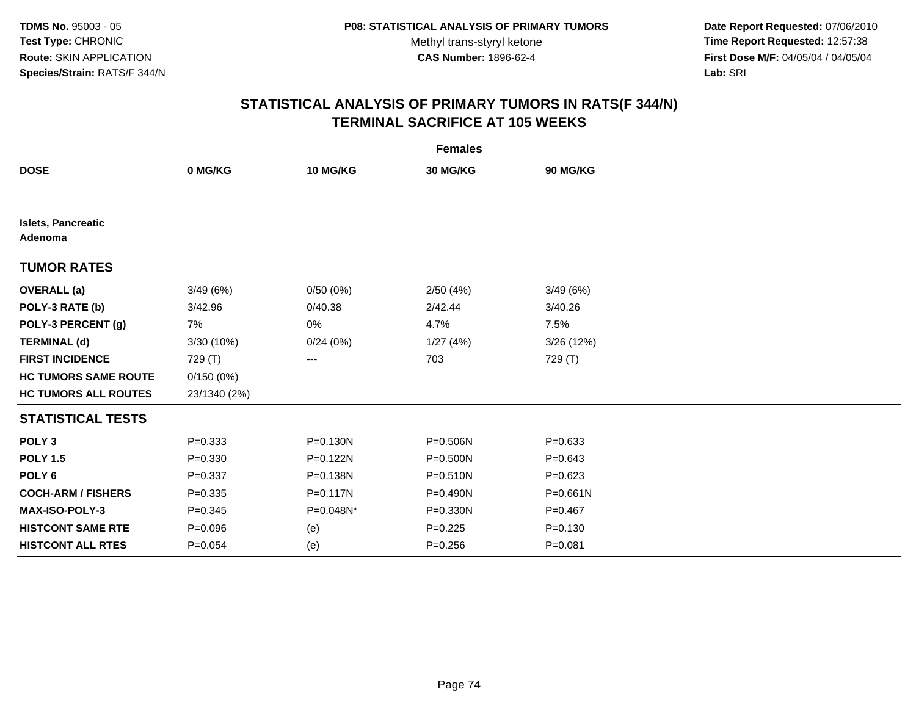# STATISTICAL ANALYSIS OF PRIMARY TUMORS IN RATS(F 344/N)
## TERMINAL SACRIFICE AT 105 WEEKS

| | Females | | | |
|---|---|---|---|---|
| **DOSE** | **0 MG/KG** | **10 MG/KG** | **30 MG/KG** | **90 MG/KG** |
| **Islets, Pancreatic Adenoma** | | | | |
| **TUMOR RATES** | | | | |
| **OVERALL (a)** | 3/49 (6%) | 0/50 (0%) | 2/50 (4%) | 3/49 (6%) |
| **POLY-3 RATE (b)** | 3/42.96 | 0/40.38 | 2/42.44 | 3/40.26 |
| **POLY-3 PERCENT (g)** | 7% | 0% | 4.7% | 7.5% |
| **TERMINAL (d)** | 3/30 (10%) | 0/24 (0%) | 1/27 (4%) | 3/26 (12%) |
| **FIRST INCIDENCE** | 729 (T) | --- | 703 | 729 (T) |
| **HC TUMORS SAME ROUTE** | 0/150 (0%) | | | |
| **HC TUMORS ALL ROUTES** | 23/1340 (2%) | | | |
| **STATISTICAL TESTS** | | | | |
| **POLY 3** | P=0.333 | P=0.130N | P=0.506N | P=0.633 |
| **POLY 1.5** | P=0.330 | P=0.122N | P=0.500N | P=0.643 |
| **POLY 6** | P=0.337 | P=0.138N | P=0.510N | P=0.623 |
| **COCH-ARM / FISHERS** | P=0.335 | P=0.117N | P=0.490N | P=0.661N |
| **MAX-ISO-POLY-3** | P=0.345 | P=0.048N* | P=0.330N | P=0.467 |
| **HISTCONT SAME RTE** | P=0.096 | (e) | P=0.225 | P=0.130 |
| **HISTCONT ALL RTES** | P=0.054 | (e) | P=0.256 | P=0.081 |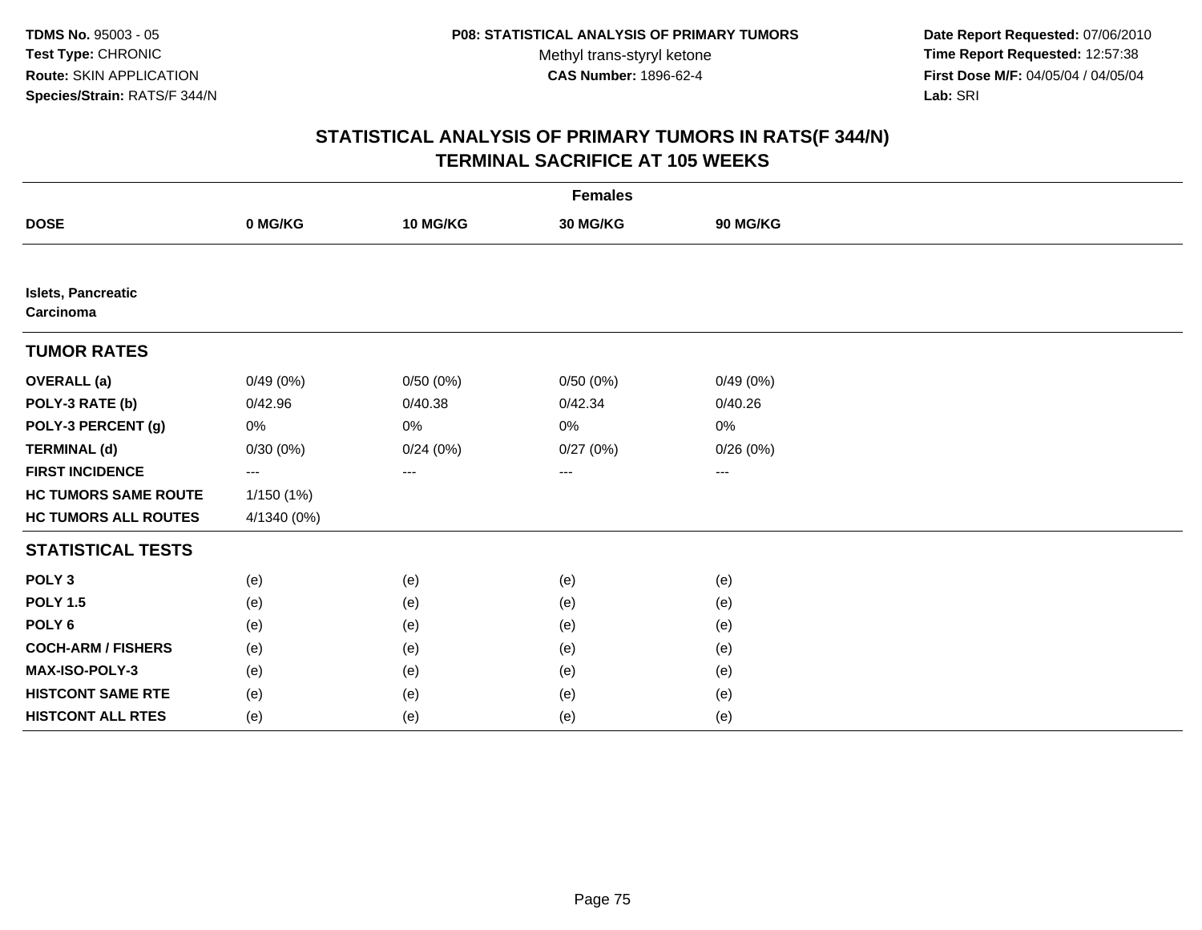**TDMS No.** 95003 - 05
**Test Type:** CHRONIC
**Route:** SKIN APPLICATION
**Species/Strain:** RATS/F 344/N

**P08: STATISTICAL ANALYSIS OF PRIMARY TUMORS**
Methyl trans-styryl ketone
**CAS Number:** 1896-62-4

**Date Report Requested:** 07/06/2010
**Time Report Requested:** 12:57:38
**First Dose M/F:** 04/05/04 / 04/05/04
**Lab:** SRI

## STATISTICAL ANALYSIS OF PRIMARY TUMORS IN RATS(F 344/N) TERMINAL SACRIFICE AT 105 WEEKS

| | Females | | | |
|---|---|---|---|---|
| **DOSE** | **0 MG/KG** | **10 MG/KG** | **30 MG/KG** | **90 MG/KG** |
| **Islets, Pancreatic Carcinoma** | | | | |
| **TUMOR RATES** | | | | |
| **OVERALL (a)** | 0/49 (0%) | 0/50 (0%) | 0/50 (0%) | 0/49 (0%) |
| **POLY-3 RATE (b)** | 0/42.96 | 0/40.38 | 0/42.34 | 0/40.26 |
| **POLY-3 PERCENT (g)** | 0% | 0% | 0% | 0% |
| **TERMINAL (d)** | 0/30 (0%) | 0/24 (0%) | 0/27 (0%) | 0/26 (0%) |
| **FIRST INCIDENCE** | --- | --- | --- | --- |
| **HC TUMORS SAME ROUTE** | 1/150 (1%) | | | |
| **HC TUMORS ALL ROUTES** | 4/1340 (0%) | | | |
| **STATISTICAL TESTS** | | | | |
| **POLY 3** | (e) | (e) | (e) | (e) |
| **POLY 1.5** | (e) | (e) | (e) | (e) |
| **POLY 6** | (e) | (e) | (e) | (e) |
| **COCH-ARM / FISHERS** | (e) | (e) | (e) | (e) |
| **MAX-ISO-POLY-3** | (e) | (e) | (e) | (e) |
| **HISTCONT SAME RTE** | (e) | (e) | (e) | (e) |
| **HISTCONT ALL RTES** | (e) | (e) | (e) | (e) |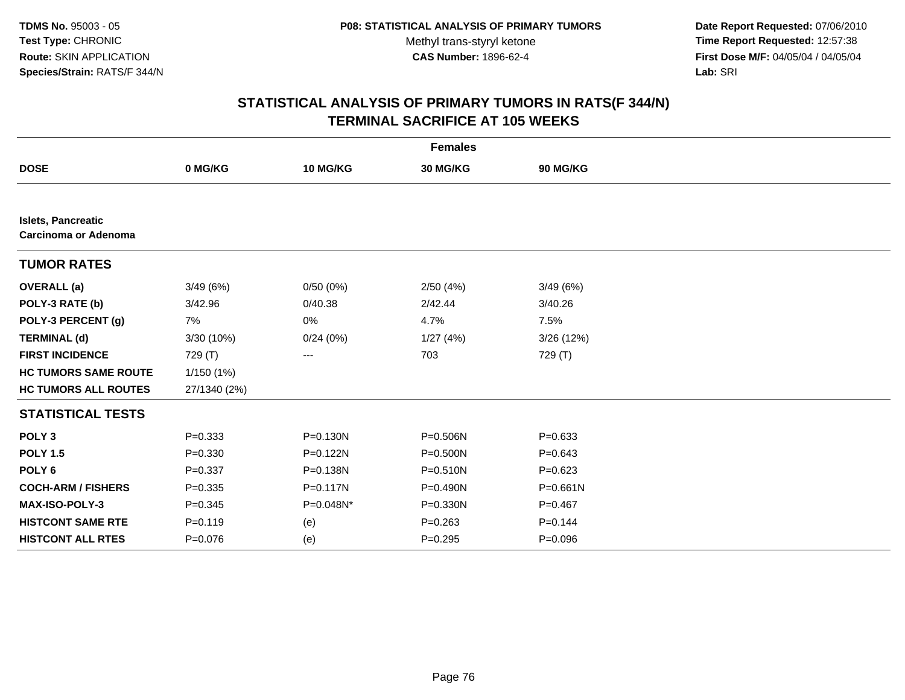**TDMS No.** 95003 - 05
**Test Type:** CHRONIC
**Route:** SKIN APPLICATION
**Species/Strain:** RATS/F 344/N

**P08: STATISTICAL ANALYSIS OF PRIMARY TUMORS**
Methyl trans-styryl ketone
**CAS Number:** 1896-62-4

**Date Report Requested:** 07/06/2010
**Time Report Requested:** 12:57:38
**First Dose M/F:** 04/05/04 / 04/05/04
**Lab:** SRI

## STATISTICAL ANALYSIS OF PRIMARY TUMORS IN RATS(F 344/N) TERMINAL SACRIFICE AT 105 WEEKS

| Females | | | | |
|---|---|---|---|---|
| **DOSE** | **0 MG/KG** | **10 MG/KG** | **30 MG/KG** | **90 MG/KG** |
| **Islets, Pancreatic** **Carcinoma or Adenoma** | | | | |
| **TUMOR RATES** | | | | |
| **OVERALL (a)** | 3/49 (6%) | 0/50 (0%) | 2/50 (4%) | 3/49 (6%) |
| **POLY-3 RATE (b)** | 3/42.96 | 0/40.38 | 2/42.44 | 3/40.26 |
| **POLY-3 PERCENT (g)** | 7% | 0% | 4.7% | 7.5% |
| **TERMINAL (d)** | 3/30 (10%) | 0/24 (0%) | 1/27 (4%) | 3/26 (12%) |
| **FIRST INCIDENCE** | 729 (T) | --- | 703 | 729 (T) |
| **HC TUMORS SAME ROUTE** | 1/150 (1%) | | | |
| **HC TUMORS ALL ROUTES** | 27/1340 (2%) | | | |
| **STATISTICAL TESTS** | | | | |
| **POLY 3** | P=0.333 | P=0.130N | P=0.506N | P=0.633 |
| **POLY 1.5** | P=0.330 | P=0.122N | P=0.500N | P=0.643 |
| **POLY 6** | P=0.337 | P=0.138N | P=0.510N | P=0.623 |
| **COCH-ARM / FISHERS** | P=0.335 | P=0.117N | P=0.490N | P=0.661N |
| **MAX-ISO-POLY-3** | P=0.345 | P=0.048N* | P=0.330N | P=0.467 |
| **HISTCONT SAME RTE** | P=0.119 | (e) | P=0.263 | P=0.144 |
| **HISTCONT ALL RTES** | P=0.076 | (e) | P=0.295 | P=0.096 |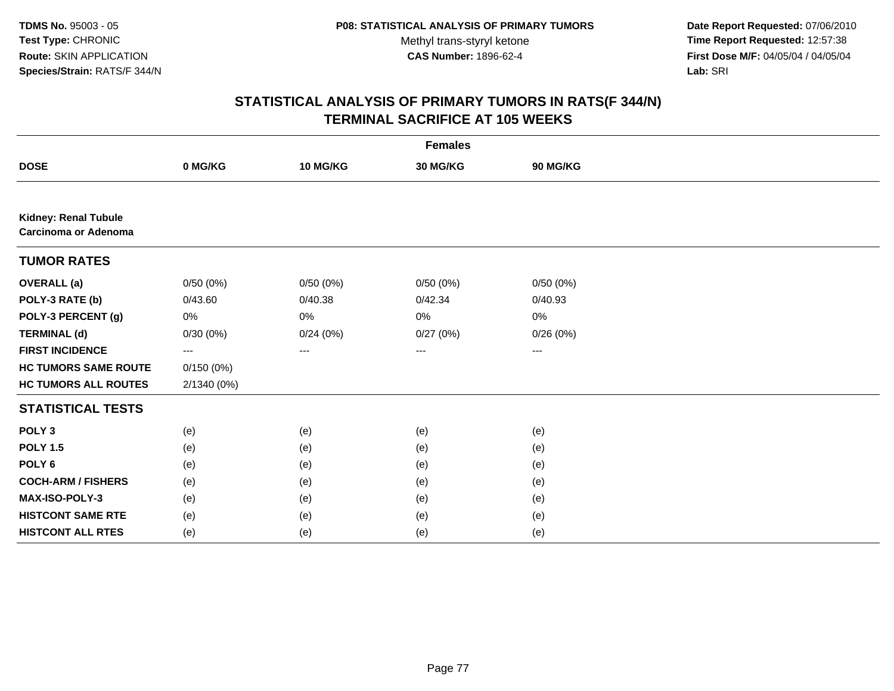**TDMS No.** 95003 - 05
**Test Type:** CHRONIC
**Route:** SKIN APPLICATION
**Species/Strain:** RATS/F 344/N

**P08: STATISTICAL ANALYSIS OF PRIMARY TUMORS**
Methyl trans-styryl ketone
**CAS Number:** 1896-62-4

**Date Report Requested:** 07/06/2010
**Time Report Requested:** 12:57:38
**First Dose M/F:** 04/05/04 / 04/05/04
**Lab:** SRI

## STATISTICAL ANALYSIS OF PRIMARY TUMORS IN RATS(F 344/N)
## TERMINAL SACRIFICE AT 105 WEEKS

| | Females | | | |
|---|---|---|---|---|
| **DOSE** | **0 MG/KG** | **10 MG/KG** | **30 MG/KG** | **90 MG/KG** |
| **Kidney: Renal Tubule Carcinoma or Adenoma** | | | | |
| **TUMOR RATES** | | | | |
| **OVERALL (a)** | 0/50 (0%) | 0/50 (0%) | 0/50 (0%) | 0/50 (0%) |
| **POLY-3 RATE (b)** | 0/43.60 | 0/40.38 | 0/42.34 | 0/40.93 |
| **POLY-3 PERCENT (g)** | 0% | 0% | 0% | 0% |
| **TERMINAL (d)** | 0/30 (0%) | 0/24 (0%) | 0/27 (0%) | 0/26 (0%) |
| **FIRST INCIDENCE** | --- | --- | --- | --- |
| **HC TUMORS SAME ROUTE** | 0/150 (0%) | | | |
| **HC TUMORS ALL ROUTES** | 2/1340 (0%) | | | |
| **STATISTICAL TESTS** | | | | |
| **POLY 3** | (e) | (e) | (e) | (e) |
| **POLY 1.5** | (e) | (e) | (e) | (e) |
| **POLY 6** | (e) | (e) | (e) | (e) |
| **COCH-ARM / FISHERS** | (e) | (e) | (e) | (e) |
| **MAX-ISO-POLY-3** | (e) | (e) | (e) | (e) |
| **HISTCONT SAME RTE** | (e) | (e) | (e) | (e) |
| **HISTCONT ALL RTES** | (e) | (e) | (e) | (e) |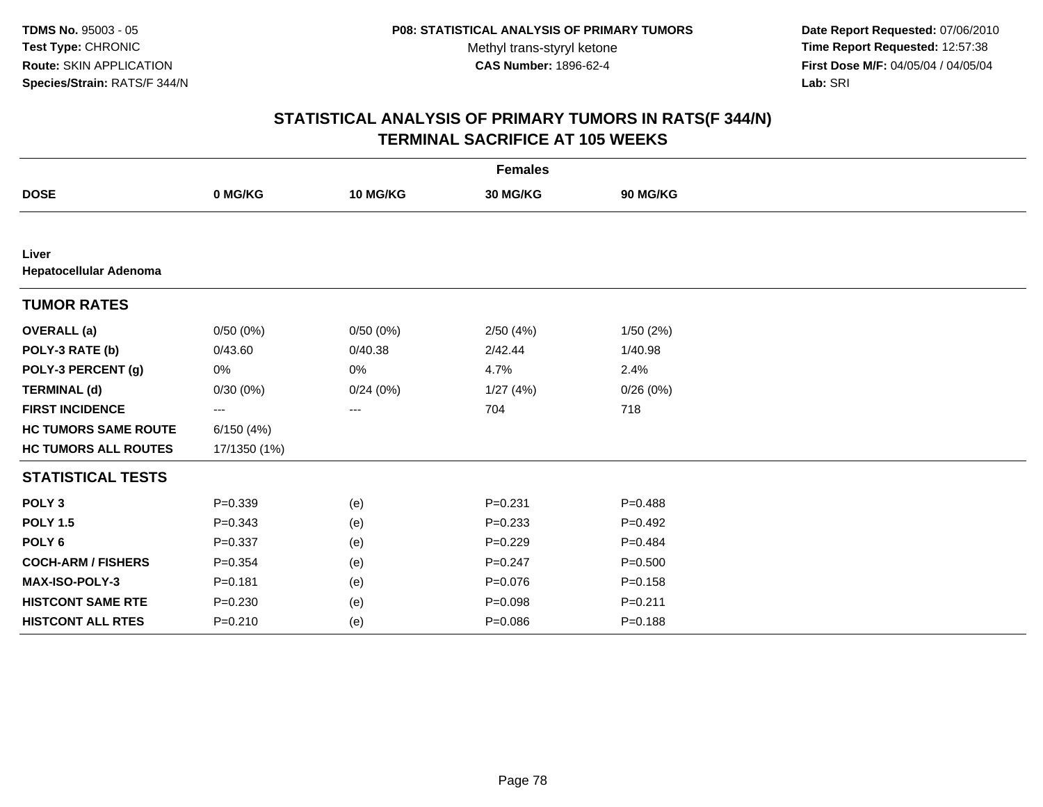**TDMS No.** 95003 - 05
**Test Type:** CHRONIC
**Route:** SKIN APPLICATION
**Species/Strain:** RATS/F 344/N

**P08: STATISTICAL ANALYSIS OF PRIMARY TUMORS**
Methyl trans-styryl ketone
**CAS Number:** 1896-62-4

**Date Report Requested:** 07/06/2010
**Time Report Requested:** 12:57:38
**First Dose M/F:** 04/05/04 / 04/05/04
**Lab:** SRI

## STATISTICAL ANALYSIS OF PRIMARY TUMORS IN RATS(F 344/N)
## TERMINAL SACRIFICE AT 105 WEEKS

| | Females | | | |
|---|---|---|---|---|
| **DOSE** | **0 MG/KG** | **10 MG/KG** | **30 MG/KG** | **90 MG/KG** |
| **Liver** | | | | |
| **Hepatocellular Adenoma** | | | | |
| **TUMOR RATES** | | | | |
| **OVERALL (a)** | 0/50 (0%) | 0/50 (0%) | 2/50 (4%) | 1/50 (2%) |
| **POLY-3 RATE (b)** | 0/43.60 | 0/40.38 | 2/42.44 | 1/40.98 |
| **POLY-3 PERCENT (g)** | 0% | 0% | 4.7% | 2.4% |
| **TERMINAL (d)** | 0/30 (0%) | 0/24 (0%) | 1/27 (4%) | 0/26 (0%) |
| **FIRST INCIDENCE** | --- | --- | 704 | 718 |
| **HC TUMORS SAME ROUTE** | 6/150 (4%) | | | |
| **HC TUMORS ALL ROUTES** | 17/1350 (1%) | | | |
| **STATISTICAL TESTS** | | | | |
| **POLY 3** | P=0.339 | (e) | P=0.231 | P=0.488 |
| **POLY 1.5** | P=0.343 | (e) | P=0.233 | P=0.492 |
| **POLY 6** | P=0.337 | (e) | P=0.229 | P=0.484 |
| **COCH-ARM / FISHERS** | P=0.354 | (e) | P=0.247 | P=0.500 |
| **MAX-ISO-POLY-3** | P=0.181 | (e) | P=0.076 | P=0.158 |
| **HISTCONT SAME RTE** | P=0.230 | (e) | P=0.098 | P=0.211 |
| **HISTCONT ALL RTES** | P=0.210 | (e) | P=0.086 | P=0.188 |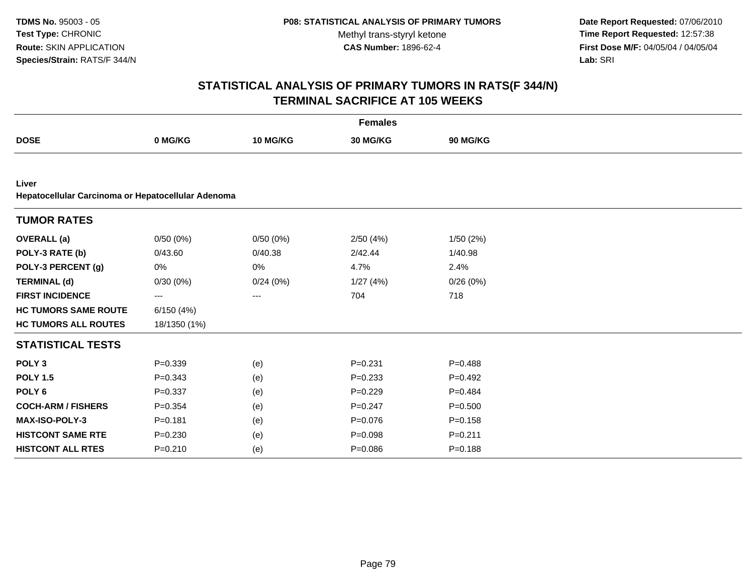# STATISTICAL ANALYSIS OF PRIMARY TUMORS IN RATS(F 344/N)
## TERMINAL SACRIFICE AT 105 WEEKS

| | Females | | | |
|---|---|---|---|---|
| **DOSE** | **0 MG/KG** | **10 MG/KG** | **30 MG/KG** | **90 MG/KG** |
| **Liver** | | | | |
| **Hepatocellular Carcinoma or Hepatocellular Adenoma** | | | | |
| **TUMOR RATES** | | | | |
| **OVERALL (a)** | 0/50 (0%) | 0/50 (0%) | 2/50 (4%) | 1/50 (2%) |
| **POLY-3 RATE (b)** | 0/43.60 | 0/40.38 | 2/42.44 | 1/40.98 |
| **POLY-3 PERCENT (g)** | 0% | 0% | 4.7% | 2.4% |
| **TERMINAL (d)** | 0/30 (0%) | 0/24 (0%) | 1/27 (4%) | 0/26 (0%) |
| **FIRST INCIDENCE** | --- | --- | 704 | 718 |
| **HC TUMORS SAME ROUTE** | 6/150 (4%) | | | |
| **HC TUMORS ALL ROUTES** | 18/1350 (1%) | | | |
| **STATISTICAL TESTS** | | | | |
| **POLY 3** | P=0.339 | (e) | P=0.231 | P=0.488 |
| **POLY 1.5** | P=0.343 | (e) | P=0.233 | P=0.492 |
| **POLY 6** | P=0.337 | (e) | P=0.229 | P=0.484 |
| **COCH-ARM / FISHERS** | P=0.354 | (e) | P=0.247 | P=0.500 |
| **MAX-ISO-POLY-3** | P=0.181 | (e) | P=0.076 | P=0.158 |
| **HISTCONT SAME RTE** | P=0.230 | (e) | P=0.098 | P=0.211 |
| **HISTCONT ALL RTES** | P=0.210 | (e) | P=0.086 | P=0.188 |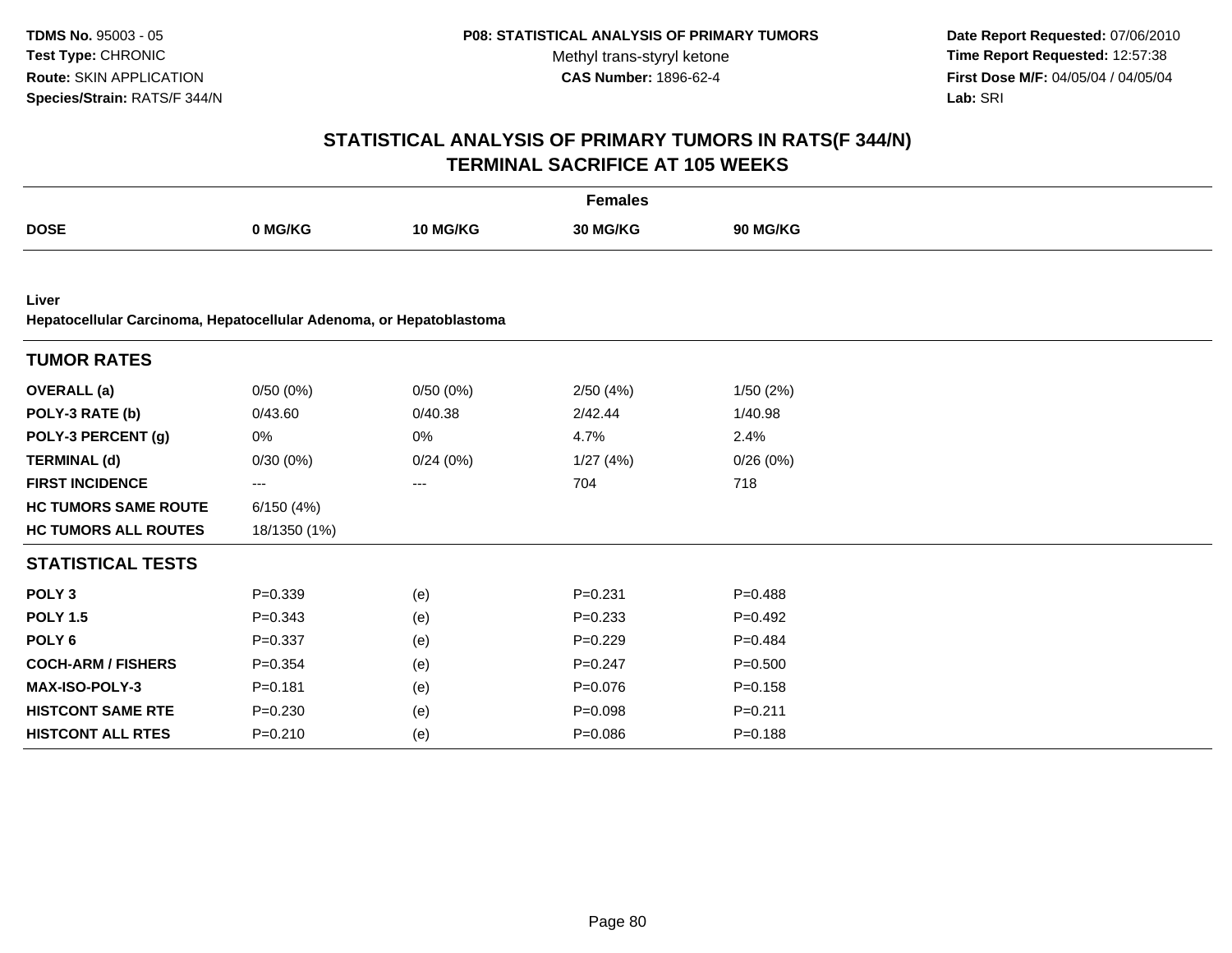**TDMS No.** 95003 - 05
**Test Type:** CHRONIC
**Route:** SKIN APPLICATION
**Species/Strain:** RATS/F 344/N

**P08: STATISTICAL ANALYSIS OF PRIMARY TUMORS**
Methyl trans-styryl ketone
**CAS Number:** 1896-62-4

**Date Report Requested:** 07/06/2010
**Time Report Requested:** 12:57:38
**First Dose M/F:** 04/05/04 / 04/05/04
**Lab:** SRI

# STATISTICAL ANALYSIS OF PRIMARY TUMORS IN RATS(F 344/N) TERMINAL SACRIFICE AT 105 WEEKS

| | Females | | | |
|---|---|---|---|---|
| **DOSE** | **0 MG/KG** | **10 MG/KG** | **30 MG/KG** | **90 MG/KG** |
| **Liver** | | | | |
| **Hepatocellular Carcinoma, Hepatocellular Adenoma, or Hepatoblastoma** | | | | |
| **TUMOR RATES** | | | | |
| **OVERALL (a)** | 0/50 (0%) | 0/50 (0%) | 2/50 (4%) | 1/50 (2%) |
| **POLY-3 RATE (b)** | 0/43.60 | 0/40.38 | 2/42.44 | 1/40.98 |
| **POLY-3 PERCENT (g)** | 0% | 0% | 4.7% | 2.4% |
| **TERMINAL (d)** | 0/30 (0%) | 0/24 (0%) | 1/27 (4%) | 0/26 (0%) |
| **FIRST INCIDENCE** | --- | --- | 704 | 718 |
| **HC TUMORS SAME ROUTE** | 6/150 (4%) | | | |
| **HC TUMORS ALL ROUTES** | 18/1350 (1%) | | | |
| **STATISTICAL TESTS** | | | | |
| **POLY 3** | P=0.339 | (e) | P=0.231 | P=0.488 |
| **POLY 1.5** | P=0.343 | (e) | P=0.233 | P=0.492 |
| **POLY 6** | P=0.337 | (e) | P=0.229 | P=0.484 |
| **COCH-ARM / FISHERS** | P=0.354 | (e) | P=0.247 | P=0.500 |
| **MAX-ISO-POLY-3** | P=0.181 | (e) | P=0.076 | P=0.158 |
| **HISTCONT SAME RTE** | P=0.230 | (e) | P=0.098 | P=0.211 |
| **HISTCONT ALL RTES** | P=0.210 | (e) | P=0.086 | P=0.188 |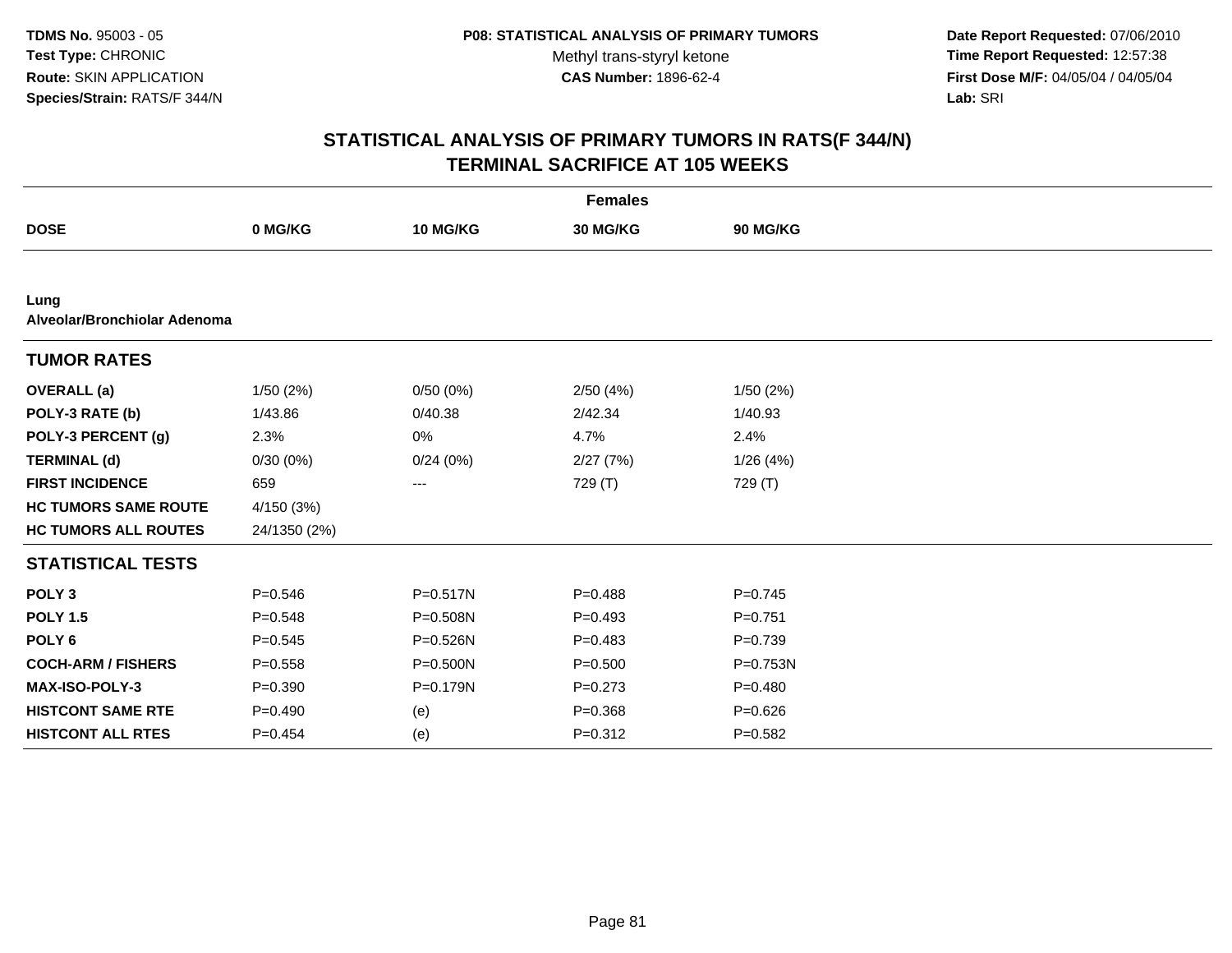**TDMS No.** 95003 - 05
**Test Type:** CHRONIC
**Route:** SKIN APPLICATION
**Species/Strain:** RATS/F 344/N

**P08: STATISTICAL ANALYSIS OF PRIMARY TUMORS**
Methyl trans-styryl ketone
**CAS Number:** 1896-62-4

**Date Report Requested:** 07/06/2010
**Time Report Requested:** 12:57:38
**First Dose M/F:** 04/05/04 / 04/05/04
**Lab:** SRI

## STATISTICAL ANALYSIS OF PRIMARY TUMORS IN RATS(F 344/N) TERMINAL SACRIFICE AT 105 WEEKS

| | Females | | | |
|---|---|---|---|---|
| **DOSE** | **0 MG/KG** | **10 MG/KG** | **30 MG/KG** | **90 MG/KG** |
| **Lung** | | | | |
| **Alveolar/Bronchiolar Adenoma** | | | | |
| **TUMOR RATES** | | | | |
| **OVERALL (a)** | 1/50 (2%) | 0/50 (0%) | 2/50 (4%) | 1/50 (2%) |
| **POLY-3 RATE (b)** | 1/43.86 | 0/40.38 | 2/42.34 | 1/40.93 |
| **POLY-3 PERCENT (g)** | 2.3% | 0% | 4.7% | 2.4% |
| **TERMINAL (d)** | 0/30 (0%) | 0/24 (0%) | 2/27 (7%) | 1/26 (4%) |
| **FIRST INCIDENCE** | 659 | --- | 729 (T) | 729 (T) |
| **HC TUMORS SAME ROUTE** | 4/150 (3%) | | | |
| **HC TUMORS ALL ROUTES** | 24/1350 (2%) | | | |
| **STATISTICAL TESTS** | | | | |
| **POLY 3** | P=0.546 | P=0.517N | P=0.488 | P=0.745 |
| **POLY 1.5** | P=0.548 | P=0.508N | P=0.493 | P=0.751 |
| **POLY 6** | P=0.545 | P=0.526N | P=0.483 | P=0.739 |
| **COCH-ARM / FISHERS** | P=0.558 | P=0.500N | P=0.500 | P=0.753N |
| **MAX-ISO-POLY-3** | P=0.390 | P=0.179N | P=0.273 | P=0.480 |
| **HISTCONT SAME RTE** | P=0.490 | (e) | P=0.368 | P=0.626 |
| **HISTCONT ALL RTES** | P=0.454 | (e) | P=0.312 | P=0.582 |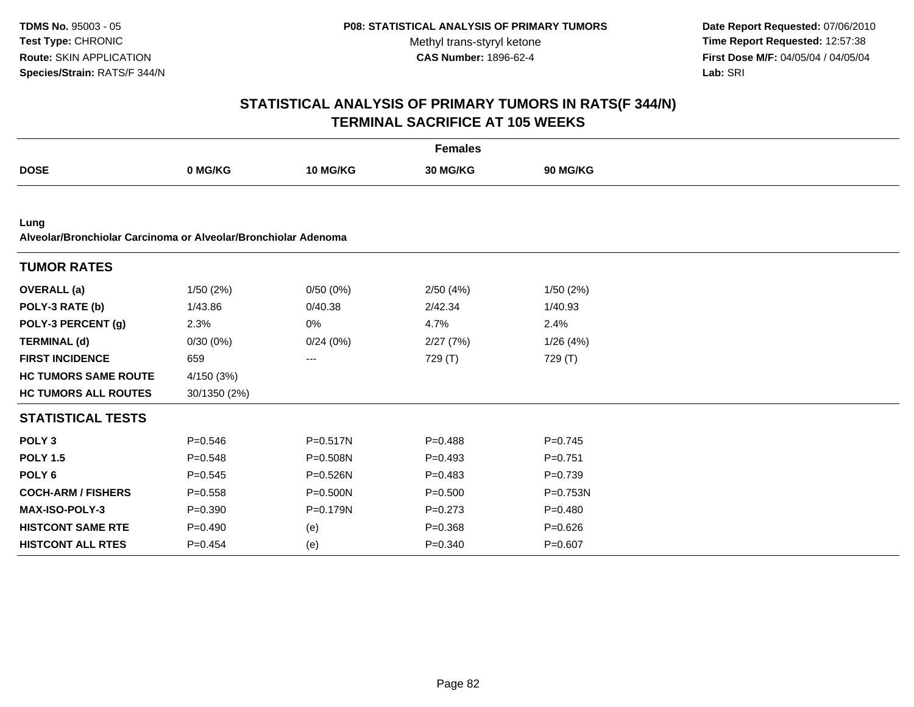# STATISTICAL ANALYSIS OF PRIMARY TUMORS IN RATS(F 344/N)
## TERMINAL SACRIFICE AT 105 WEEKS

**TDMS No.** 95003 - 05
**Test Type:** CHRONIC
**Route:** SKIN APPLICATION
**Species/Strain:** RATS/F 344/N

**P08: STATISTICAL ANALYSIS OF PRIMARY TUMORS**
Methyl trans-styryl ketone
**CAS Number:** 1896-62-4

**Date Report Requested:** 07/06/2010
**Time Report Requested:** 12:57:38
**First Dose M/F:** 04/05/04 / 04/05/04
**Lab:** SRI

| | Females | | | |
|---|---|---|---|---|
| **DOSE** | **0 MG/KG** | **10 MG/KG** | **30 MG/KG** | **90 MG/KG** |

**Lung**
**Alveolar/Bronchiolar Carcinoma or Alveolar/Bronchiolar Adenoma**

| **TUMOR RATES** | | | | |
|---|---|---|---|---|
| **OVERALL (a)** | 1/50 (2%) | 0/50 (0%) | 2/50 (4%) | 1/50 (2%) |
| **POLY-3 RATE (b)** | 1/43.86 | 0/40.38 | 2/42.34 | 1/40.93 |
| **POLY-3 PERCENT (g)** | 2.3% | 0% | 4.7% | 2.4% |
| **TERMINAL (d)** | 0/30 (0%) | 0/24 (0%) | 2/27 (7%) | 1/26 (4%) |
| **FIRST INCIDENCE** | 659 | --- | 729 (T) | 729 (T) |
| **HC TUMORS SAME ROUTE** | 4/150 (3%) | | | |
| **HC TUMORS ALL ROUTES** | 30/1350 (2%) | | | |

| **STATISTICAL TESTS** | | | | |
|---|---|---|---|---|
| **POLY 3** | P=0.546 | P=0.517N | P=0.488 | P=0.745 |
| **POLY 1.5** | P=0.548 | P=0.508N | P=0.493 | P=0.751 |
| **POLY 6** | P=0.545 | P=0.526N | P=0.483 | P=0.739 |
| **COCH-ARM / FISHERS** | P=0.558 | P=0.500N | P=0.500 | P=0.753N |
| **MAX-ISO-POLY-3** | P=0.390 | P=0.179N | P=0.273 | P=0.480 |
| **HISTCONT SAME RTE** | P=0.490 | (e) | P=0.368 | P=0.626 |
| **HISTCONT ALL RTES** | P=0.454 | (e) | P=0.340 | P=0.607 |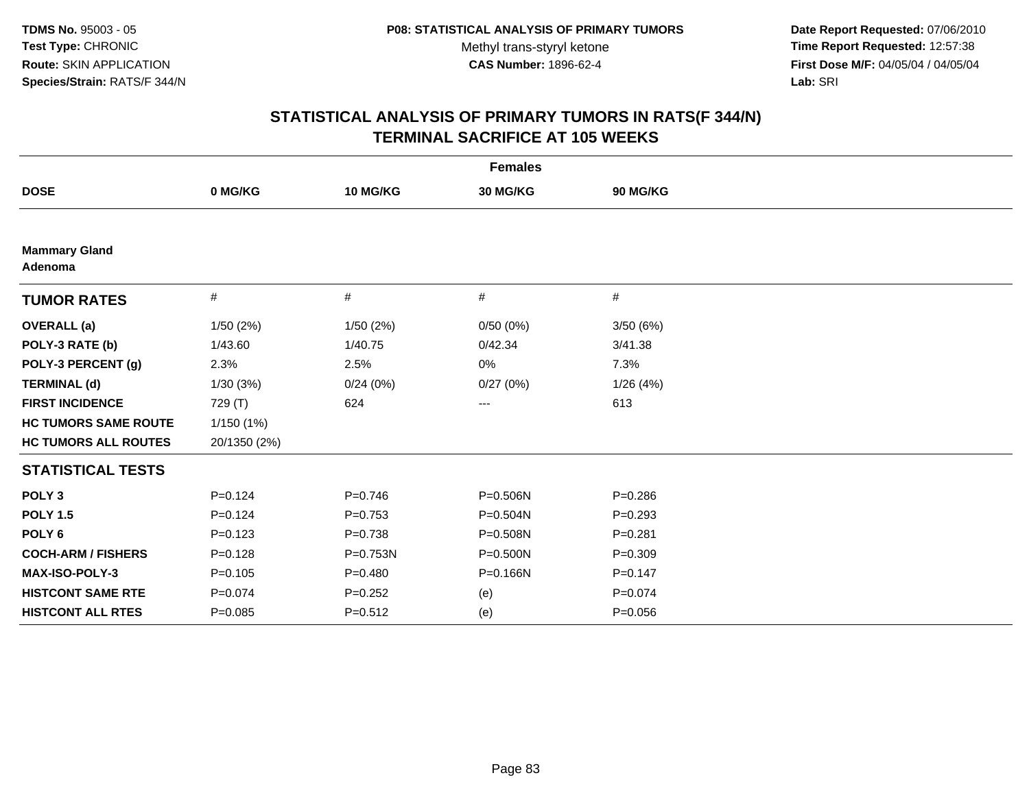**TDMS No.** 95003 - 05
**Test Type:** CHRONIC
**Route:** SKIN APPLICATION
**Species/Strain:** RATS/F 344/N

**P08: STATISTICAL ANALYSIS OF PRIMARY TUMORS**
Methyl trans-styryl ketone
**CAS Number:** 1896-62-4

**Date Report Requested:** 07/06/2010
**Time Report Requested:** 12:57:38
**First Dose M/F:** 04/05/04 / 04/05/04
**Lab:** SRI

## STATISTICAL ANALYSIS OF PRIMARY TUMORS IN RATS(F 344/N)
## TERMINAL SACRIFICE AT 105 WEEKS

| | Females | | | |
|---|---|---|---|---|
| **DOSE** | **0 MG/KG** | **10 MG/KG** | **30 MG/KG** | **90 MG/KG** |
| **Mammary Gland Adenoma** | | | | |
| **TUMOR RATES** | # | # | # | # |
| **OVERALL (a)** | 1/50 (2%) | 1/50 (2%) | 0/50 (0%) | 3/50 (6%) |
| **POLY-3 RATE (b)** | 1/43.60 | 1/40.75 | 0/42.34 | 3/41.38 |
| **POLY-3 PERCENT (g)** | 2.3% | 2.5% | 0% | 7.3% |
| **TERMINAL (d)** | 1/30 (3%) | 0/24 (0%) | 0/27 (0%) | 1/26 (4%) |
| **FIRST INCIDENCE** | 729 (T) | 624 | --- | 613 |
| **HC TUMORS SAME ROUTE** | 1/150 (1%) | | | |
| **HC TUMORS ALL ROUTES** | 20/1350 (2%) | | | |
| **STATISTICAL TESTS** | | | | |
| **POLY 3** | P=0.124 | P=0.746 | P=0.506N | P=0.286 |
| **POLY 1.5** | P=0.124 | P=0.753 | P=0.504N | P=0.293 |
| **POLY 6** | P=0.123 | P=0.738 | P=0.508N | P=0.281 |
| **COCH-ARM / FISHERS** | P=0.128 | P=0.753N | P=0.500N | P=0.309 |
| **MAX-ISO-POLY-3** | P=0.105 | P=0.480 | P=0.166N | P=0.147 |
| **HISTCONT SAME RTE** | P=0.074 | P=0.252 | (e) | P=0.074 |
| **HISTCONT ALL RTES** | P=0.085 | P=0.512 | (e) | P=0.056 |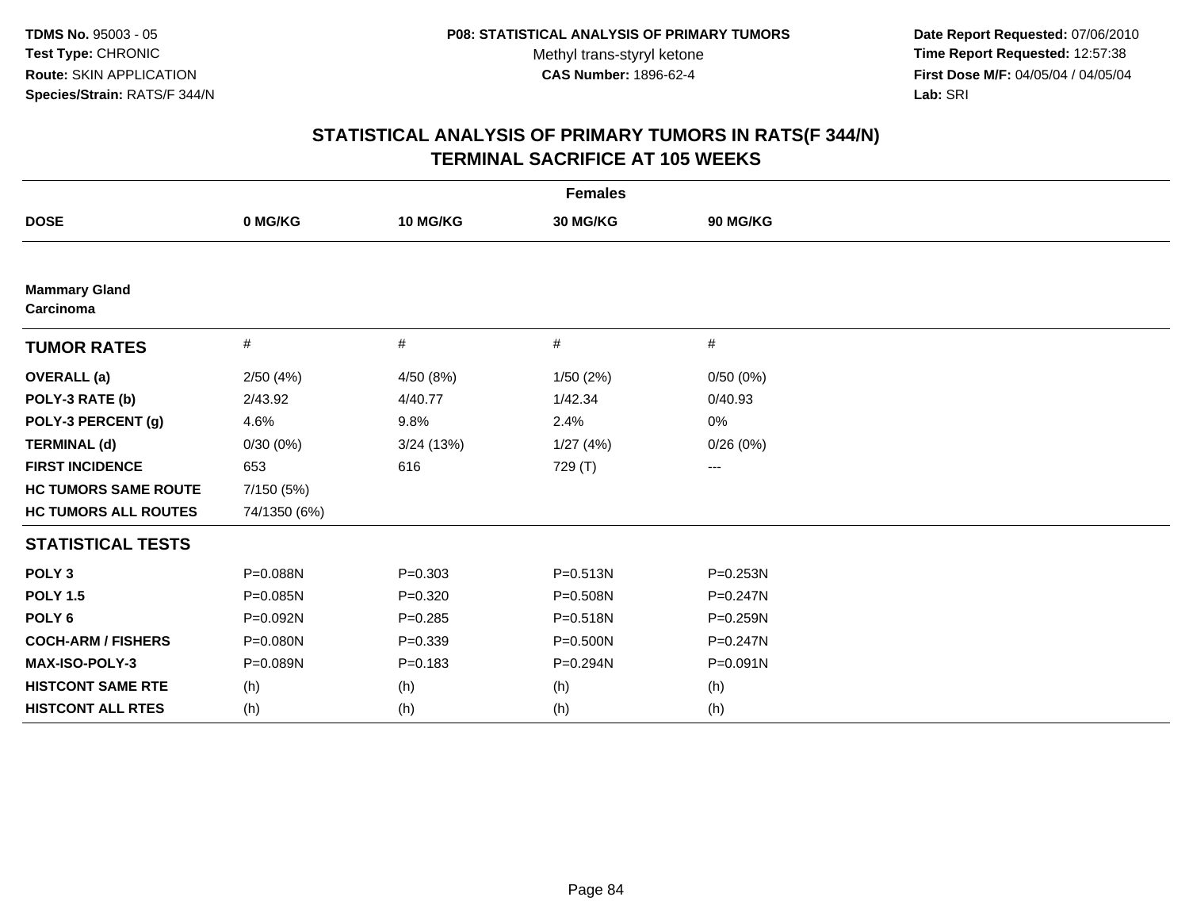**TDMS No.** 95003 - 05
**Test Type:** CHRONIC
**Route:** SKIN APPLICATION
**Species/Strain:** RATS/F 344/N

**P08: STATISTICAL ANALYSIS OF PRIMARY TUMORS**
Methyl trans-styryl ketone
**CAS Number:** 1896-62-4

**Date Report Requested:** 07/06/2010
**Time Report Requested:** 12:57:38
**First Dose M/F:** 04/05/04 / 04/05/04
**Lab:** SRI

## STATISTICAL ANALYSIS OF PRIMARY TUMORS IN RATS(F 344/N) TERMINAL SACRIFICE AT 105 WEEKS

| Females | | | | |
|---|---|---|---|---|
| **DOSE** | **0 MG/KG** | **10 MG/KG** | **30 MG/KG** | **90 MG/KG** |
| **Mammary Gland Carcinoma** | | | | |
| **TUMOR RATES** | # | # | # | # |
| **OVERALL (a)** | 2/50 (4%) | 4/50 (8%) | 1/50 (2%) | 0/50 (0%) |
| **POLY-3 RATE (b)** | 2/43.92 | 4/40.77 | 1/42.34 | 0/40.93 |
| **POLY-3 PERCENT (g)** | 4.6% | 9.8% | 2.4% | 0% |
| **TERMINAL (d)** | 0/30 (0%) | 3/24 (13%) | 1/27 (4%) | 0/26 (0%) |
| **FIRST INCIDENCE** | 653 | 616 | 729 (T) | --- |
| **HC TUMORS SAME ROUTE** | 7/150 (5%) | | | |
| **HC TUMORS ALL ROUTES** | 74/1350 (6%) | | | |
| **STATISTICAL TESTS** | | | | |
| **POLY 3** | P=0.088N | P=0.303 | P=0.513N | P=0.253N |
| **POLY 1.5** | P=0.085N | P=0.320 | P=0.508N | P=0.247N |
| **POLY 6** | P=0.092N | P=0.285 | P=0.518N | P=0.259N |
| **COCH-ARM / FISHERS** | P=0.080N | P=0.339 | P=0.500N | P=0.247N |
| **MAX-ISO-POLY-3** | P=0.089N | P=0.183 | P=0.294N | P=0.091N |
| **HISTCONT SAME RTE** | (h) | (h) | (h) | (h) |
| **HISTCONT ALL RTES** | (h) | (h) | (h) | (h) |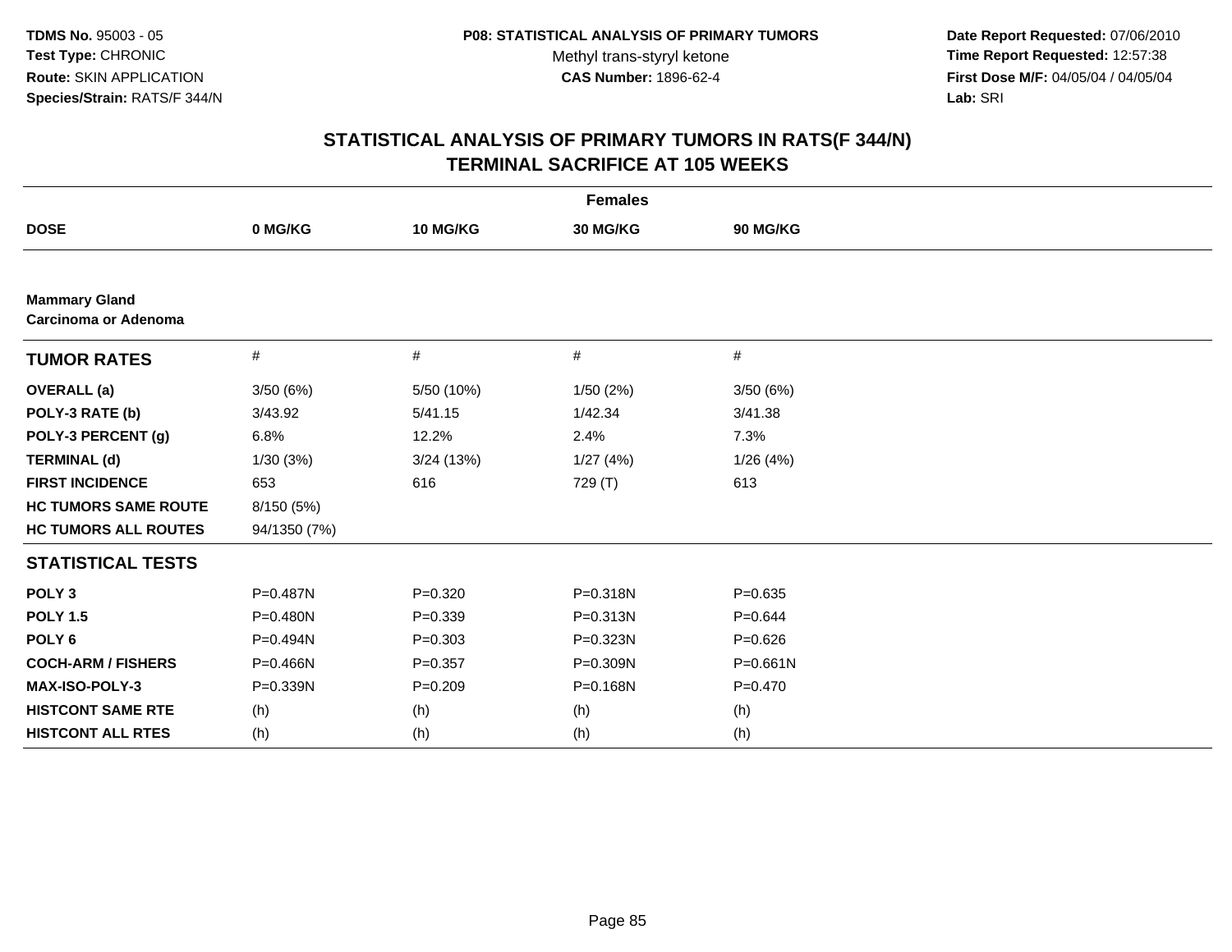**TDMS No.** 95003 - 05
**Test Type:** CHRONIC
**Route:** SKIN APPLICATION
**Species/Strain:** RATS/F 344/N

**P08: STATISTICAL ANALYSIS OF PRIMARY TUMORS**
Methyl trans-styryl ketone
**CAS Number:** 1896-62-4

**Date Report Requested:** 07/06/2010
**Time Report Requested:** 12:57:38
**First Dose M/F:** 04/05/04 / 04/05/04
**Lab:** SRI

## STATISTICAL ANALYSIS OF PRIMARY TUMORS IN RATS(F 344/N)
## TERMINAL SACRIFICE AT 105 WEEKS

| Females | | | | |
|---|---|---|---|---|
| **DOSE** | **0 MG/KG** | **10 MG/KG** | **30 MG/KG** | **90 MG/KG** |
| **Mammary Gland** | | | | |
| **Carcinoma or Adenoma** | | | | |
| **TUMOR RATES** | # | # | # | # |
| **OVERALL (a)** | 3/50 (6%) | 5/50 (10%) | 1/50 (2%) | 3/50 (6%) |
| **POLY-3 RATE (b)** | 3/43.92 | 5/41.15 | 1/42.34 | 3/41.38 |
| **POLY-3 PERCENT (g)** | 6.8% | 12.2% | 2.4% | 7.3% |
| **TERMINAL (d)** | 1/30 (3%) | 3/24 (13%) | 1/27 (4%) | 1/26 (4%) |
| **FIRST INCIDENCE** | 653 | 616 | 729 (T) | 613 |
| **HC TUMORS SAME ROUTE** | 8/150 (5%) | | | |
| **HC TUMORS ALL ROUTES** | 94/1350 (7%) | | | |
| **STATISTICAL TESTS** | | | | |
| **POLY 3** | P=0.487N | P=0.320 | P=0.318N | P=0.635 |
| **POLY 1.5** | P=0.480N | P=0.339 | P=0.313N | P=0.644 |
| **POLY 6** | P=0.494N | P=0.303 | P=0.323N | P=0.626 |
| **COCH-ARM / FISHERS** | P=0.466N | P=0.357 | P=0.309N | P=0.661N |
| **MAX-ISO-POLY-3** | P=0.339N | P=0.209 | P=0.168N | P=0.470 |
| **HISTCONT SAME RTE** | (h) | (h) | (h) | (h) |
| **HISTCONT ALL RTES** | (h) | (h) | (h) | (h) |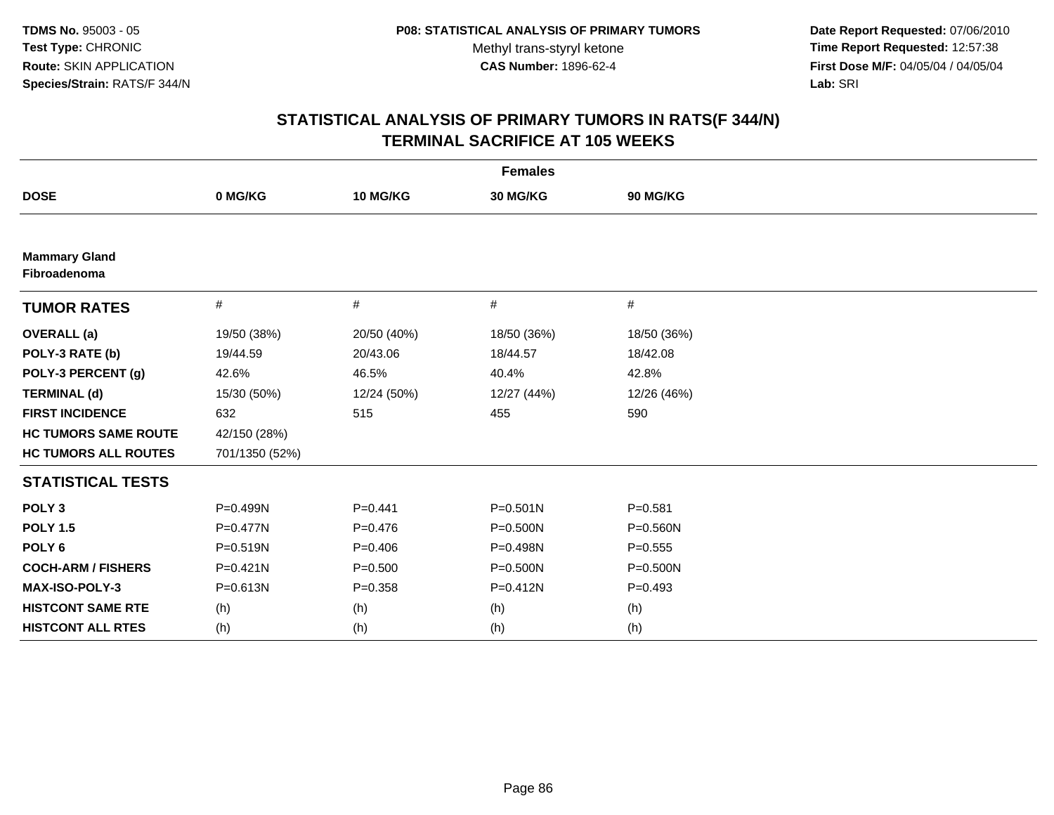TDMS No. 95003 - 05
Test Type: CHRONIC
Route: SKIN APPLICATION
Species/Strain: RATS/F 344/N

P08: STATISTICAL ANALYSIS OF PRIMARY TUMORS
Methyl trans-styryl ketone
CAS Number: 1896-62-4

Date Report Requested: 07/06/2010
Time Report Requested: 12:57:38
First Dose M/F: 04/05/04 / 04/05/04
Lab: SRI

## STATISTICAL ANALYSIS OF PRIMARY TUMORS IN RATS(F 344/N)
## TERMINAL SACRIFICE AT 105 WEEKS

| | Females | | | |
|---|---|---|---|---|
| **DOSE** | **0 MG/KG** | **10 MG/KG** | **30 MG/KG** | **90 MG/KG** |
| **Mammary Gland** **Fibroadenoma** | | | | |
| **TUMOR RATES** | # | # | # | # |
| **OVERALL (a)** | 19/50 (38%) | 20/50 (40%) | 18/50 (36%) | 18/50 (36%) |
| **POLY-3 RATE (b)** | 19/44.59 | 20/43.06 | 18/44.57 | 18/42.08 |
| **POLY-3 PERCENT (g)** | 42.6% | 46.5% | 40.4% | 42.8% |
| **TERMINAL (d)** | 15/30 (50%) | 12/24 (50%) | 12/27 (44%) | 12/26 (46%) |
| **FIRST INCIDENCE** | 632 | 515 | 455 | 590 |
| **HC TUMORS SAME ROUTE** | 42/150 (28%) | | | |
| **HC TUMORS ALL ROUTES** | 701/1350 (52%) | | | |
| **STATISTICAL TESTS** | | | | |
| **POLY 3** | P=0.499N | P=0.441 | P=0.501N | P=0.581 |
| **POLY 1.5** | P=0.477N | P=0.476 | P=0.500N | P=0.560N |
| **POLY 6** | P=0.519N | P=0.406 | P=0.498N | P=0.555 |
| **COCH-ARM / FISHERS** | P=0.421N | P=0.500 | P=0.500N | P=0.500N |
| **MAX-ISO-POLY-3** | P=0.613N | P=0.358 | P=0.412N | P=0.493 |
| **HISTCONT SAME RTE** | (h) | (h) | (h) | (h) |
| **HISTCONT ALL RTES** | (h) | (h) | (h) | (h) |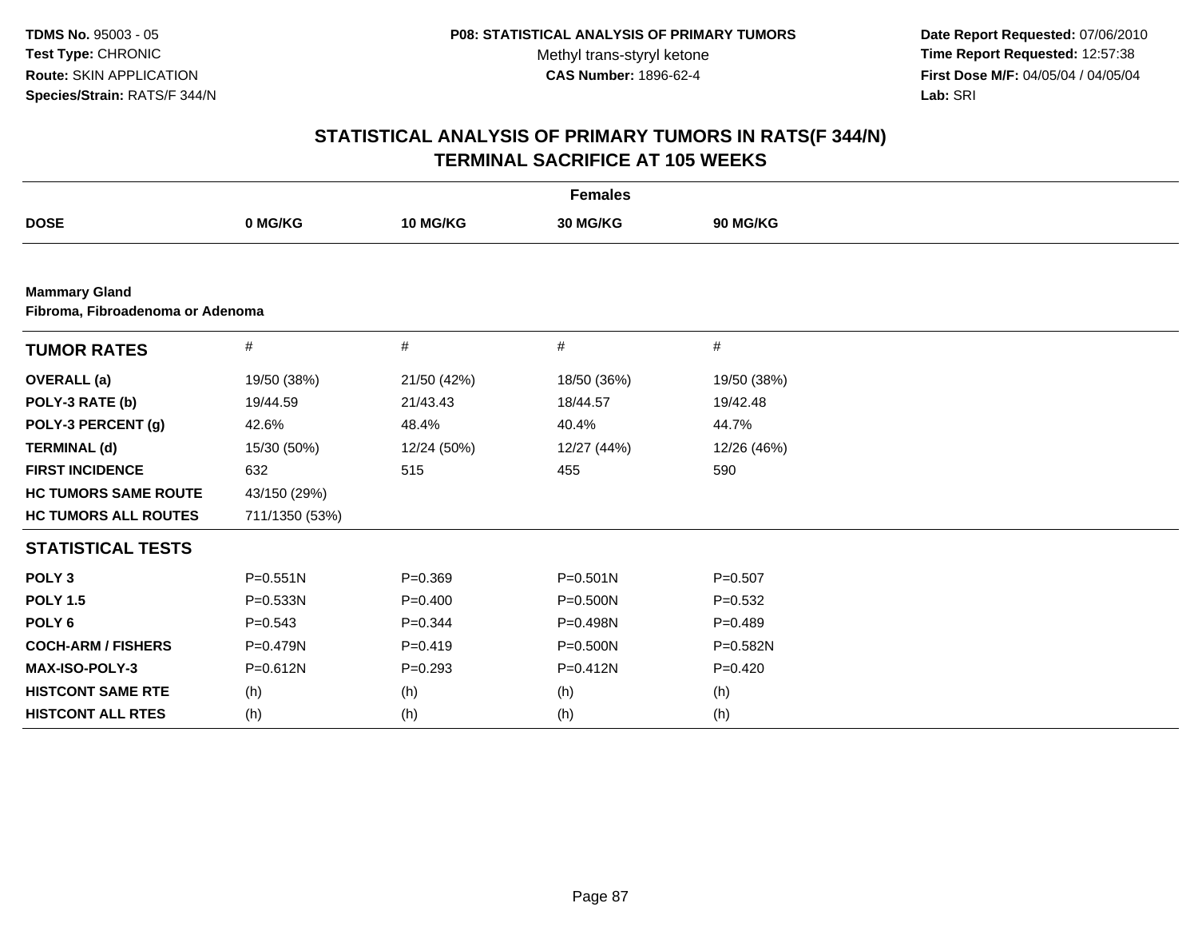**TDMS No.** 95003 - 05
**Test Type:** CHRONIC
**Route:** SKIN APPLICATION
**Species/Strain:** RATS/F 344/N

**P08: STATISTICAL ANALYSIS OF PRIMARY TUMORS**
Methyl trans-styryl ketone
**CAS Number:** 1896-62-4

**Date Report Requested:** 07/06/2010
**Time Report Requested:** 12:57:38
**First Dose M/F:** 04/05/04 / 04/05/04
**Lab:** SRI

## STATISTICAL ANALYSIS OF PRIMARY TUMORS IN RATS(F 344/N)
## TERMINAL SACRIFICE AT 105 WEEKS

| | Females | | | |
|---|---|---|---|---|
| **DOSE** | **0 MG/KG** | **10 MG/KG** | **30 MG/KG** | **90 MG/KG** |
| **Mammary Gland** | | | | |
| **Fibroma, Fibroadenoma or Adenoma** | | | | |
| **TUMOR RATES** | # | # | # | # |
| **OVERALL (a)** | 19/50 (38%) | 21/50 (42%) | 18/50 (36%) | 19/50 (38%) |
| **POLY-3 RATE (b)** | 19/44.59 | 21/43.43 | 18/44.57 | 19/42.48 |
| **POLY-3 PERCENT (g)** | 42.6% | 48.4% | 40.4% | 44.7% |
| **TERMINAL (d)** | 15/30 (50%) | 12/24 (50%) | 12/27 (44%) | 12/26 (46%) |
| **FIRST INCIDENCE** | 632 | 515 | 455 | 590 |
| **HC TUMORS SAME ROUTE** | 43/150 (29%) | | | |
| **HC TUMORS ALL ROUTES** | 711/1350 (53%) | | | |
| **STATISTICAL TESTS** | | | | |
| **POLY 3** | P=0.551N | P=0.369 | P=0.501N | P=0.507 |
| **POLY 1.5** | P=0.533N | P=0.400 | P=0.500N | P=0.532 |
| **POLY 6** | P=0.543 | P=0.344 | P=0.498N | P=0.489 |
| **COCH-ARM / FISHERS** | P=0.479N | P=0.419 | P=0.500N | P=0.582N |
| **MAX-ISO-POLY-3** | P=0.612N | P=0.293 | P=0.412N | P=0.420 |
| **HISTCONT SAME RTE** | (h) | (h) | (h) | (h) |
| **HISTCONT ALL RTES** | (h) | (h) | (h) | (h) |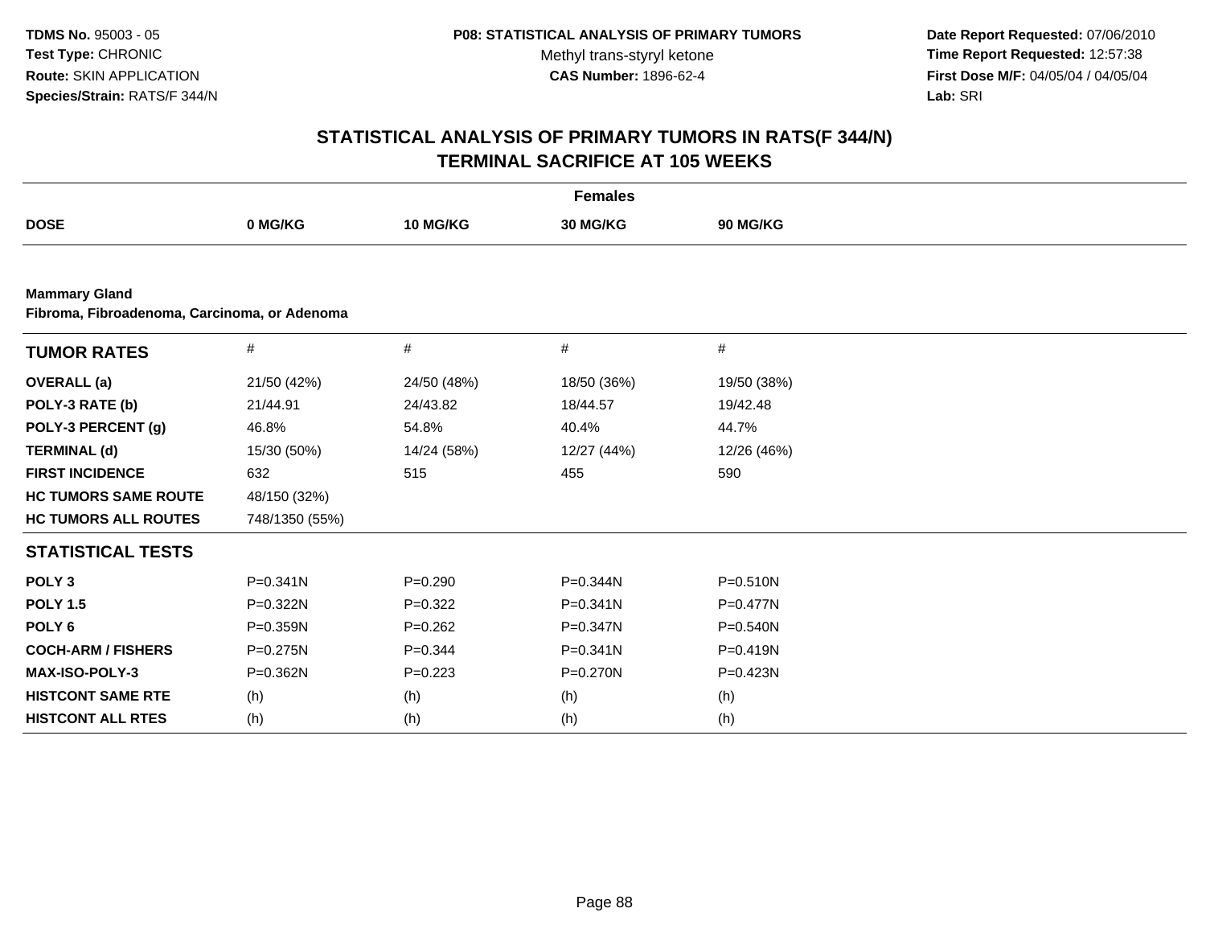**TDMS No.** 95003 - 05
**Test Type:** CHRONIC
**Route:** SKIN APPLICATION
**Species/Strain:** RATS/F 344/N

**P08: STATISTICAL ANALYSIS OF PRIMARY TUMORS**
Methyl trans-styryl ketone
**CAS Number:** 1896-62-4

**Date Report Requested:** 07/06/2010
**Time Report Requested:** 12:57:38
**First Dose M/F:** 04/05/04 / 04/05/04
**Lab:** SRI

# STATISTICAL ANALYSIS OF PRIMARY TUMORS IN RATS(F 344/N) TERMINAL SACRIFICE AT 105 WEEKS

**Females**

| DOSE | 0 MG/KG | 10 MG/KG | 30 MG/KG | 90 MG/KG |
|---|---|---|---|---|

**Mammary Gland**
**Fibroma, Fibroadenoma, Carcinoma, or Adenoma**

| TUMOR RATES | # | # | # | # |
|---|---|---|---|---|
| **OVERALL (a)** | 21/50 (42%) | 24/50 (48%) | 18/50 (36%) | 19/50 (38%) |
| **POLY-3 RATE (b)** | 21/44.91 | 24/43.82 | 18/44.57 | 19/42.48 |
| **POLY-3 PERCENT (g)** | 46.8% | 54.8% | 40.4% | 44.7% |
| **TERMINAL (d)** | 15/30 (50%) | 14/24 (58%) | 12/27 (44%) | 12/26 (46%) |
| **FIRST INCIDENCE** | 632 | 515 | 455 | 590 |
| **HC TUMORS SAME ROUTE** | 48/150 (32%) | | | |
| **HC TUMORS ALL ROUTES** | 748/1350 (55%) | | | |
| **STATISTICAL TESTS** | | | | |
| **POLY 3** | P=0.341N | P=0.290 | P=0.344N | P=0.510N |
| **POLY 1.5** | P=0.322N | P=0.322 | P=0.341N | P=0.477N |
| **POLY 6** | P=0.359N | P=0.262 | P=0.347N | P=0.540N |
| **COCH-ARM / FISHERS** | P=0.275N | P=0.344 | P=0.341N | P=0.419N |
| **MAX-ISO-POLY-3** | P=0.362N | P=0.223 | P=0.270N | P=0.423N |
| **HISTCONT SAME RTE** | (h) | (h) | (h) | (h) |
| **HISTCONT ALL RTES** | (h) | (h) | (h) | (h) |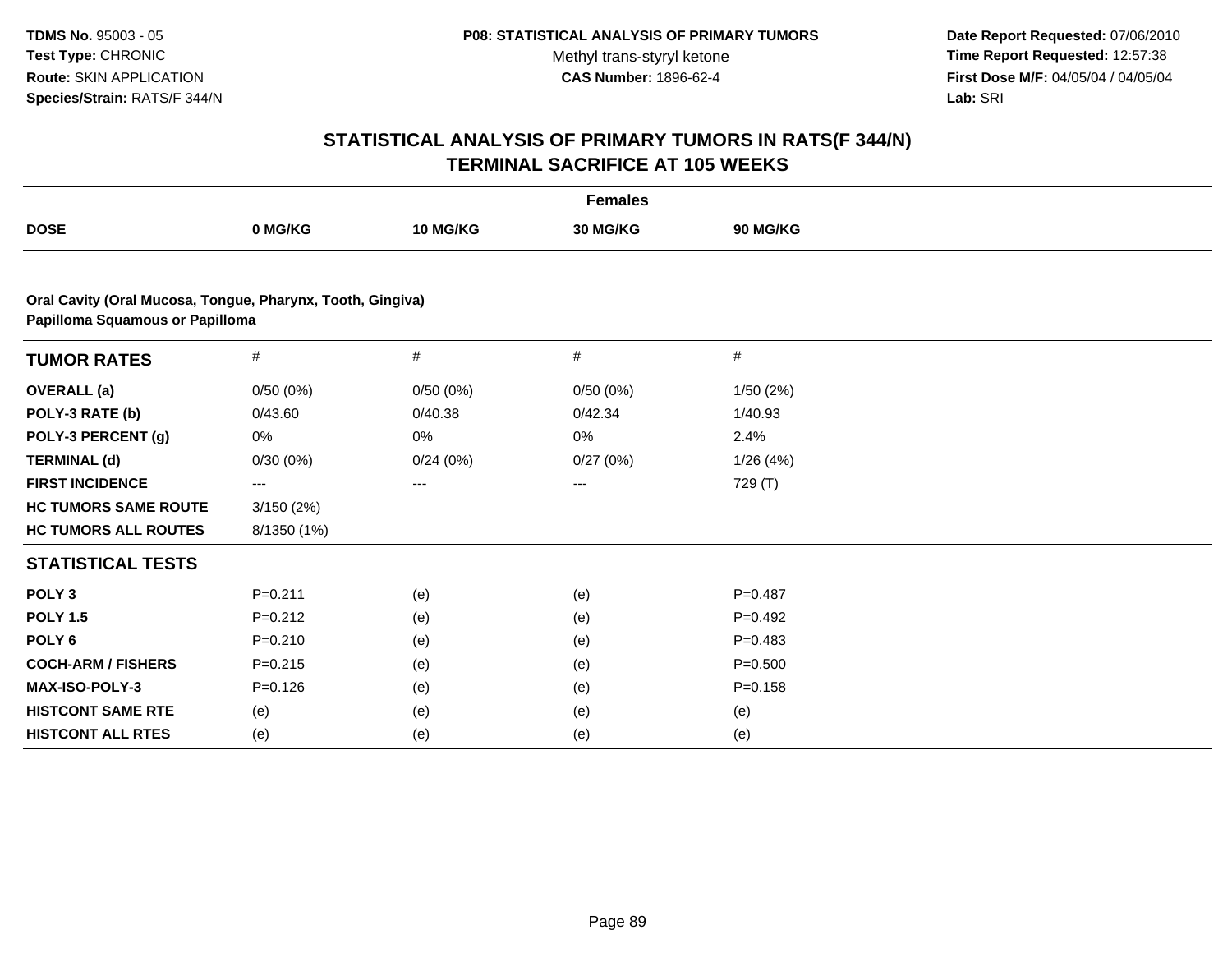**TDMS No.** 95003 - 05
**Test Type:** CHRONIC
**Route:** SKIN APPLICATION
**Species/Strain:** RATS/F 344/N

**P08: STATISTICAL ANALYSIS OF PRIMARY TUMORS**
Methyl trans-styryl ketone
**CAS Number:** 1896-62-4

**Date Report Requested:** 07/06/2010
**Time Report Requested:** 12:57:38
**First Dose M/F:** 04/05/04 / 04/05/04
**Lab:** SRI

# STATISTICAL ANALYSIS OF PRIMARY TUMORS IN RATS(F 344/N) TERMINAL SACRIFICE AT 105 WEEKS

**Females**

| DOSE | 0 MG/KG | 10 MG/KG | 30 MG/KG | 90 MG/KG |
|---|---|---|---|---|

**Oral Cavity (Oral Mucosa, Tongue, Pharynx, Tooth, Gingiva)**
**Papilloma Squamous or Papilloma**

| TUMOR RATES | # | # | # | # |
|---|---|---|---|---|
| **OVERALL (a)** | 0/50 (0%) | 0/50 (0%) | 0/50 (0%) | 1/50 (2%) |
| **POLY-3 RATE (b)** | 0/43.60 | 0/40.38 | 0/42.34 | 1/40.93 |
| **POLY-3 PERCENT (g)** | 0% | 0% | 0% | 2.4% |
| **TERMINAL (d)** | 0/30 (0%) | 0/24 (0%) | 0/27 (0%) | 1/26 (4%) |
| **FIRST INCIDENCE** | --- | --- | --- | 729 (T) |
| **HC TUMORS SAME ROUTE** | 3/150 (2%) | | | |
| **HC TUMORS ALL ROUTES** | 8/1350 (1%) | | | |
| **STATISTICAL TESTS** | | | | |
| **POLY 3** | P=0.211 | (e) | (e) | P=0.487 |
| **POLY 1.5** | P=0.212 | (e) | (e) | P=0.492 |
| **POLY 6** | P=0.210 | (e) | (e) | P=0.483 |
| **COCH-ARM / FISHERS** | P=0.215 | (e) | (e) | P=0.500 |
| **MAX-ISO-POLY-3** | P=0.126 | (e) | (e) | P=0.158 |
| **HISTCONT SAME RTE** | (e) | (e) | (e) | (e) |
| **HISTCONT ALL RTES** | (e) | (e) | (e) | (e) |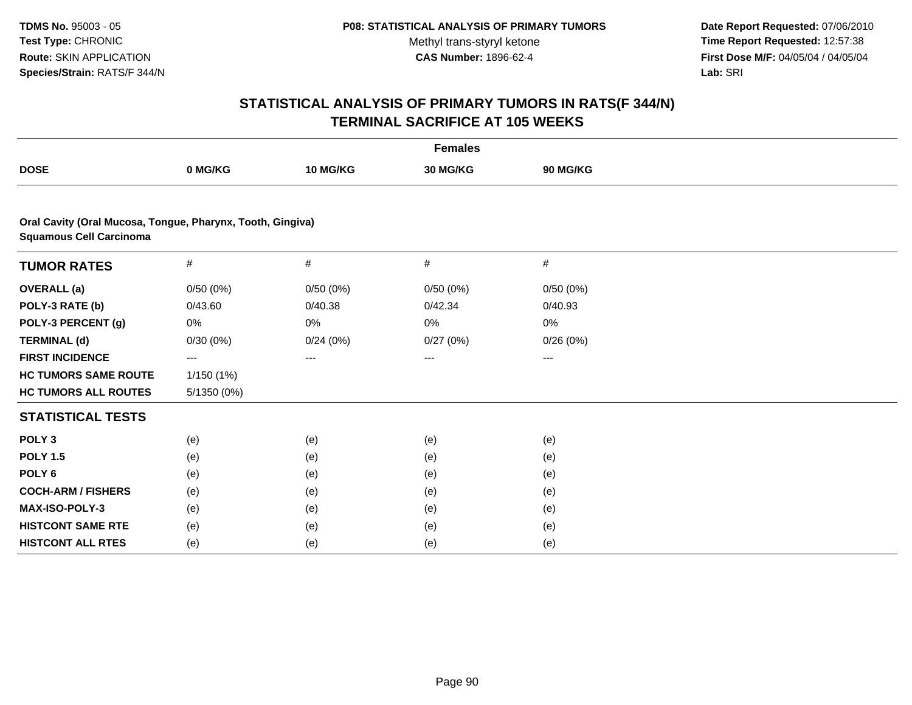**TDMS No.** 95003 - 05
**Test Type:** CHRONIC
**Route:** SKIN APPLICATION
**Species/Strain:** RATS/F 344/N

**P08: STATISTICAL ANALYSIS OF PRIMARY TUMORS**
Methyl trans-styryl ketone
**CAS Number:** 1896-62-4

**Date Report Requested:** 07/06/2010
**Time Report Requested:** 12:57:38
**First Dose M/F:** 04/05/04 / 04/05/04
**Lab:** SRI

# STATISTICAL ANALYSIS OF PRIMARY TUMORS IN RATS(F 344/N) TERMINAL SACRIFICE AT 105 WEEKS

| | Females | | | |
|---|---|---|---|---|
| **DOSE** | **0 MG/KG** | **10 MG/KG** | **30 MG/KG** | **90 MG/KG** |

**Oral Cavity (Oral Mucosa, Tongue, Pharynx, Tooth, Gingiva)**
**Squamous Cell Carcinoma**

| **TUMOR RATES** | # | # | # | # |
|---|---|---|---|---|
| **OVERALL (a)** | 0/50 (0%) | 0/50 (0%) | 0/50 (0%) | 0/50 (0%) |
| **POLY-3 RATE (b)** | 0/43.60 | 0/40.38 | 0/42.34 | 0/40.93 |
| **POLY-3 PERCENT (g)** | 0% | 0% | 0% | 0% |
| **TERMINAL (d)** | 0/30 (0%) | 0/24 (0%) | 0/27 (0%) | 0/26 (0%) |
| **FIRST INCIDENCE** | --- | --- | --- | --- |
| **HC TUMORS SAME ROUTE** | 1/150 (1%) | | | |
| **HC TUMORS ALL ROUTES** | 5/1350 (0%) | | | |
| **STATISTICAL TESTS** | | | | |
| **POLY 3** | (e) | (e) | (e) | (e) |
| **POLY 1.5** | (e) | (e) | (e) | (e) |
| **POLY 6** | (e) | (e) | (e) | (e) |
| **COCH-ARM / FISHERS** | (e) | (e) | (e) | (e) |
| **MAX-ISO-POLY-3** | (e) | (e) | (e) | (e) |
| **HISTCONT SAME RTE** | (e) | (e) | (e) | (e) |
| **HISTCONT ALL RTES** | (e) | (e) | (e) | (e) |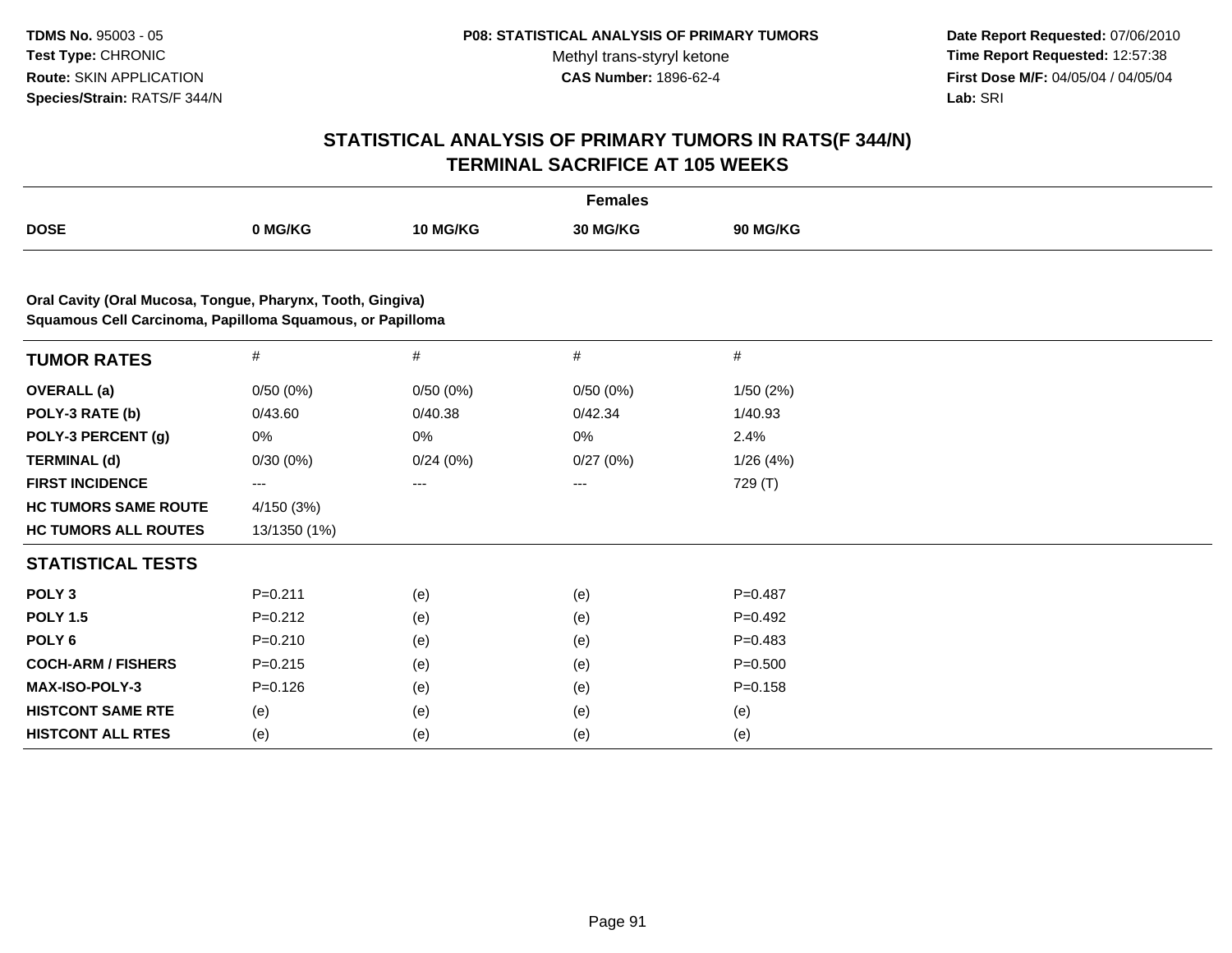TDMS No. 95003 - 05
Test Type: CHRONIC
Route: SKIN APPLICATION
Species/Strain: RATS/F 344/N

P08: STATISTICAL ANALYSIS OF PRIMARY TUMORS
Methyl trans-styryl ketone
CAS Number: 1896-62-4

Date Report Requested: 07/06/2010
Time Report Requested: 12:57:38
First Dose M/F: 04/05/04 / 04/05/04
Lab: SRI

## STATISTICAL ANALYSIS OF PRIMARY TUMORS IN RATS(F 344/N)
## TERMINAL SACRIFICE AT 105 WEEKS

| | Females | | | |
|---|---|---|---|---|
| **DOSE** | **0 MG/KG** | **10 MG/KG** | **30 MG/KG** | **90 MG/KG** |

**Oral Cavity (Oral Mucosa, Tongue, Pharynx, Tooth, Gingiva)**
**Squamous Cell Carcinoma, Papilloma Squamous, or Papilloma**

| **TUMOR RATES** | # | # | # | # |
|---|---|---|---|---|
| **OVERALL (a)** | 0/50 (0%) | 0/50 (0%) | 0/50 (0%) | 1/50 (2%) |
| **POLY-3 RATE (b)** | 0/43.60 | 0/40.38 | 0/42.34 | 1/40.93 |
| **POLY-3 PERCENT (g)** | 0% | 0% | 0% | 2.4% |
| **TERMINAL (d)** | 0/30 (0%) | 0/24 (0%) | 0/27 (0%) | 1/26 (4%) |
| **FIRST INCIDENCE** | --- | --- | --- | 729 (T) |
| **HC TUMORS SAME ROUTE** | 4/150 (3%) | | | |
| **HC TUMORS ALL ROUTES** | 13/1350 (1%) | | | |
| **STATISTICAL TESTS** | | | | |
| **POLY 3** | P=0.211 | (e) | (e) | P=0.487 |
| **POLY 1.5** | P=0.212 | (e) | (e) | P=0.492 |
| **POLY 6** | P=0.210 | (e) | (e) | P=0.483 |
| **COCH-ARM / FISHERS** | P=0.215 | (e) | (e) | P=0.500 |
| **MAX-ISO-POLY-3** | P=0.126 | (e) | (e) | P=0.158 |
| **HISTCONT SAME RTE** | (e) | (e) | (e) | (e) |
| **HISTCONT ALL RTES** | (e) | (e) | (e) | (e) |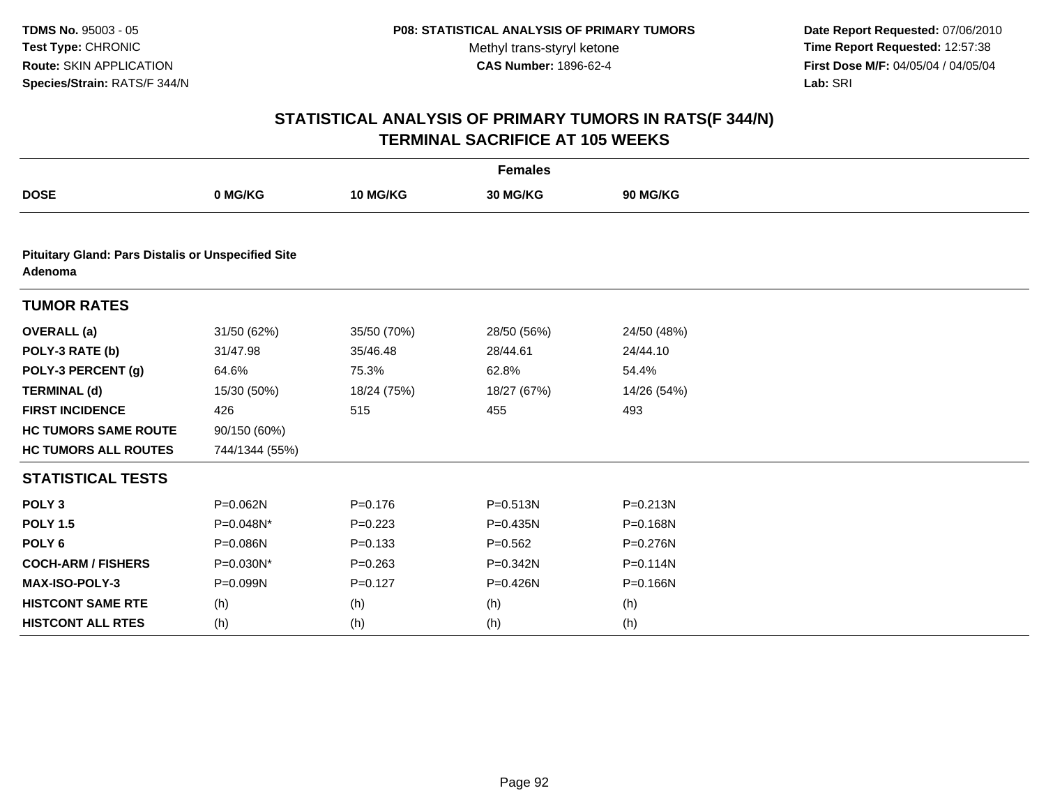**TDMS No.** 95003 - 05
**Test Type:** CHRONIC
**Route:** SKIN APPLICATION
**Species/Strain:** RATS/F 344/N

**P08: STATISTICAL ANALYSIS OF PRIMARY TUMORS**
Methyl trans-styryl ketone
**CAS Number:** 1896-62-4

**Date Report Requested:** 07/06/2010
**Time Report Requested:** 12:57:38
**First Dose M/F:** 04/05/04 / 04/05/04
**Lab:** SRI

## STATISTICAL ANALYSIS OF PRIMARY TUMORS IN RATS(F 344/N) TERMINAL SACRIFICE AT 105 WEEKS

| | Females | | | |
|---|---|---|---|---|
| **DOSE** | **0 MG/KG** | **10 MG/KG** | **30 MG/KG** | **90 MG/KG** |
| **Pituitary Gland: Pars Distalis or Unspecified Site Adenoma** | | | | |
| **TUMOR RATES** | | | | |
| **OVERALL (a)** | 31/50 (62%) | 35/50 (70%) | 28/50 (56%) | 24/50 (48%) |
| **POLY-3 RATE (b)** | 31/47.98 | 35/46.48 | 28/44.61 | 24/44.10 |
| **POLY-3 PERCENT (g)** | 64.6% | 75.3% | 62.8% | 54.4% |
| **TERMINAL (d)** | 15/30 (50%) | 18/24 (75%) | 18/27 (67%) | 14/26 (54%) |
| **FIRST INCIDENCE** | 426 | 515 | 455 | 493 |
| **HC TUMORS SAME ROUTE** | 90/150 (60%) | | | |
| **HC TUMORS ALL ROUTES** | 744/1344 (55%) | | | |
| **STATISTICAL TESTS** | | | | |
| **POLY 3** | P=0.062N | P=0.176 | P=0.513N | P=0.213N |
| **POLY 1.5** | P=0.048N* | P=0.223 | P=0.435N | P=0.168N |
| **POLY 6** | P=0.086N | P=0.133 | P=0.562 | P=0.276N |
| **COCH-ARM / FISHERS** | P=0.030N* | P=0.263 | P=0.342N | P=0.114N |
| **MAX-ISO-POLY-3** | P=0.099N | P=0.127 | P=0.426N | P=0.166N |
| **HISTCONT SAME RTE** | (h) | (h) | (h) | (h) |
| **HISTCONT ALL RTES** | (h) | (h) | (h) | (h) |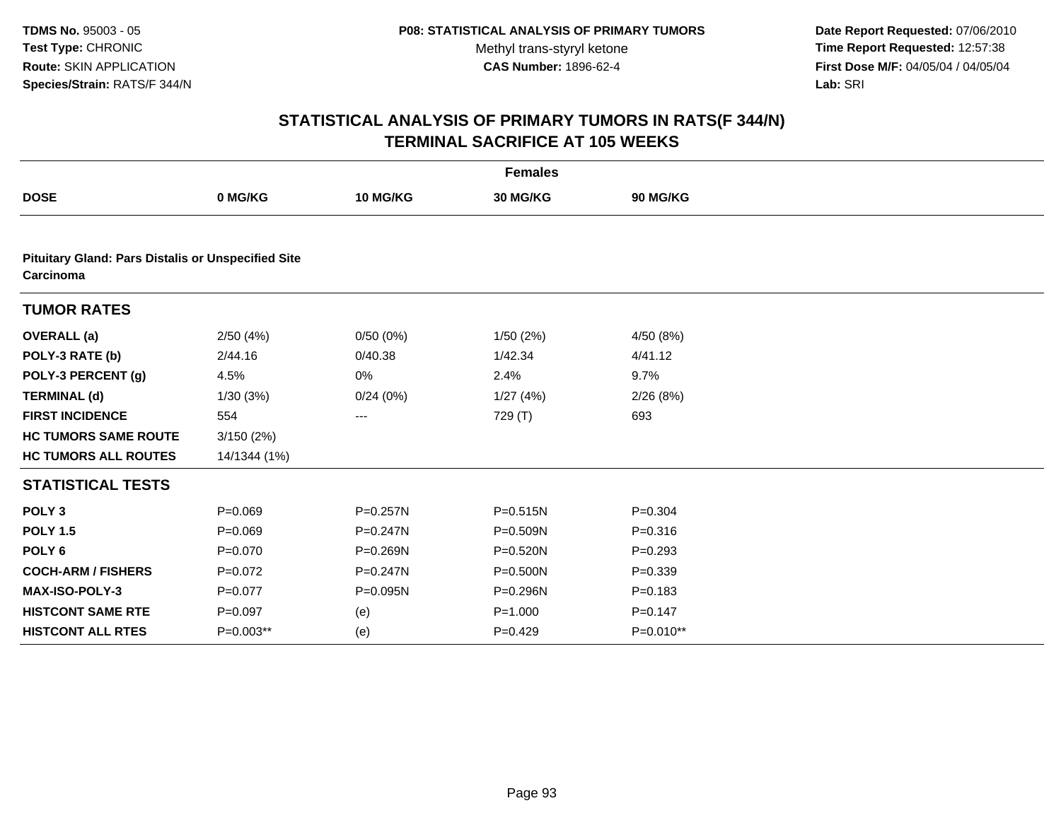TDMS No. 95003 - 05
Test Type: CHRONIC
Route: SKIN APPLICATION
Species/Strain: RATS/F 344/N

P08: STATISTICAL ANALYSIS OF PRIMARY TUMORS
Methyl trans-styryl ketone
CAS Number: 1896-62-4

Date Report Requested: 07/06/2010
Time Report Requested: 12:57:38
First Dose M/F: 04/05/04 / 04/05/04
Lab: SRI

# STATISTICAL ANALYSIS OF PRIMARY TUMORS IN RATS(F 344/N) TERMINAL SACRIFICE AT 105 WEEKS

| | Females | | | |
|---|---|---|---|---|
| **DOSE** | **0 MG/KG** | **10 MG/KG** | **30 MG/KG** | **90 MG/KG** |
| **Pituitary Gland: Pars Distalis or Unspecified Site Carcinoma** | | | | |
| **TUMOR RATES** | | | | |
| **OVERALL (a)** | 2/50 (4%) | 0/50 (0%) | 1/50 (2%) | 4/50 (8%) |
| **POLY-3 RATE (b)** | 2/44.16 | 0/40.38 | 1/42.34 | 4/41.12 |
| **POLY-3 PERCENT (g)** | 4.5% | 0% | 2.4% | 9.7% |
| **TERMINAL (d)** | 1/30 (3%) | 0/24 (0%) | 1/27 (4%) | 2/26 (8%) |
| **FIRST INCIDENCE** | 554 | --- | 729 (T) | 693 |
| **HC TUMORS SAME ROUTE** | 3/150 (2%) | | | |
| **HC TUMORS ALL ROUTES** | 14/1344 (1%) | | | |
| **STATISTICAL TESTS** | | | | |
| **POLY 3** | P=0.069 | P=0.257N | P=0.515N | P=0.304 |
| **POLY 1.5** | P=0.069 | P=0.247N | P=0.509N | P=0.316 |
| **POLY 6** | P=0.070 | P=0.269N | P=0.520N | P=0.293 |
| **COCH-ARM / FISHERS** | P=0.072 | P=0.247N | P=0.500N | P=0.339 |
| **MAX-ISO-POLY-3** | P=0.077 | P=0.095N | P=0.296N | P=0.183 |
| **HISTCONT SAME RTE** | P=0.097 | (e) | P=1.000 | P=0.147 |
| **HISTCONT ALL RTES** | P=0.003** | (e) | P=0.429 | P=0.010** |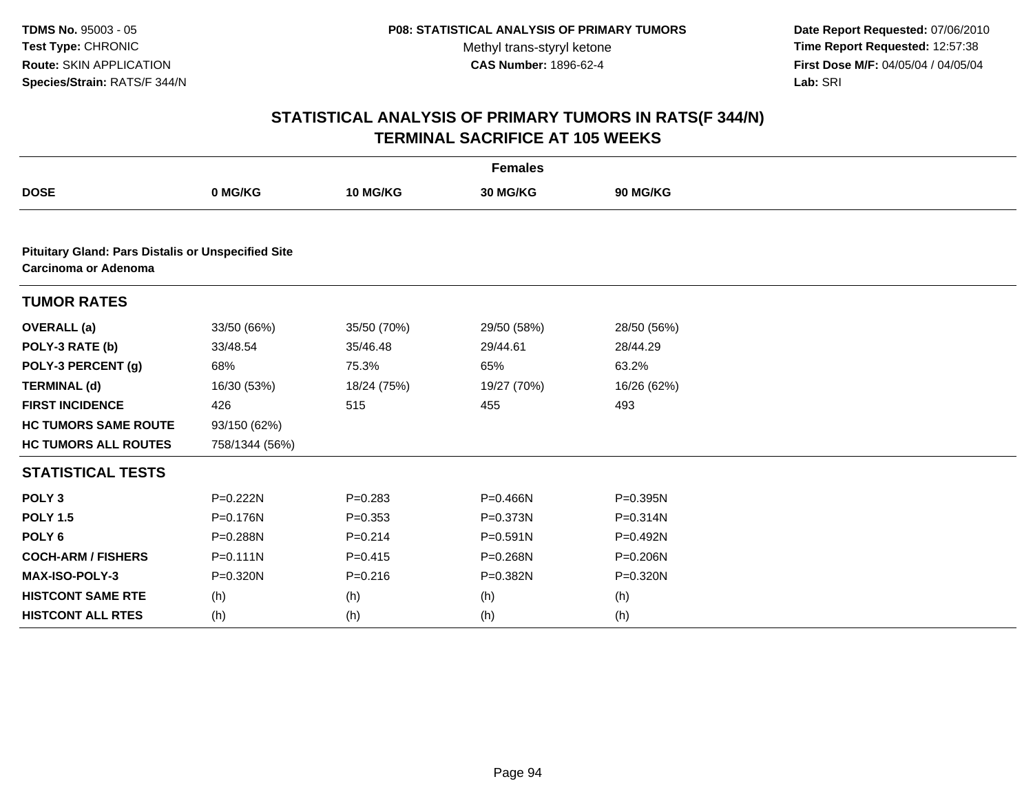**TDMS No.** 95003 - 05
**Test Type:** CHRONIC
**Route:** SKIN APPLICATION
**Species/Strain:** RATS/F 344/N

**P08: STATISTICAL ANALYSIS OF PRIMARY TUMORS**
Methyl trans-styryl ketone
**CAS Number:** 1896-62-4

**Date Report Requested:** 07/06/2010
**Time Report Requested:** 12:57:38
**First Dose M/F:** 04/05/04 / 04/05/04
**Lab:** SRI

# STATISTICAL ANALYSIS OF PRIMARY TUMORS IN RATS(F 344/N) TERMINAL SACRIFICE AT 105 WEEKS

| | Females | | | |
|---|---|---|---|---|
| **DOSE** | **0 MG/KG** | **10 MG/KG** | **30 MG/KG** | **90 MG/KG** |
| **Pituitary Gland: Pars Distalis or Unspecified Site Carcinoma or Adenoma** | | | | |
| **TUMOR RATES** | | | | |
| **OVERALL (a)** | 33/50 (66%) | 35/50 (70%) | 29/50 (58%) | 28/50 (56%) |
| **POLY-3 RATE (b)** | 33/48.54 | 35/46.48 | 29/44.61 | 28/44.29 |
| **POLY-3 PERCENT (g)** | 68% | 75.3% | 65% | 63.2% |
| **TERMINAL (d)** | 16/30 (53%) | 18/24 (75%) | 19/27 (70%) | 16/26 (62%) |
| **FIRST INCIDENCE** | 426 | 515 | 455 | 493 |
| **HC TUMORS SAME ROUTE** | 93/150 (62%) | | | |
| **HC TUMORS ALL ROUTES** | 758/1344 (56%) | | | |
| **STATISTICAL TESTS** | | | | |
| **POLY 3** | P=0.222N | P=0.283 | P=0.466N | P=0.395N |
| **POLY 1.5** | P=0.176N | P=0.353 | P=0.373N | P=0.314N |
| **POLY 6** | P=0.288N | P=0.214 | P=0.591N | P=0.492N |
| **COCH-ARM / FISHERS** | P=0.111N | P=0.415 | P=0.268N | P=0.206N |
| **MAX-ISO-POLY-3** | P=0.320N | P=0.216 | P=0.382N | P=0.320N |
| **HISTCONT SAME RTE** | (h) | (h) | (h) | (h) |
| **HISTCONT ALL RTES** | (h) | (h) | (h) | (h) |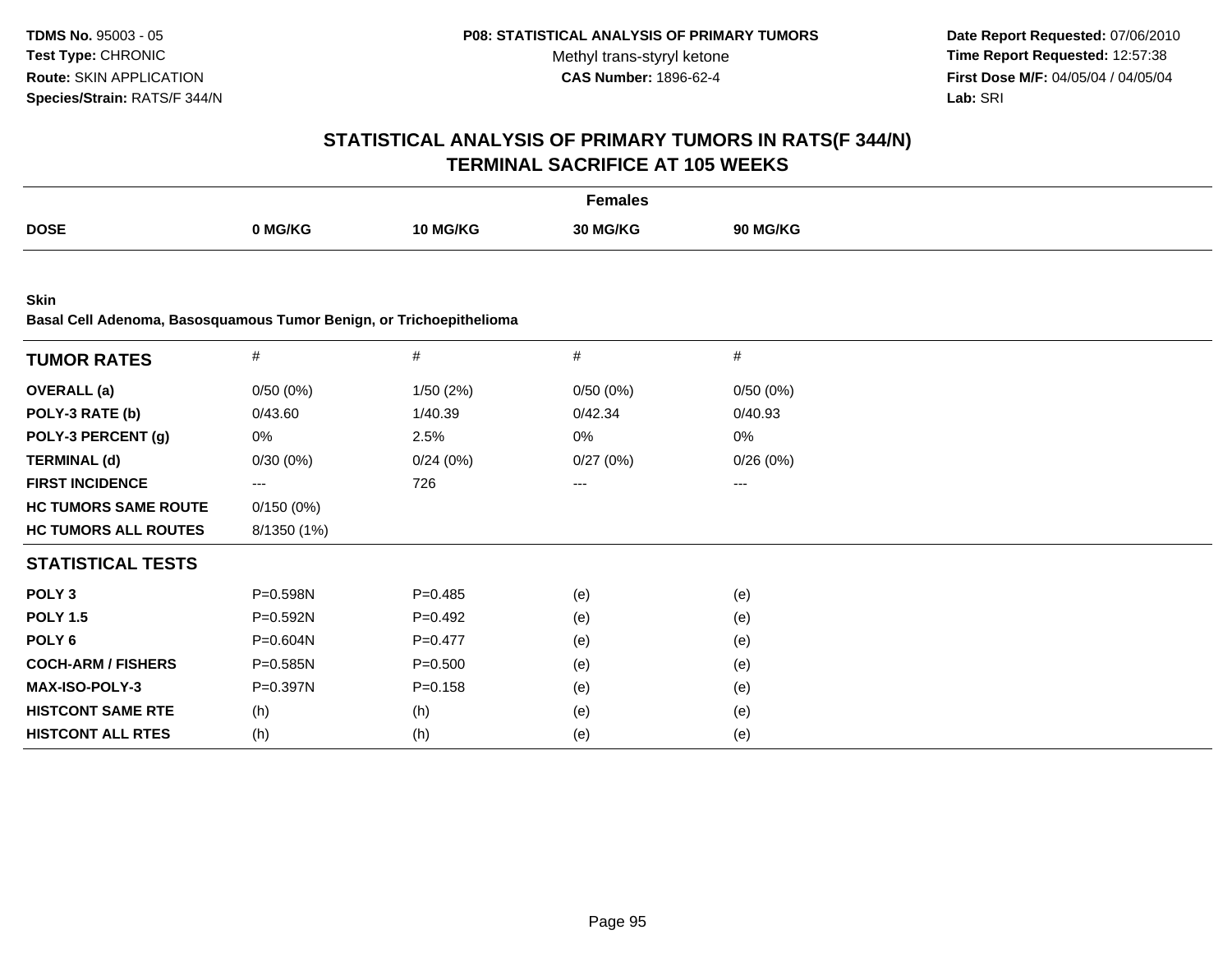**TDMS No.** 95003 - 05
**Test Type:** CHRONIC
**Route:** SKIN APPLICATION
**Species/Strain:** RATS/F 344/N

**P08: STATISTICAL ANALYSIS OF PRIMARY TUMORS**
Methyl trans-styryl ketone
**CAS Number:** 1896-62-4

**Date Report Requested:** 07/06/2010
**Time Report Requested:** 12:57:38
**First Dose M/F:** 04/05/04 / 04/05/04
**Lab:** SRI

## STATISTICAL ANALYSIS OF PRIMARY TUMORS IN RATS(F 344/N)
## TERMINAL SACRIFICE AT 105 WEEKS

| | Females | | | |
|---|---|---|---|---|
| **DOSE** | **0 MG/KG** | **10 MG/KG** | **30 MG/KG** | **90 MG/KG** |

**Skin**
**Basal Cell Adenoma, Basosquamous Tumor Benign, or Trichoepithelioma**

| **TUMOR RATES** | # | # | # | # |
|---|---|---|---|---|
| **OVERALL (a)** | 0/50 (0%) | 1/50 (2%) | 0/50 (0%) | 0/50 (0%) |
| **POLY-3 RATE (b)** | 0/43.60 | 1/40.39 | 0/42.34 | 0/40.93 |
| **POLY-3 PERCENT (g)** | 0% | 2.5% | 0% | 0% |
| **TERMINAL (d)** | 0/30 (0%) | 0/24 (0%) | 0/27 (0%) | 0/26 (0%) |
| **FIRST INCIDENCE** | --- | 726 | --- | --- |
| **HC TUMORS SAME ROUTE** | 0/150 (0%) | | | |
| **HC TUMORS ALL ROUTES** | 8/1350 (1%) | | | |
| **STATISTICAL TESTS** | | | | |
| **POLY 3** | P=0.598N | P=0.485 | (e) | (e) |
| **POLY 1.5** | P=0.592N | P=0.492 | (e) | (e) |
| **POLY 6** | P=0.604N | P=0.477 | (e) | (e) |
| **COCH-ARM / FISHERS** | P=0.585N | P=0.500 | (e) | (e) |
| **MAX-ISO-POLY-3** | P=0.397N | P=0.158 | (e) | (e) |
| **HISTCONT SAME RTE** | (h) | (h) | (e) | (e) |
| **HISTCONT ALL RTES** | (h) | (h) | (e) | (e) |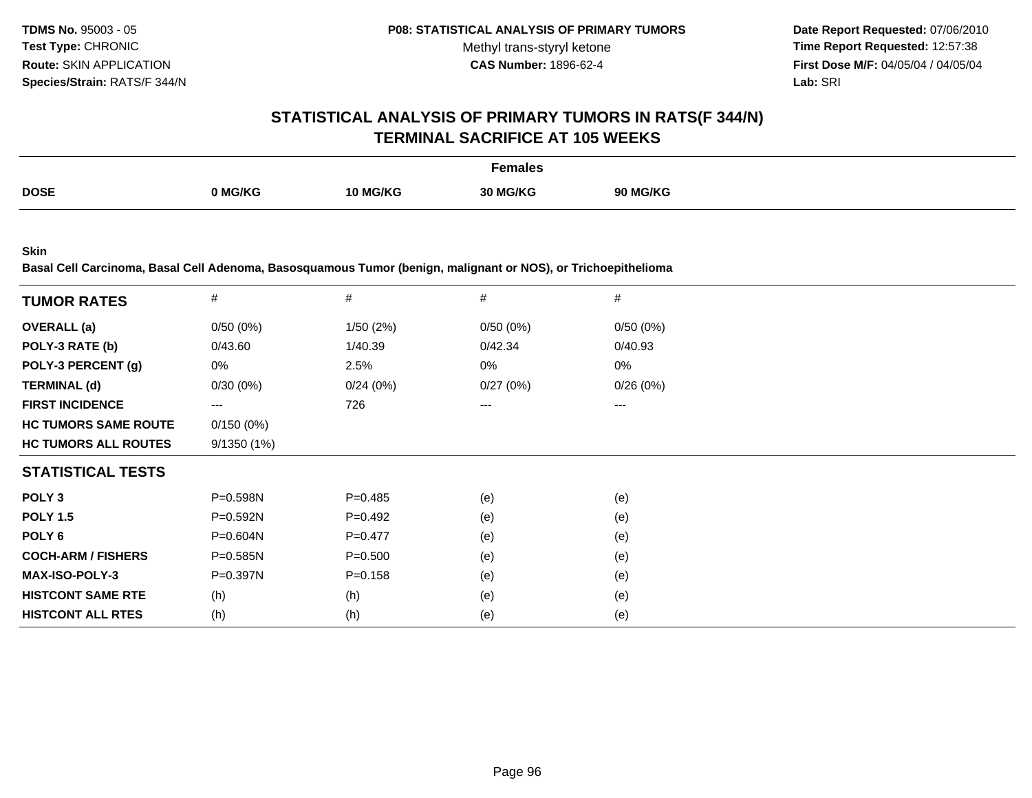**TDMS No.** 95003 - 05
**Test Type:** CHRONIC
**Route:** SKIN APPLICATION
**Species/Strain:** RATS/F 344/N

**P08: STATISTICAL ANALYSIS OF PRIMARY TUMORS**
Methyl trans-styryl ketone
**CAS Number:** 1896-62-4

**Date Report Requested:** 07/06/2010
**Time Report Requested:** 12:57:38
**First Dose M/F:** 04/05/04 / 04/05/04
**Lab:** SRI

## STATISTICAL ANALYSIS OF PRIMARY TUMORS IN RATS(F 344/N)
## TERMINAL SACRIFICE AT 105 WEEKS

| | Females | | | |
|---|---|---|---|---|
| **DOSE** | **0 MG/KG** | **10 MG/KG** | **30 MG/KG** | **90 MG/KG** |

**Skin**
**Basal Cell Carcinoma, Basal Cell Adenoma, Basosquamous Tumor (benign, malignant or NOS), or Trichoepithelioma**

| **TUMOR RATES** | # | # | # | # |
|---|---|---|---|---|
| **OVERALL (a)** | 0/50 (0%) | 1/50 (2%) | 0/50 (0%) | 0/50 (0%) |
| **POLY-3 RATE (b)** | 0/43.60 | 1/40.39 | 0/42.34 | 0/40.93 |
| **POLY-3 PERCENT (g)** | 0% | 2.5% | 0% | 0% |
| **TERMINAL (d)** | 0/30 (0%) | 0/24 (0%) | 0/27 (0%) | 0/26 (0%) |
| **FIRST INCIDENCE** | --- | 726 | --- | --- |
| **HC TUMORS SAME ROUTE** | 0/150 (0%) | | | |
| **HC TUMORS ALL ROUTES** | 9/1350 (1%) | | | |
| **STATISTICAL TESTS** | | | | |
| **POLY 3** | P=0.598N | P=0.485 | (e) | (e) |
| **POLY 1.5** | P=0.592N | P=0.492 | (e) | (e) |
| **POLY 6** | P=0.604N | P=0.477 | (e) | (e) |
| **COCH-ARM / FISHERS** | P=0.585N | P=0.500 | (e) | (e) |
| **MAX-ISO-POLY-3** | P=0.397N | P=0.158 | (e) | (e) |
| **HISTCONT SAME RTE** | (h) | (h) | (e) | (e) |
| **HISTCONT ALL RTES** | (h) | (h) | (e) | (e) |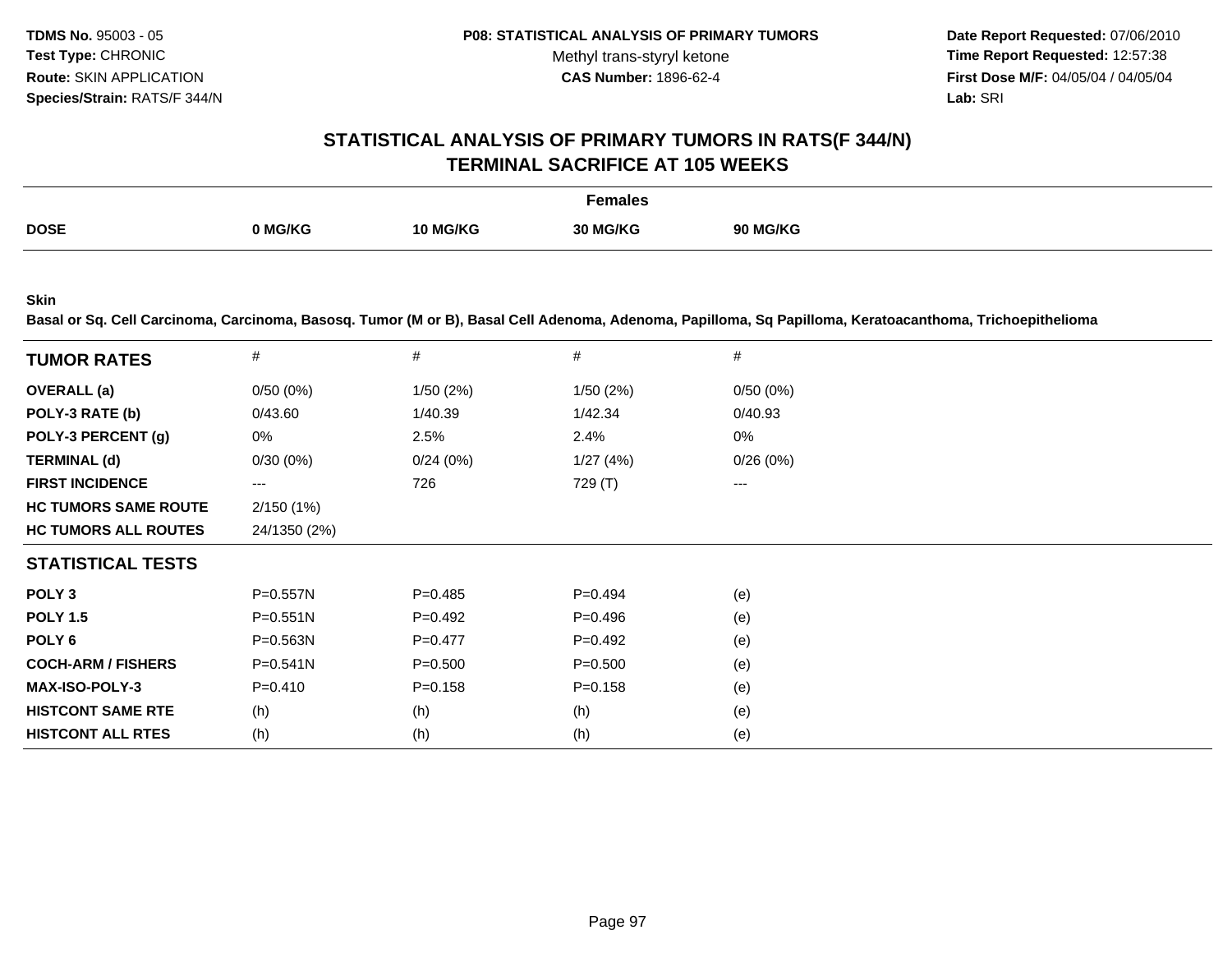**TDMS No.** 95003 - 05
**Test Type:** CHRONIC
**Route:** SKIN APPLICATION
**Species/Strain:** RATS/F 344/N

**P08: STATISTICAL ANALYSIS OF PRIMARY TUMORS**
Methyl trans-styryl ketone
**CAS Number:** 1896-62-4

**Date Report Requested:** 07/06/2010
**Time Report Requested:** 12:57:38
**First Dose M/F:** 04/05/04 / 04/05/04
**Lab:** SRI

## STATISTICAL ANALYSIS OF PRIMARY TUMORS IN RATS(F 344/N)
## TERMINAL SACRIFICE AT 105 WEEKS

| | Females | | | |
|---|---|---|---|---|
| **DOSE** | **0 MG/KG** | **10 MG/KG** | **30 MG/KG** | **90 MG/KG** |

**Skin**
**Basal or Sq. Cell Carcinoma, Carcinoma, Basosq. Tumor (M or B), Basal Cell Adenoma, Adenoma, Papilloma, Sq Papilloma, Keratoacanthoma, Trichoepithelioma**

| **TUMOR RATES** | # | # | # | # |
|---|---|---|---|---|
| **OVERALL (a)** | 0/50 (0%) | 1/50 (2%) | 1/50 (2%) | 0/50 (0%) |
| **POLY-3 RATE (b)** | 0/43.60 | 1/40.39 | 1/42.34 | 0/40.93 |
| **POLY-3 PERCENT (g)** | 0% | 2.5% | 2.4% | 0% |
| **TERMINAL (d)** | 0/30 (0%) | 0/24 (0%) | 1/27 (4%) | 0/26 (0%) |
| **FIRST INCIDENCE** | --- | 726 | 729 (T) | --- |
| **HC TUMORS SAME ROUTE** | 2/150 (1%) | | | |
| **HC TUMORS ALL ROUTES** | 24/1350 (2%) | | | |
| **STATISTICAL TESTS** | | | | |
| **POLY 3** | P=0.557N | P=0.485 | P=0.494 | (e) |
| **POLY 1.5** | P=0.551N | P=0.492 | P=0.496 | (e) |
| **POLY 6** | P=0.563N | P=0.477 | P=0.492 | (e) |
| **COCH-ARM / FISHERS** | P=0.541N | P=0.500 | P=0.500 | (e) |
| **MAX-ISO-POLY-3** | P=0.410 | P=0.158 | P=0.158 | (e) |
| **HISTCONT SAME RTE** | (h) | (h) | (h) | (e) |
| **HISTCONT ALL RTES** | (h) | (h) | (h) | (e) |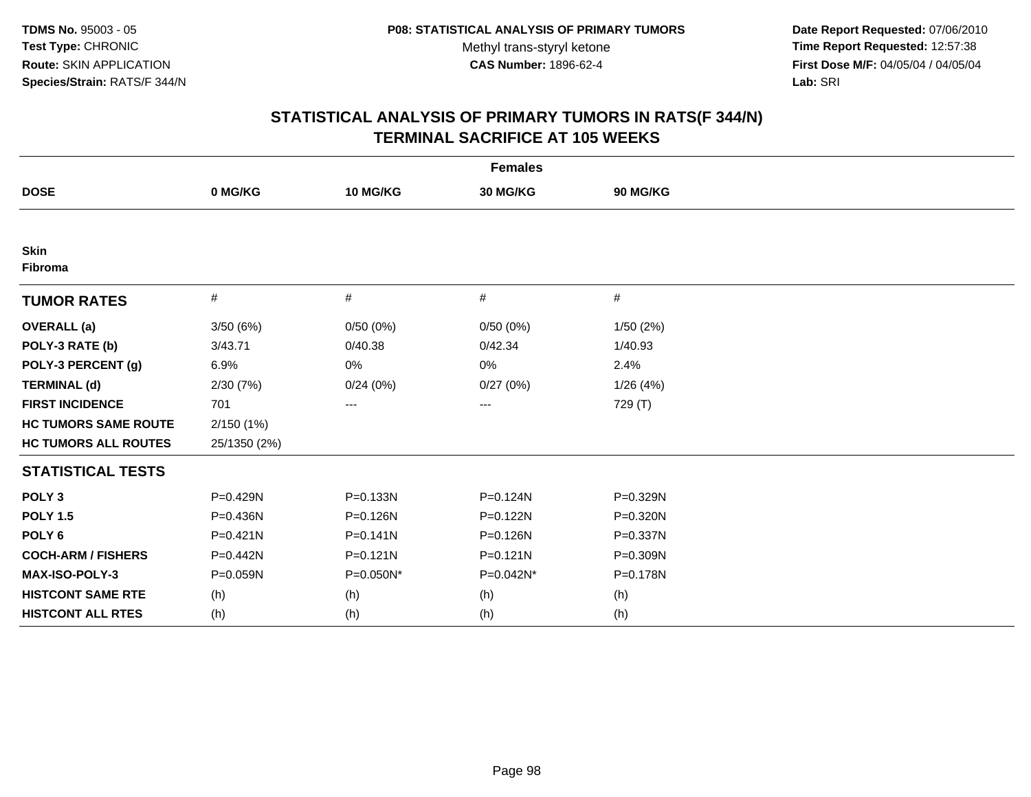**TDMS No.** 95003 - 05
**Test Type:** CHRONIC
**Route:** SKIN APPLICATION
**Species/Strain:** RATS/F 344/N

**P08: STATISTICAL ANALYSIS OF PRIMARY TUMORS**
Methyl trans-styryl ketone
**CAS Number:** 1896-62-4

**Date Report Requested:** 07/06/2010
**Time Report Requested:** 12:57:38
**First Dose M/F:** 04/05/04 / 04/05/04
**Lab:** SRI

## STATISTICAL ANALYSIS OF PRIMARY TUMORS IN RATS(F 344/N)
## TERMINAL SACRIFICE AT 105 WEEKS

| | Females | | | |
|---|---|---|---|---|
| **DOSE** | **0 MG/KG** | **10 MG/KG** | **30 MG/KG** | **90 MG/KG** |
| **Skin** | | | | |
| **Fibroma** | | | | |
| **TUMOR RATES** | # | # | # | # |
| **OVERALL (a)** | 3/50 (6%) | 0/50 (0%) | 0/50 (0%) | 1/50 (2%) |
| **POLY-3 RATE (b)** | 3/43.71 | 0/40.38 | 0/42.34 | 1/40.93 |
| **POLY-3 PERCENT (g)** | 6.9% | 0% | 0% | 2.4% |
| **TERMINAL (d)** | 2/30 (7%) | 0/24 (0%) | 0/27 (0%) | 1/26 (4%) |
| **FIRST INCIDENCE** | 701 | --- | --- | 729 (T) |
| **HC TUMORS SAME ROUTE** | 2/150 (1%) | | | |
| **HC TUMORS ALL ROUTES** | 25/1350 (2%) | | | |
| **STATISTICAL TESTS** | | | | |
| **POLY 3** | P=0.429N | P=0.133N | P=0.124N | P=0.329N |
| **POLY 1.5** | P=0.436N | P=0.126N | P=0.122N | P=0.320N |
| **POLY 6** | P=0.421N | P=0.141N | P=0.126N | P=0.337N |
| **COCH-ARM / FISHERS** | P=0.442N | P=0.121N | P=0.121N | P=0.309N |
| **MAX-ISO-POLY-3** | P=0.059N | P=0.050N* | P=0.042N* | P=0.178N |
| **HISTCONT SAME RTE** | (h) | (h) | (h) | (h) |
| **HISTCONT ALL RTES** | (h) | (h) | (h) | (h) |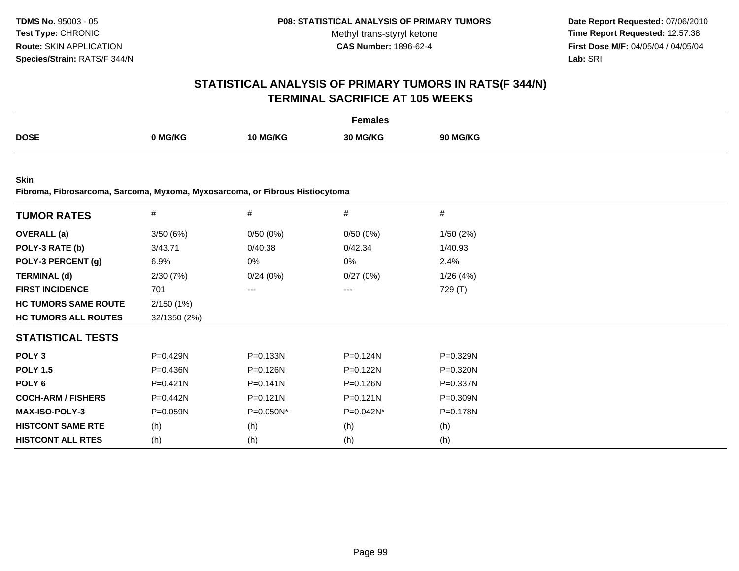TDMS No. 95003 - 05
Test Type: CHRONIC
Route: SKIN APPLICATION
Species/Strain: RATS/F 344/N

P08: STATISTICAL ANALYSIS OF PRIMARY TUMORS
Methyl trans-styryl ketone
CAS Number: 1896-62-4

Date Report Requested: 07/06/2010
Time Report Requested: 12:57:38
First Dose M/F: 04/05/04 / 04/05/04
Lab: SRI

# STATISTICAL ANALYSIS OF PRIMARY TUMORS IN RATS(F 344/N)
## TERMINAL SACRIFICE AT 105 WEEKS

| | Females | | | |
|---|---|---|---|---|
| **DOSE** | **0 MG/KG** | **10 MG/KG** | **30 MG/KG** | **90 MG/KG** |

**Skin**
**Fibroma, Fibrosarcoma, Sarcoma, Myxoma, Myxosarcoma, or Fibrous Histiocytoma**

| **TUMOR RATES** | # | # | # | # |
|---|---|---|---|---|
| **OVERALL (a)** | 3/50 (6%) | 0/50 (0%) | 0/50 (0%) | 1/50 (2%) |
| **POLY-3 RATE (b)** | 3/43.71 | 0/40.38 | 0/42.34 | 1/40.93 |
| **POLY-3 PERCENT (g)** | 6.9% | 0% | 0% | 2.4% |
| **TERMINAL (d)** | 2/30 (7%) | 0/24 (0%) | 0/27 (0%) | 1/26 (4%) |
| **FIRST INCIDENCE** | 701 | --- | --- | 729 (T) |
| **HC TUMORS SAME ROUTE** | 2/150 (1%) | | | |
| **HC TUMORS ALL ROUTES** | 32/1350 (2%) | | | |
| **STATISTICAL TESTS** | | | | |
| **POLY 3** | P=0.429N | P=0.133N | P=0.124N | P=0.329N |
| **POLY 1.5** | P=0.436N | P=0.126N | P=0.122N | P=0.320N |
| **POLY 6** | P=0.421N | P=0.141N | P=0.126N | P=0.337N |
| **COCH-ARM / FISHERS** | P=0.442N | P=0.121N | P=0.121N | P=0.309N |
| **MAX-ISO-POLY-3** | P=0.059N | P=0.050N* | P=0.042N* | P=0.178N |
| **HISTCONT SAME RTE** | (h) | (h) | (h) | (h) |
| **HISTCONT ALL RTES** | (h) | (h) | (h) | (h) |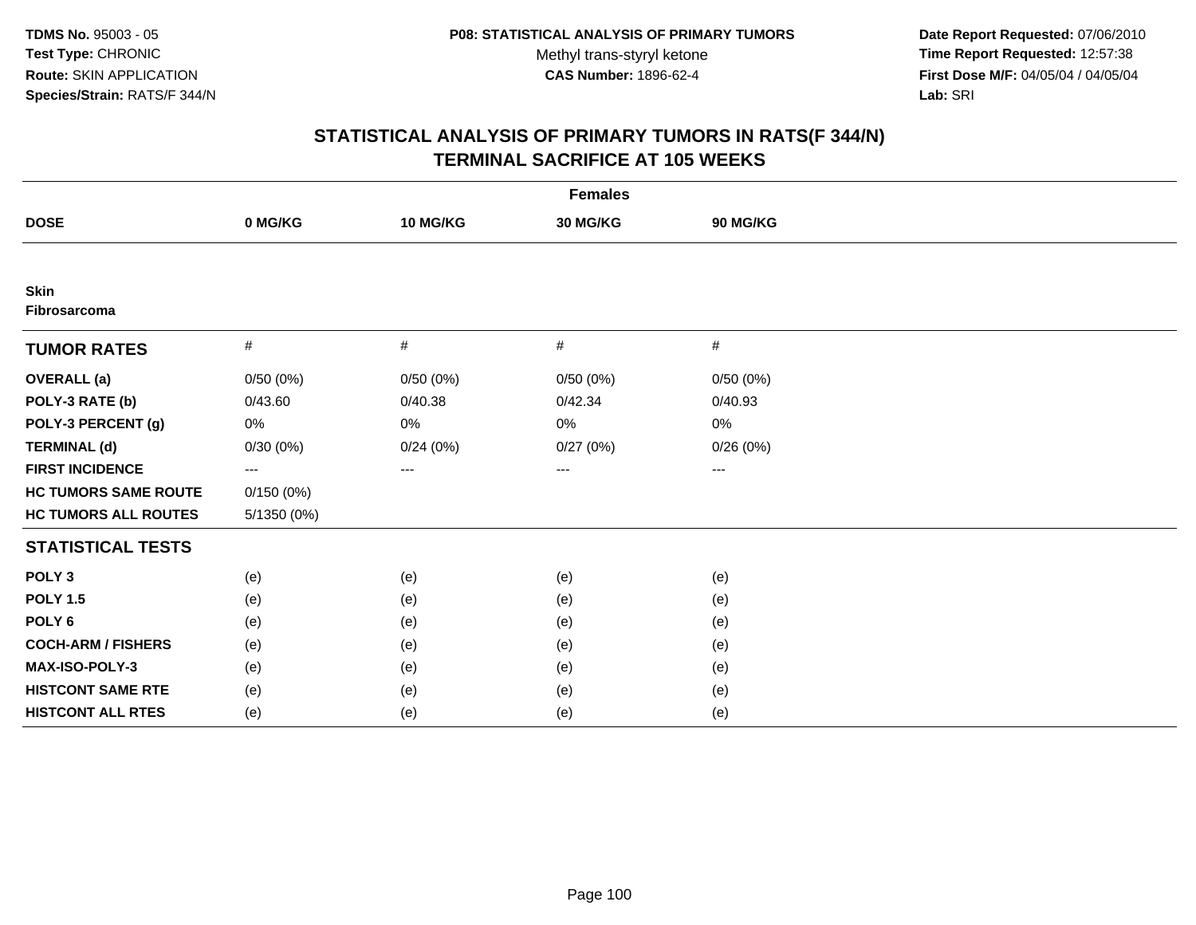**TDMS No.** 95003 - 05
**Test Type:** CHRONIC
**Route:** SKIN APPLICATION
**Species/Strain:** RATS/F 344/N

**P08: STATISTICAL ANALYSIS OF PRIMARY TUMORS**
Methyl trans-styryl ketone
**CAS Number:** 1896-62-4

**Date Report Requested:** 07/06/2010
**Time Report Requested:** 12:57:38
**First Dose M/F:** 04/05/04 / 04/05/04
**Lab:** SRI

# STATISTICAL ANALYSIS OF PRIMARY TUMORS IN RATS(F 344/N)
## TERMINAL SACRIFICE AT 105 WEEKS

| | Females | | | |
|---|---|---|---|---|
| **DOSE** | **0 MG/KG** | **10 MG/KG** | **30 MG/KG** | **90 MG/KG** |
| **Skin** | | | | |
| **Fibrosarcoma** | | | | |
| **TUMOR RATES** | # | # | # | # |
| **OVERALL (a)** | 0/50 (0%) | 0/50 (0%) | 0/50 (0%) | 0/50 (0%) |
| **POLY-3 RATE (b)** | 0/43.60 | 0/40.38 | 0/42.34 | 0/40.93 |
| **POLY-3 PERCENT (g)** | 0% | 0% | 0% | 0% |
| **TERMINAL (d)** | 0/30 (0%) | 0/24 (0%) | 0/27 (0%) | 0/26 (0%) |
| **FIRST INCIDENCE** | --- | --- | --- | --- |
| **HC TUMORS SAME ROUTE** | 0/150 (0%) | | | |
| **HC TUMORS ALL ROUTES** | 5/1350 (0%) | | | |
| **STATISTICAL TESTS** | | | | |
| **POLY 3** | (e) | (e) | (e) | (e) |
| **POLY 1.5** | (e) | (e) | (e) | (e) |
| **POLY 6** | (e) | (e) | (e) | (e) |
| **COCH-ARM / FISHERS** | (e) | (e) | (e) | (e) |
| **MAX-ISO-POLY-3** | (e) | (e) | (e) | (e) |
| **HISTCONT SAME RTE** | (e) | (e) | (e) | (e) |
| **HISTCONT ALL RTES** | (e) | (e) | (e) | (e) |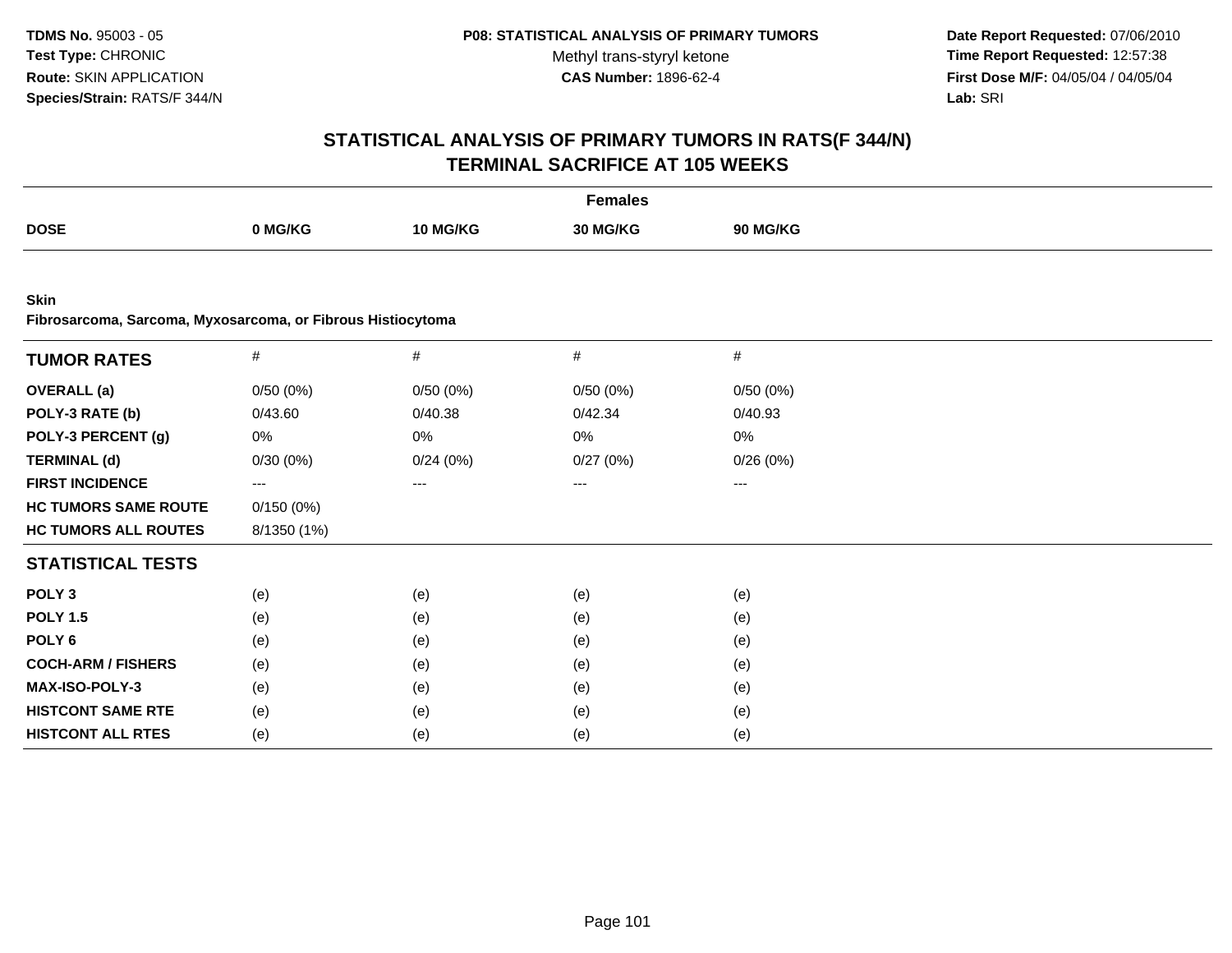**TDMS No.** 95003 - 05
**Test Type:** CHRONIC
**Route:** SKIN APPLICATION
**Species/Strain:** RATS/F 344/N

**P08: STATISTICAL ANALYSIS OF PRIMARY TUMORS**
Methyl trans-styryl ketone
**CAS Number:** 1896-62-4

**Date Report Requested:** 07/06/2010
**Time Report Requested:** 12:57:38
**First Dose M/F:** 04/05/04 / 04/05/04
**Lab:** SRI

## STATISTICAL ANALYSIS OF PRIMARY TUMORS IN RATS(F 344/N)
## TERMINAL SACRIFICE AT 105 WEEKS

| | Females | | | |
|---|---|---|---|---|
| **DOSE** | **0 MG/KG** | **10 MG/KG** | **30 MG/KG** | **90 MG/KG** |

**Skin**
**Fibrosarcoma, Sarcoma, Myxosarcoma, or Fibrous Histiocytoma**

| **TUMOR RATES** | # | # | # | # |
|---|---|---|---|---|
| **OVERALL (a)** | 0/50 (0%) | 0/50 (0%) | 0/50 (0%) | 0/50 (0%) |
| **POLY-3 RATE (b)** | 0/43.60 | 0/40.38 | 0/42.34 | 0/40.93 |
| **POLY-3 PERCENT (g)** | 0% | 0% | 0% | 0% |
| **TERMINAL (d)** | 0/30 (0%) | 0/24 (0%) | 0/27 (0%) | 0/26 (0%) |
| **FIRST INCIDENCE** | --- | --- | --- | --- |
| **HC TUMORS SAME ROUTE** | 0/150 (0%) | | | |
| **HC TUMORS ALL ROUTES** | 8/1350 (1%) | | | |
| **STATISTICAL TESTS** | | | | |
| **POLY 3** | (e) | (e) | (e) | (e) |
| **POLY 1.5** | (e) | (e) | (e) | (e) |
| **POLY 6** | (e) | (e) | (e) | (e) |
| **COCH-ARM / FISHERS** | (e) | (e) | (e) | (e) |
| **MAX-ISO-POLY-3** | (e) | (e) | (e) | (e) |
| **HISTCONT SAME RTE** | (e) | (e) | (e) | (e) |
| **HISTCONT ALL RTES** | (e) | (e) | (e) | (e) |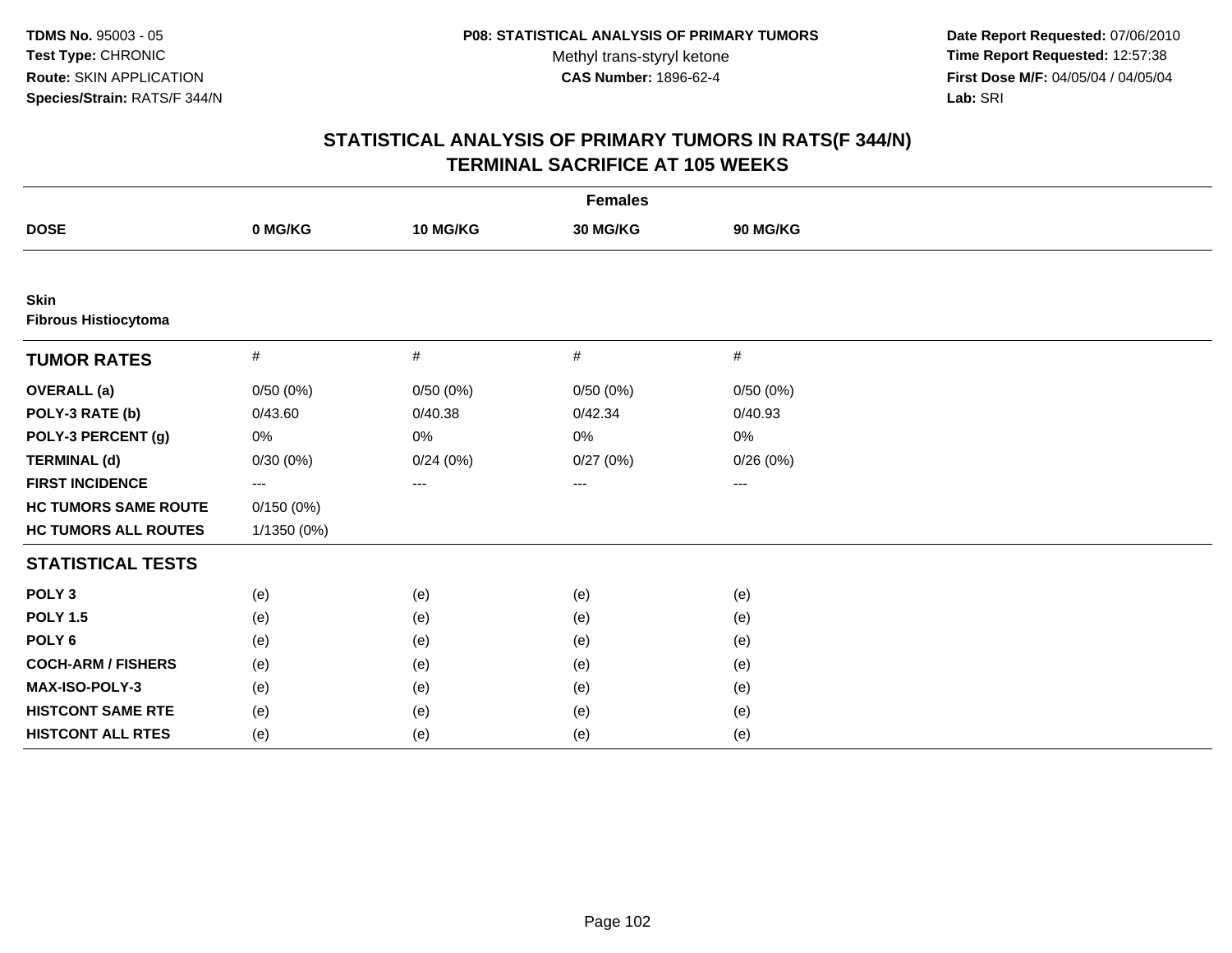**TDMS No.** 95003 - 05
**Test Type:** CHRONIC
**Route:** SKIN APPLICATION
**Species/Strain:** RATS/F 344/N

**P08: STATISTICAL ANALYSIS OF PRIMARY TUMORS**
Methyl trans-styryl ketone
**CAS Number:** 1896-62-4

**Date Report Requested:** 07/06/2010
**Time Report Requested:** 12:57:38
**First Dose M/F:** 04/05/04 / 04/05/04
**Lab:** SRI

# STATISTICAL ANALYSIS OF PRIMARY TUMORS IN RATS(F 344/N) TERMINAL SACRIFICE AT 105 WEEKS

| | Females | | | |
|---|---|---|---|---|
| **DOSE** | **0 MG/KG** | **10 MG/KG** | **30 MG/KG** | **90 MG/KG** |
| **Skin** | | | | |
| **Fibrous Histiocytoma** | | | | |
| **TUMOR RATES** | # | # | # | # |
| **OVERALL (a)** | 0/50 (0%) | 0/50 (0%) | 0/50 (0%) | 0/50 (0%) |
| **POLY-3 RATE (b)** | 0/43.60 | 0/40.38 | 0/42.34 | 0/40.93 |
| **POLY-3 PERCENT (g)** | 0% | 0% | 0% | 0% |
| **TERMINAL (d)** | 0/30 (0%) | 0/24 (0%) | 0/27 (0%) | 0/26 (0%) |
| **FIRST INCIDENCE** | --- | --- | --- | --- |
| **HC TUMORS SAME ROUTE** | 0/150 (0%) | | | |
| **HC TUMORS ALL ROUTES** | 1/1350 (0%) | | | |
| **STATISTICAL TESTS** | | | | |
| **POLY 3** | (e) | (e) | (e) | (e) |
| **POLY 1.5** | (e) | (e) | (e) | (e) |
| **POLY 6** | (e) | (e) | (e) | (e) |
| **COCH-ARM / FISHERS** | (e) | (e) | (e) | (e) |
| **MAX-ISO-POLY-3** | (e) | (e) | (e) | (e) |
| **HISTCONT SAME RTE** | (e) | (e) | (e) | (e) |
| **HISTCONT ALL RTES** | (e) | (e) | (e) | (e) |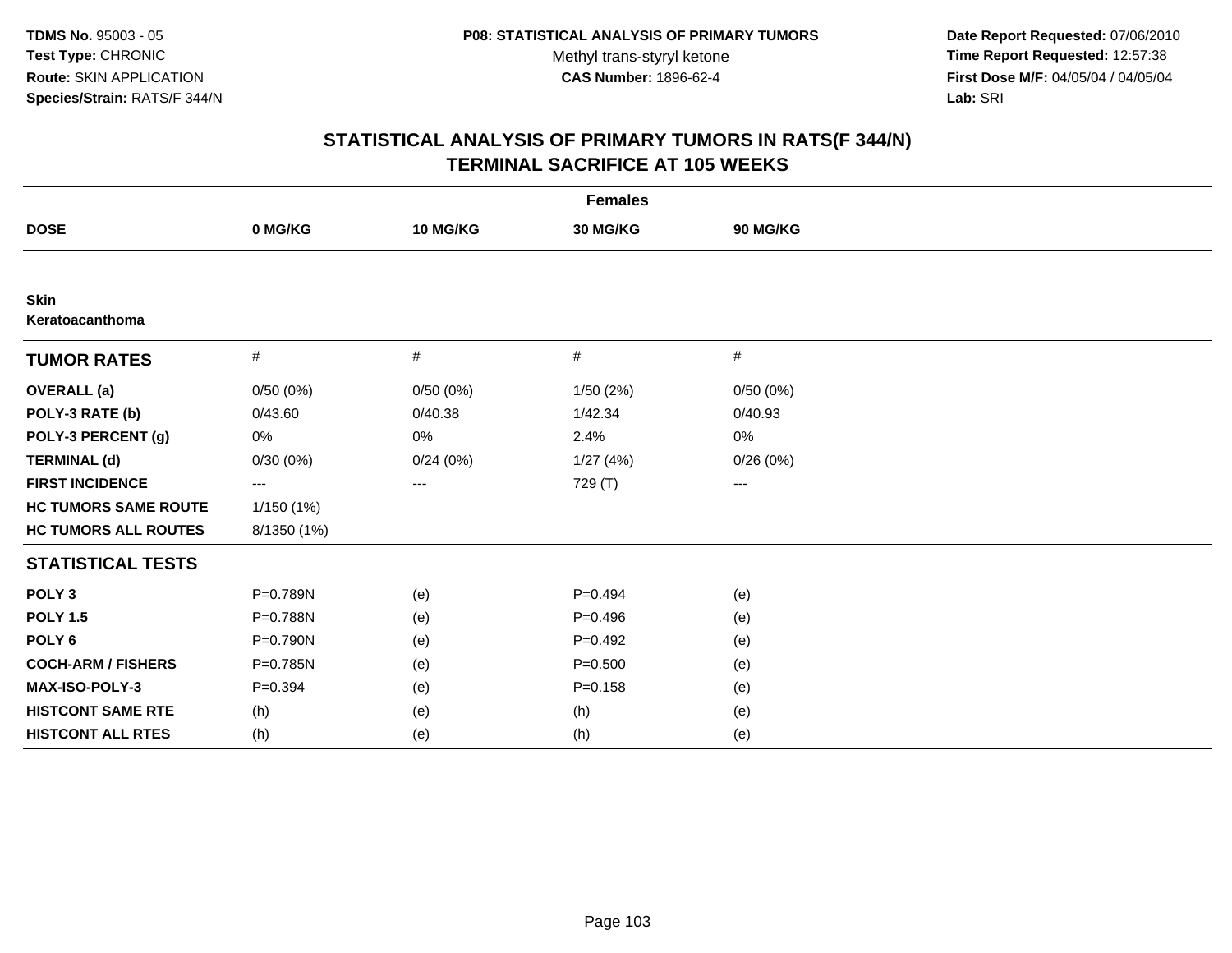**TDMS No.** 95003 - 05
**Test Type:** CHRONIC
**Route:** SKIN APPLICATION
**Species/Strain:** RATS/F 344/N

**P08: STATISTICAL ANALYSIS OF PRIMARY TUMORS**
Methyl trans-styryl ketone
**CAS Number:** 1896-62-4

**Date Report Requested:** 07/06/2010
**Time Report Requested:** 12:57:38
**First Dose M/F:** 04/05/04 / 04/05/04
**Lab:** SRI

## STATISTICAL ANALYSIS OF PRIMARY TUMORS IN RATS(F 344/N)
## TERMINAL SACRIFICE AT 105 WEEKS

| | Females | | | |
|---|---|---|---|---|
| **DOSE** | **0 MG/KG** | **10 MG/KG** | **30 MG/KG** | **90 MG/KG** |
| **Skin** | | | | |
| **Keratoacanthoma** | | | | |
| **TUMOR RATES** | # | # | # | # |
| **OVERALL (a)** | 0/50 (0%) | 0/50 (0%) | 1/50 (2%) | 0/50 (0%) |
| **POLY-3 RATE (b)** | 0/43.60 | 0/40.38 | 1/42.34 | 0/40.93 |
| **POLY-3 PERCENT (g)** | 0% | 0% | 2.4% | 0% |
| **TERMINAL (d)** | 0/30 (0%) | 0/24 (0%) | 1/27 (4%) | 0/26 (0%) |
| **FIRST INCIDENCE** | --- | --- | 729 (T) | --- |
| **HC TUMORS SAME ROUTE** | 1/150 (1%) | | | |
| **HC TUMORS ALL ROUTES** | 8/1350 (1%) | | | |
| **STATISTICAL TESTS** | | | | |
| **POLY 3** | P=0.789N | (e) | P=0.494 | (e) |
| **POLY 1.5** | P=0.788N | (e) | P=0.496 | (e) |
| **POLY 6** | P=0.790N | (e) | P=0.492 | (e) |
| **COCH-ARM / FISHERS** | P=0.785N | (e) | P=0.500 | (e) |
| **MAX-ISO-POLY-3** | P=0.394 | (e) | P=0.158 | (e) |
| **HISTCONT SAME RTE** | (h) | (e) | (h) | (e) |
| **HISTCONT ALL RTES** | (h) | (e) | (h) | (e) |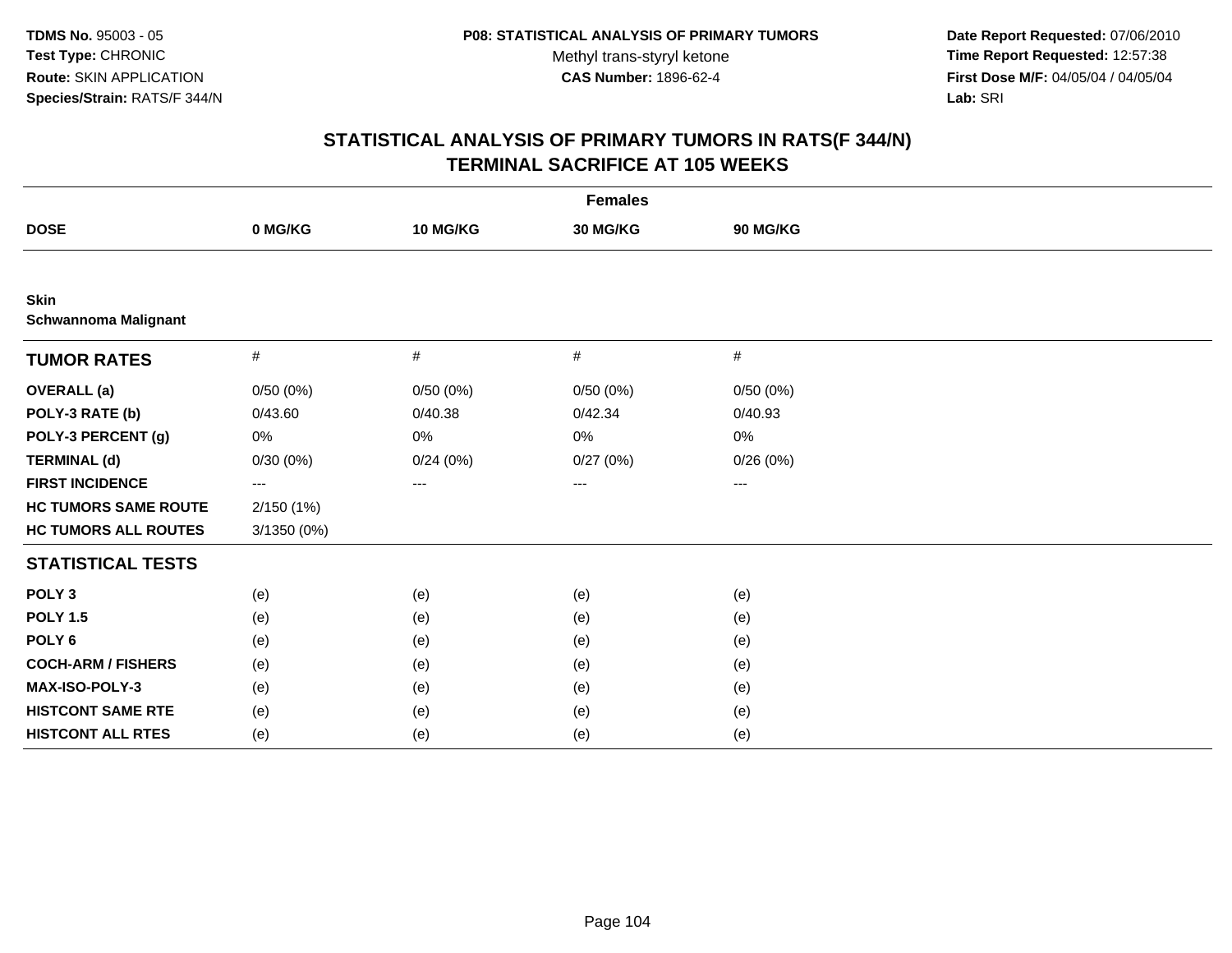**TDMS No.** 95003 - 05
**Test Type:** CHRONIC
**Route:** SKIN APPLICATION
**Species/Strain:** RATS/F 344/N

**P08: STATISTICAL ANALYSIS OF PRIMARY TUMORS**
Methyl trans-styryl ketone
**CAS Number:** 1896-62-4

**Date Report Requested:** 07/06/2010
**Time Report Requested:** 12:57:38
**First Dose M/F:** 04/05/04 / 04/05/04
**Lab:** SRI

# STATISTICAL ANALYSIS OF PRIMARY TUMORS IN RATS(F 344/N) TERMINAL SACRIFICE AT 105 WEEKS

| | Females | | | |
|---|---|---|---|---|
| **DOSE** | **0 MG/KG** | **10 MG/KG** | **30 MG/KG** | **90 MG/KG** |
| **Skin** | | | | |
| **Schwannoma Malignant** | | | | |
| **TUMOR RATES** | # | # | # | # |
| **OVERALL (a)** | 0/50 (0%) | 0/50 (0%) | 0/50 (0%) | 0/50 (0%) |
| **POLY-3 RATE (b)** | 0/43.60 | 0/40.38 | 0/42.34 | 0/40.93 |
| **POLY-3 PERCENT (g)** | 0% | 0% | 0% | 0% |
| **TERMINAL (d)** | 0/30 (0%) | 0/24 (0%) | 0/27 (0%) | 0/26 (0%) |
| **FIRST INCIDENCE** | --- | --- | --- | --- |
| **HC TUMORS SAME ROUTE** | 2/150 (1%) | | | |
| **HC TUMORS ALL ROUTES** | 3/1350 (0%) | | | |
| **STATISTICAL TESTS** | | | | |
| **POLY 3** | (e) | (e) | (e) | (e) |
| **POLY 1.5** | (e) | (e) | (e) | (e) |
| **POLY 6** | (e) | (e) | (e) | (e) |
| **COCH-ARM / FISHERS** | (e) | (e) | (e) | (e) |
| **MAX-ISO-POLY-3** | (e) | (e) | (e) | (e) |
| **HISTCONT SAME RTE** | (e) | (e) | (e) | (e) |
| **HISTCONT ALL RTES** | (e) | (e) | (e) | (e) |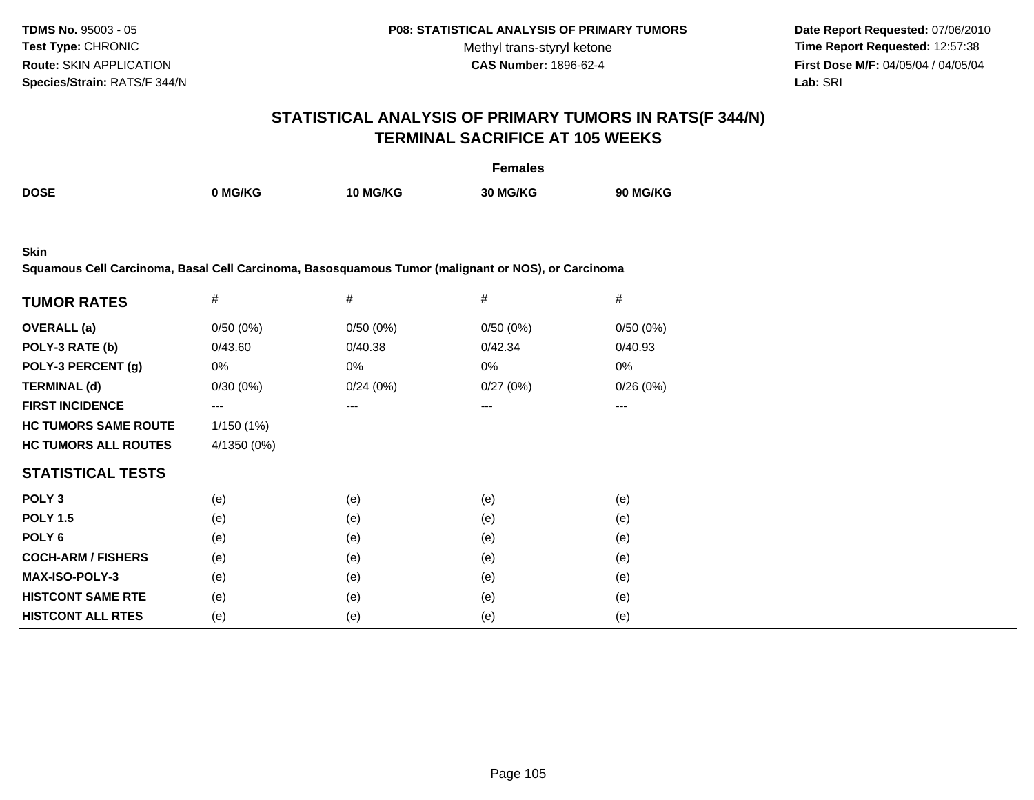# STATISTICAL ANALYSIS OF PRIMARY TUMORS IN RATS(F 344/N)
## TERMINAL SACRIFICE AT 105 WEEKS

**TDMS No.** 95003 - 05
**Test Type:** CHRONIC
**Route:** SKIN APPLICATION
**Species/Strain:** RATS/F 344/N

**P08: STATISTICAL ANALYSIS OF PRIMARY TUMORS**
Methyl trans-styryl ketone
**CAS Number:** 1896-62-4

**Date Report Requested:** 07/06/2010
**Time Report Requested:** 12:57:38
**First Dose M/F:** 04/05/04 / 04/05/04
**Lab:** SRI

| | Females | | | |
|---|---|---|---|---|
| **DOSE** | **0 MG/KG** | **10 MG/KG** | **30 MG/KG** | **90 MG/KG** |

**Skin**
**Squamous Cell Carcinoma, Basal Cell Carcinoma, Basosquamous Tumor (malignant or NOS), or Carcinoma**

| **TUMOR RATES** | # | # | # | # |
|---|---|---|---|---|
| **OVERALL (a)** | 0/50 (0%) | 0/50 (0%) | 0/50 (0%) | 0/50 (0%) |
| **POLY-3 RATE (b)** | 0/43.60 | 0/40.38 | 0/42.34 | 0/40.93 |
| **POLY-3 PERCENT (g)** | 0% | 0% | 0% | 0% |
| **TERMINAL (d)** | 0/30 (0%) | 0/24 (0%) | 0/27 (0%) | 0/26 (0%) |
| **FIRST INCIDENCE** | --- | --- | --- | --- |
| **HC TUMORS SAME ROUTE** | 1/150 (1%) | | | |
| **HC TUMORS ALL ROUTES** | 4/1350 (0%) | | | |
| **STATISTICAL TESTS** | | | | |
| **POLY 3** | (e) | (e) | (e) | (e) |
| **POLY 1.5** | (e) | (e) | (e) | (e) |
| **POLY 6** | (e) | (e) | (e) | (e) |
| **COCH-ARM / FISHERS** | (e) | (e) | (e) | (e) |
| **MAX-ISO-POLY-3** | (e) | (e) | (e) | (e) |
| **HISTCONT SAME RTE** | (e) | (e) | (e) | (e) |
| **HISTCONT ALL RTES** | (e) | (e) | (e) | (e) |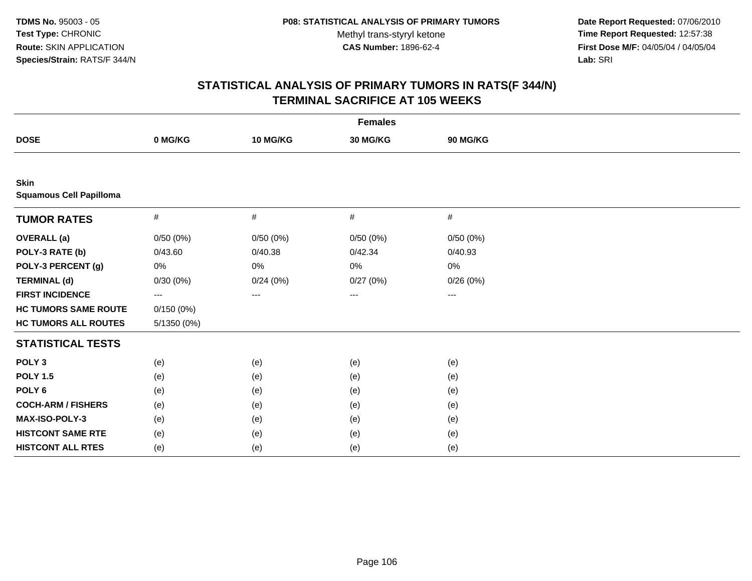**TDMS No.** 95003 - 05
**Test Type:** CHRONIC
**Route:** SKIN APPLICATION
**Species/Strain:** RATS/F 344/N

**P08: STATISTICAL ANALYSIS OF PRIMARY TUMORS**
Methyl trans-styryl ketone
**CAS Number:** 1896-62-4

**Date Report Requested:** 07/06/2010
**Time Report Requested:** 12:57:38
**First Dose M/F:** 04/05/04 / 04/05/04
**Lab:** SRI

## STATISTICAL ANALYSIS OF PRIMARY TUMORS IN RATS(F 344/N)
## TERMINAL SACRIFICE AT 105 WEEKS

| Females | | | | |
|---|---|---|---|---|
| **DOSE** | **0 MG/KG** | **10 MG/KG** | **30 MG/KG** | **90 MG/KG** |
| **Skin** | | | | |
| **Squamous Cell Papilloma** | | | | |
| **TUMOR RATES** | # | # | # | # |
| **OVERALL (a)** | 0/50 (0%) | 0/50 (0%) | 0/50 (0%) | 0/50 (0%) |
| **POLY-3 RATE (b)** | 0/43.60 | 0/40.38 | 0/42.34 | 0/40.93 |
| **POLY-3 PERCENT (g)** | 0% | 0% | 0% | 0% |
| **TERMINAL (d)** | 0/30 (0%) | 0/24 (0%) | 0/27 (0%) | 0/26 (0%) |
| **FIRST INCIDENCE** | --- | --- | --- | --- |
| **HC TUMORS SAME ROUTE** | 0/150 (0%) | | | |
| **HC TUMORS ALL ROUTES** | 5/1350 (0%) | | | |
| **STATISTICAL TESTS** | | | | |
| **POLY 3** | (e) | (e) | (e) | (e) |
| **POLY 1.5** | (e) | (e) | (e) | (e) |
| **POLY 6** | (e) | (e) | (e) | (e) |
| **COCH-ARM / FISHERS** | (e) | (e) | (e) | (e) |
| **MAX-ISO-POLY-3** | (e) | (e) | (e) | (e) |
| **HISTCONT SAME RTE** | (e) | (e) | (e) | (e) |
| **HISTCONT ALL RTES** | (e) | (e) | (e) | (e) |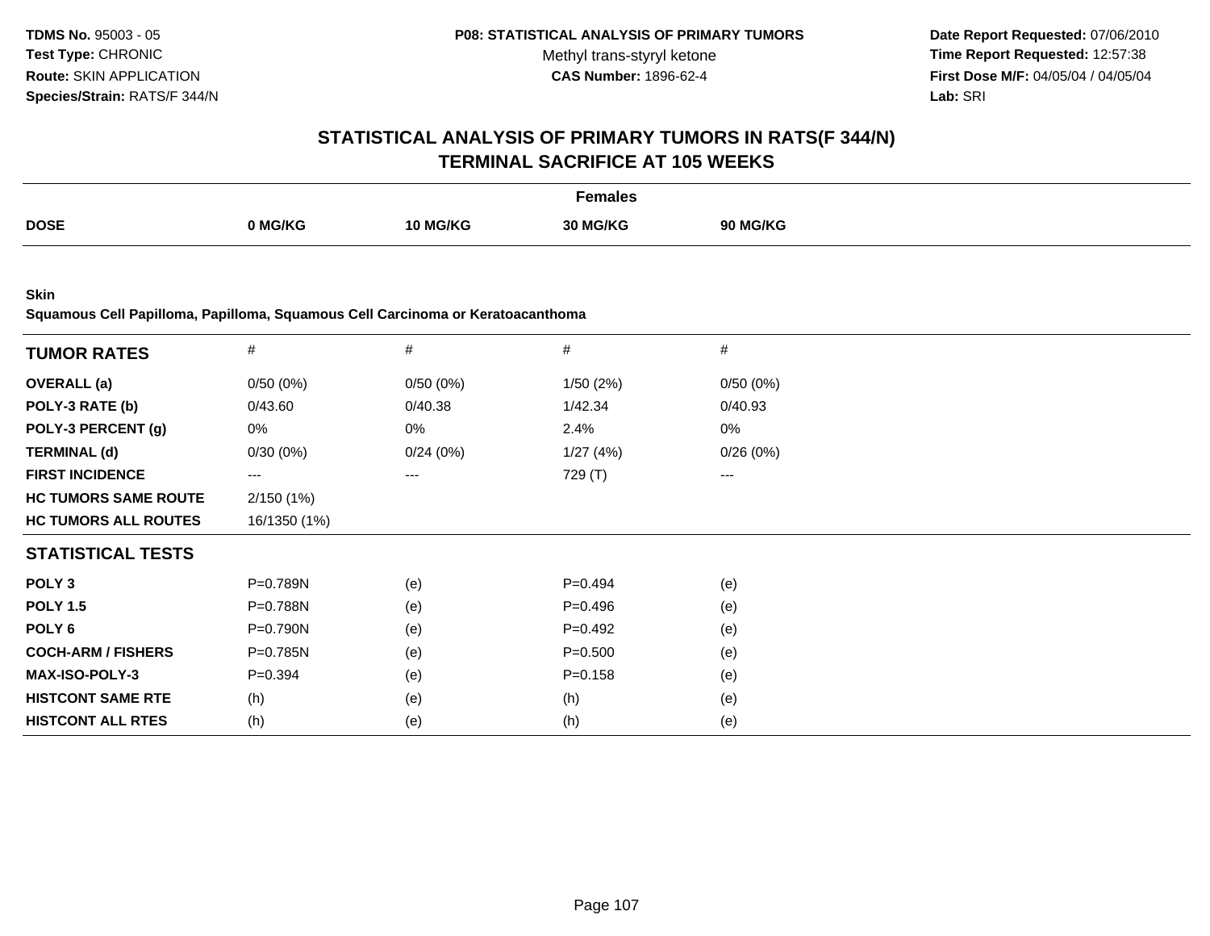**TDMS No.** 95003 - 05
**Test Type:** CHRONIC
**Route:** SKIN APPLICATION
**Species/Strain:** RATS/F 344/N

**P08: STATISTICAL ANALYSIS OF PRIMARY TUMORS**
Methyl trans-styryl ketone
**CAS Number:** 1896-62-4

**Date Report Requested:** 07/06/2010
**Time Report Requested:** 12:57:38
**First Dose M/F:** 04/05/04 / 04/05/04
**Lab:** SRI

# STATISTICAL ANALYSIS OF PRIMARY TUMORS IN RATS(F 344/N)
## TERMINAL SACRIFICE AT 105 WEEKS

| | Females | | | |
|---|---|---|---|---|
| **DOSE** | **0 MG/KG** | **10 MG/KG** | **30 MG/KG** | **90 MG/KG** |

**Skin**
**Squamous Cell Papilloma, Papilloma, Squamous Cell Carcinoma or Keratoacanthoma**

| **TUMOR RATES** | # | # | # | # |
|---|---|---|---|---|
| **OVERALL (a)** | 0/50 (0%) | 0/50 (0%) | 1/50 (2%) | 0/50 (0%) |
| **POLY-3 RATE (b)** | 0/43.60 | 0/40.38 | 1/42.34 | 0/40.93 |
| **POLY-3 PERCENT (g)** | 0% | 0% | 2.4% | 0% |
| **TERMINAL (d)** | 0/30 (0%) | 0/24 (0%) | 1/27 (4%) | 0/26 (0%) |
| **FIRST INCIDENCE** | --- | --- | 729 (T) | --- |
| **HC TUMORS SAME ROUTE** | 2/150 (1%) | | | |
| **HC TUMORS ALL ROUTES** | 16/1350 (1%) | | | |
| **STATISTICAL TESTS** | | | | |
| **POLY 3** | P=0.789N | (e) | P=0.494 | (e) |
| **POLY 1.5** | P=0.788N | (e) | P=0.496 | (e) |
| **POLY 6** | P=0.790N | (e) | P=0.492 | (e) |
| **COCH-ARM / FISHERS** | P=0.785N | (e) | P=0.500 | (e) |
| **MAX-ISO-POLY-3** | P=0.394 | (e) | P=0.158 | (e) |
| **HISTCONT SAME RTE** | (h) | (e) | (h) | (e) |
| **HISTCONT ALL RTES** | (h) | (e) | (h) | (e) |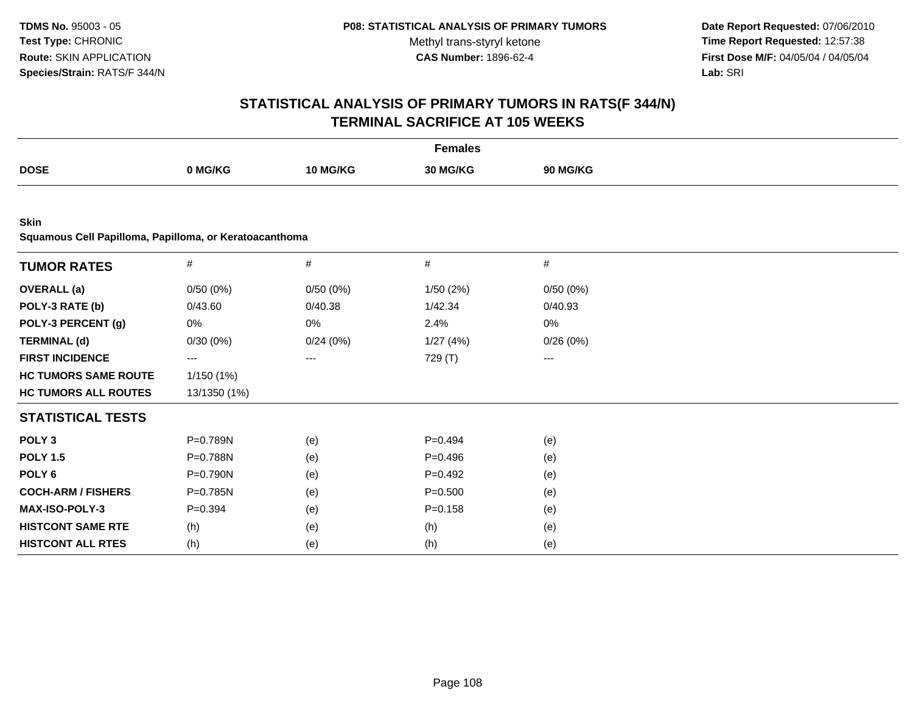**TDMS No.** 95003 - 05
**Test Type:** CHRONIC
**Route:** SKIN APPLICATION
**Species/Strain:** RATS/F 344/N

**P08: STATISTICAL ANALYSIS OF PRIMARY TUMORS**
Methyl trans-styryl ketone
**CAS Number:** 1896-62-4

**Date Report Requested:** 07/06/2010
**Time Report Requested:** 12:57:38
**First Dose M/F:** 04/05/04 / 04/05/04
**Lab:** SRI

## STATISTICAL ANALYSIS OF PRIMARY TUMORS IN RATS(F 344/N)
## TERMINAL SACRIFICE AT 105 WEEKS

| Females | | | | |
|---|---|---|---|---|
| **DOSE** | **0 MG/KG** | **10 MG/KG** | **30 MG/KG** | **90 MG/KG** |

**Skin**
**Squamous Cell Papilloma, Papilloma, or Keratoacanthoma**

| **TUMOR RATES** | # | # | # | # |
|---|---|---|---|---|
| **OVERALL (a)** | 0/50 (0%) | 0/50 (0%) | 1/50 (2%) | 0/50 (0%) |
| **POLY-3 RATE (b)** | 0/43.60 | 0/40.38 | 1/42.34 | 0/40.93 |
| **POLY-3 PERCENT (g)** | 0% | 0% | 2.4% | 0% |
| **TERMINAL (d)** | 0/30 (0%) | 0/24 (0%) | 1/27 (4%) | 0/26 (0%) |
| **FIRST INCIDENCE** | --- | --- | 729 (T) | --- |
| **HC TUMORS SAME ROUTE** | 1/150 (1%) | | | |
| **HC TUMORS ALL ROUTES** | 13/1350 (1%) | | | |
| **STATISTICAL TESTS** | | | | |
| **POLY 3** | P=0.789N | (e) | P=0.494 | (e) |
| **POLY 1.5** | P=0.788N | (e) | P=0.496 | (e) |
| **POLY 6** | P=0.790N | (e) | P=0.492 | (e) |
| **COCH-ARM / FISHERS** | P=0.785N | (e) | P=0.500 | (e) |
| **MAX-ISO-POLY-3** | P=0.394 | (e) | P=0.158 | (e) |
| **HISTCONT SAME RTE** | (h) | (e) | (h) | (e) |
| **HISTCONT ALL RTES** | (h) | (e) | (h) | (e) |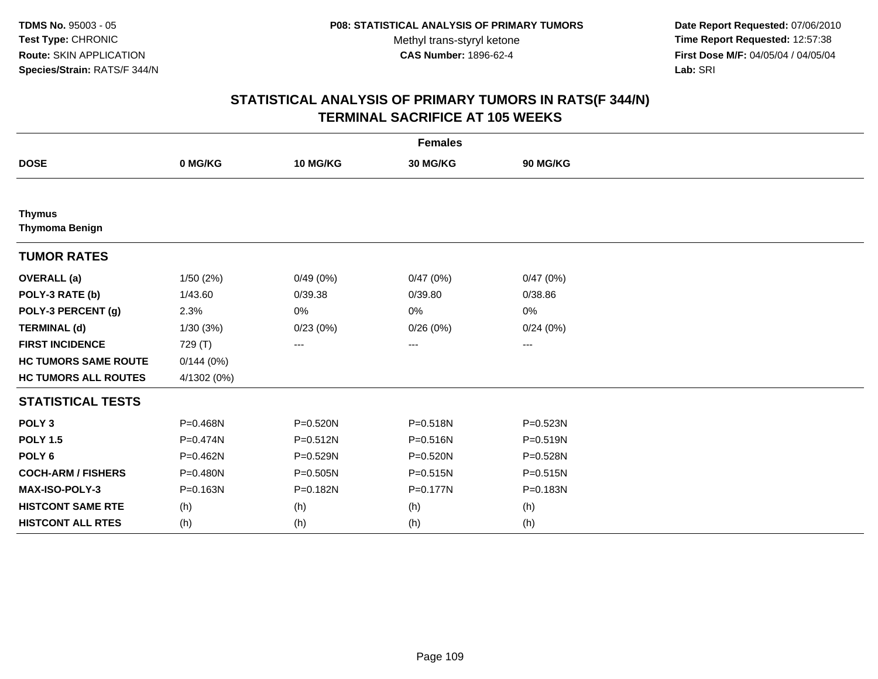TDMS No. 95003 - 05
Test Type: CHRONIC
Route: SKIN APPLICATION
Species/Strain: RATS/F 344/N

P08: STATISTICAL ANALYSIS OF PRIMARY TUMORS
Methyl trans-styryl ketone
CAS Number: 1896-62-4

Date Report Requested: 07/06/2010
Time Report Requested: 12:57:38
First Dose M/F: 04/05/04 / 04/05/04
Lab: SRI

## STATISTICAL ANALYSIS OF PRIMARY TUMORS IN RATS(F 344/N)
## TERMINAL SACRIFICE AT 105 WEEKS

| | Females | | | |
|---|---|---|---|---|
| **DOSE** | **0 MG/KG** | **10 MG/KG** | **30 MG/KG** | **90 MG/KG** |
| **Thymus** | | | | |
| **Thymoma Benign** | | | | |
| **TUMOR RATES** | | | | |
| **OVERALL (a)** | 1/50 (2%) | 0/49 (0%) | 0/47 (0%) | 0/47 (0%) |
| **POLY-3 RATE (b)** | 1/43.60 | 0/39.38 | 0/39.80 | 0/38.86 |
| **POLY-3 PERCENT (g)** | 2.3% | 0% | 0% | 0% |
| **TERMINAL (d)** | 1/30 (3%) | 0/23 (0%) | 0/26 (0%) | 0/24 (0%) |
| **FIRST INCIDENCE** | 729 (T) | --- | --- | --- |
| **HC TUMORS SAME ROUTE** | 0/144 (0%) | | | |
| **HC TUMORS ALL ROUTES** | 4/1302 (0%) | | | |
| **STATISTICAL TESTS** | | | | |
| **POLY 3** | P=0.468N | P=0.520N | P=0.518N | P=0.523N |
| **POLY 1.5** | P=0.474N | P=0.512N | P=0.516N | P=0.519N |
| **POLY 6** | P=0.462N | P=0.529N | P=0.520N | P=0.528N |
| **COCH-ARM / FISHERS** | P=0.480N | P=0.505N | P=0.515N | P=0.515N |
| **MAX-ISO-POLY-3** | P=0.163N | P=0.182N | P=0.177N | P=0.183N |
| **HISTCONT SAME RTE** | (h) | (h) | (h) | (h) |
| **HISTCONT ALL RTES** | (h) | (h) | (h) | (h) |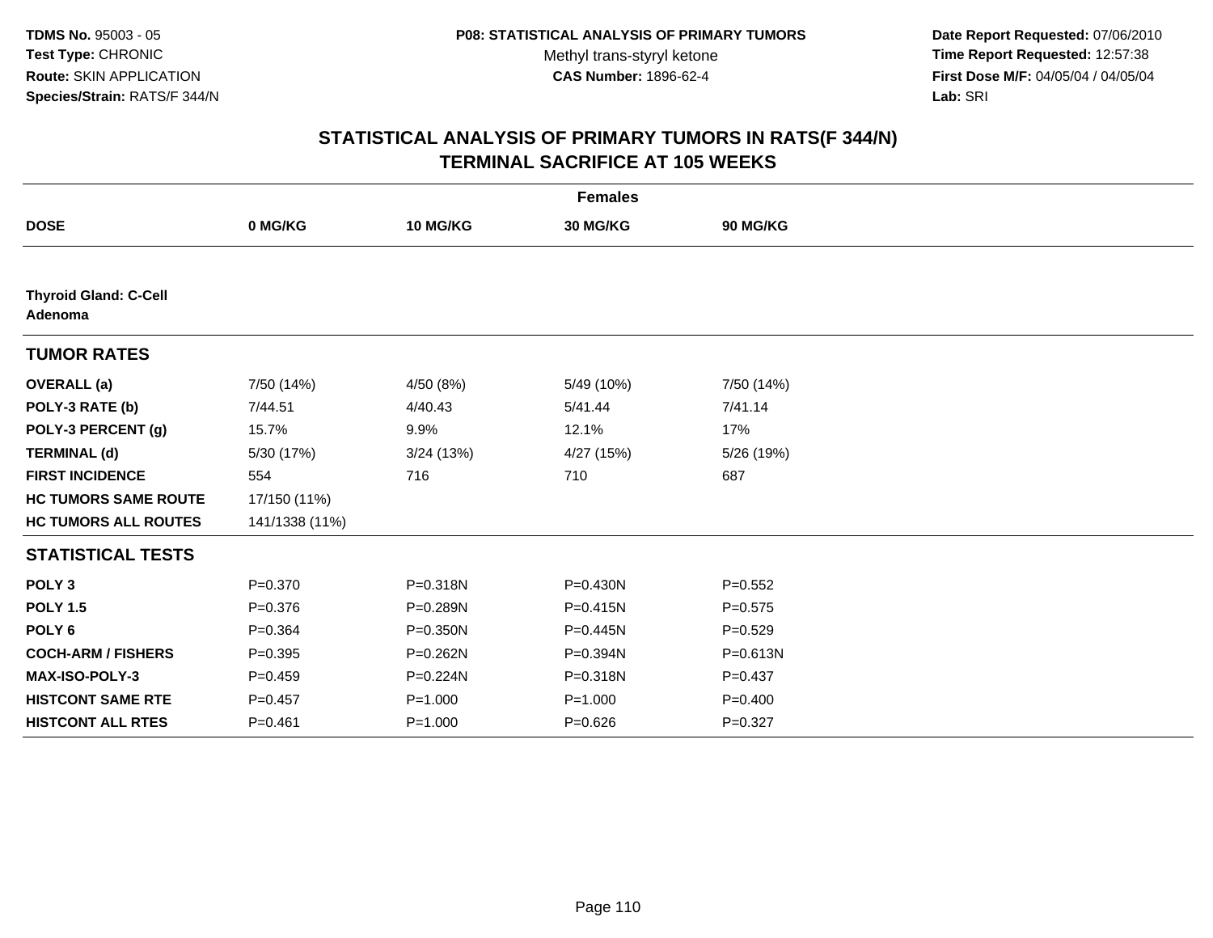TDMS No. 95003 - 05
Test Type: CHRONIC
Route: SKIN APPLICATION
Species/Strain: RATS/F 344/N

P08: STATISTICAL ANALYSIS OF PRIMARY TUMORS
Methyl trans-styryl ketone
CAS Number: 1896-62-4

Date Report Requested: 07/06/2010
Time Report Requested: 12:57:38
First Dose M/F: 04/05/04 / 04/05/04
Lab: SRI

## STATISTICAL ANALYSIS OF PRIMARY TUMORS IN RATS(F 344/N) TERMINAL SACRIFICE AT 105 WEEKS

| | Females | | | |
|---|---|---|---|---|
| **DOSE** | **0 MG/KG** | **10 MG/KG** | **30 MG/KG** | **90 MG/KG** |
| **Thyroid Gland: C-Cell Adenoma** | | | | |
| **TUMOR RATES** | | | | |
| **OVERALL (a)** | 7/50 (14%) | 4/50 (8%) | 5/49 (10%) | 7/50 (14%) |
| **POLY-3 RATE (b)** | 7/44.51 | 4/40.43 | 5/41.44 | 7/41.14 |
| **POLY-3 PERCENT (g)** | 15.7% | 9.9% | 12.1% | 17% |
| **TERMINAL (d)** | 5/30 (17%) | 3/24 (13%) | 4/27 (15%) | 5/26 (19%) |
| **FIRST INCIDENCE** | 554 | 716 | 710 | 687 |
| **HC TUMORS SAME ROUTE** | 17/150 (11%) | | | |
| **HC TUMORS ALL ROUTES** | 141/1338 (11%) | | | |
| **STATISTICAL TESTS** | | | | |
| **POLY 3** | P=0.370 | P=0.318N | P=0.430N | P=0.552 |
| **POLY 1.5** | P=0.376 | P=0.289N | P=0.415N | P=0.575 |
| **POLY 6** | P=0.364 | P=0.350N | P=0.445N | P=0.529 |
| **COCH-ARM / FISHERS** | P=0.395 | P=0.262N | P=0.394N | P=0.613N |
| **MAX-ISO-POLY-3** | P=0.459 | P=0.224N | P=0.318N | P=0.437 |
| **HISTCONT SAME RTE** | P=0.457 | P=1.000 | P=1.000 | P=0.400 |
| **HISTCONT ALL RTES** | P=0.461 | P=1.000 | P=0.626 | P=0.327 |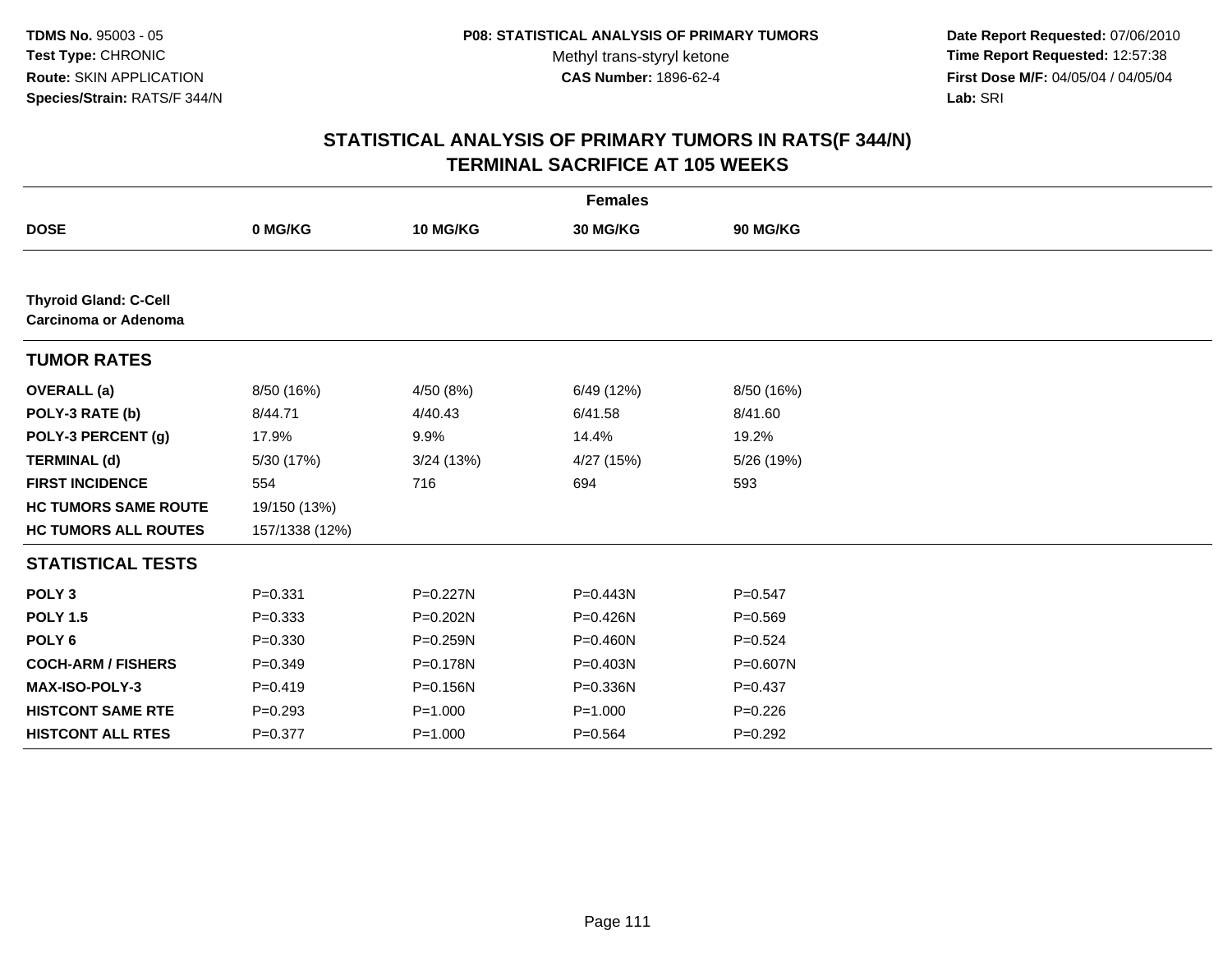TDMS No. 95003 - 05
Test Type: CHRONIC
Route: SKIN APPLICATION
Species/Strain: RATS/F 344/N

**P08: STATISTICAL ANALYSIS OF PRIMARY TUMORS**
Methyl trans-styryl ketone
**CAS Number:** 1896-62-4

**Date Report Requested:** 07/06/2010
**Time Report Requested:** 12:57:38
**First Dose M/F:** 04/05/04 / 04/05/04
**Lab:** SRI

# STATISTICAL ANALYSIS OF PRIMARY TUMORS IN RATS(F 344/N)
## TERMINAL SACRIFICE AT 105 WEEKS

| | Females | | | |
|---|---|---|---|---|
| **DOSE** | **0 MG/KG** | **10 MG/KG** | **30 MG/KG** | **90 MG/KG** |
| **Thyroid Gland: C-Cell Carcinoma or Adenoma** | | | | |
| **TUMOR RATES** | | | | |
| **OVERALL (a)** | 8/50 (16%) | 4/50 (8%) | 6/49 (12%) | 8/50 (16%) |
| **POLY-3 RATE (b)** | 8/44.71 | 4/40.43 | 6/41.58 | 8/41.60 |
| **POLY-3 PERCENT (g)** | 17.9% | 9.9% | 14.4% | 19.2% |
| **TERMINAL (d)** | 5/30 (17%) | 3/24 (13%) | 4/27 (15%) | 5/26 (19%) |
| **FIRST INCIDENCE** | 554 | 716 | 694 | 593 |
| **HC TUMORS SAME ROUTE** | 19/150 (13%) | | | |
| **HC TUMORS ALL ROUTES** | 157/1338 (12%) | | | |
| **STATISTICAL TESTS** | | | | |
| **POLY 3** | P=0.331 | P=0.227N | P=0.443N | P=0.547 |
| **POLY 1.5** | P=0.333 | P=0.202N | P=0.426N | P=0.569 |
| **POLY 6** | P=0.330 | P=0.259N | P=0.460N | P=0.524 |
| **COCH-ARM / FISHERS** | P=0.349 | P=0.178N | P=0.403N | P=0.607N |
| **MAX-ISO-POLY-3** | P=0.419 | P=0.156N | P=0.336N | P=0.437 |
| **HISTCONT SAME RTE** | P=0.293 | P=1.000 | P=1.000 | P=0.226 |
| **HISTCONT ALL RTES** | P=0.377 | P=1.000 | P=0.564 | P=0.292 |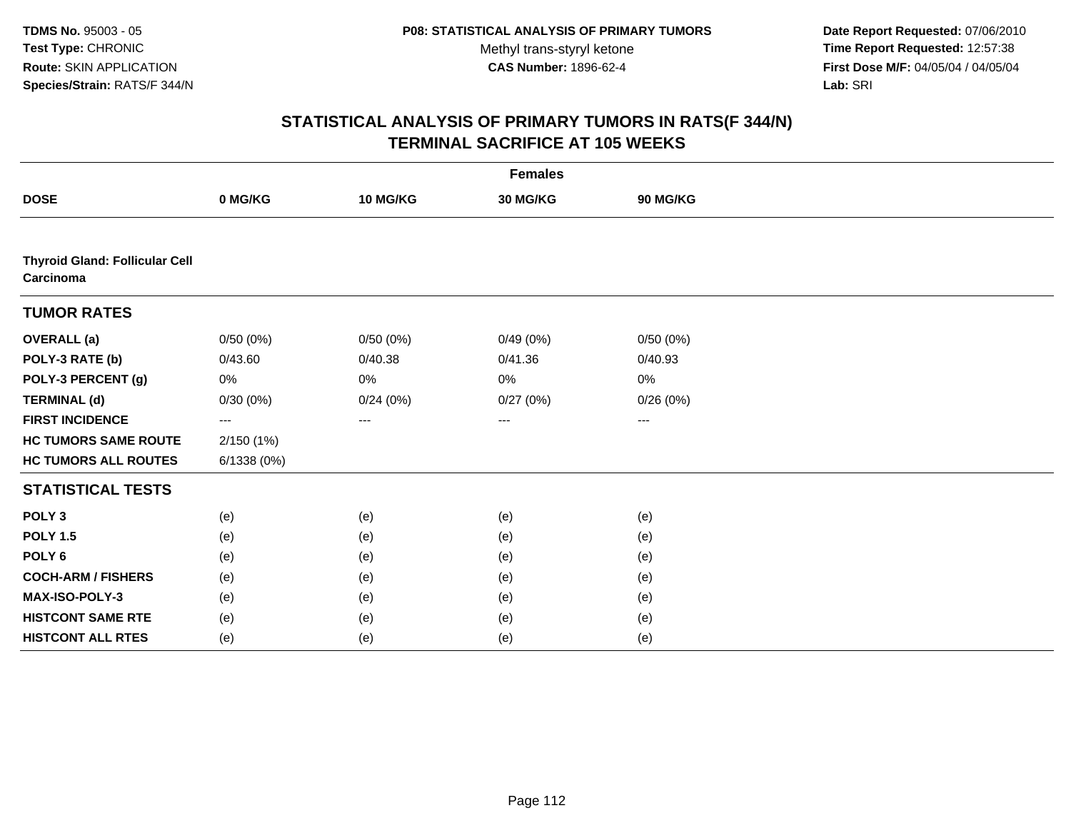**TDMS No.** 95003 - 05
**Test Type:** CHRONIC
**Route:** SKIN APPLICATION
**Species/Strain:** RATS/F 344/N

**P08: STATISTICAL ANALYSIS OF PRIMARY TUMORS**
Methyl trans-styryl ketone
**CAS Number:** 1896-62-4

**Date Report Requested:** 07/06/2010
**Time Report Requested:** 12:57:38
**First Dose M/F:** 04/05/04 / 04/05/04
**Lab:** SRI

## STATISTICAL ANALYSIS OF PRIMARY TUMORS IN RATS(F 344/N)
## TERMINAL SACRIFICE AT 105 WEEKS

| | Females | | | |
|---|---|---|---|---|
| **DOSE** | **0 MG/KG** | **10 MG/KG** | **30 MG/KG** | **90 MG/KG** |
| **Thyroid Gland: Follicular Cell Carcinoma** | | | | |
| **TUMOR RATES** | | | | |
| **OVERALL (a)** | 0/50 (0%) | 0/50 (0%) | 0/49 (0%) | 0/50 (0%) |
| **POLY-3 RATE (b)** | 0/43.60 | 0/40.38 | 0/41.36 | 0/40.93 |
| **POLY-3 PERCENT (g)** | 0% | 0% | 0% | 0% |
| **TERMINAL (d)** | 0/30 (0%) | 0/24 (0%) | 0/27 (0%) | 0/26 (0%) |
| **FIRST INCIDENCE** | --- | --- | --- | --- |
| **HC TUMORS SAME ROUTE** | 2/150 (1%) | | | |
| **HC TUMORS ALL ROUTES** | 6/1338 (0%) | | | |
| **STATISTICAL TESTS** | | | | |
| **POLY 3** | (e) | (e) | (e) | (e) |
| **POLY 1.5** | (e) | (e) | (e) | (e) |
| **POLY 6** | (e) | (e) | (e) | (e) |
| **COCH-ARM / FISHERS** | (e) | (e) | (e) | (e) |
| **MAX-ISO-POLY-3** | (e) | (e) | (e) | (e) |
| **HISTCONT SAME RTE** | (e) | (e) | (e) | (e) |
| **HISTCONT ALL RTES** | (e) | (e) | (e) | (e) |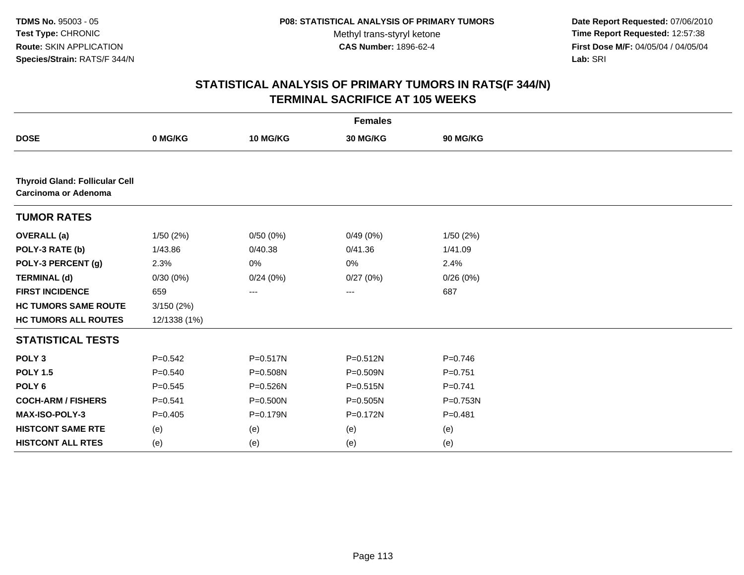**TDMS No.** 95003 - 05
**Test Type:** CHRONIC
**Route:** SKIN APPLICATION
**Species/Strain:** RATS/F 344/N

**P08: STATISTICAL ANALYSIS OF PRIMARY TUMORS**
Methyl trans-styryl ketone
**CAS Number:** 1896-62-4

**Date Report Requested:** 07/06/2010
**Time Report Requested:** 12:57:38
**First Dose M/F:** 04/05/04 / 04/05/04
**Lab:** SRI

## STATISTICAL ANALYSIS OF PRIMARY TUMORS IN RATS(F 344/N) TERMINAL SACRIFICE AT 105 WEEKS

| | Females | | | |
|---|---|---|---|---|
| **DOSE** | **0 MG/KG** | **10 MG/KG** | **30 MG/KG** | **90 MG/KG** |
| **Thyroid Gland: Follicular Cell Carcinoma or Adenoma** | | | | |
| **TUMOR RATES** | | | | |
| **OVERALL (a)** | 1/50 (2%) | 0/50 (0%) | 0/49 (0%) | 1/50 (2%) |
| **POLY-3 RATE (b)** | 1/43.86 | 0/40.38 | 0/41.36 | 1/41.09 |
| **POLY-3 PERCENT (g)** | 2.3% | 0% | 0% | 2.4% |
| **TERMINAL (d)** | 0/30 (0%) | 0/24 (0%) | 0/27 (0%) | 0/26 (0%) |
| **FIRST INCIDENCE** | 659 | --- | --- | 687 |
| **HC TUMORS SAME ROUTE** | 3/150 (2%) | | | |
| **HC TUMORS ALL ROUTES** | 12/1338 (1%) | | | |
| **STATISTICAL TESTS** | | | | |
| **POLY 3** | P=0.542 | P=0.517N | P=0.512N | P=0.746 |
| **POLY 1.5** | P=0.540 | P=0.508N | P=0.509N | P=0.751 |
| **POLY 6** | P=0.545 | P=0.526N | P=0.515N | P=0.741 |
| **COCH-ARM / FISHERS** | P=0.541 | P=0.500N | P=0.505N | P=0.753N |
| **MAX-ISO-POLY-3** | P=0.405 | P=0.179N | P=0.172N | P=0.481 |
| **HISTCONT SAME RTE** | (e) | (e) | (e) | (e) |
| **HISTCONT ALL RTES** | (e) | (e) | (e) | (e) |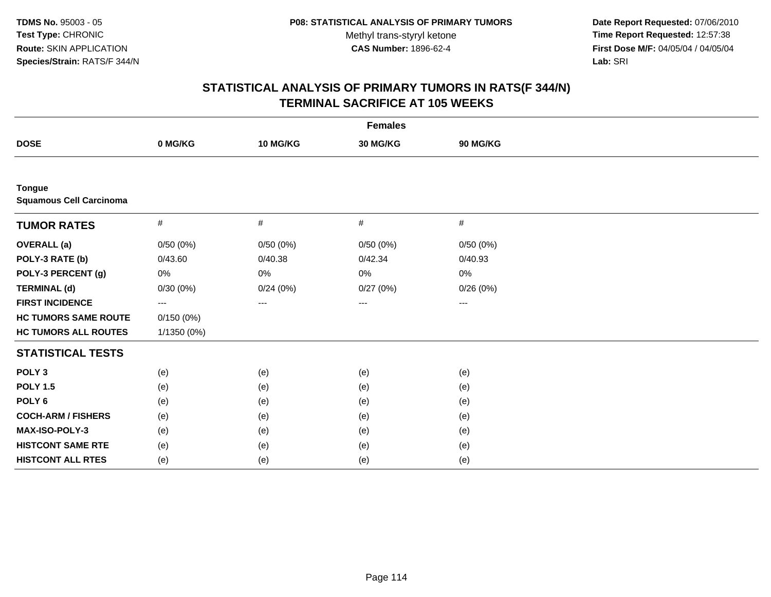**TDMS No.** 95003 - 05
**Test Type:** CHRONIC
**Route:** SKIN APPLICATION
**Species/Strain:** RATS/F 344/N

**P08: STATISTICAL ANALYSIS OF PRIMARY TUMORS**
Methyl trans-styryl ketone
**CAS Number:** 1896-62-4

**Date Report Requested:** 07/06/2010
**Time Report Requested:** 12:57:38
**First Dose M/F:** 04/05/04 / 04/05/04
**Lab:** SRI

## STATISTICAL ANALYSIS OF PRIMARY TUMORS IN RATS(F 344/N) TERMINAL SACRIFICE AT 105 WEEKS

| | Females | | | |
|---|---|---|---|---|
| **DOSE** | **0 MG/KG** | **10 MG/KG** | **30 MG/KG** | **90 MG/KG** |
| **Tongue** | | | | |
| **Squamous Cell Carcinoma** | | | | |
| **TUMOR RATES** | # | # | # | # |
| **OVERALL (a)** | 0/50 (0%) | 0/50 (0%) | 0/50 (0%) | 0/50 (0%) |
| **POLY-3 RATE (b)** | 0/43.60 | 0/40.38 | 0/42.34 | 0/40.93 |
| **POLY-3 PERCENT (g)** | 0% | 0% | 0% | 0% |
| **TERMINAL (d)** | 0/30 (0%) | 0/24 (0%) | 0/27 (0%) | 0/26 (0%) |
| **FIRST INCIDENCE** | --- | --- | --- | --- |
| **HC TUMORS SAME ROUTE** | 0/150 (0%) | | | |
| **HC TUMORS ALL ROUTES** | 1/1350 (0%) | | | |
| **STATISTICAL TESTS** | | | | |
| **POLY 3** | (e) | (e) | (e) | (e) |
| **POLY 1.5** | (e) | (e) | (e) | (e) |
| **POLY 6** | (e) | (e) | (e) | (e) |
| **COCH-ARM / FISHERS** | (e) | (e) | (e) | (e) |
| **MAX-ISO-POLY-3** | (e) | (e) | (e) | (e) |
| **HISTCONT SAME RTE** | (e) | (e) | (e) | (e) |
| **HISTCONT ALL RTES** | (e) | (e) | (e) | (e) |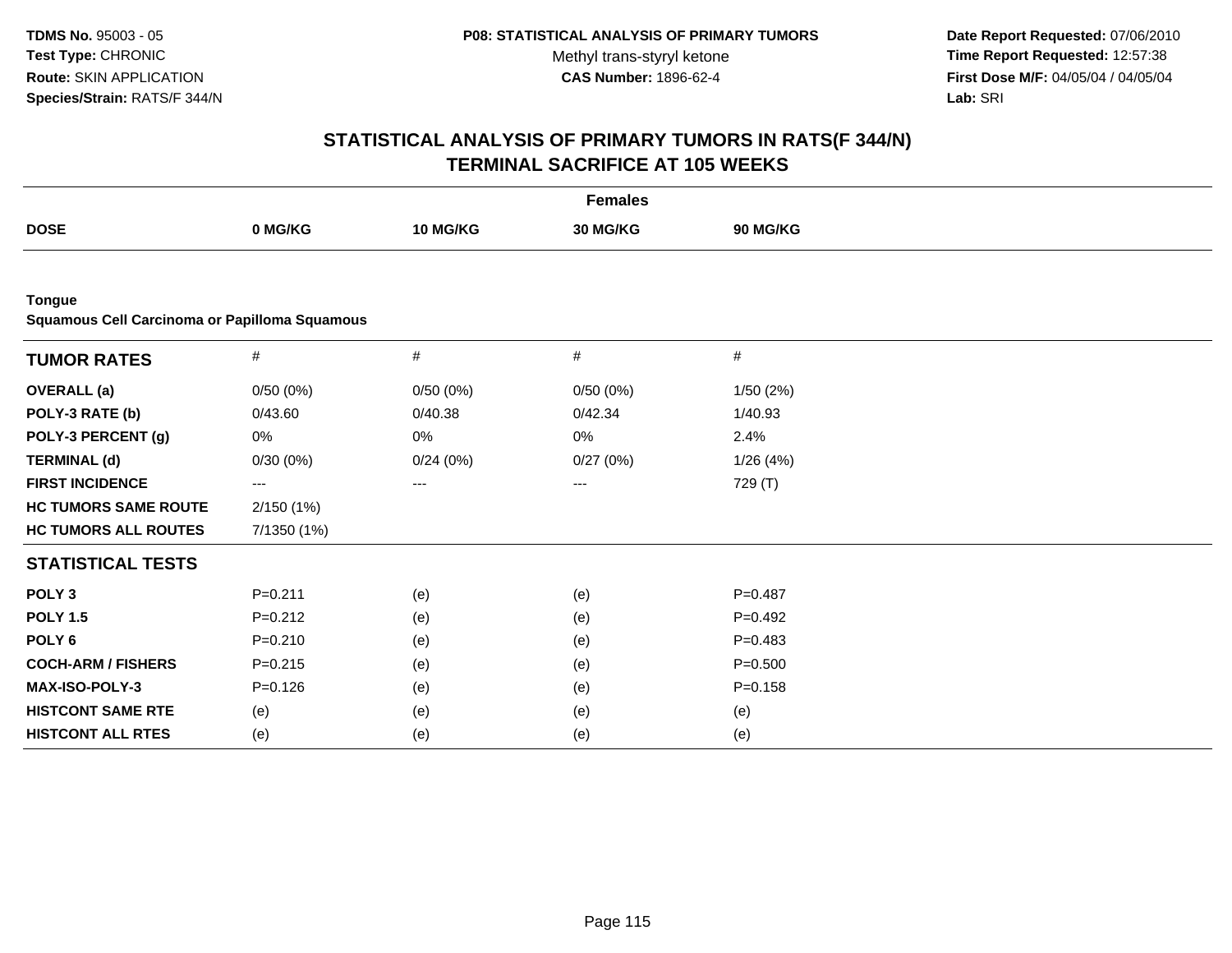**TDMS No.** 95003 - 05
**Test Type:** CHRONIC
**Route:** SKIN APPLICATION
**Species/Strain:** RATS/F 344/N

**P08: STATISTICAL ANALYSIS OF PRIMARY TUMORS**
Methyl trans-styryl ketone
**CAS Number:** 1896-62-4

**Date Report Requested:** 07/06/2010
**Time Report Requested:** 12:57:38
**First Dose M/F:** 04/05/04 / 04/05/04
**Lab:** SRI

# STATISTICAL ANALYSIS OF PRIMARY TUMORS IN RATS(F 344/N) TERMINAL SACRIFICE AT 105 WEEKS

| | Females | | | |
|---|---|---|---|---|
| **DOSE** | **0 MG/KG** | **10 MG/KG** | **30 MG/KG** | **90 MG/KG** |

**Tongue**
**Squamous Cell Carcinoma or Papilloma Squamous**

| **TUMOR RATES** | # | # | # | # |
|---|---|---|---|---|
| **OVERALL (a)** | 0/50 (0%) | 0/50 (0%) | 0/50 (0%) | 1/50 (2%) |
| **POLY-3 RATE (b)** | 0/43.60 | 0/40.38 | 0/42.34 | 1/40.93 |
| **POLY-3 PERCENT (g)** | 0% | 0% | 0% | 2.4% |
| **TERMINAL (d)** | 0/30 (0%) | 0/24 (0%) | 0/27 (0%) | 1/26 (4%) |
| **FIRST INCIDENCE** | --- | --- | --- | 729 (T) |
| **HC TUMORS SAME ROUTE** | 2/150 (1%) | | | |
| **HC TUMORS ALL ROUTES** | 7/1350 (1%) | | | |
| **STATISTICAL TESTS** | | | | |
| **POLY 3** | P=0.211 | (e) | (e) | P=0.487 |
| **POLY 1.5** | P=0.212 | (e) | (e) | P=0.492 |
| **POLY 6** | P=0.210 | (e) | (e) | P=0.483 |
| **COCH-ARM / FISHERS** | P=0.215 | (e) | (e) | P=0.500 |
| **MAX-ISO-POLY-3** | P=0.126 | (e) | (e) | P=0.158 |
| **HISTCONT SAME RTE** | (e) | (e) | (e) | (e) |
| **HISTCONT ALL RTES** | (e) | (e) | (e) | (e) |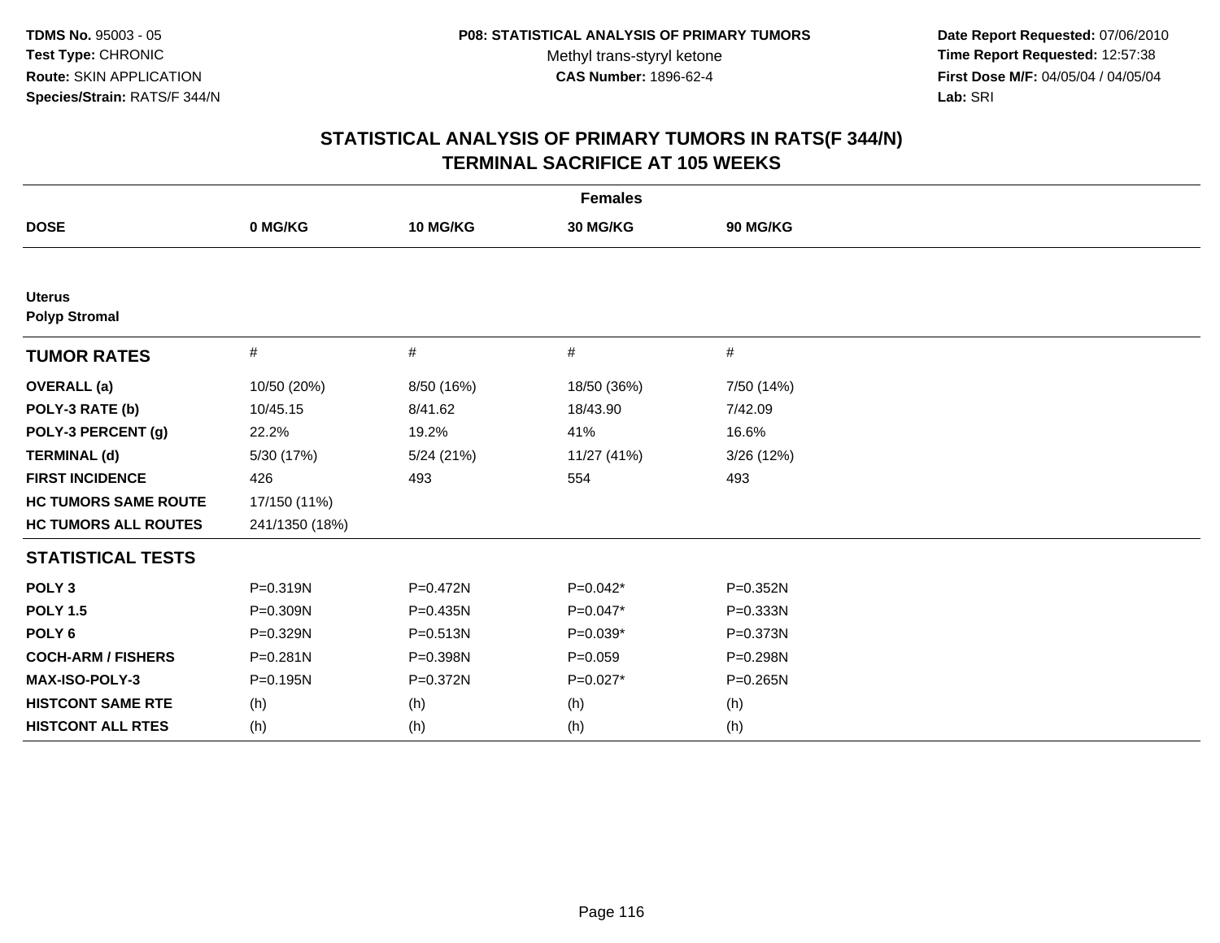TDMS No. 95003 - 05
Test Type: CHRONIC
Route: SKIN APPLICATION
Species/Strain: RATS/F 344/N

P08: STATISTICAL ANALYSIS OF PRIMARY TUMORS
Methyl trans-styryl ketone
CAS Number: 1896-62-4

Date Report Requested: 07/06/2010
Time Report Requested: 12:57:38
First Dose M/F: 04/05/04 / 04/05/04
Lab: SRI

## STATISTICAL ANALYSIS OF PRIMARY TUMORS IN RATS(F 344/N)
## TERMINAL SACRIFICE AT 105 WEEKS

| | Females | | | |
|---|---|---|---|---|
| **DOSE** | **0 MG/KG** | **10 MG/KG** | **30 MG/KG** | **90 MG/KG** |
| **Uterus** | | | | |
| **Polyp Stromal** | | | | |
| **TUMOR RATES** | # | # | # | # |
| **OVERALL (a)** | 10/50 (20%) | 8/50 (16%) | 18/50 (36%) | 7/50 (14%) |
| **POLY-3 RATE (b)** | 10/45.15 | 8/41.62 | 18/43.90 | 7/42.09 |
| **POLY-3 PERCENT (g)** | 22.2% | 19.2% | 41% | 16.6% |
| **TERMINAL (d)** | 5/30 (17%) | 5/24 (21%) | 11/27 (41%) | 3/26 (12%) |
| **FIRST INCIDENCE** | 426 | 493 | 554 | 493 |
| **HC TUMORS SAME ROUTE** | 17/150 (11%) | | | |
| **HC TUMORS ALL ROUTES** | 241/1350 (18%) | | | |
| **STATISTICAL TESTS** | | | | |
| **POLY 3** | P=0.319N | P=0.472N | P=0.042* | P=0.352N |
| **POLY 1.5** | P=0.309N | P=0.435N | P=0.047* | P=0.333N |
| **POLY 6** | P=0.329N | P=0.513N | P=0.039* | P=0.373N |
| **COCH-ARM / FISHERS** | P=0.281N | P=0.398N | P=0.059 | P=0.298N |
| **MAX-ISO-POLY-3** | P=0.195N | P=0.372N | P=0.027* | P=0.265N |
| **HISTCONT SAME RTE** | (h) | (h) | (h) | (h) |
| **HISTCONT ALL RTES** | (h) | (h) | (h) | (h) |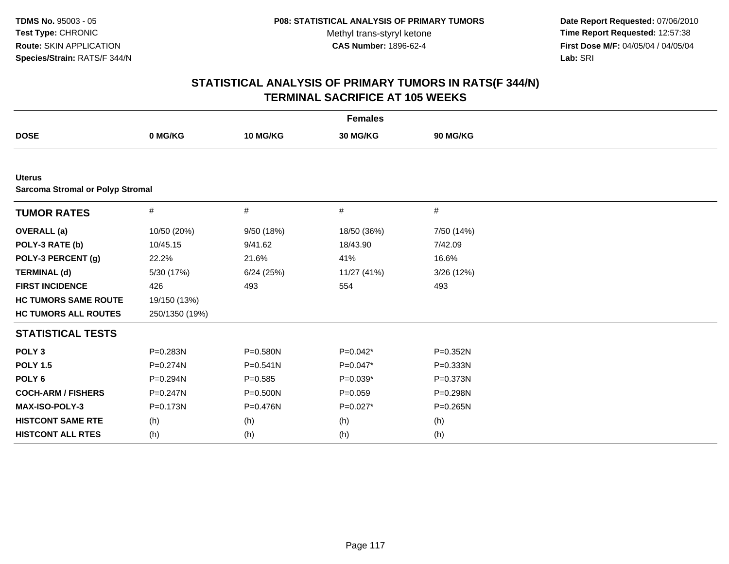TDMS No. 95003 - 05
Test Type: CHRONIC
Route: SKIN APPLICATION
Species/Strain: RATS/F 344/N

P08: STATISTICAL ANALYSIS OF PRIMARY TUMORS
Methyl trans-styryl ketone
CAS Number: 1896-62-4

Date Report Requested: 07/06/2010
Time Report Requested: 12:57:38
First Dose M/F: 04/05/04 / 04/05/04
Lab: SRI

## STATISTICAL ANALYSIS OF PRIMARY TUMORS IN RATS(F 344/N)
## TERMINAL SACRIFICE AT 105 WEEKS

| | Females | | | |
|---|---|---|---|---|
| **DOSE** | **0 MG/KG** | **10 MG/KG** | **30 MG/KG** | **90 MG/KG** |
| **Uterus** | | | | |
| **Sarcoma Stromal or Polyp Stromal** | | | | |
| **TUMOR RATES** | # | # | # | # |
| **OVERALL (a)** | 10/50 (20%) | 9/50 (18%) | 18/50 (36%) | 7/50 (14%) |
| **POLY-3 RATE (b)** | 10/45.15 | 9/41.62 | 18/43.90 | 7/42.09 |
| **POLY-3 PERCENT (g)** | 22.2% | 21.6% | 41% | 16.6% |
| **TERMINAL (d)** | 5/30 (17%) | 6/24 (25%) | 11/27 (41%) | 3/26 (12%) |
| **FIRST INCIDENCE** | 426 | 493 | 554 | 493 |
| **HC TUMORS SAME ROUTE** | 19/150 (13%) | | | |
| **HC TUMORS ALL ROUTES** | 250/1350 (19%) | | | |
| **STATISTICAL TESTS** | | | | |
| **POLY 3** | P=0.283N | P=0.580N | P=0.042* | P=0.352N |
| **POLY 1.5** | P=0.274N | P=0.541N | P=0.047* | P=0.333N |
| **POLY 6** | P=0.294N | P=0.585 | P=0.039* | P=0.373N |
| **COCH-ARM / FISHERS** | P=0.247N | P=0.500N | P=0.059 | P=0.298N |
| **MAX-ISO-POLY-3** | P=0.173N | P=0.476N | P=0.027* | P=0.265N |
| **HISTCONT SAME RTE** | (h) | (h) | (h) | (h) |
| **HISTCONT ALL RTES** | (h) | (h) | (h) | (h) |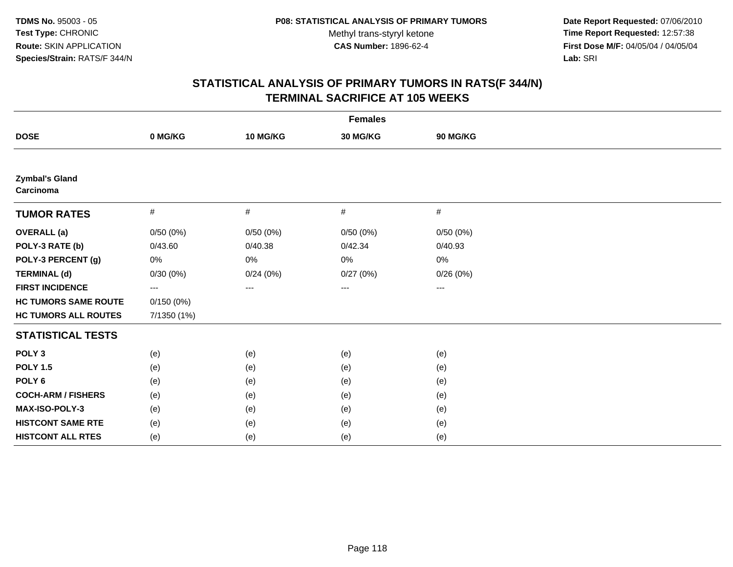**TDMS No.** 95003 - 05
**Test Type:** CHRONIC
**Route:** SKIN APPLICATION
**Species/Strain:** RATS/F 344/N

**P08: STATISTICAL ANALYSIS OF PRIMARY TUMORS**
Methyl trans-styryl ketone
**CAS Number:** 1896-62-4

**Date Report Requested:** 07/06/2010
**Time Report Requested:** 12:57:38
**First Dose M/F:** 04/05/04 / 04/05/04
**Lab:** SRI

# STATISTICAL ANALYSIS OF PRIMARY TUMORS IN RATS(F 344/N) TERMINAL SACRIFICE AT 105 WEEKS

| Females | | | | |
|---|---|---|---|---|
| **DOSE** | **0 MG/KG** | **10 MG/KG** | **30 MG/KG** | **90 MG/KG** |
| **Zymbal's Gland Carcinoma** | | | | |
| **TUMOR RATES** | # | # | # | # |
| **OVERALL (a)** | 0/50 (0%) | 0/50 (0%) | 0/50 (0%) | 0/50 (0%) |
| **POLY-3 RATE (b)** | 0/43.60 | 0/40.38 | 0/42.34 | 0/40.93 |
| **POLY-3 PERCENT (g)** | 0% | 0% | 0% | 0% |
| **TERMINAL (d)** | 0/30 (0%) | 0/24 (0%) | 0/27 (0%) | 0/26 (0%) |
| **FIRST INCIDENCE** | --- | --- | --- | --- |
| **HC TUMORS SAME ROUTE** | 0/150 (0%) | | | |
| **HC TUMORS ALL ROUTES** | 7/1350 (1%) | | | |
| **STATISTICAL TESTS** | | | | |
| **POLY 3** | (e) | (e) | (e) | (e) |
| **POLY 1.5** | (e) | (e) | (e) | (e) |
| **POLY 6** | (e) | (e) | (e) | (e) |
| **COCH-ARM / FISHERS** | (e) | (e) | (e) | (e) |
| **MAX-ISO-POLY-3** | (e) | (e) | (e) | (e) |
| **HISTCONT SAME RTE** | (e) | (e) | (e) | (e) |
| **HISTCONT ALL RTES** | (e) | (e) | (e) | (e) |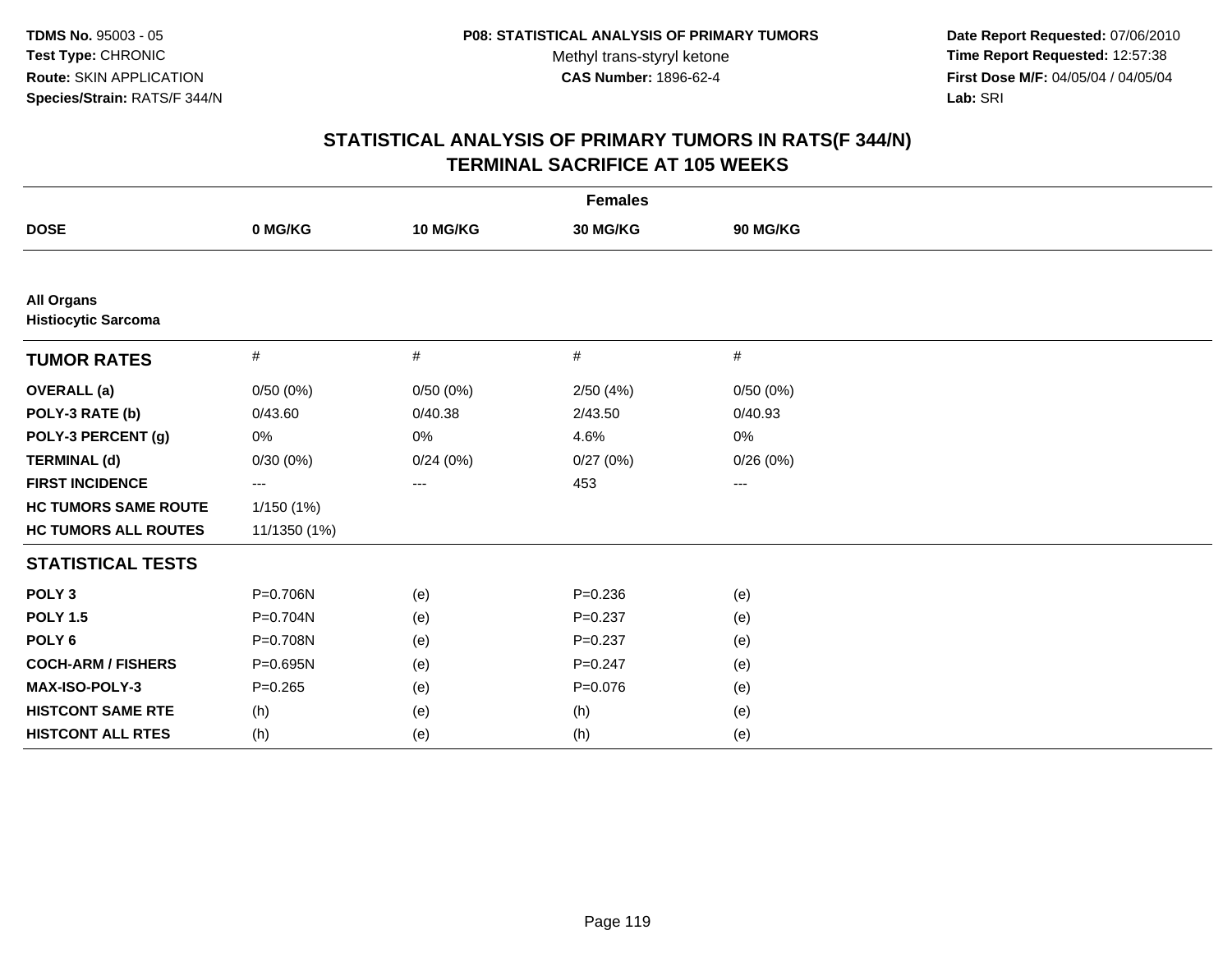**TDMS No.** 95003 - 05
**Test Type:** CHRONIC
**Route:** SKIN APPLICATION
**Species/Strain:** RATS/F 344/N

**P08: STATISTICAL ANALYSIS OF PRIMARY TUMORS**
Methyl trans-styryl ketone
**CAS Number:** 1896-62-4

**Date Report Requested:** 07/06/2010
**Time Report Requested:** 12:57:38
**First Dose M/F:** 04/05/04 / 04/05/04
**Lab:** SRI

## STATISTICAL ANALYSIS OF PRIMARY TUMORS IN RATS(F 344/N) TERMINAL SACRIFICE AT 105 WEEKS

| Females | | | | |
|---|---|---|---|---|
| **DOSE** | **0 MG/KG** | **10 MG/KG** | **30 MG/KG** | **90 MG/KG** |
| **All Organs** | | | | |
| **Histiocytic Sarcoma** | | | | |
| **TUMOR RATES** | # | # | # | # |
| **OVERALL (a)** | 0/50 (0%) | 0/50 (0%) | 2/50 (4%) | 0/50 (0%) |
| **POLY-3 RATE (b)** | 0/43.60 | 0/40.38 | 2/43.50 | 0/40.93 |
| **POLY-3 PERCENT (g)** | 0% | 0% | 4.6% | 0% |
| **TERMINAL (d)** | 0/30 (0%) | 0/24 (0%) | 0/27 (0%) | 0/26 (0%) |
| **FIRST INCIDENCE** | --- | --- | 453 | --- |
| **HC TUMORS SAME ROUTE** | 1/150 (1%) | | | |
| **HC TUMORS ALL ROUTES** | 11/1350 (1%) | | | |
| **STATISTICAL TESTS** | | | | |
| **POLY 3** | P=0.706N | (e) | P=0.236 | (e) |
| **POLY 1.5** | P=0.704N | (e) | P=0.237 | (e) |
| **POLY 6** | P=0.708N | (e) | P=0.237 | (e) |
| **COCH-ARM / FISHERS** | P=0.695N | (e) | P=0.247 | (e) |
| **MAX-ISO-POLY-3** | P=0.265 | (e) | P=0.076 | (e) |
| **HISTCONT SAME RTE** | (h) | (e) | (h) | (e) |
| **HISTCONT ALL RTES** | (h) | (e) | (h) | (e) |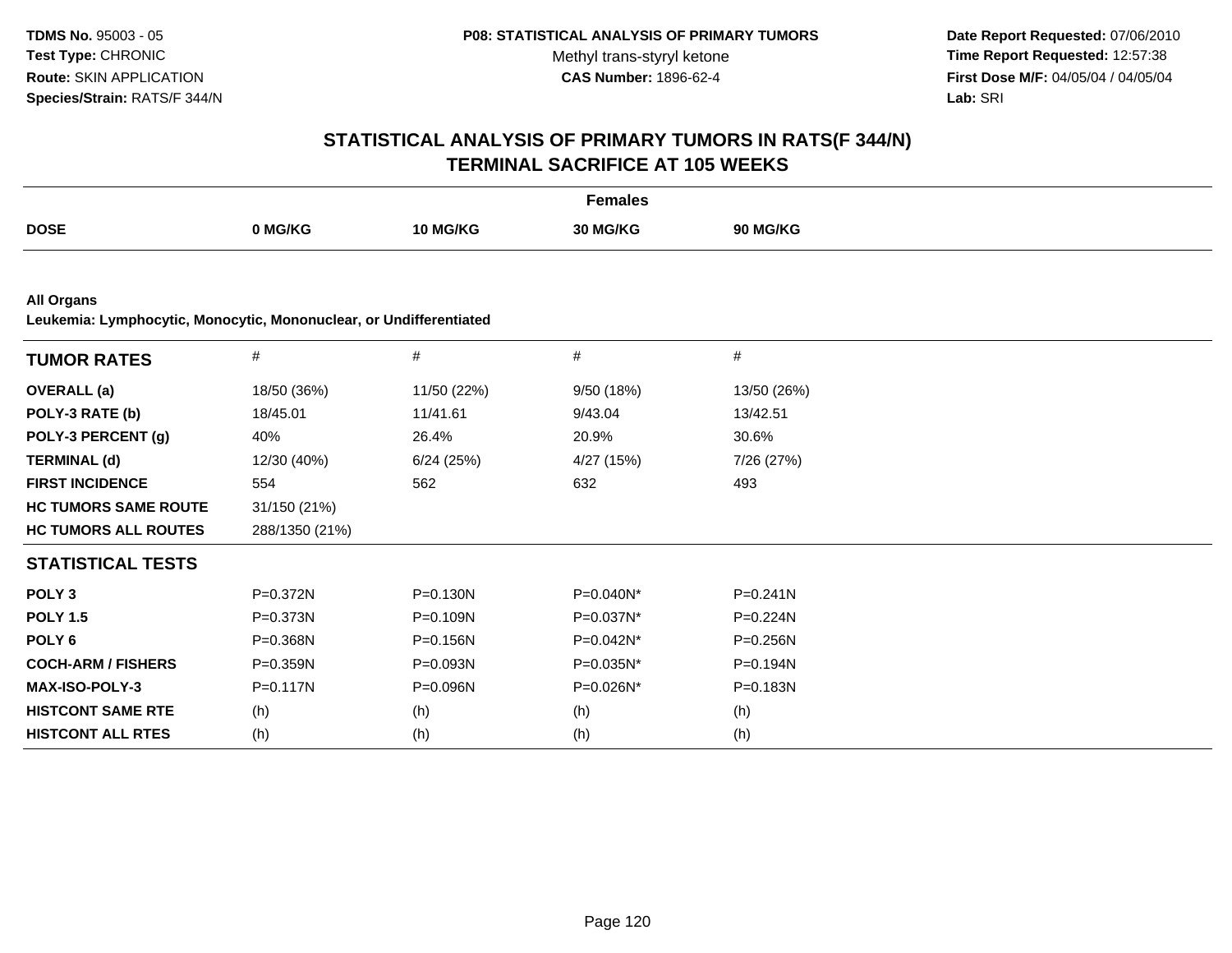**TDMS No.** 95003 - 05
**Test Type:** CHRONIC
**Route:** SKIN APPLICATION
**Species/Strain:** RATS/F 344/N

**P08: STATISTICAL ANALYSIS OF PRIMARY TUMORS**
Methyl trans-styryl ketone
**CAS Number:** 1896-62-4

**Date Report Requested:** 07/06/2010
**Time Report Requested:** 12:57:38
**First Dose M/F:** 04/05/04 / 04/05/04
**Lab:** SRI

## STATISTICAL ANALYSIS OF PRIMARY TUMORS IN RATS(F 344/N) TERMINAL SACRIFICE AT 105 WEEKS

| | Females | | | |
|---|---|---|---|---|
| **DOSE** | **0 MG/KG** | **10 MG/KG** | **30 MG/KG** | **90 MG/KG** |

**All Organs**
**Leukemia: Lymphocytic, Monocytic, Mononuclear, or Undifferentiated**

| **TUMOR RATES** | # | # | # | # |
|---|---|---|---|---|
| **OVERALL (a)** | 18/50 (36%) | 11/50 (22%) | 9/50 (18%) | 13/50 (26%) |
| **POLY-3 RATE (b)** | 18/45.01 | 11/41.61 | 9/43.04 | 13/42.51 |
| **POLY-3 PERCENT (g)** | 40% | 26.4% | 20.9% | 30.6% |
| **TERMINAL (d)** | 12/30 (40%) | 6/24 (25%) | 4/27 (15%) | 7/26 (27%) |
| **FIRST INCIDENCE** | 554 | 562 | 632 | 493 |
| **HC TUMORS SAME ROUTE** | 31/150 (21%) | | | |
| **HC TUMORS ALL ROUTES** | 288/1350 (21%) | | | |
| **STATISTICAL TESTS** | | | | |
| **POLY 3** | P=0.372N | P=0.130N | P=0.040N* | P=0.241N |
| **POLY 1.5** | P=0.373N | P=0.109N | P=0.037N* | P=0.224N |
| **POLY 6** | P=0.368N | P=0.156N | P=0.042N* | P=0.256N |
| **COCH-ARM / FISHERS** | P=0.359N | P=0.093N | P=0.035N* | P=0.194N |
| **MAX-ISO-POLY-3** | P=0.117N | P=0.096N | P=0.026N* | P=0.183N |
| **HISTCONT SAME RTE** | (h) | (h) | (h) | (h) |
| **HISTCONT ALL RTES** | (h) | (h) | (h) | (h) |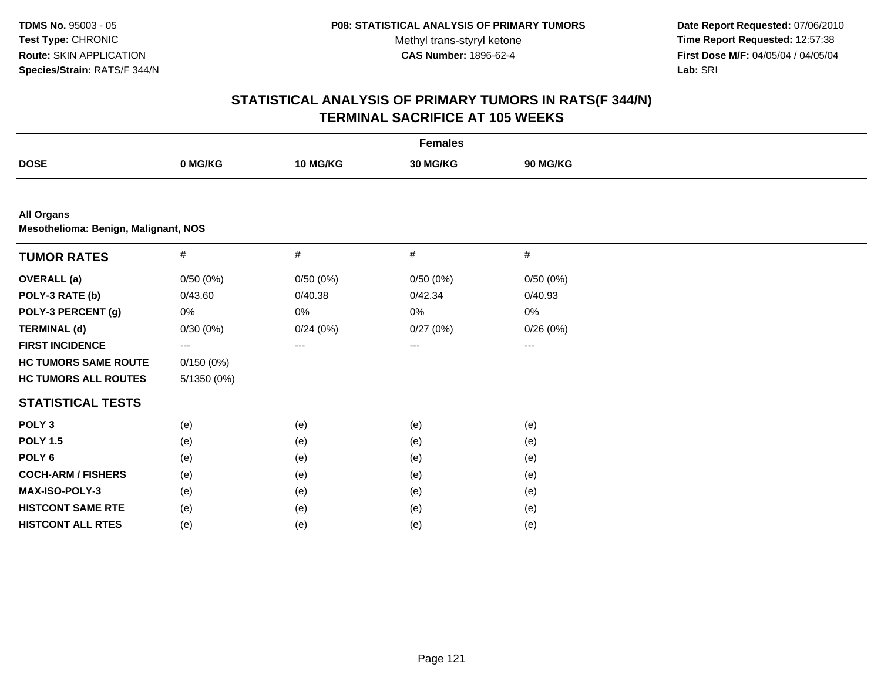**TDMS No.** 95003 - 05
**Test Type:** CHRONIC
**Route:** SKIN APPLICATION
**Species/Strain:** RATS/F 344/N

**P08: STATISTICAL ANALYSIS OF PRIMARY TUMORS**
Methyl trans-styryl ketone
**CAS Number:** 1896-62-4

**Date Report Requested:** 07/06/2010
**Time Report Requested:** 12:57:38
**First Dose M/F:** 04/05/04 / 04/05/04
**Lab:** SRI

# STATISTICAL ANALYSIS OF PRIMARY TUMORS IN RATS(F 344/N) TERMINAL SACRIFICE AT 105 WEEKS

| | Females | | | |
|---|---|---|---|---|
| **DOSE** | **0 MG/KG** | **10 MG/KG** | **30 MG/KG** | **90 MG/KG** |
| **All Organs** | | | | |
| **Mesothelioma: Benign, Malignant, NOS** | | | | |
| **TUMOR RATES** | # | # | # | # |
| **OVERALL (a)** | 0/50 (0%) | 0/50 (0%) | 0/50 (0%) | 0/50 (0%) |
| **POLY-3 RATE (b)** | 0/43.60 | 0/40.38 | 0/42.34 | 0/40.93 |
| **POLY-3 PERCENT (g)** | 0% | 0% | 0% | 0% |
| **TERMINAL (d)** | 0/30 (0%) | 0/24 (0%) | 0/27 (0%) | 0/26 (0%) |
| **FIRST INCIDENCE** | --- | --- | --- | --- |
| **HC TUMORS SAME ROUTE** | 0/150 (0%) | | | |
| **HC TUMORS ALL ROUTES** | 5/1350 (0%) | | | |
| **STATISTICAL TESTS** | | | | |
| **POLY 3** | (e) | (e) | (e) | (e) |
| **POLY 1.5** | (e) | (e) | (e) | (e) |
| **POLY 6** | (e) | (e) | (e) | (e) |
| **COCH-ARM / FISHERS** | (e) | (e) | (e) | (e) |
| **MAX-ISO-POLY-3** | (e) | (e) | (e) | (e) |
| **HISTCONT SAME RTE** | (e) | (e) | (e) | (e) |
| **HISTCONT ALL RTES** | (e) | (e) | (e) | (e) |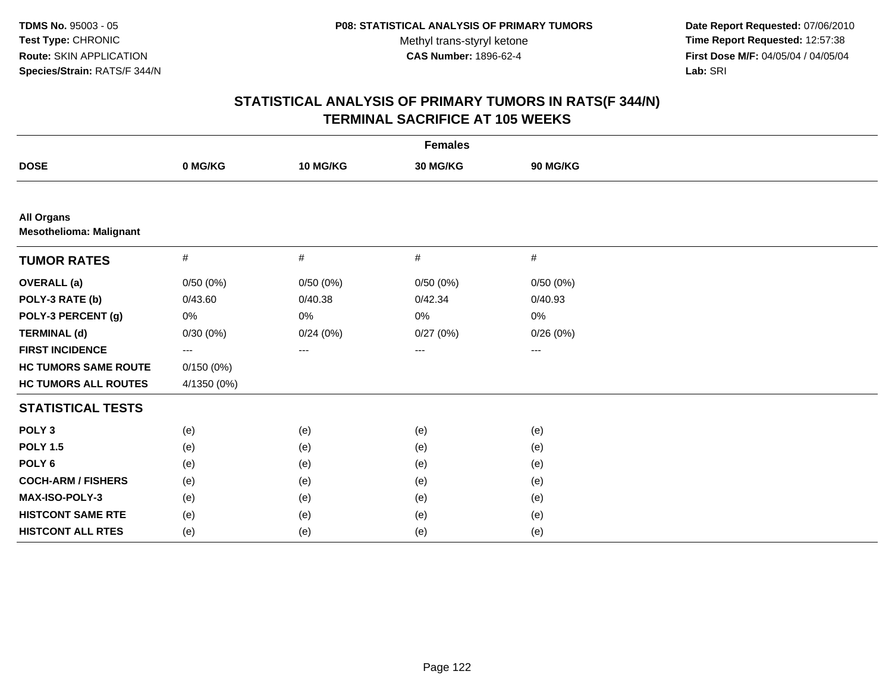TDMS No. 95003 - 05
Test Type: CHRONIC
Route: SKIN APPLICATION
Species/Strain: RATS/F 344/N

P08: STATISTICAL ANALYSIS OF PRIMARY TUMORS
Methyl trans-styryl ketone
CAS Number: 1896-62-4

Date Report Requested: 07/06/2010
Time Report Requested: 12:57:38
First Dose M/F: 04/05/04 / 04/05/04
Lab: SRI

# STATISTICAL ANALYSIS OF PRIMARY TUMORS IN RATS(F 344/N)
## TERMINAL SACRIFICE AT 105 WEEKS

| | Females | | | |
|---|---|---|---|---|
| **DOSE** | **0 MG/KG** | **10 MG/KG** | **30 MG/KG** | **90 MG/KG** |
| **All Organs** | | | | |
| **Mesothelioma: Malignant** | | | | |
| **TUMOR RATES** | # | # | # | # |
| **OVERALL (a)** | 0/50 (0%) | 0/50 (0%) | 0/50 (0%) | 0/50 (0%) |
| **POLY-3 RATE (b)** | 0/43.60 | 0/40.38 | 0/42.34 | 0/40.93 |
| **POLY-3 PERCENT (g)** | 0% | 0% | 0% | 0% |
| **TERMINAL (d)** | 0/30 (0%) | 0/24 (0%) | 0/27 (0%) | 0/26 (0%) |
| **FIRST INCIDENCE** | --- | --- | --- | --- |
| **HC TUMORS SAME ROUTE** | 0/150 (0%) | | | |
| **HC TUMORS ALL ROUTES** | 4/1350 (0%) | | | |
| **STATISTICAL TESTS** | | | | |
| **POLY 3** | (e) | (e) | (e) | (e) |
| **POLY 1.5** | (e) | (e) | (e) | (e) |
| **POLY 6** | (e) | (e) | (e) | (e) |
| **COCH-ARM / FISHERS** | (e) | (e) | (e) | (e) |
| **MAX-ISO-POLY-3** | (e) | (e) | (e) | (e) |
| **HISTCONT SAME RTE** | (e) | (e) | (e) | (e) |
| **HISTCONT ALL RTES** | (e) | (e) | (e) | (e) |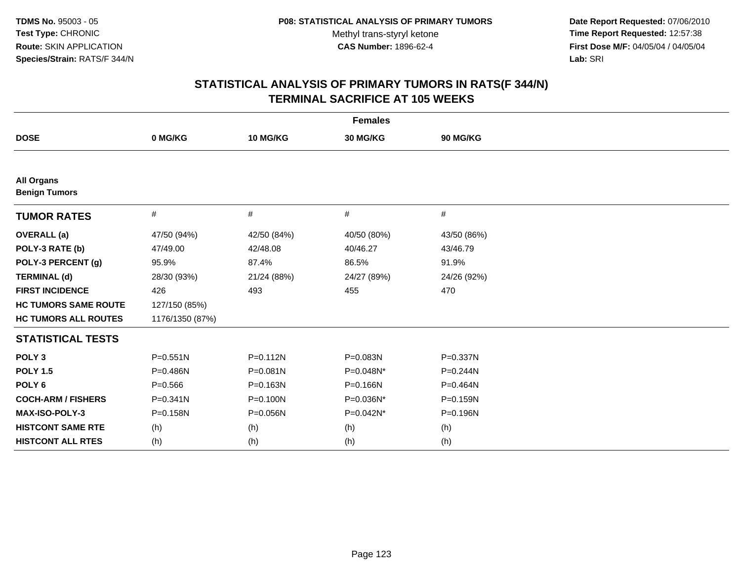**TDMS No.** 95003 - 05
**Test Type:** CHRONIC
**Route:** SKIN APPLICATION
**Species/Strain:** RATS/F 344/N

**P08: STATISTICAL ANALYSIS OF PRIMARY TUMORS**
Methyl trans-styryl ketone
**CAS Number:** 1896-62-4

**Date Report Requested:** 07/06/2010
**Time Report Requested:** 12:57:38
**First Dose M/F:** 04/05/04 / 04/05/04
**Lab:** SRI

# STATISTICAL ANALYSIS OF PRIMARY TUMORS IN RATS(F 344/N)
# TERMINAL SACRIFICE AT 105 WEEKS

| | Females | | | |
|---|---|---|---|---|
| **DOSE** | **0 MG/KG** | **10 MG/KG** | **30 MG/KG** | **90 MG/KG** |
| **All Organs** | | | | |
| **Benign Tumors** | | | | |
| **TUMOR RATES** | # | # | # | # |
| **OVERALL (a)** | 47/50 (94%) | 42/50 (84%) | 40/50 (80%) | 43/50 (86%) |
| **POLY-3 RATE (b)** | 47/49.00 | 42/48.08 | 40/46.27 | 43/46.79 |
| **POLY-3 PERCENT (g)** | 95.9% | 87.4% | 86.5% | 91.9% |
| **TERMINAL (d)** | 28/30 (93%) | 21/24 (88%) | 24/27 (89%) | 24/26 (92%) |
| **FIRST INCIDENCE** | 426 | 493 | 455 | 470 |
| **HC TUMORS SAME ROUTE** | 127/150 (85%) | | | |
| **HC TUMORS ALL ROUTES** | 1176/1350 (87%) | | | |
| **STATISTICAL TESTS** | | | | |
| **POLY 3** | P=0.551N | P=0.112N | P=0.083N | P=0.337N |
| **POLY 1.5** | P=0.486N | P=0.081N | P=0.048N* | P=0.244N |
| **POLY 6** | P=0.566 | P=0.163N | P=0.166N | P=0.464N |
| **COCH-ARM / FISHERS** | P=0.341N | P=0.100N | P=0.036N* | P=0.159N |
| **MAX-ISO-POLY-3** | P=0.158N | P=0.056N | P=0.042N* | P=0.196N |
| **HISTCONT SAME RTE** | (h) | (h) | (h) | (h) |
| **HISTCONT ALL RTES** | (h) | (h) | (h) | (h) |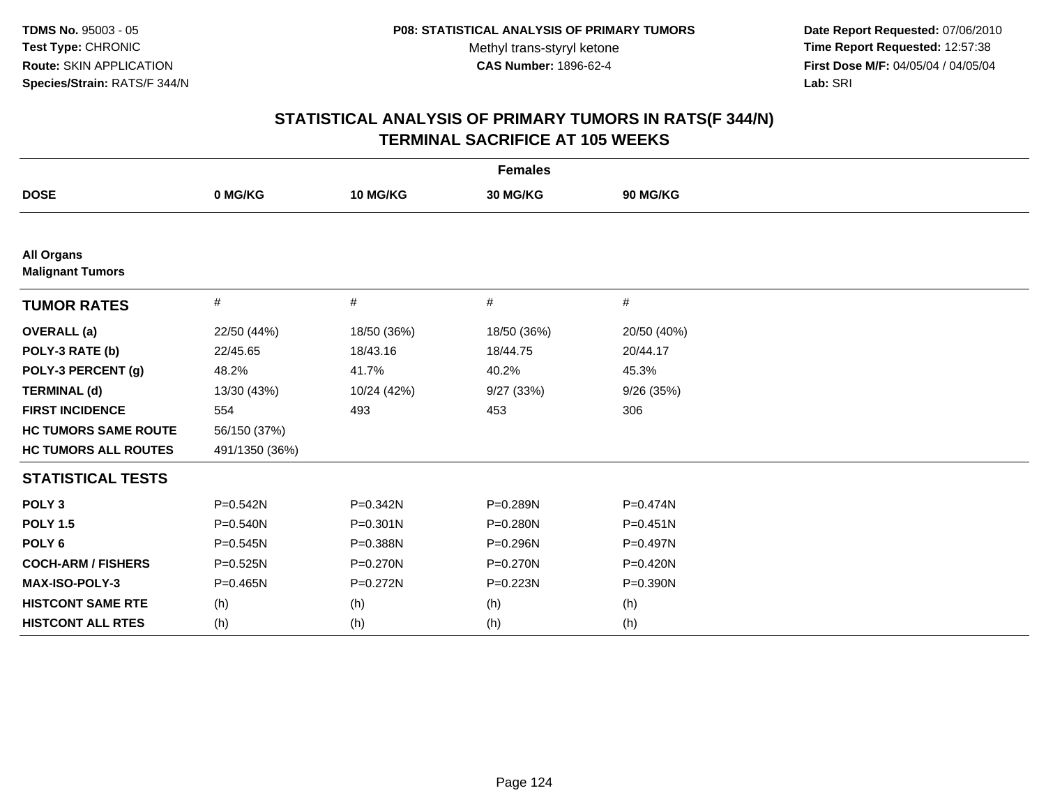**TDMS No.** 95003 - 05
**Test Type:** CHRONIC
**Route:** SKIN APPLICATION
**Species/Strain:** RATS/F 344/N

**P08: STATISTICAL ANALYSIS OF PRIMARY TUMORS**
Methyl trans-styryl ketone
**CAS Number:** 1896-62-4

**Date Report Requested:** 07/06/2010
**Time Report Requested:** 12:57:38
**First Dose M/F:** 04/05/04 / 04/05/04
**Lab:** SRI

## STATISTICAL ANALYSIS OF PRIMARY TUMORS IN RATS(F 344/N)
## TERMINAL SACRIFICE AT 105 WEEKS

| Females | | | | |
|---|---|---|---|---|
| **DOSE** | **0 MG/KG** | **10 MG/KG** | **30 MG/KG** | **90 MG/KG** |
| **All Organs** | | | | |
| **Malignant Tumors** | | | | |
| **TUMOR RATES** | # | # | # | # |
| **OVERALL (a)** | 22/50 (44%) | 18/50 (36%) | 18/50 (36%) | 20/50 (40%) |
| **POLY-3 RATE (b)** | 22/45.65 | 18/43.16 | 18/44.75 | 20/44.17 |
| **POLY-3 PERCENT (g)** | 48.2% | 41.7% | 40.2% | 45.3% |
| **TERMINAL (d)** | 13/30 (43%) | 10/24 (42%) | 9/27 (33%) | 9/26 (35%) |
| **FIRST INCIDENCE** | 554 | 493 | 453 | 306 |
| **HC TUMORS SAME ROUTE** | 56/150 (37%) | | | |
| **HC TUMORS ALL ROUTES** | 491/1350 (36%) | | | |
| **STATISTICAL TESTS** | | | | |
| **POLY 3** | P=0.542N | P=0.342N | P=0.289N | P=0.474N |
| **POLY 1.5** | P=0.540N | P=0.301N | P=0.280N | P=0.451N |
| **POLY 6** | P=0.545N | P=0.388N | P=0.296N | P=0.497N |
| **COCH-ARM / FISHERS** | P=0.525N | P=0.270N | P=0.270N | P=0.420N |
| **MAX-ISO-POLY-3** | P=0.465N | P=0.272N | P=0.223N | P=0.390N |
| **HISTCONT SAME RTE** | (h) | (h) | (h) | (h) |
| **HISTCONT ALL RTES** | (h) | (h) | (h) | (h) |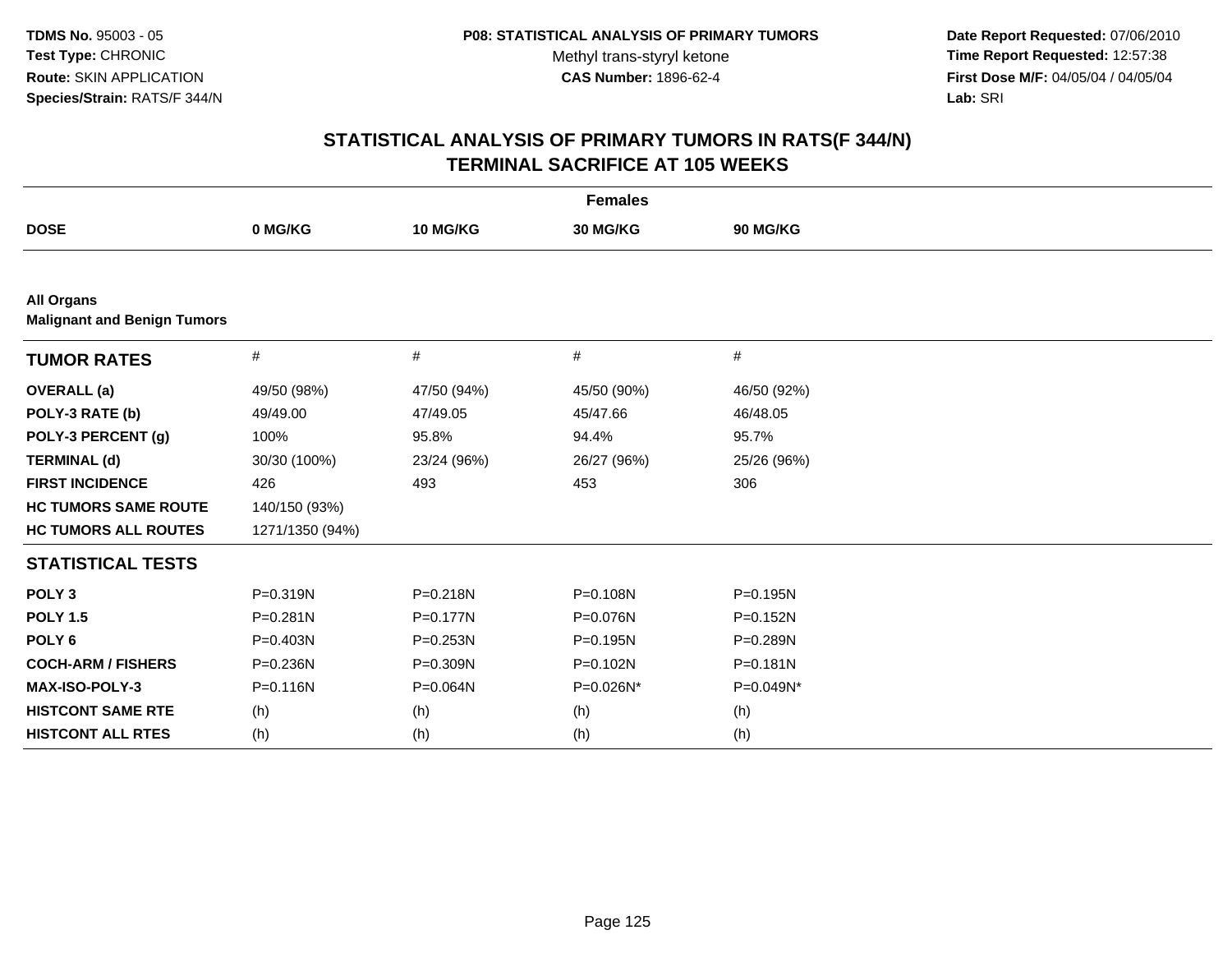TDMS No. 95003 - 05
Test Type: CHRONIC
Route: SKIN APPLICATION
Species/Strain: RATS/F 344/N

P08: STATISTICAL ANALYSIS OF PRIMARY TUMORS
Methyl trans-styryl ketone
CAS Number: 1896-62-4

Date Report Requested: 07/06/2010
Time Report Requested: 12:57:38
First Dose M/F: 04/05/04 / 04/05/04
Lab: SRI

## STATISTICAL ANALYSIS OF PRIMARY TUMORS IN RATS(F 344/N)
## TERMINAL SACRIFICE AT 105 WEEKS

| | Females | | | |
|---|---|---|---|---|
| **DOSE** | **0 MG/KG** | **10 MG/KG** | **30 MG/KG** | **90 MG/KG** |
| **All Organs** | | | | |
| **Malignant and Benign Tumors** | | | | |
| **TUMOR RATES** | # | # | # | # |
| **OVERALL (a)** | 49/50 (98%) | 47/50 (94%) | 45/50 (90%) | 46/50 (92%) |
| **POLY-3 RATE (b)** | 49/49.00 | 47/49.05 | 45/47.66 | 46/48.05 |
| **POLY-3 PERCENT (g)** | 100% | 95.8% | 94.4% | 95.7% |
| **TERMINAL (d)** | 30/30 (100%) | 23/24 (96%) | 26/27 (96%) | 25/26 (96%) |
| **FIRST INCIDENCE** | 426 | 493 | 453 | 306 |
| **HC TUMORS SAME ROUTE** | 140/150 (93%) | | | |
| **HC TUMORS ALL ROUTES** | 1271/1350 (94%) | | | |
| **STATISTICAL TESTS** | | | | |
| **POLY 3** | P=0.319N | P=0.218N | P=0.108N | P=0.195N |
| **POLY 1.5** | P=0.281N | P=0.177N | P=0.076N | P=0.152N |
| **POLY 6** | P=0.403N | P=0.253N | P=0.195N | P=0.289N |
| **COCH-ARM / FISHERS** | P=0.236N | P=0.309N | P=0.102N | P=0.181N |
| **MAX-ISO-POLY-3** | P=0.116N | P=0.064N | P=0.026N* | P=0.049N* |
| **HISTCONT SAME RTE** | (h) | (h) | (h) | (h) |
| **HISTCONT ALL RTES** | (h) | (h) | (h) | (h) |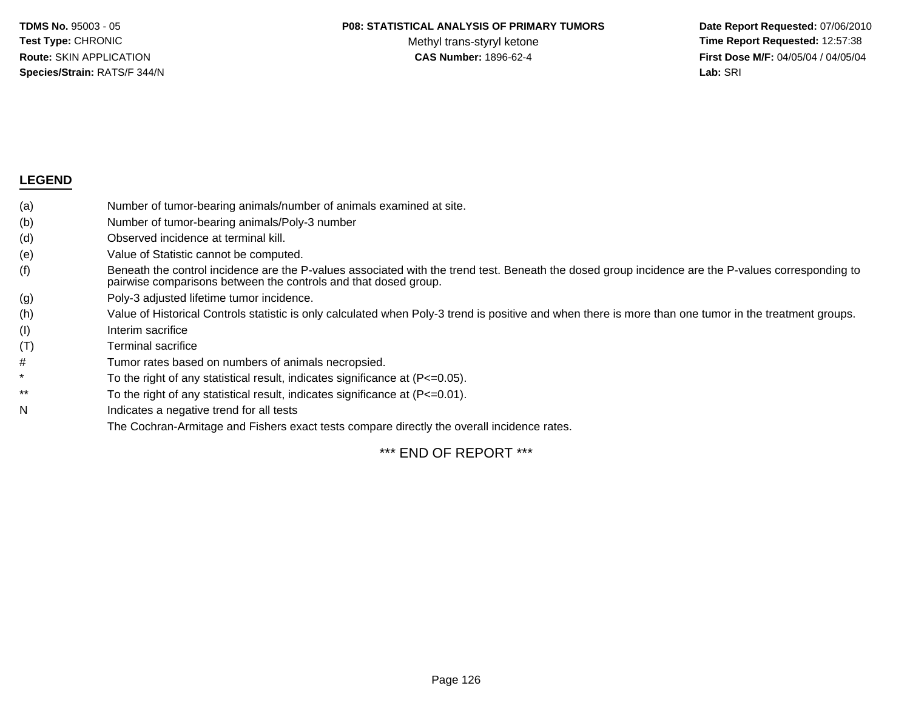## LEGEND

| | |
|---|---|
| (a) | Number of tumor-bearing animals/number of animals examined at site. |
| (b) | Number of tumor-bearing animals/Poly-3 number |
| (d) | Observed incidence at terminal kill. |
| (e) | Value of Statistic cannot be computed. |
| (f) | Beneath the control incidence are the P-values associated with the trend test. Beneath the dosed group incidence are the P-values corresponding to pairwise comparisons between the controls and that dosed group. |
| (g) | Poly-3 adjusted lifetime tumor incidence. |
| (h) | Value of Historical Controls statistic is only calculated when Poly-3 trend is positive and when there is more than one tumor in the treatment groups. |
| (I) | Interim sacrifice |
| (T) | Terminal sacrifice |
| # | Tumor rates based on numbers of animals necropsied. |
| * | To the right of any statistical result, indicates significance at (P<=0.05). |
| ** | To the right of any statistical result, indicates significance at (P<=0.01). |
| N | Indicates a negative trend for all tests |
| | The Cochran-Armitage and Fishers exact tests compare directly the overall incidence rates. |

*** END OF REPORT ***